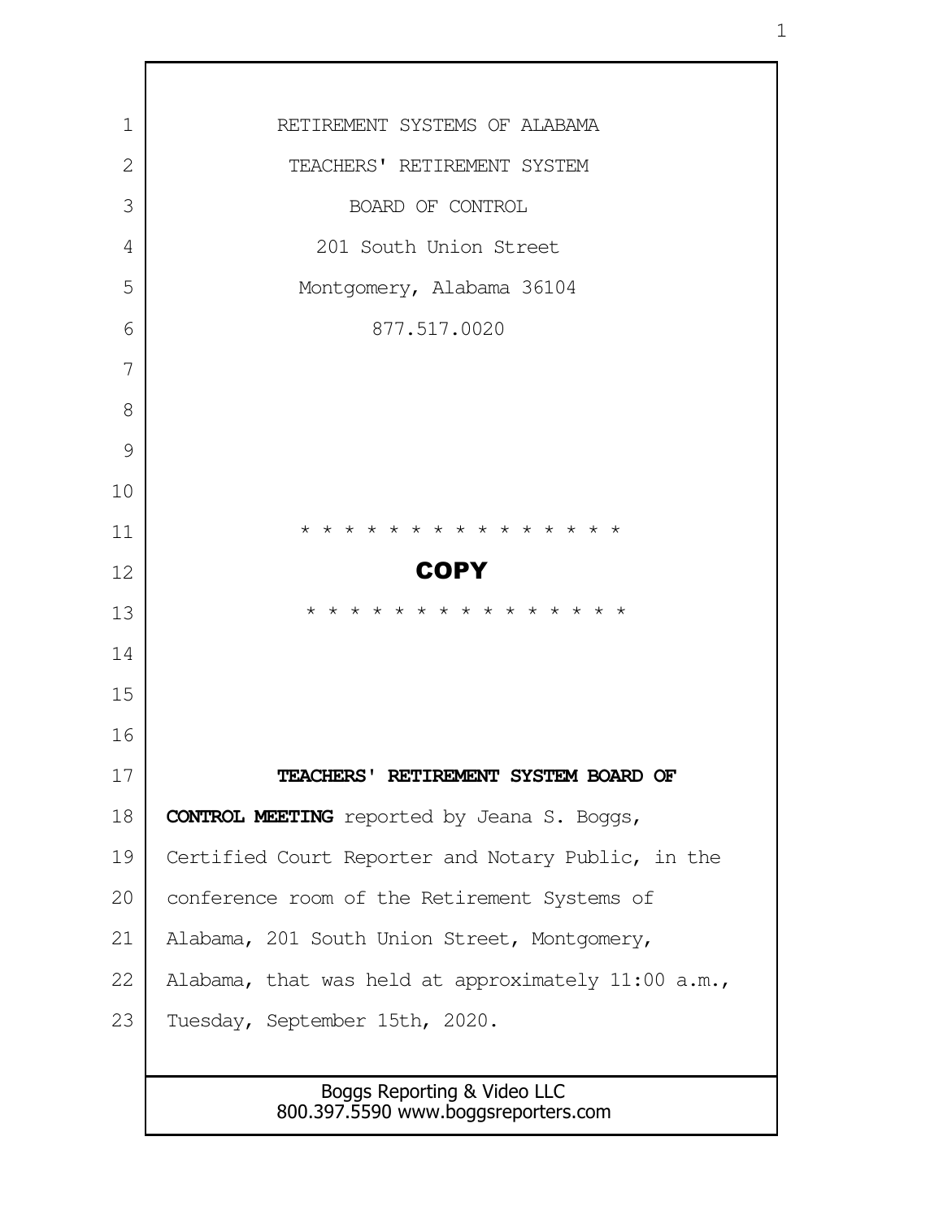RETIREMENT SYSTEMS OF ALABAMA

TEACHERS' RETIREMENT SYSTEM

BOARD OF CONTROL

201 South Union Street

Montgomery, Alabama 36104

877.517.0020

* * * * * * * * * * * * * * * *

**COPY**

* * * * * * * * * * * * * * * *

**TEACHERS' RETIREMENT SYSTEM BOARD OF CONTROL MEETING** reported by Jeana S. Boggs, Certified Court Reporter and Notary Public, in the conference room of the Retirement Systems of Alabama, 201 South Union Street, Montgomery, Alabama, that was held at approximately 11:00 a.m., Tuesday, September 15th, 2020.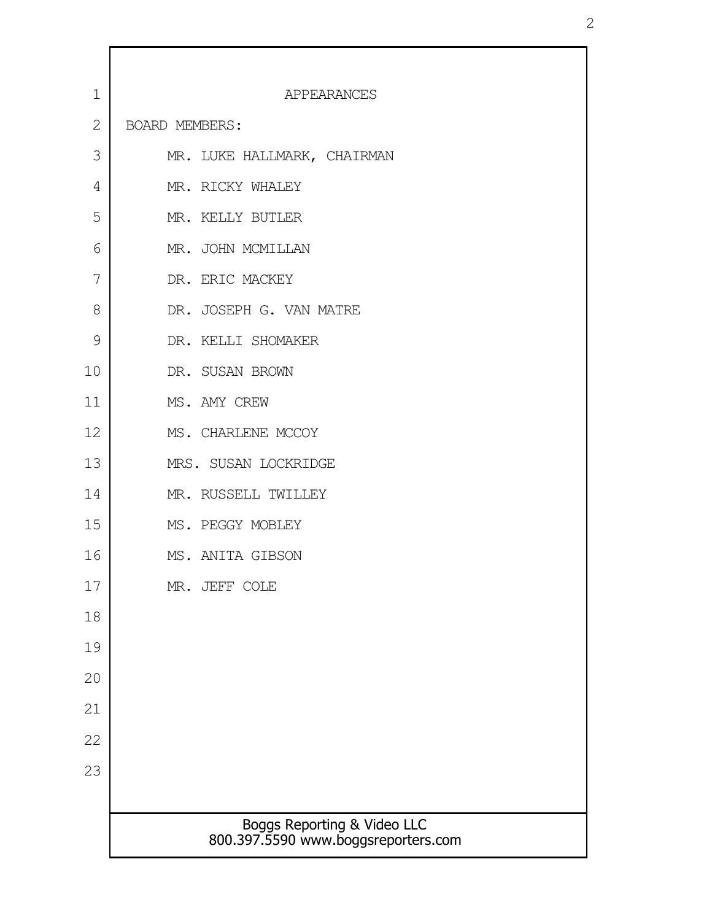# APPEARANCES

BOARD MEMBERS:

MR. LUKE HALLMARK, CHAIRMAN

MR. RICKY WHALEY

MR. KELLY BUTLER

MR. JOHN MCMILLAN

DR. ERIC MACKEY

DR. JOSEPH G. VAN MATRE

DR. KELLI SHOMAKER

DR. SUSAN BROWN

MS. AMY CREW

MS. CHARLENE MCCOY

MRS. SUSAN LOCKRIDGE

MR. RUSSELL TWILLEY

MS. PEGGY MOBLEY

MS. ANITA GIBSON

MR. JEFF COLE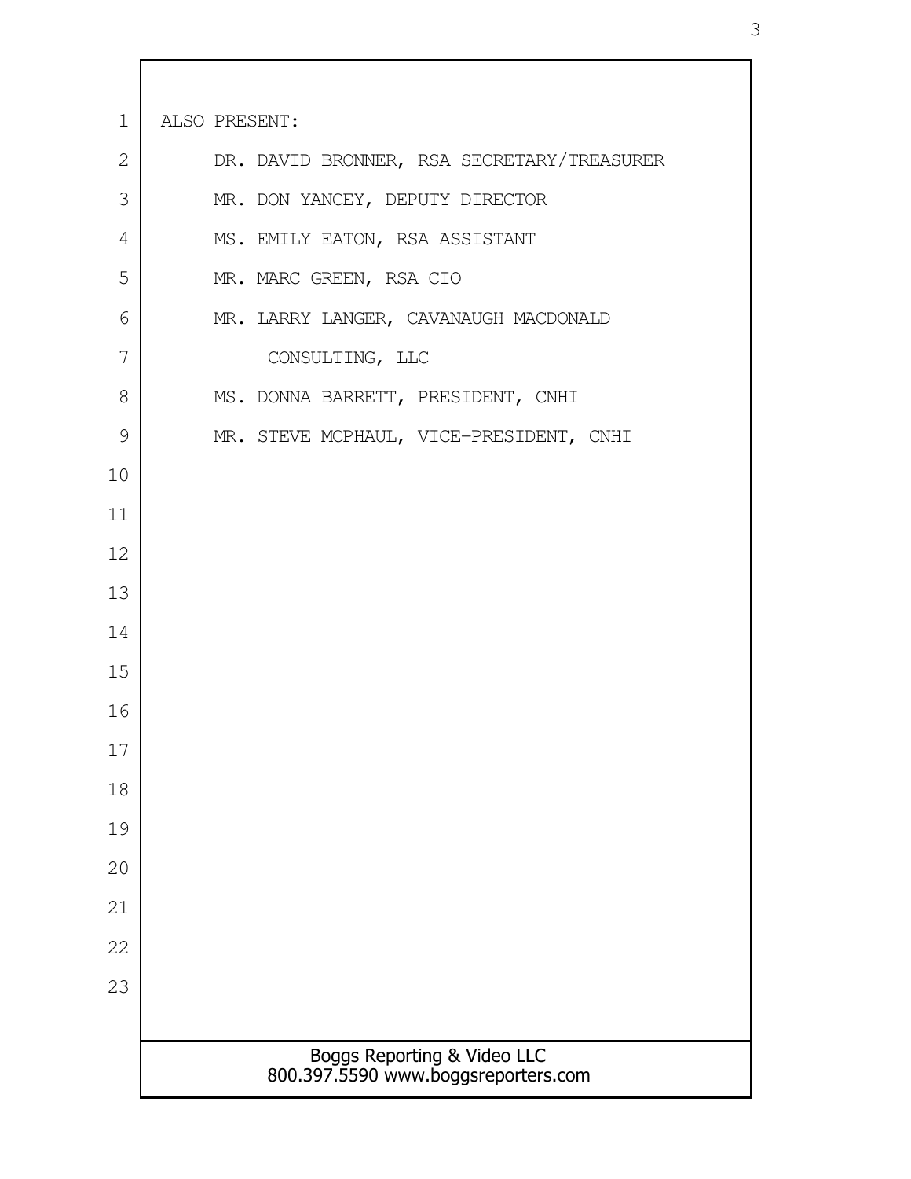ALSO PRESENT:

DR. DAVID BRONNER, RSA SECRETARY/TREASURER

MR. DON YANCEY, DEPUTY DIRECTOR

MS. EMILY EATON, RSA ASSISTANT

MR. MARC GREEN, RSA CIO

MR. LARRY LANGER, CAVANAUGH MACDONALD CONSULTING, LLC

MS. DONNA BARRETT, PRESIDENT, CNHI

MR. STEVE MCPHAUL, VICE-PRESIDENT, CNHI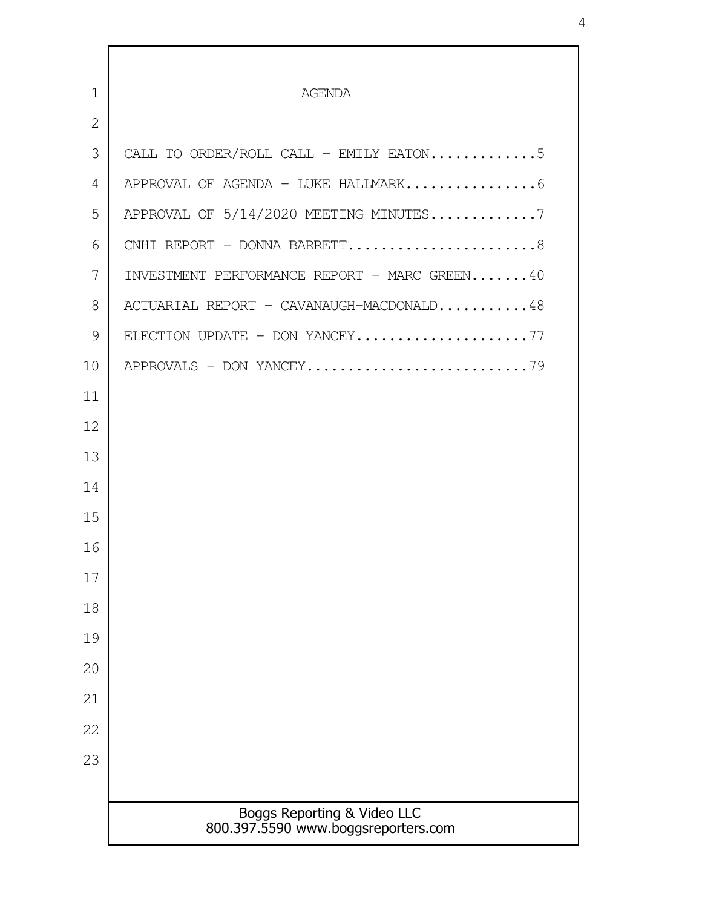# AGENDA

CALL TO ORDER/ROLL CALL - EMILY EATON.............5

APPROVAL OF AGENDA - LUKE HALLMARK................6

APPROVAL OF 5/14/2020 MEETING MINUTES.............7

CNHI REPORT - DONNA BARRETT.......................8

INVESTMENT PERFORMANCE REPORT - MARC GREEN.......40

ACTUARIAL REPORT - CAVANAUGH-MACDONALD...........48

ELECTION UPDATE - DON YANCEY.....................77

APPROVALS - DON YANCEY...........................79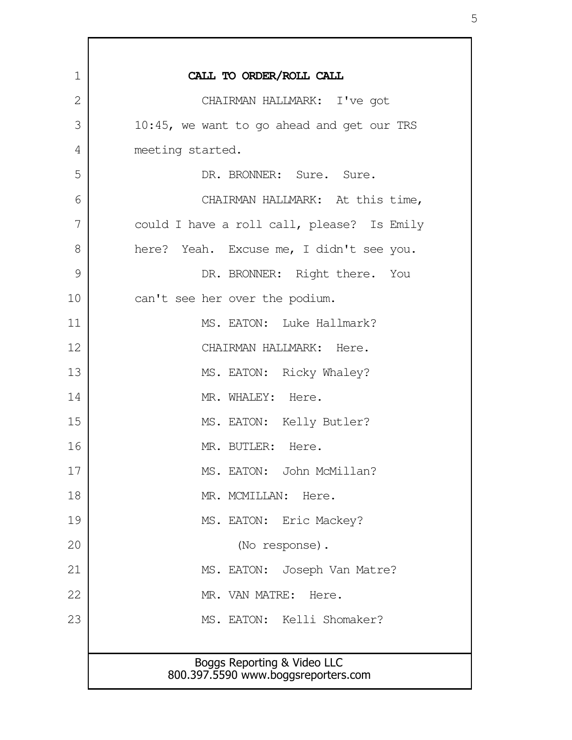**CALL TO ORDER/ROLL CALL**

CHAIRMAN HALLMARK: I've got 10:45, we want to go ahead and get our TRS meeting started.

DR. BRONNER: Sure. Sure.

CHAIRMAN HALLMARK: At this time, could I have a roll call, please? Is Emily here? Yeah. Excuse me, I didn't see you.

DR. BRONNER: Right there. You can't see her over the podium.

MS. EATON: Luke Hallmark?

CHAIRMAN HALLMARK: Here.

MS. EATON: Ricky Whaley?

MR. WHALEY: Here.

MS. EATON: Kelly Butler?

MR. BUTLER: Here.

MS. EATON: John McMillan?

MR. MCMILLAN: Here.

MS. EATON: Eric Mackey?

(No response).

MS. EATON: Joseph Van Matre?

MR. VAN MATRE: Here.

MS. EATON: Kelli Shomaker?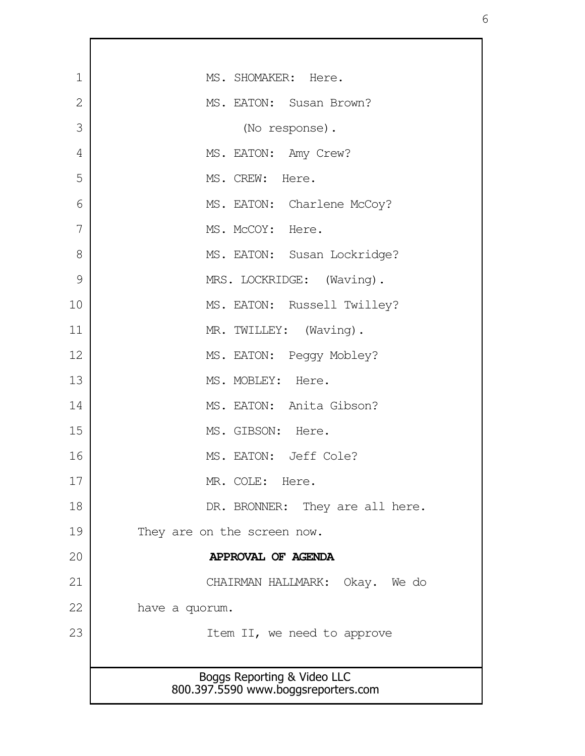MS. SHOMAKER: Here.

MS. EATON: Susan Brown?

(No response).

MS. EATON: Amy Crew?

MS. CREW: Here.

MS. EATON: Charlene McCoy?

MS. McCOY: Here.

MS. EATON: Susan Lockridge?

MRS. LOCKRIDGE: (Waving).

MS. EATON: Russell Twilley?

MR. TWILLEY: (Waving).

MS. EATON: Peggy Mobley?

MS. MOBLEY: Here.

MS. EATON: Anita Gibson?

MS. GIBSON: Here.

MS. EATON: Jeff Cole?

MR. COLE: Here.

DR. BRONNER: They are all here. They are on the screen now.

**APPROVAL OF AGENDA**

CHAIRMAN HALLMARK: Okay. We do have a quorum.

Item II, we need to approve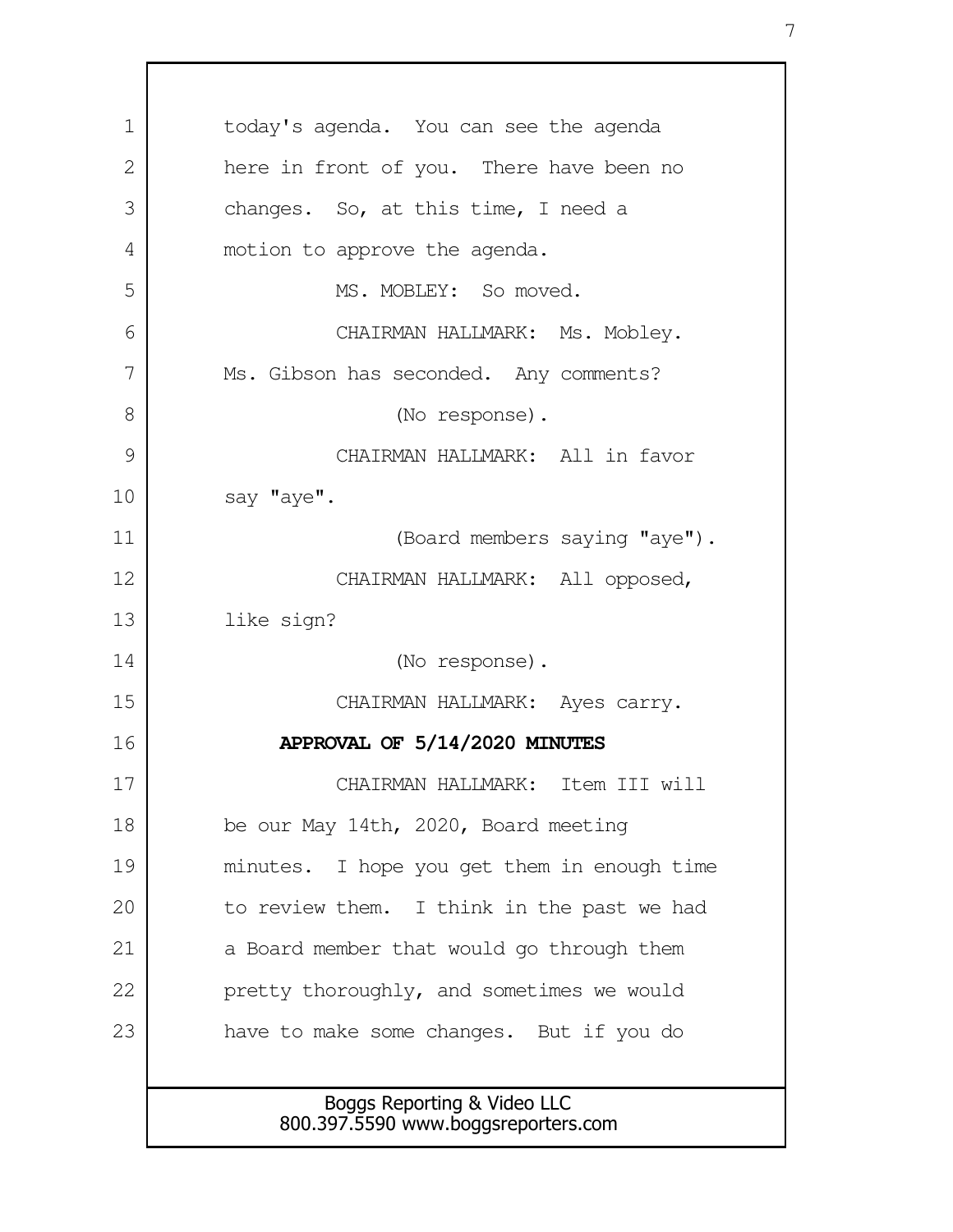today's agenda. You can see the agenda here in front of you. There have been no changes. So, at this time, I need a motion to approve the agenda.

MS. MOBLEY: So moved.

CHAIRMAN HALLMARK: Ms. Mobley. Ms. Gibson has seconded. Any comments?

(No response).

CHAIRMAN HALLMARK: All in favor say "aye".

(Board members saying "aye").

CHAIRMAN HALLMARK: All opposed, like sign?

(No response).

CHAIRMAN HALLMARK: Ayes carry.

**APPROVAL OF 5/14/2020 MINUTES**

CHAIRMAN HALLMARK: Item III will be our May 14th, 2020, Board meeting minutes. I hope you get them in enough time to review them. I think in the past we had a Board member that would go through them pretty thoroughly, and sometimes we would have to make some changes. But if you do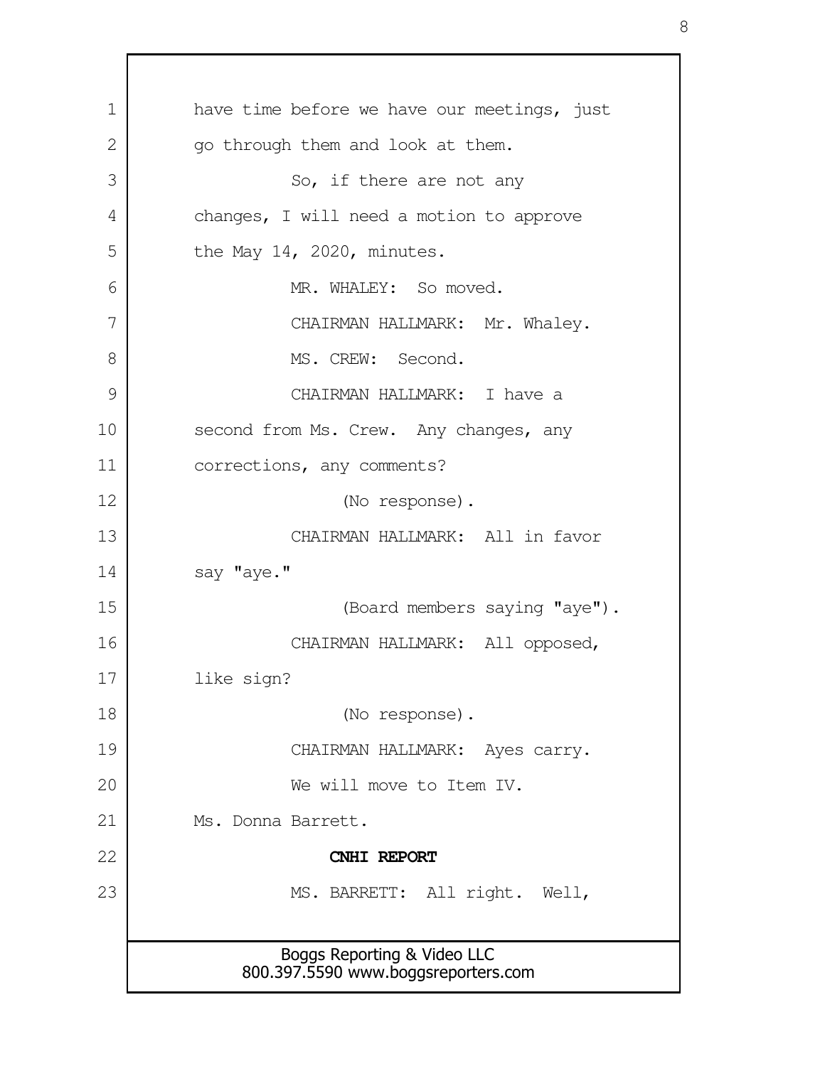have time before we have our meetings, just go through them and look at them.

So, if there are not any changes, I will need a motion to approve the May 14, 2020, minutes.

MR. WHALEY: So moved.

CHAIRMAN HALLMARK: Mr. Whaley.

MS. CREW: Second.

CHAIRMAN HALLMARK: I have a second from Ms. Crew. Any changes, any corrections, any comments?

(No response).

CHAIRMAN HALLMARK: All in favor say "aye."

(Board members saying "aye").

CHAIRMAN HALLMARK: All opposed, like sign?

(No response).

CHAIRMAN HALLMARK: Ayes carry.

We will move to Item IV. Ms. Donna Barrett.

**CNHI REPORT**

MS. BARRETT: All right. Well,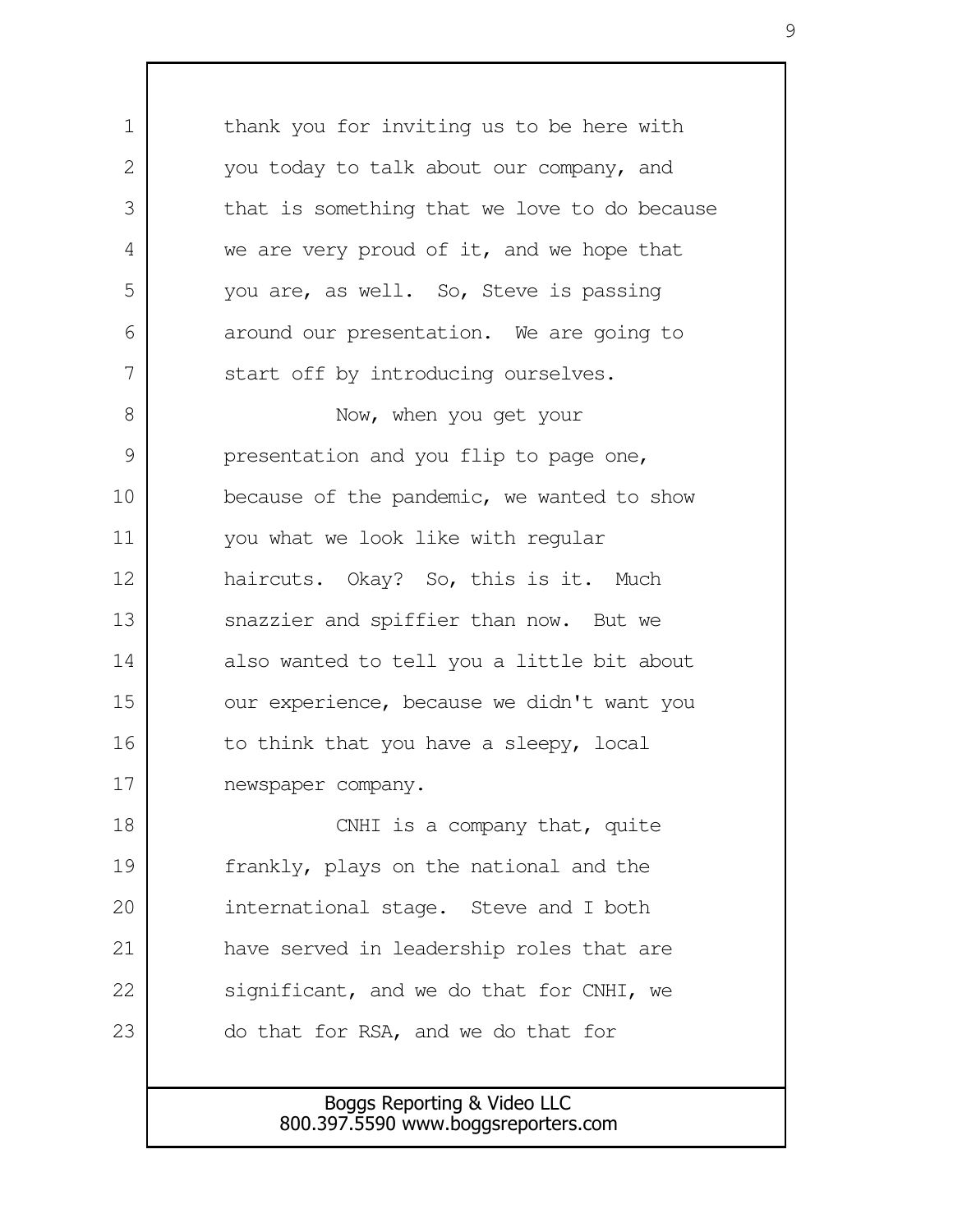thank you for inviting us to be here with you today to talk about our company, and that is something that we love to do because we are very proud of it, and we hope that you are, as well. So, Steve is passing around our presentation. We are going to start off by introducing ourselves.

Now, when you get your presentation and you flip to page one, because of the pandemic, we wanted to show you what we look like with regular haircuts. Okay? So, this is it. Much snazzier and spiffier than now. But we also wanted to tell you a little bit about our experience, because we didn't want you to think that you have a sleepy, local newspaper company.

CNHI is a company that, quite frankly, plays on the national and the international stage. Steve and I both have served in leadership roles that are significant, and we do that for CNHI, we do that for RSA, and we do that for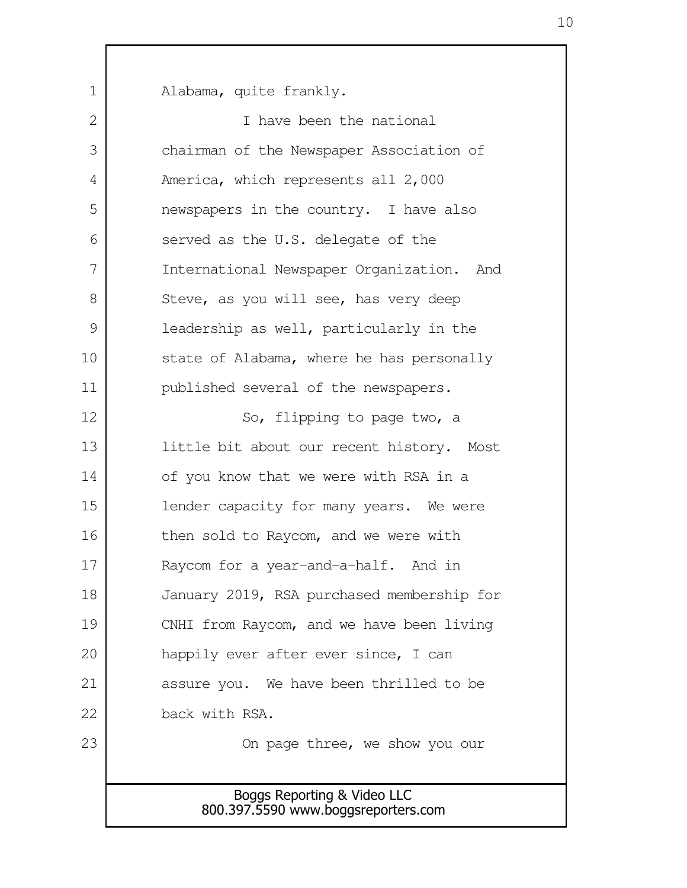Alabama, quite frankly.

I have been the national chairman of the Newspaper Association of America, which represents all 2,000 newspapers in the country. I have also served as the U.S. delegate of the International Newspaper Organization. And Steve, as you will see, has very deep leadership as well, particularly in the state of Alabama, where he has personally published several of the newspapers.

So, flipping to page two, a little bit about our recent history. Most of you know that we were with RSA in a lender capacity for many years. We were then sold to Raycom, and we were with Raycom for a year-and-a-half. And in January 2019, RSA purchased membership for CNHI from Raycom, and we have been living happily ever after ever since, I can assure you. We have been thrilled to be back with RSA.

On page three, we show you our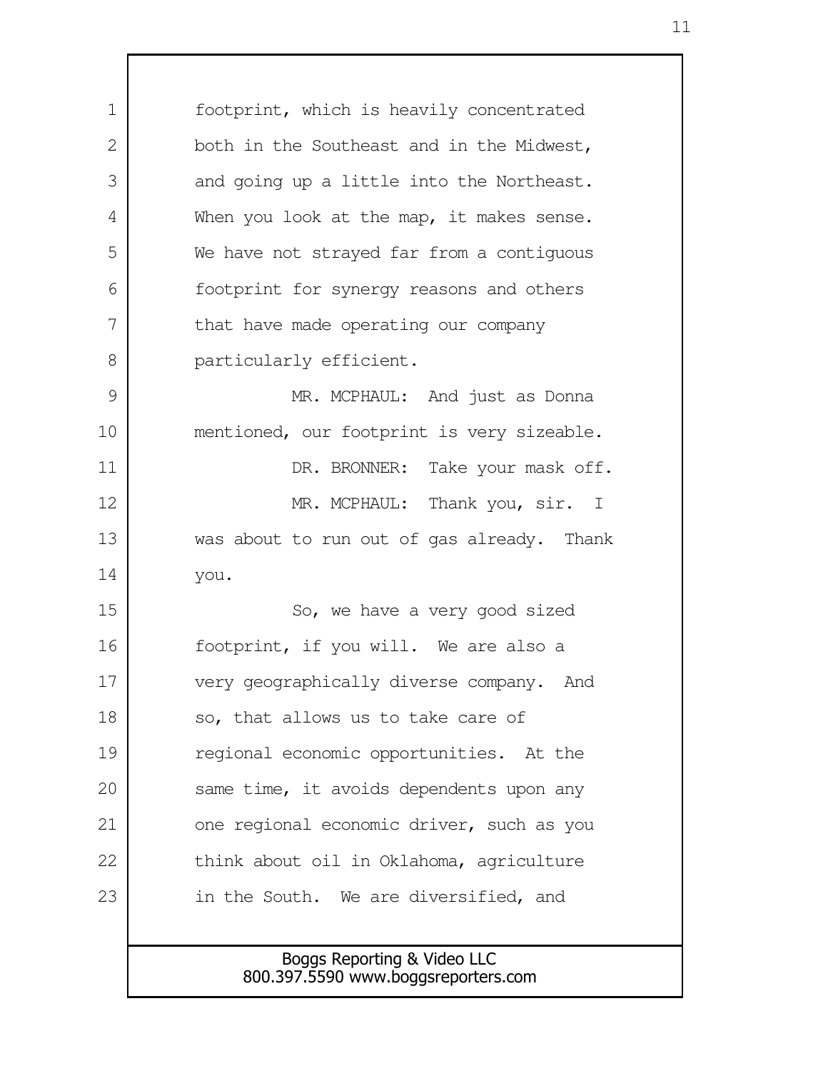footprint, which is heavily concentrated both in the Southeast and in the Midwest, and going up a little into the Northeast. When you look at the map, it makes sense. We have not strayed far from a contiguous footprint for synergy reasons and others that have made operating our company particularly efficient.

MR. MCPHAUL: And just as Donna mentioned, our footprint is very sizeable.

DR. BRONNER: Take your mask off.

MR. MCPHAUL: Thank you, sir. I was about to run out of gas already. Thank you.

So, we have a very good sized footprint, if you will. We are also a very geographically diverse company. And so, that allows us to take care of regional economic opportunities. At the same time, it avoids dependents upon any one regional economic driver, such as you think about oil in Oklahoma, agriculture in the South. We are diversified, and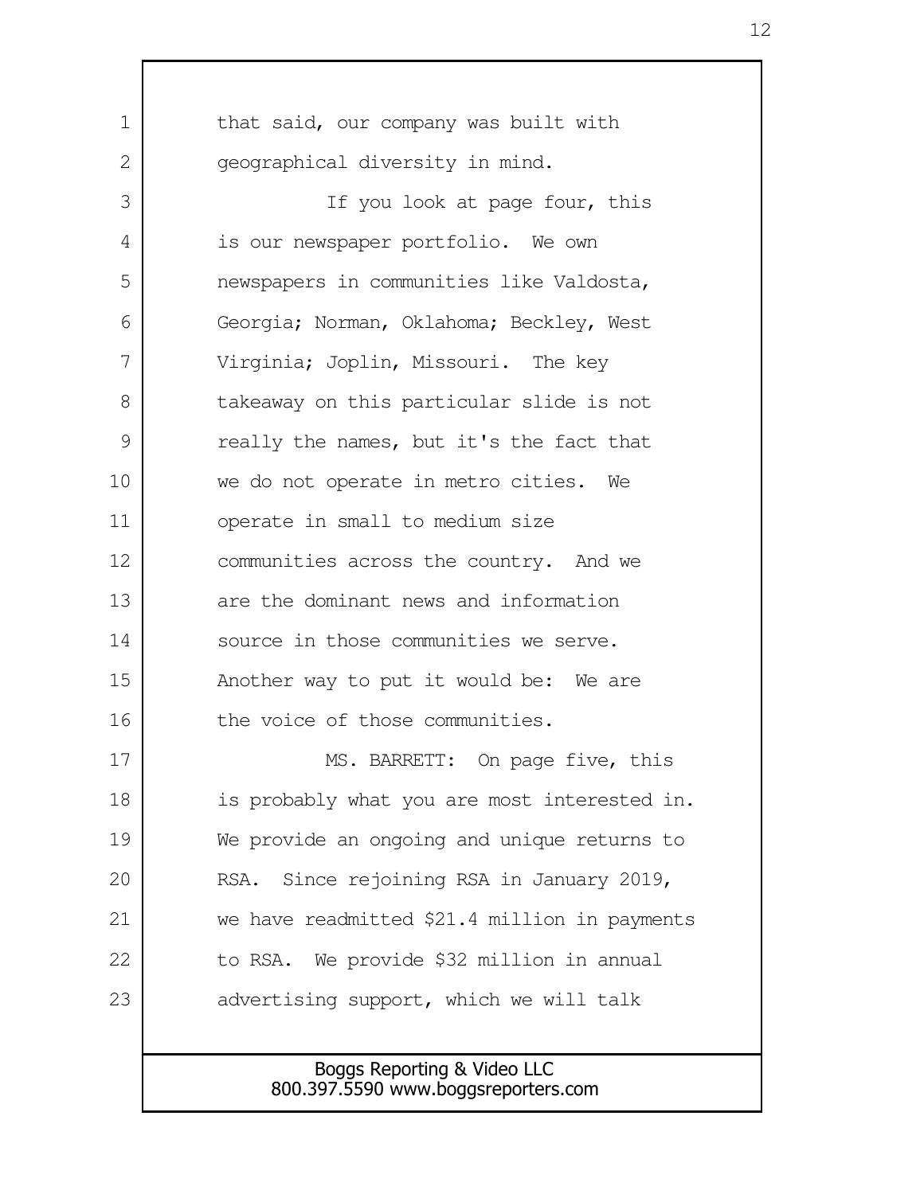that said, our company was built with geographical diversity in mind.

If you look at page four, this is our newspaper portfolio. We own newspapers in communities like Valdosta, Georgia; Norman, Oklahoma; Beckley, West Virginia; Joplin, Missouri. The key takeaway on this particular slide is not really the names, but it's the fact that we do not operate in metro cities. We operate in small to medium size communities across the country. And we are the dominant news and information source in those communities we serve. Another way to put it would be: We are the voice of those communities.

MS. BARRETT: On page five, this is probably what you are most interested in. We provide an ongoing and unique returns to RSA. Since rejoining RSA in January 2019, we have readmitted $21.4 million in payments to RSA. We provide $32 million in annual advertising support, which we will talk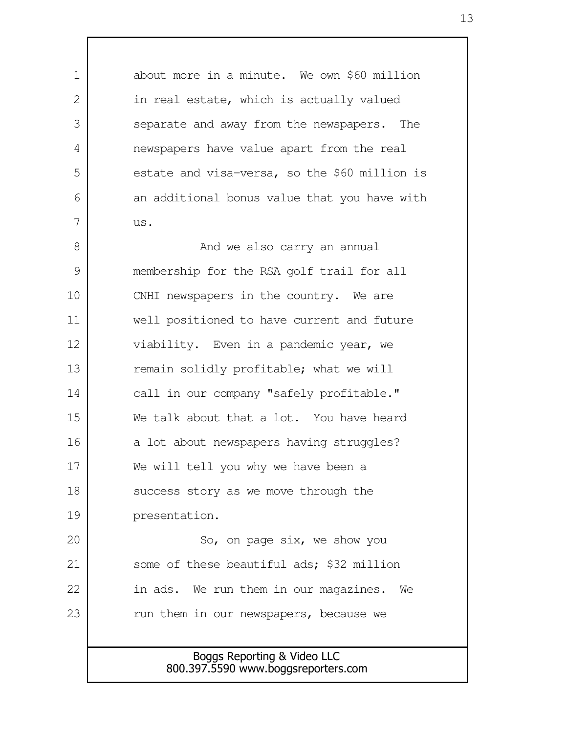about more in a minute. We own $60 million in real estate, which is actually valued separate and away from the newspapers. The newspapers have value apart from the real estate and visa-versa, so the $60 million is an additional bonus value that you have with us.

And we also carry an annual membership for the RSA golf trail for all CNHI newspapers in the country. We are well positioned to have current and future viability. Even in a pandemic year, we remain solidly profitable; what we will call in our company "safely profitable." We talk about that a lot. You have heard a lot about newspapers having struggles? We will tell you why we have been a success story as we move through the presentation.

So, on page six, we show you some of these beautiful ads; $32 million in ads. We run them in our magazines. We run them in our newspapers, because we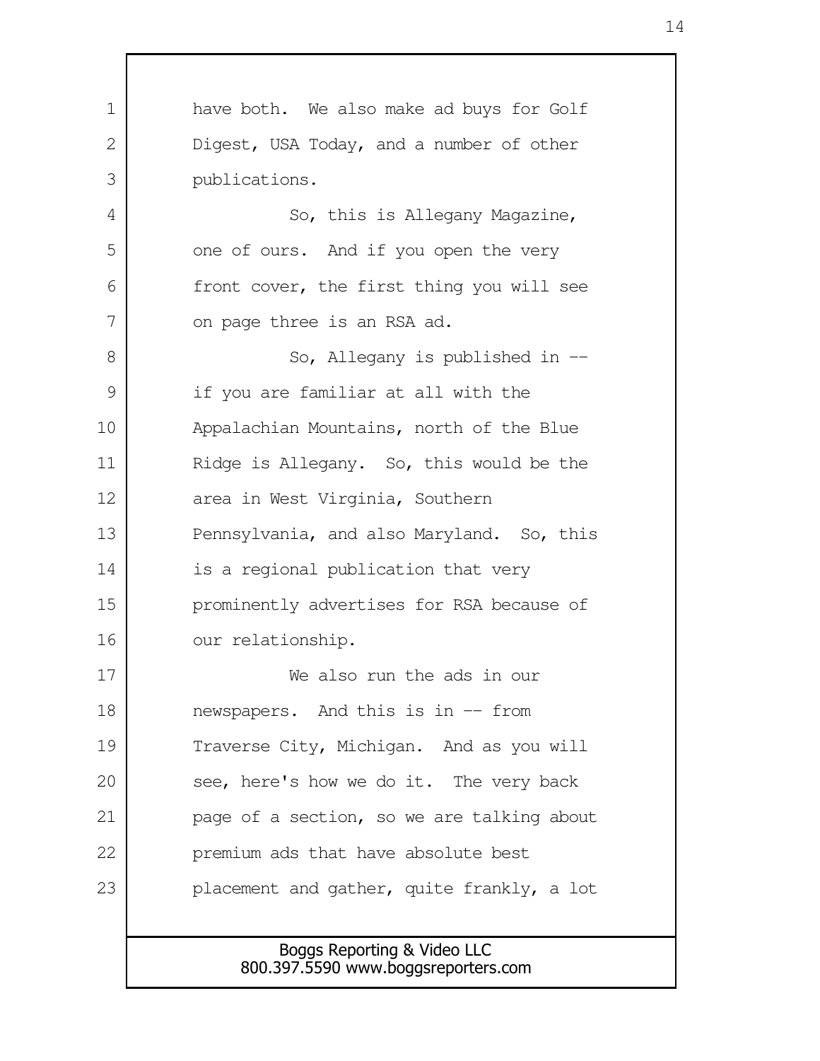have both. We also make ad buys for Golf Digest, USA Today, and a number of other publications.

So, this is Allegany Magazine, one of ours. And if you open the very front cover, the first thing you will see on page three is an RSA ad.

So, Allegany is published in -- if you are familiar at all with the Appalachian Mountains, north of the Blue Ridge is Allegany. So, this would be the area in West Virginia, Southern Pennsylvania, and also Maryland. So, this is a regional publication that very prominently advertises for RSA because of our relationship.

We also run the ads in our newspapers. And this is in -- from Traverse City, Michigan. And as you will see, here's how we do it. The very back page of a section, so we are talking about premium ads that have absolute best placement and gather, quite frankly, a lot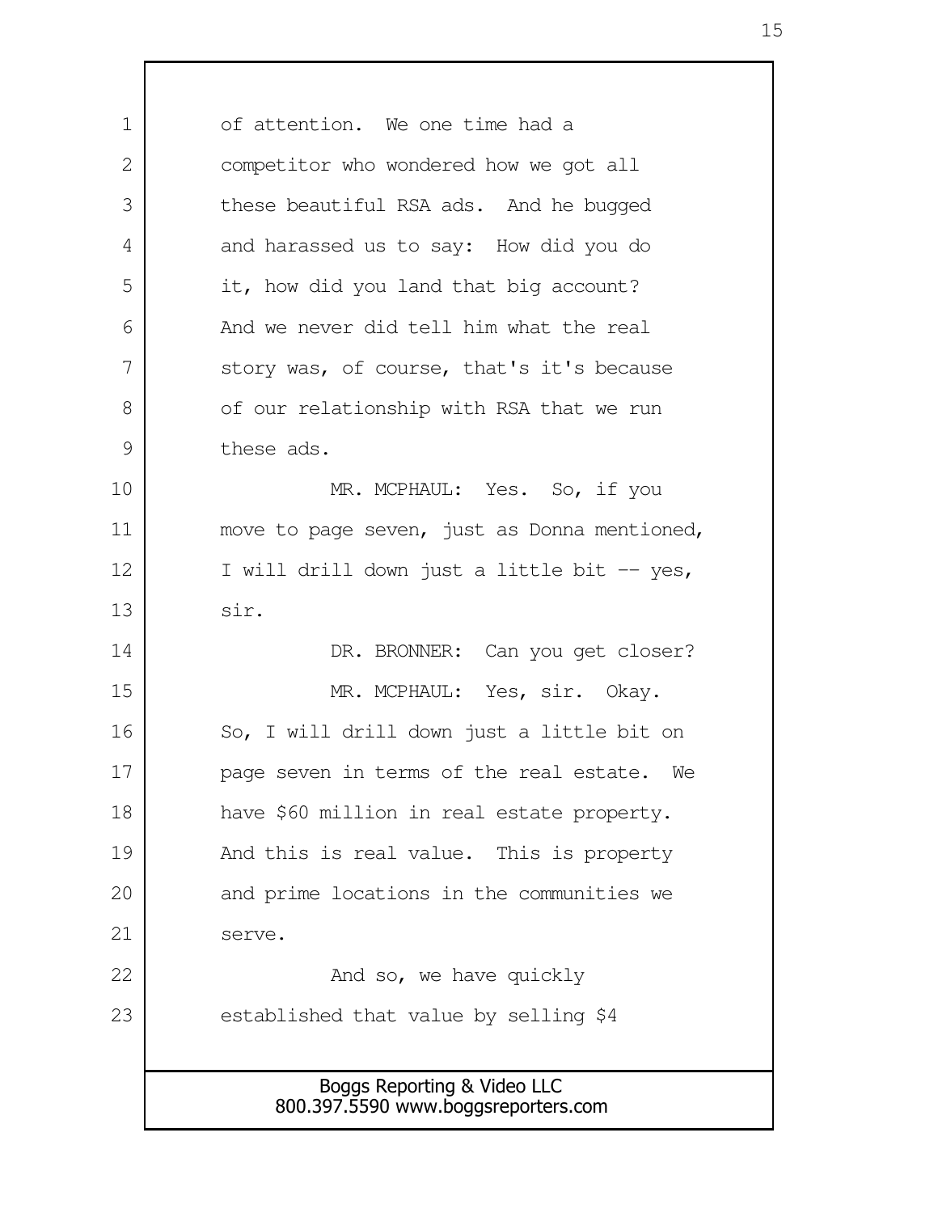of attention. We one time had a competitor who wondered how we got all these beautiful RSA ads. And he bugged and harassed us to say: How did you do it, how did you land that big account? And we never did tell him what the real story was, of course, that's it's because of our relationship with RSA that we run these ads.

MR. MCPHAUL: Yes. So, if you move to page seven, just as Donna mentioned, I will drill down just a little bit -- yes, sir.

DR. BRONNER: Can you get closer?

MR. MCPHAUL: Yes, sir. Okay. So, I will drill down just a little bit on page seven in terms of the real estate. We have $60 million in real estate property. And this is real value. This is property and prime locations in the communities we serve.

And so, we have quickly established that value by selling $4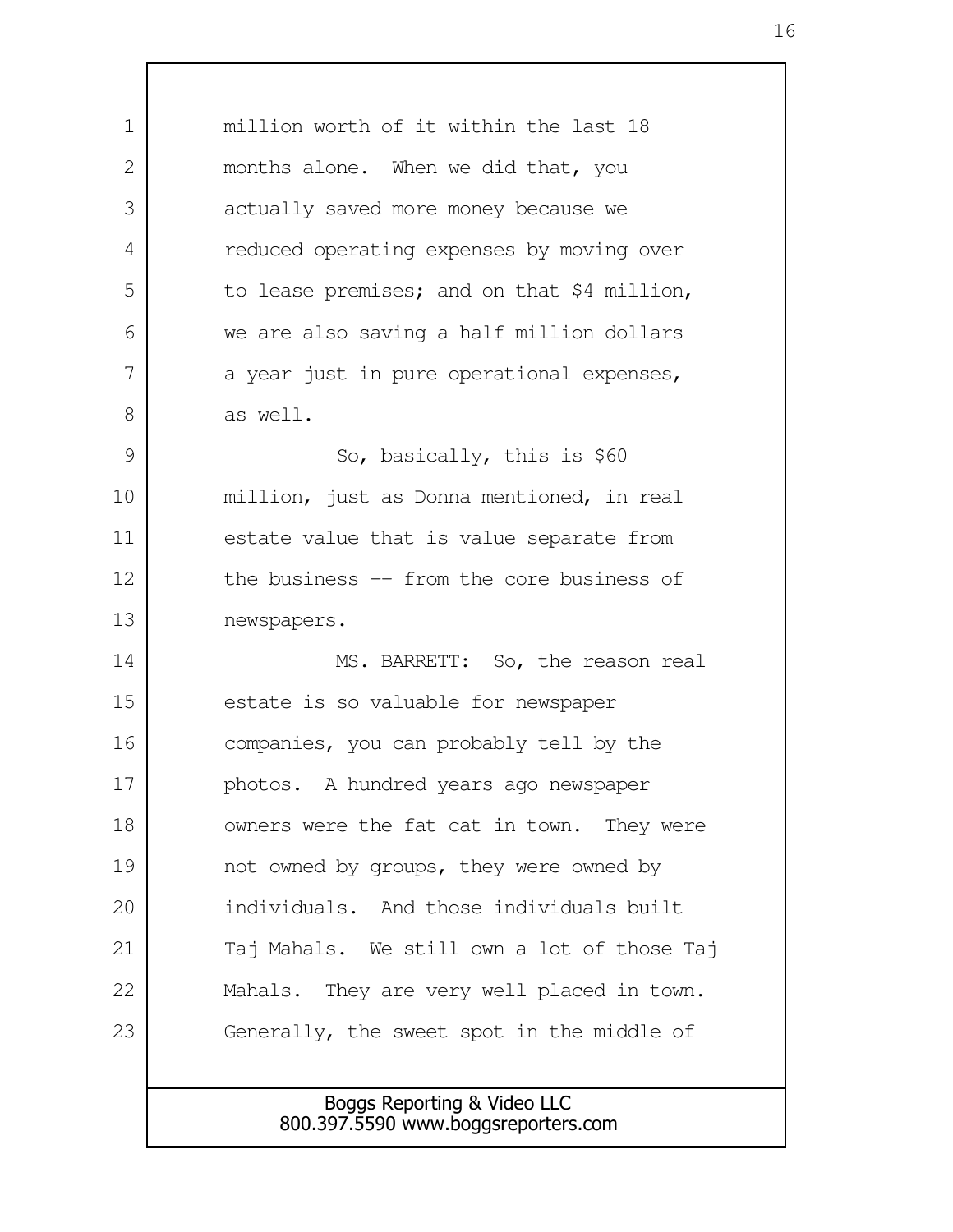million worth of it within the last 18 months alone. When we did that, you actually saved more money because we reduced operating expenses by moving over to lease premises; and on that $4 million, we are also saving a half million dollars a year just in pure operational expenses, as well.

So, basically, this is $60 million, just as Donna mentioned, in real estate value that is value separate from the business -- from the core business of newspapers.

MS. BARRETT: So, the reason real estate is so valuable for newspaper companies, you can probably tell by the photos. A hundred years ago newspaper owners were the fat cat in town. They were not owned by groups, they were owned by individuals. And those individuals built Taj Mahals. We still own a lot of those Taj Mahals. They are very well placed in town. Generally, the sweet spot in the middle of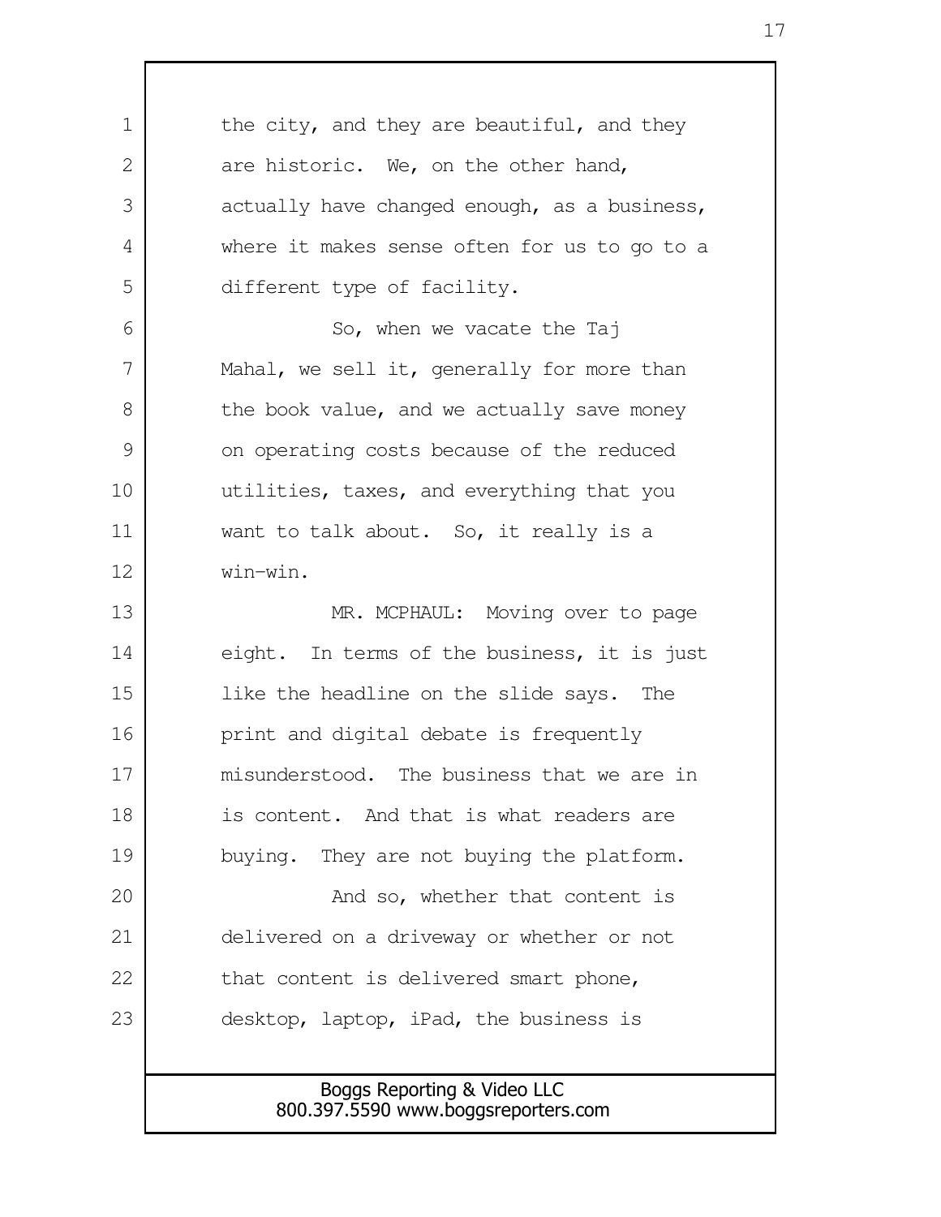the city, and they are beautiful, and they are historic. We, on the other hand, actually have changed enough, as a business, where it makes sense often for us to go to a different type of facility.

So, when we vacate the Taj Mahal, we sell it, generally for more than the book value, and we actually save money on operating costs because of the reduced utilities, taxes, and everything that you want to talk about. So, it really is a win-win.

MR. MCPHAUL: Moving over to page eight. In terms of the business, it is just like the headline on the slide says. The print and digital debate is frequently misunderstood. The business that we are in is content. And that is what readers are buying. They are not buying the platform.

And so, whether that content is delivered on a driveway or whether or not that content is delivered smart phone, desktop, laptop, iPad, the business is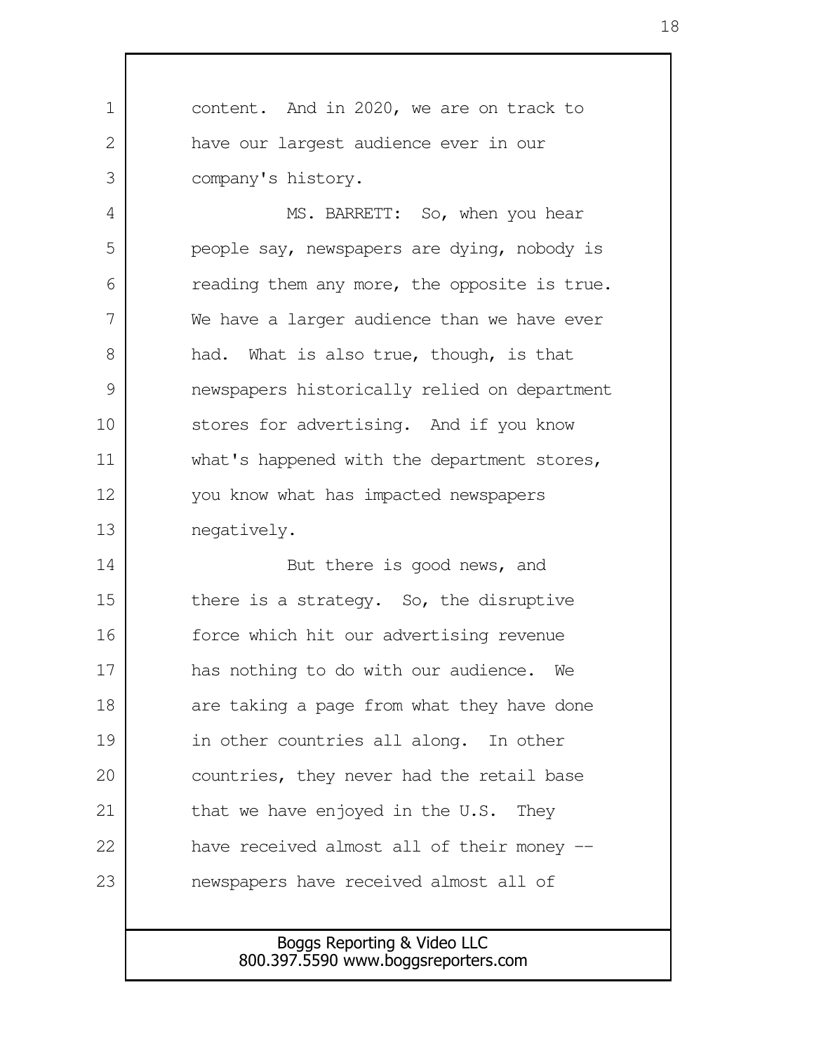content. And in 2020, we are on track to have our largest audience ever in our company's history.

MS. BARRETT: So, when you hear people say, newspapers are dying, nobody is reading them any more, the opposite is true. We have a larger audience than we have ever had. What is also true, though, is that newspapers historically relied on department stores for advertising. And if you know what's happened with the department stores, you know what has impacted newspapers negatively.

But there is good news, and there is a strategy. So, the disruptive force which hit our advertising revenue has nothing to do with our audience. We are taking a page from what they have done in other countries all along. In other countries, they never had the retail base that we have enjoyed in the U.S. They have received almost all of their money -- newspapers have received almost all of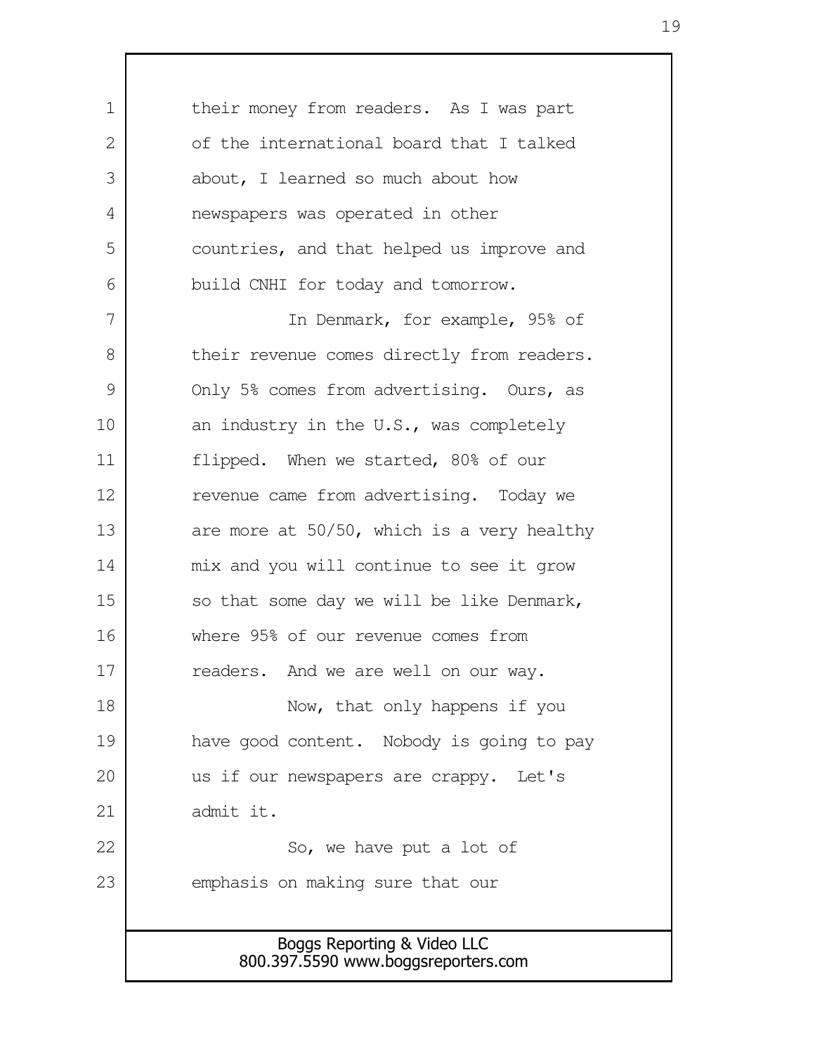their money from readers. As I was part of the international board that I talked about, I learned so much about how newspapers was operated in other countries, and that helped us improve and build CNHI for today and tomorrow.

In Denmark, for example, 95% of their revenue comes directly from readers. Only 5% comes from advertising. Ours, as an industry in the U.S., was completely flipped. When we started, 80% of our revenue came from advertising. Today we are more at 50/50, which is a very healthy mix and you will continue to see it grow so that some day we will be like Denmark, where 95% of our revenue comes from readers. And we are well on our way.

Now, that only happens if you have good content. Nobody is going to pay us if our newspapers are crappy. Let's admit it.

So, we have put a lot of emphasis on making sure that our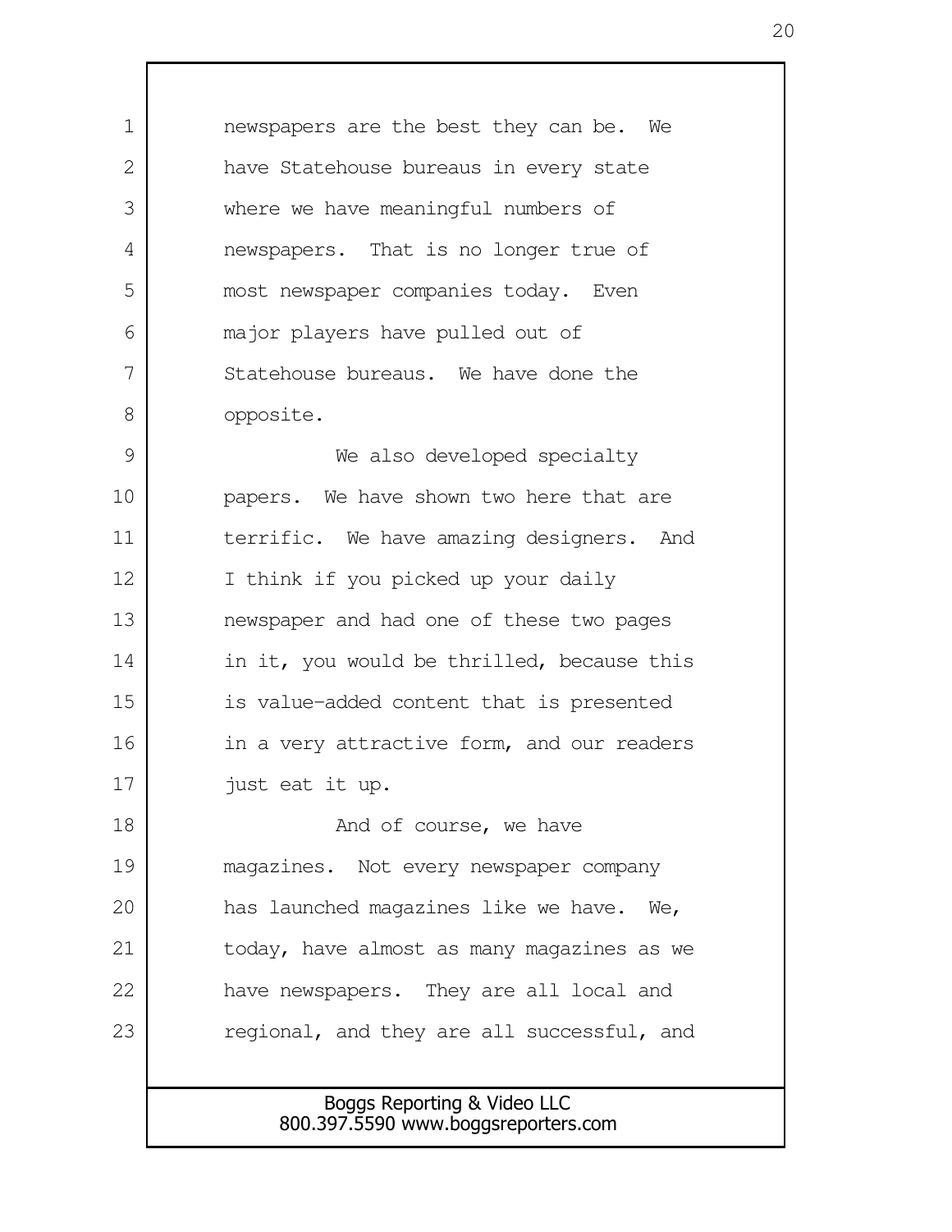newspapers are the best they can be. We have Statehouse bureaus in every state where we have meaningful numbers of newspapers. That is no longer true of most newspaper companies today. Even major players have pulled out of Statehouse bureaus. We have done the opposite.

We also developed specialty papers. We have shown two here that are terrific. We have amazing designers. And I think if you picked up your daily newspaper and had one of these two pages in it, you would be thrilled, because this is value-added content that is presented in a very attractive form, and our readers just eat it up.

And of course, we have magazines. Not every newspaper company has launched magazines like we have. We, today, have almost as many magazines as we have newspapers. They are all local and regional, and they are all successful, and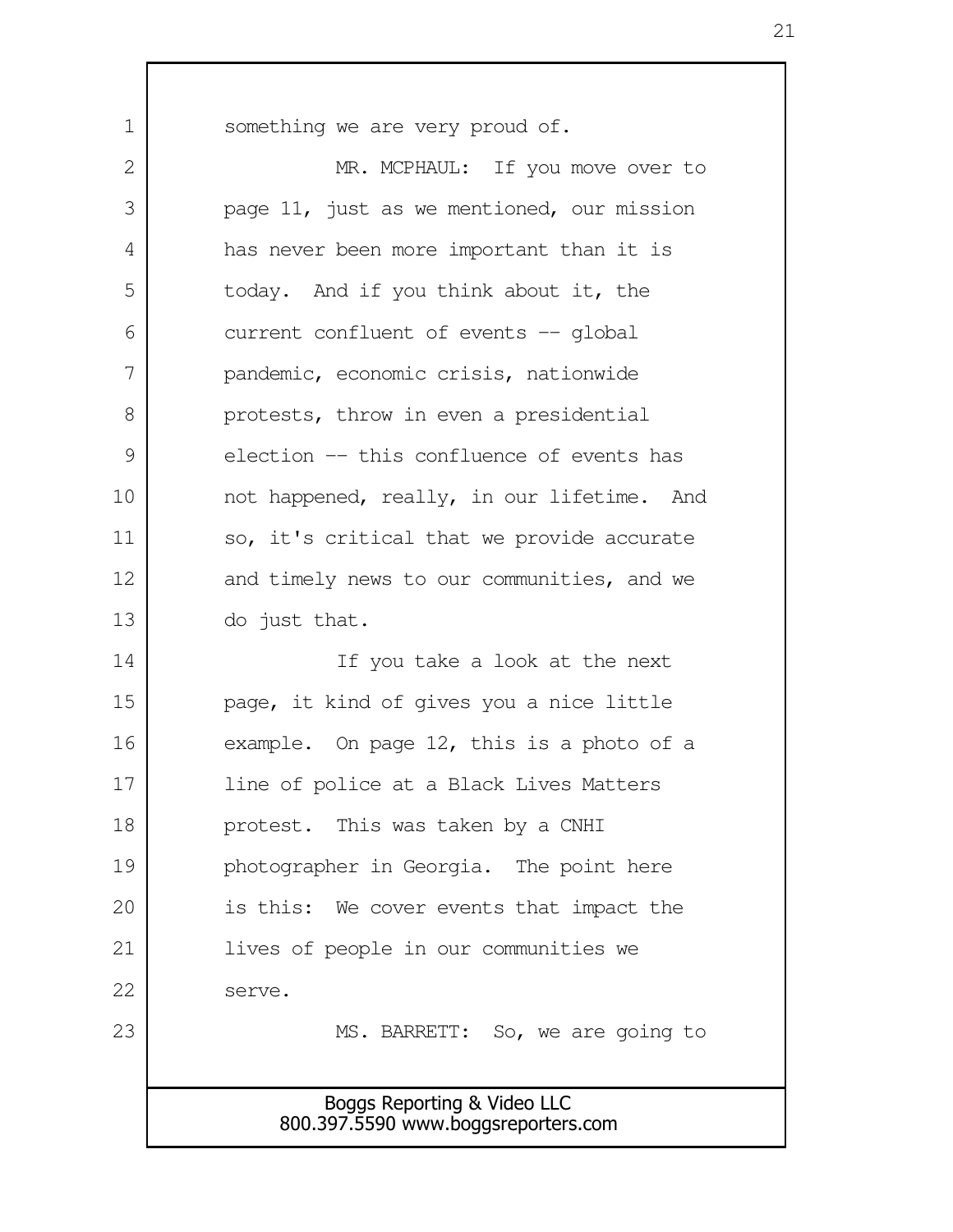something we are very proud of.

MR. MCPHAUL: If you move over to page 11, just as we mentioned, our mission has never been more important than it is today. And if you think about it, the current confluent of events -- global pandemic, economic crisis, nationwide protests, throw in even a presidential election -- this confluence of events has not happened, really, in our lifetime. And so, it's critical that we provide accurate and timely news to our communities, and we do just that.

If you take a look at the next page, it kind of gives you a nice little example. On page 12, this is a photo of a line of police at a Black Lives Matters protest. This was taken by a CNHI photographer in Georgia. The point here is this: We cover events that impact the lives of people in our communities we serve.

MS. BARRETT: So, we are going to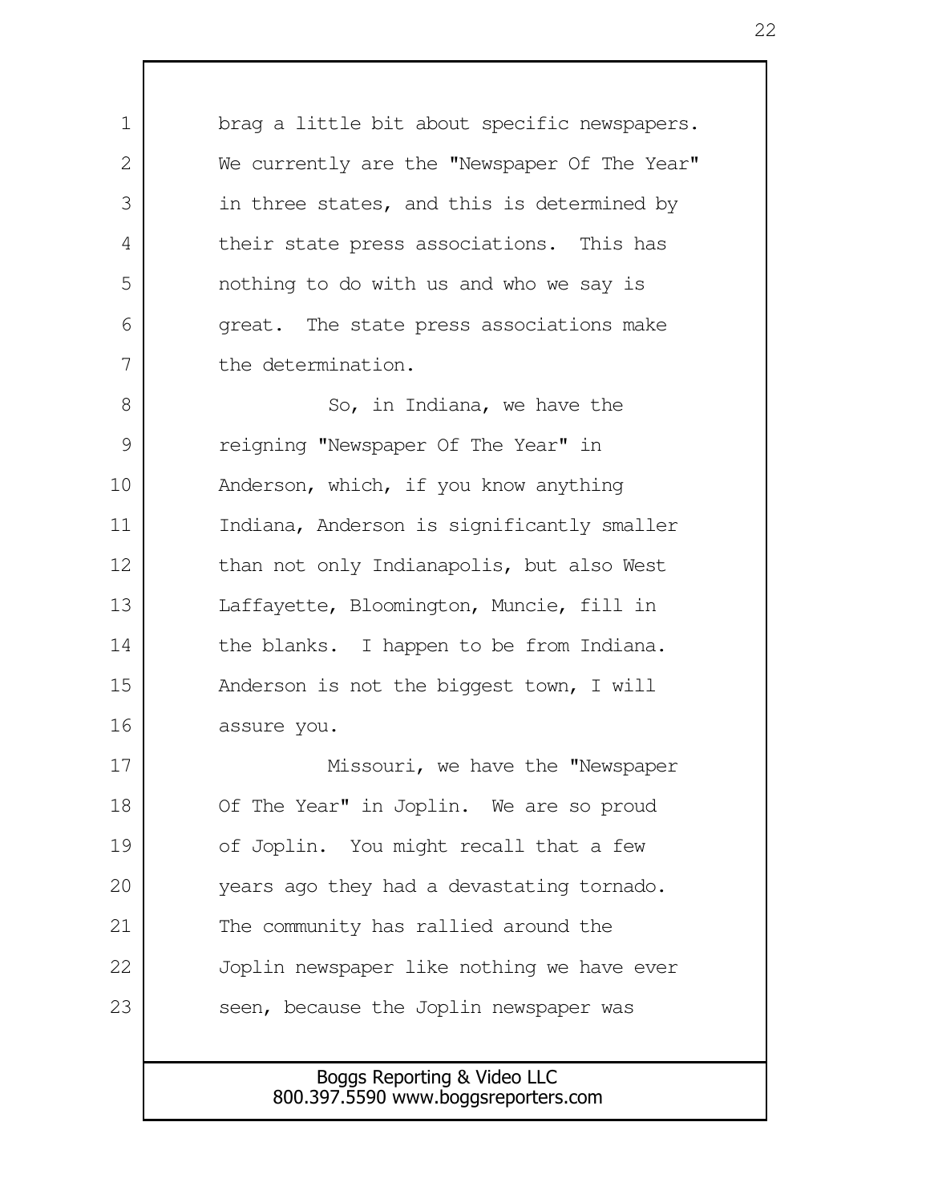brag a little bit about specific newspapers. We currently are the "Newspaper Of The Year" in three states, and this is determined by their state press associations. This has nothing to do with us and who we say is great. The state press associations make the determination.

So, in Indiana, we have the reigning "Newspaper Of The Year" in Anderson, which, if you know anything Indiana, Anderson is significantly smaller than not only Indianapolis, but also West Laffayette, Bloomington, Muncie, fill in the blanks. I happen to be from Indiana. Anderson is not the biggest town, I will assure you.

Missouri, we have the "Newspaper Of The Year" in Joplin. We are so proud of Joplin. You might recall that a few years ago they had a devastating tornado. The community has rallied around the Joplin newspaper like nothing we have ever seen, because the Joplin newspaper was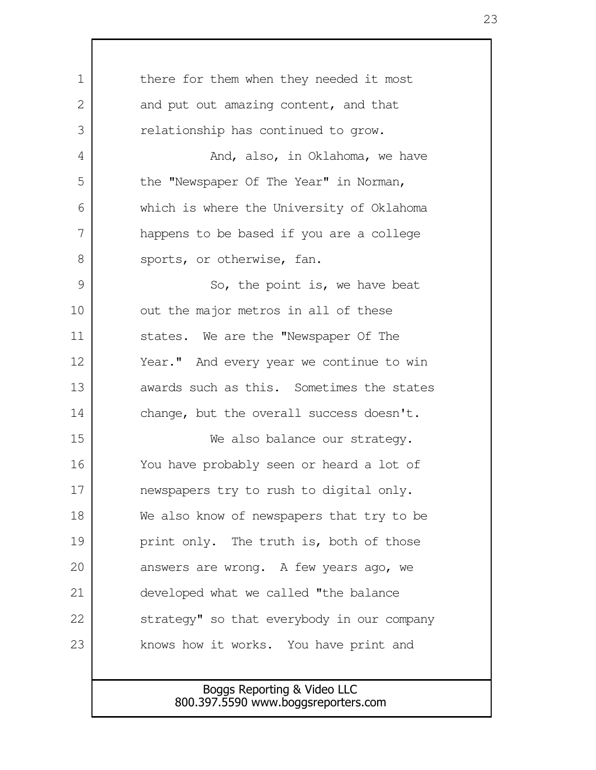there for them when they needed it most and put out amazing content, and that relationship has continued to grow.

And, also, in Oklahoma, we have the "Newspaper Of The Year" in Norman, which is where the University of Oklahoma happens to be based if you are a college sports, or otherwise, fan.

So, the point is, we have beat out the major metros in all of these states. We are the "Newspaper Of The Year." And every year we continue to win awards such as this. Sometimes the states change, but the overall success doesn't.

We also balance our strategy. You have probably seen or heard a lot of newspapers try to rush to digital only. We also know of newspapers that try to be print only. The truth is, both of those answers are wrong. A few years ago, we developed what we called "the balance strategy" so that everybody in our company knows how it works. You have print and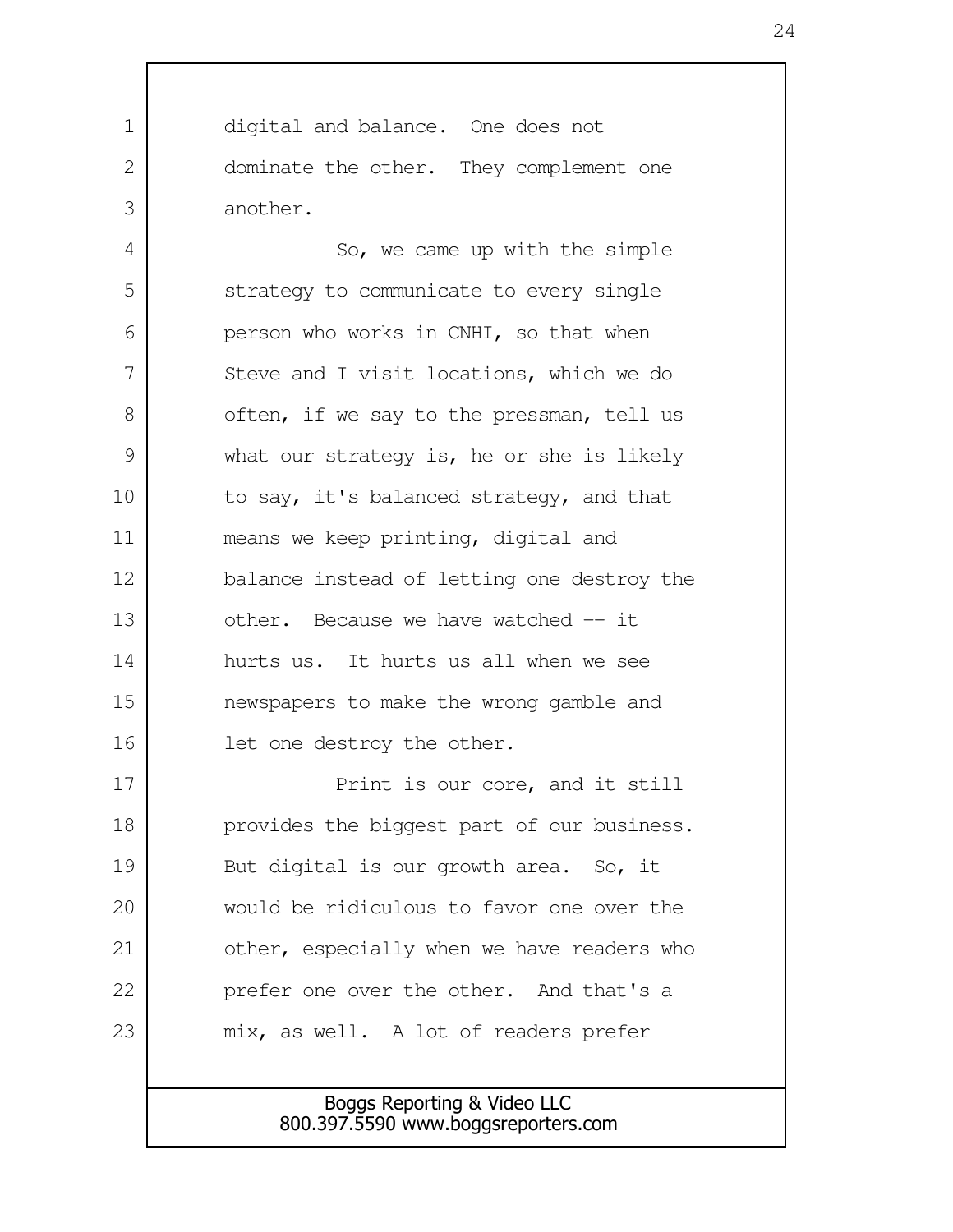digital and balance. One does not dominate the other. They complement one another.

So, we came up with the simple strategy to communicate to every single person who works in CNHI, so that when Steve and I visit locations, which we do often, if we say to the pressman, tell us what our strategy is, he or she is likely to say, it's balanced strategy, and that means we keep printing, digital and balance instead of letting one destroy the other. Because we have watched -- it hurts us. It hurts us all when we see newspapers to make the wrong gamble and let one destroy the other.

Print is our core, and it still provides the biggest part of our business. But digital is our growth area. So, it would be ridiculous to favor one over the other, especially when we have readers who prefer one over the other. And that's a mix, as well. A lot of readers prefer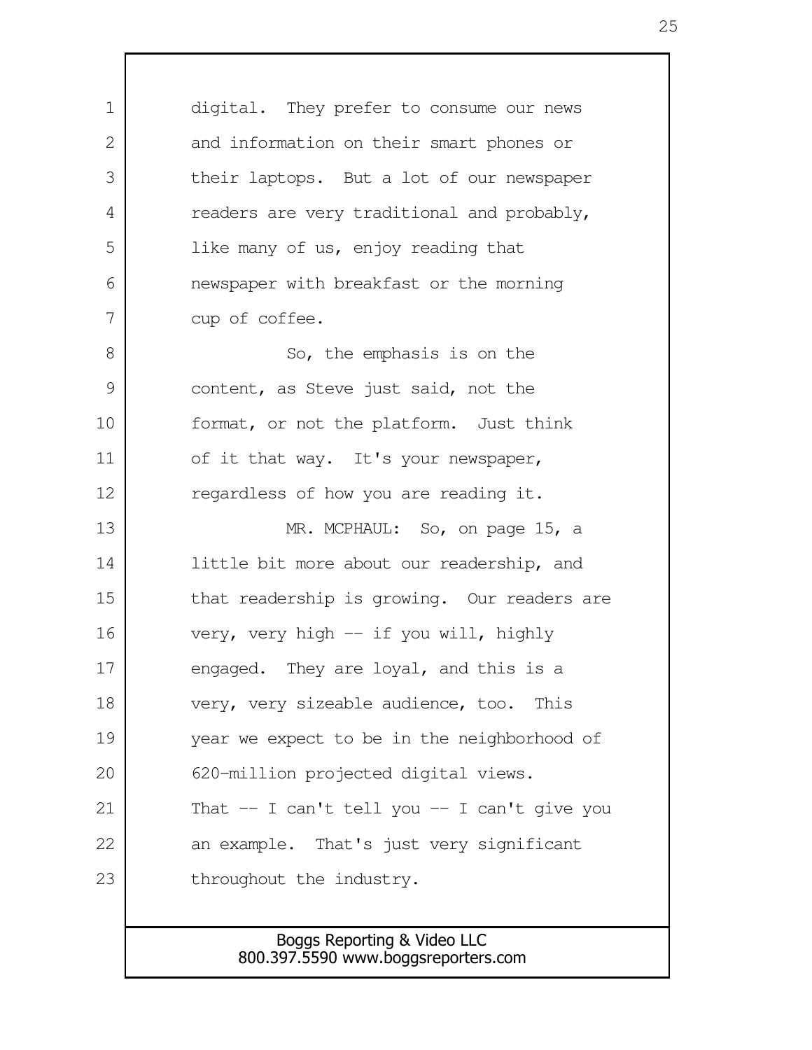digital. They prefer to consume our news and information on their smart phones or their laptops. But a lot of our newspaper readers are very traditional and probably, like many of us, enjoy reading that newspaper with breakfast or the morning cup of coffee.

So, the emphasis is on the content, as Steve just said, not the format, or not the platform. Just think of it that way. It's your newspaper, regardless of how you are reading it.

MR. MCPHAUL: So, on page 15, a little bit more about our readership, and that readership is growing. Our readers are very, very high -- if you will, highly engaged. They are loyal, and this is a very, very sizeable audience, too. This year we expect to be in the neighborhood of 620-million projected digital views. That -- I can't tell you -- I can't give you an example. That's just very significant throughout the industry.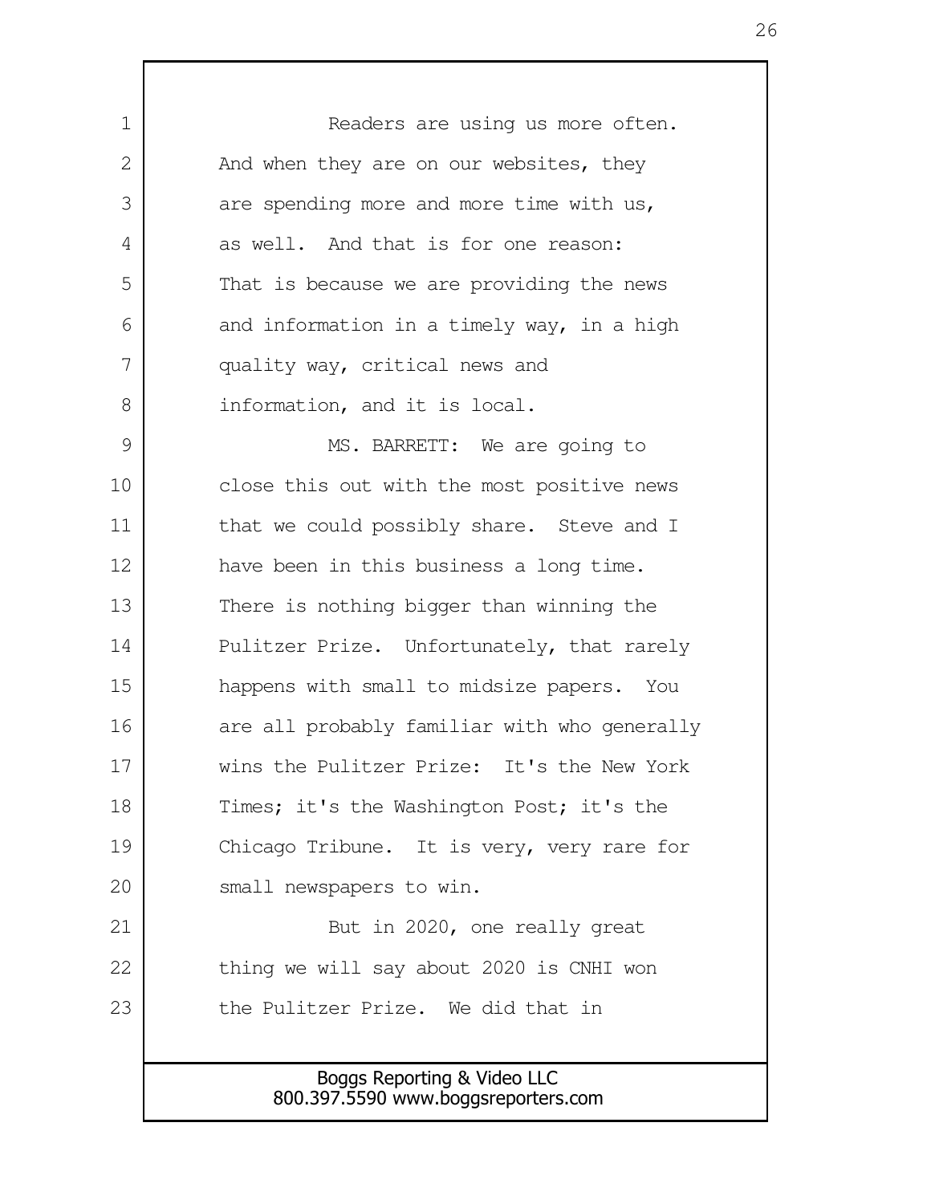Readers are using us more often. And when they are on our websites, they are spending more and more time with us, as well. And that is for one reason: That is because we are providing the news and information in a timely way, in a high quality way, critical news and information, and it is local.

MS. BARRETT: We are going to close this out with the most positive news that we could possibly share. Steve and I have been in this business a long time. There is nothing bigger than winning the Pulitzer Prize. Unfortunately, that rarely happens with small to midsize papers. You are all probably familiar with who generally wins the Pulitzer Prize: It's the New York Times; it's the Washington Post; it's the Chicago Tribune. It is very, very rare for small newspapers to win.

But in 2020, one really great thing we will say about 2020 is CNHI won the Pulitzer Prize. We did that in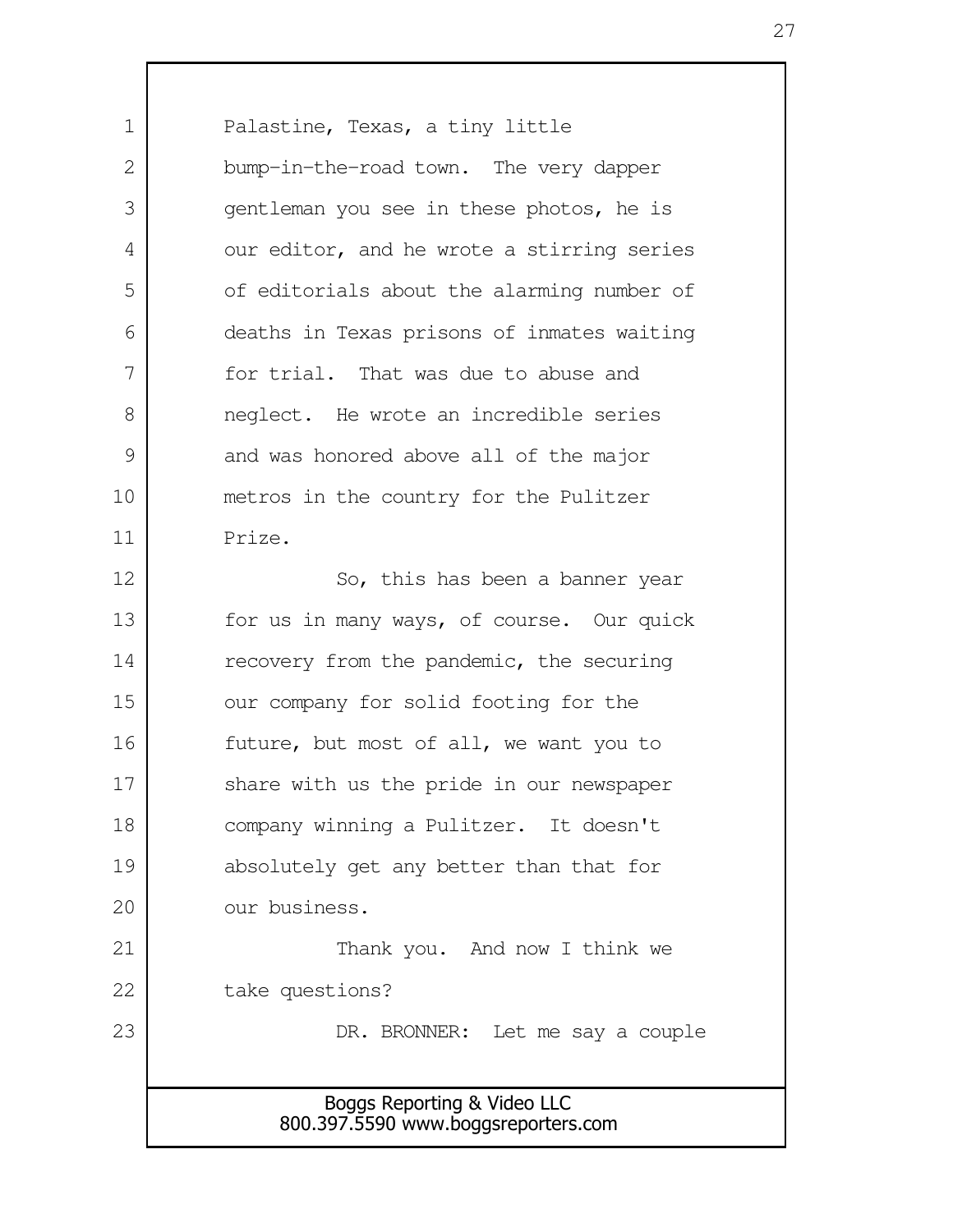Palastine, Texas, a tiny little bump-in-the-road town. The very dapper gentleman you see in these photos, he is our editor, and he wrote a stirring series of editorials about the alarming number of deaths in Texas prisons of inmates waiting for trial. That was due to abuse and neglect. He wrote an incredible series and was honored above all of the major metros in the country for the Pulitzer Prize.

So, this has been a banner year for us in many ways, of course. Our quick recovery from the pandemic, the securing our company for solid footing for the future, but most of all, we want you to share with us the pride in our newspaper company winning a Pulitzer. It doesn't absolutely get any better than that for our business.

Thank you. And now I think we take questions?

DR. BRONNER: Let me say a couple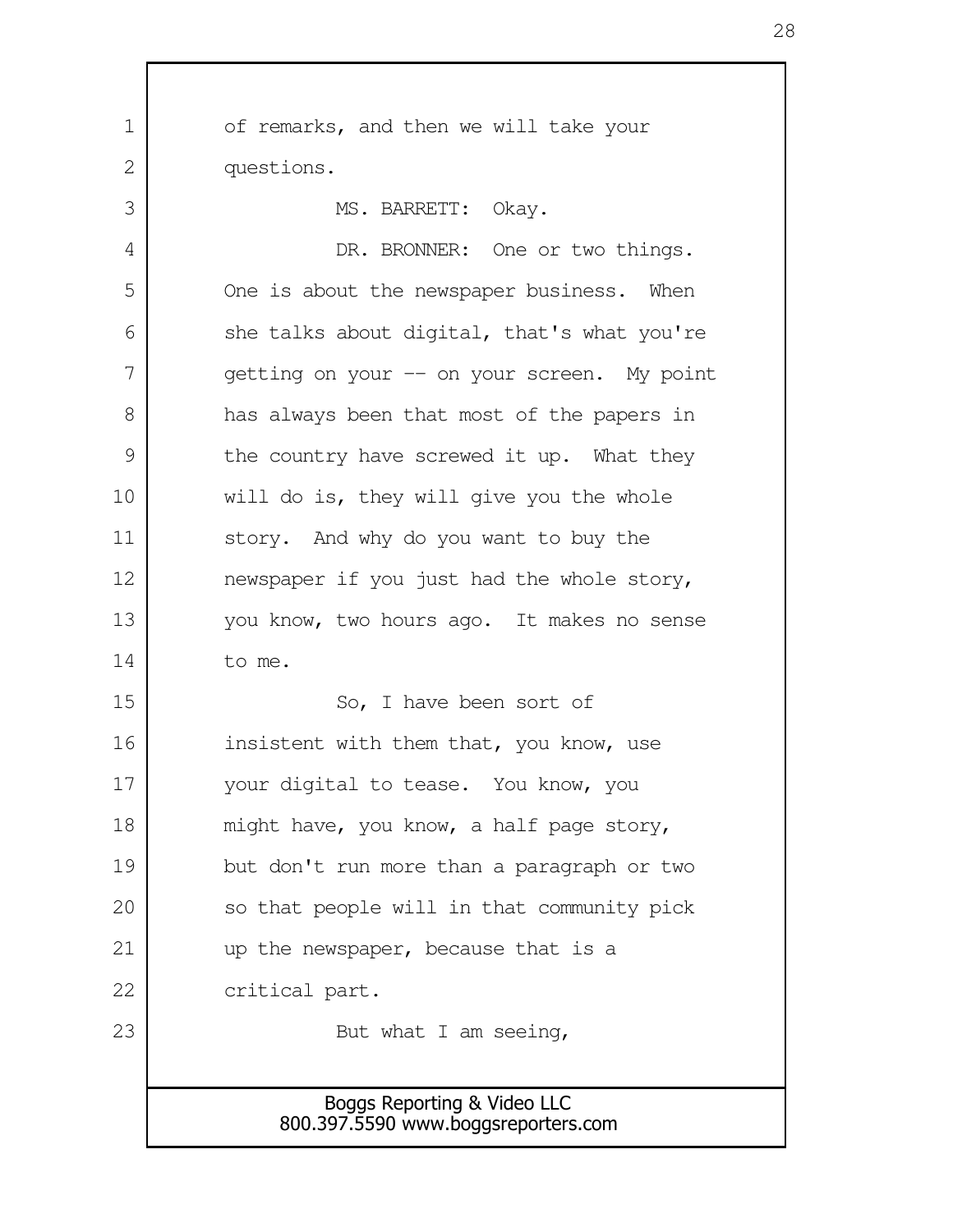of remarks, and then we will take your questions.

MS. BARRETT: Okay.

DR. BRONNER: One or two things. One is about the newspaper business. When she talks about digital, that's what you're getting on your -- on your screen. My point has always been that most of the papers in the country have screwed it up. What they will do is, they will give you the whole story. And why do you want to buy the newspaper if you just had the whole story, you know, two hours ago. It makes no sense to me.

So, I have been sort of insistent with them that, you know, use your digital to tease. You know, you might have, you know, a half page story, but don't run more than a paragraph or two so that people will in that community pick up the newspaper, because that is a critical part.

But what I am seeing,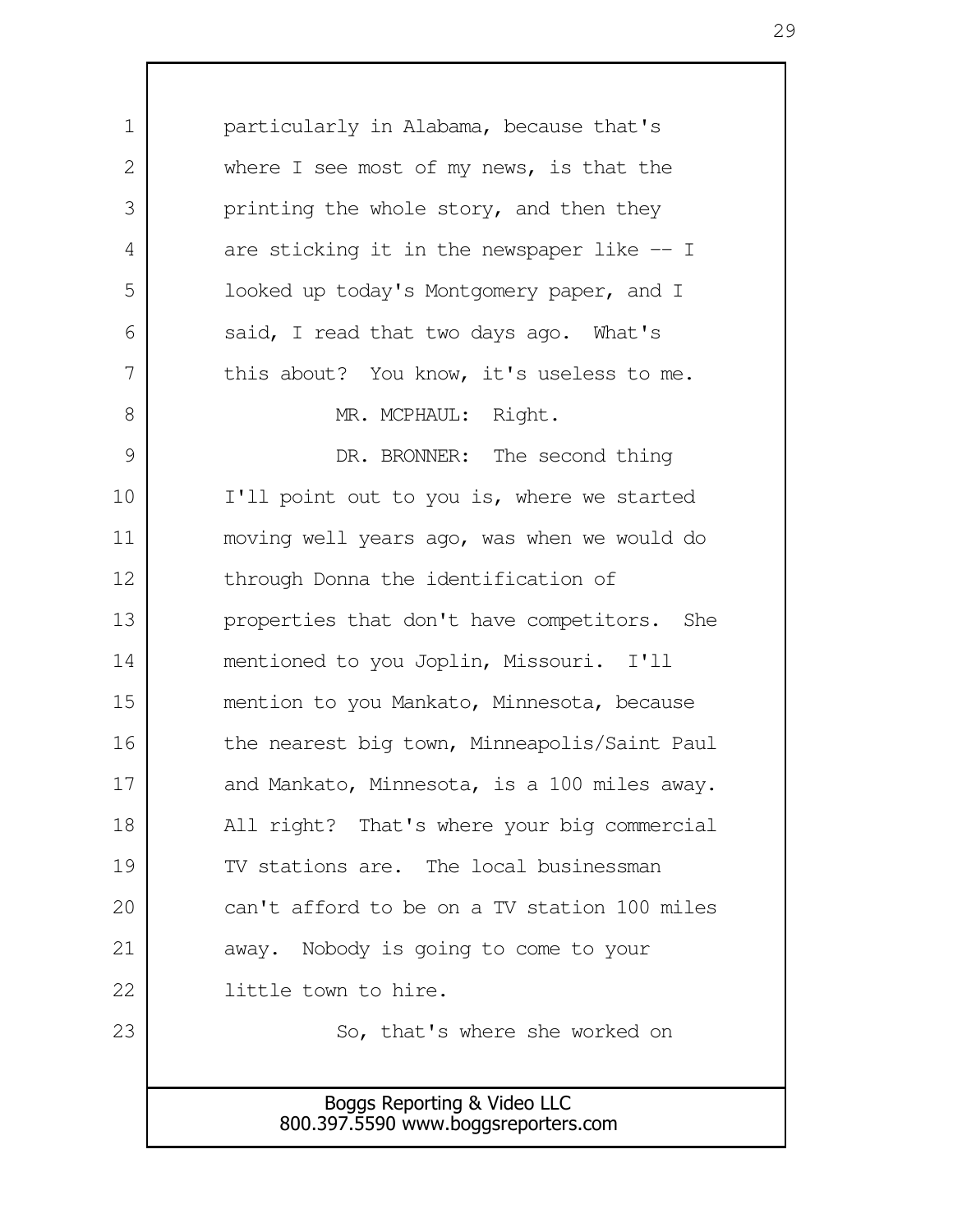particularly in Alabama, because that's where I see most of my news, is that the printing the whole story, and then they are sticking it in the newspaper like -- I looked up today's Montgomery paper, and I said, I read that two days ago. What's this about? You know, it's useless to me.

MR. MCPHAUL: Right.

DR. BRONNER: The second thing I'll point out to you is, where we started moving well years ago, was when we would do through Donna the identification of properties that don't have competitors. She mentioned to you Joplin, Missouri. I'll mention to you Mankato, Minnesota, because the nearest big town, Minneapolis/Saint Paul and Mankato, Minnesota, is a 100 miles away. All right? That's where your big commercial TV stations are. The local businessman can't afford to be on a TV station 100 miles away. Nobody is going to come to your little town to hire.

So, that's where she worked on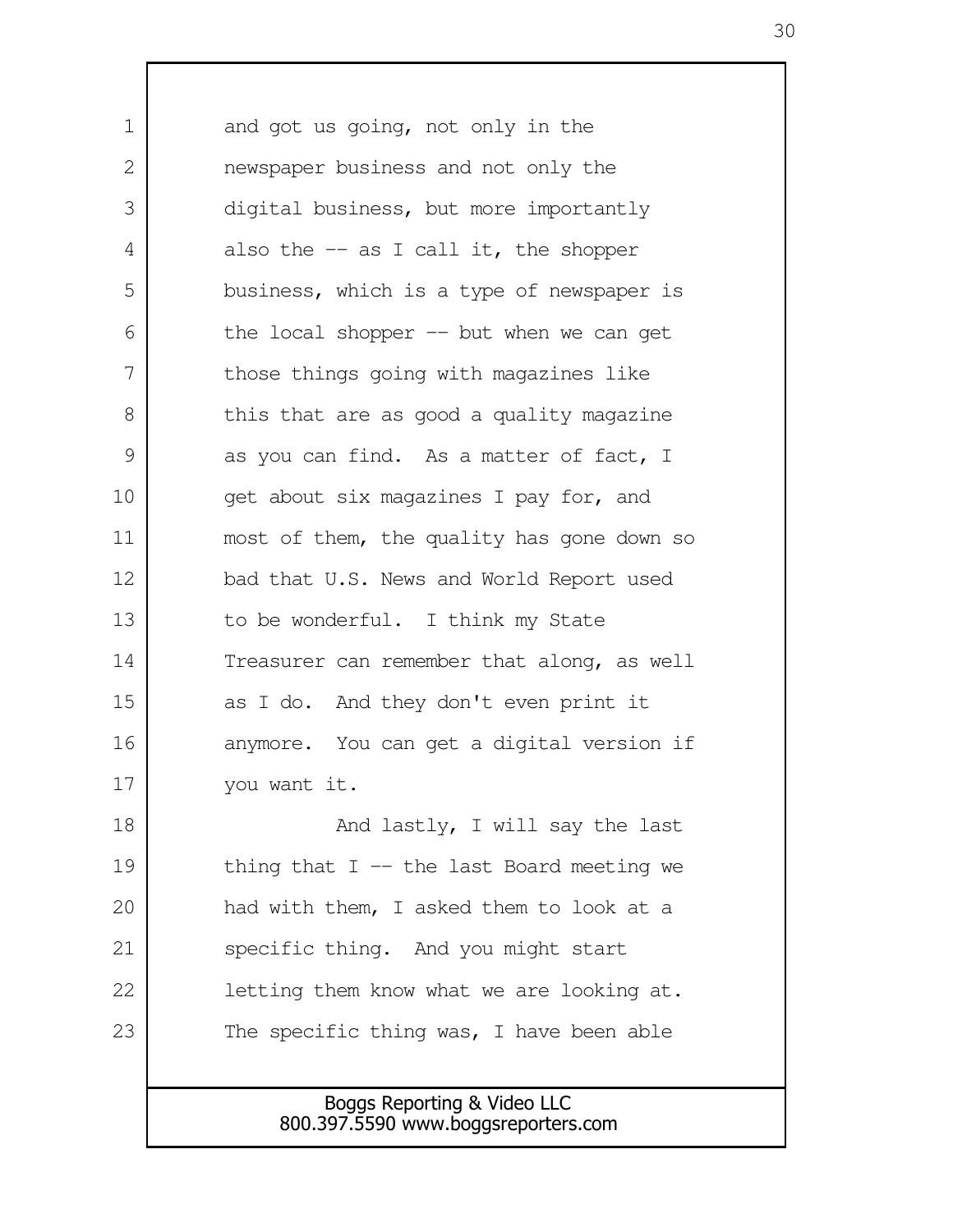and got us going, not only in the newspaper business and not only the digital business, but more importantly also the -- as I call it, the shopper business, which is a type of newspaper is the local shopper -- but when we can get those things going with magazines like this that are as good a quality magazine as you can find. As a matter of fact, I get about six magazines I pay for, and most of them, the quality has gone down so bad that U.S. News and World Report used to be wonderful. I think my State Treasurer can remember that along, as well as I do. And they don't even print it anymore. You can get a digital version if you want it.

And lastly, I will say the last thing that I -- the last Board meeting we had with them, I asked them to look at a specific thing. And you might start letting them know what we are looking at. The specific thing was, I have been able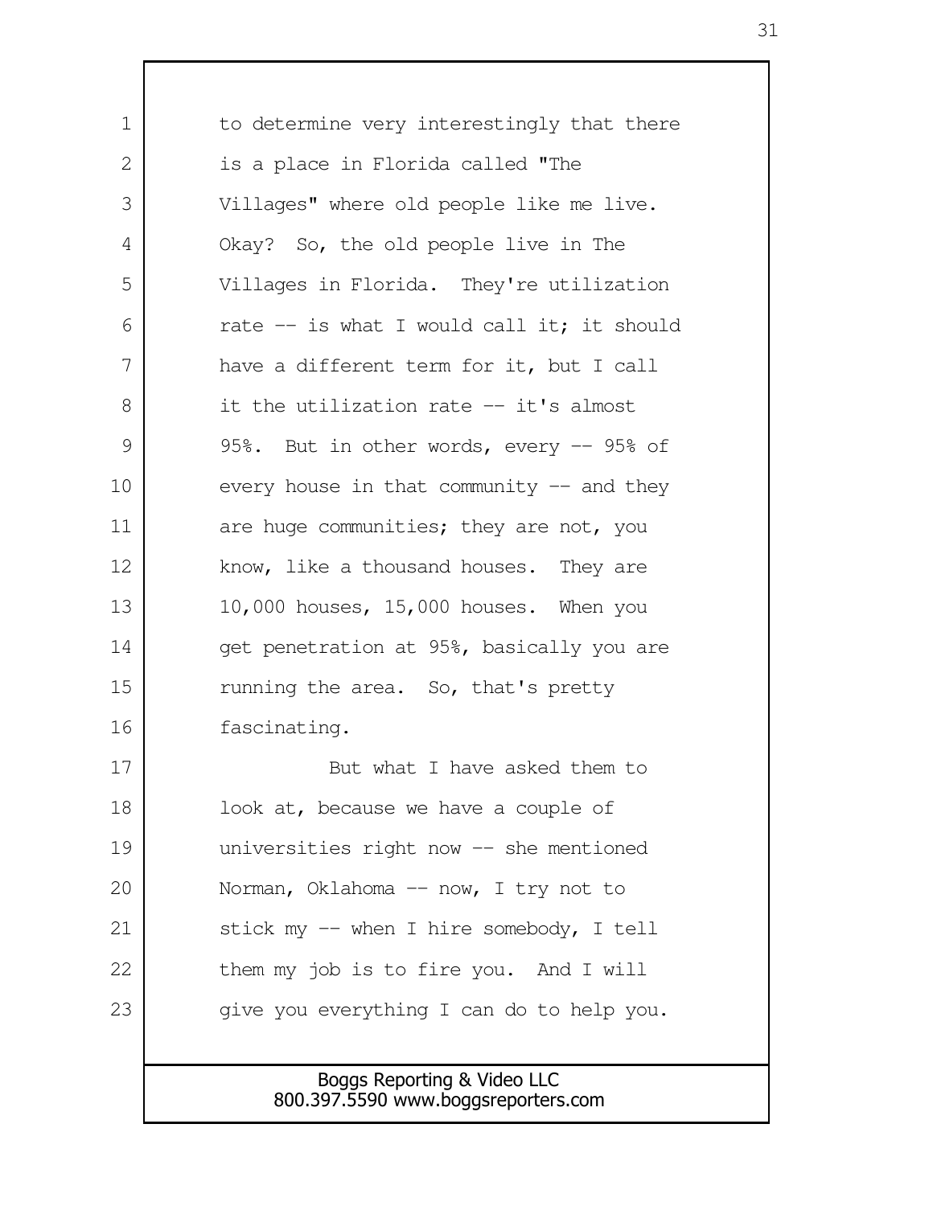to determine very interestingly that there is a place in Florida called "The Villages" where old people like me live. Okay? So, the old people live in The Villages in Florida. They're utilization rate -- is what I would call it; it should have a different term for it, but I call it the utilization rate -- it's almost 95%. But in other words, every -- 95% of every house in that community -- and they are huge communities; they are not, you know, like a thousand houses. They are 10,000 houses, 15,000 houses. When you get penetration at 95%, basically you are running the area. So, that's pretty fascinating.

But what I have asked them to look at, because we have a couple of universities right now -- she mentioned Norman, Oklahoma -- now, I try not to stick my -- when I hire somebody, I tell them my job is to fire you. And I will give you everything I can do to help you.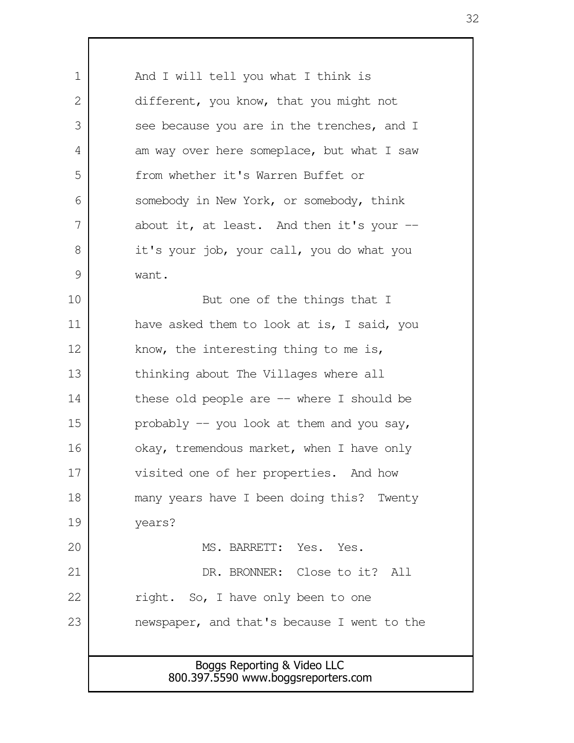And I will tell you what I think is different, you know, that you might not see because you are in the trenches, and I am way over here someplace, but what I saw from whether it's Warren Buffet or somebody in New York, or somebody, think about it, at least. And then it's your -- it's your job, your call, you do what you want.

But one of the things that I have asked them to look at is, I said, you know, the interesting thing to me is, thinking about The Villages where all these old people are -- where I should be probably -- you look at them and you say, okay, tremendous market, when I have only visited one of her properties. And how many years have I been doing this? Twenty years?

MS. BARRETT: Yes. Yes.

DR. BRONNER: Close to it? All right. So, I have only been to one newspaper, and that's because I went to the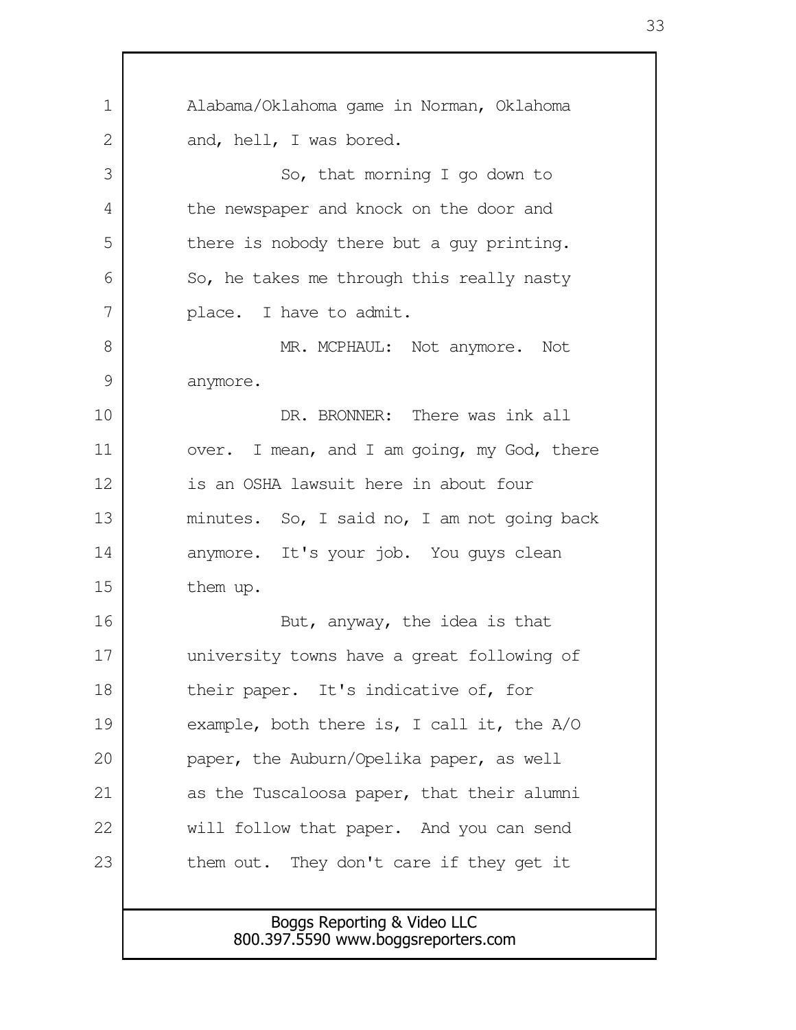Alabama/Oklahoma game in Norman, Oklahoma and, hell, I was bored.

So, that morning I go down to the newspaper and knock on the door and there is nobody there but a guy printing. So, he takes me through this really nasty place. I have to admit.

MR. MCPHAUL: Not anymore. Not anymore.

DR. BRONNER: There was ink all over. I mean, and I am going, my God, there is an OSHA lawsuit here in about four minutes. So, I said no, I am not going back anymore. It's your job. You guys clean them up.

But, anyway, the idea is that university towns have a great following of their paper. It's indicative of, for example, both there is, I call it, the A/O paper, the Auburn/Opelika paper, as well as the Tuscaloosa paper, that their alumni will follow that paper. And you can send them out. They don't care if they get it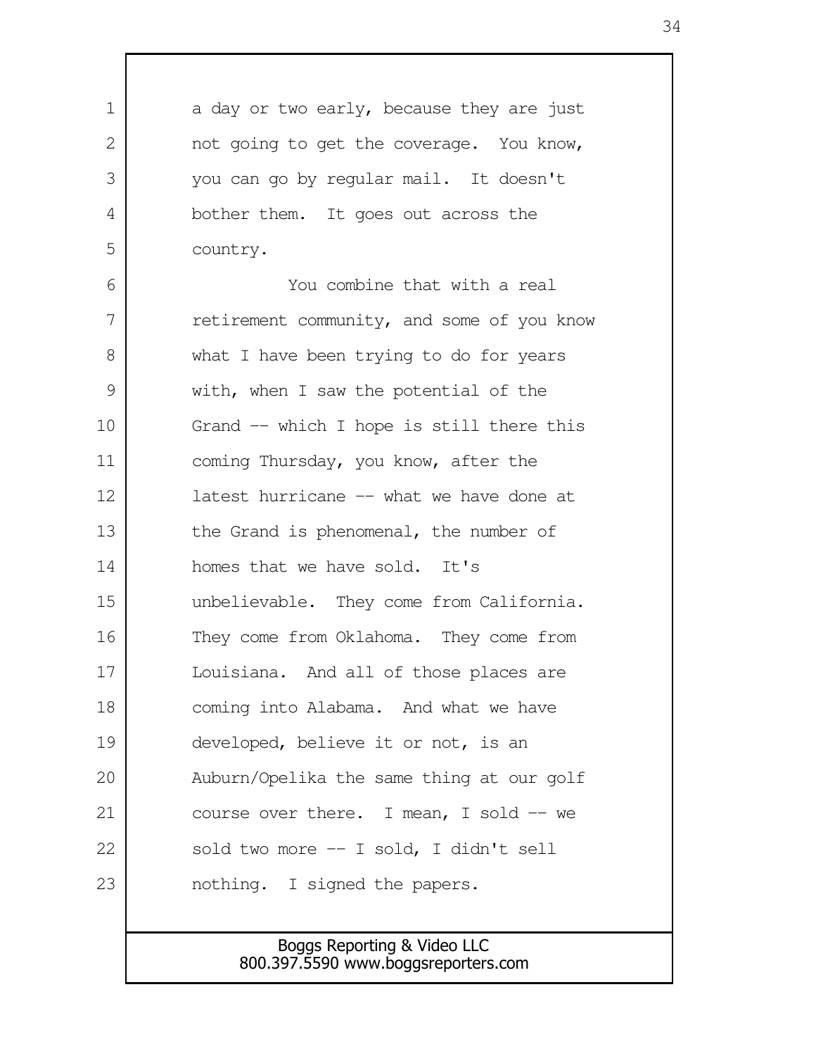a day or two early, because they are just not going to get the coverage. You know, you can go by regular mail. It doesn't bother them. It goes out across the country.

You combine that with a real retirement community, and some of you know what I have been trying to do for years with, when I saw the potential of the Grand -- which I hope is still there this coming Thursday, you know, after the latest hurricane -- what we have done at the Grand is phenomenal, the number of homes that we have sold. It's unbelievable. They come from California. They come from Oklahoma. They come from Louisiana. And all of those places are coming into Alabama. And what we have developed, believe it or not, is an Auburn/Opelika the same thing at our golf course over there. I mean, I sold -- we sold two more -- I sold, I didn't sell nothing. I signed the papers.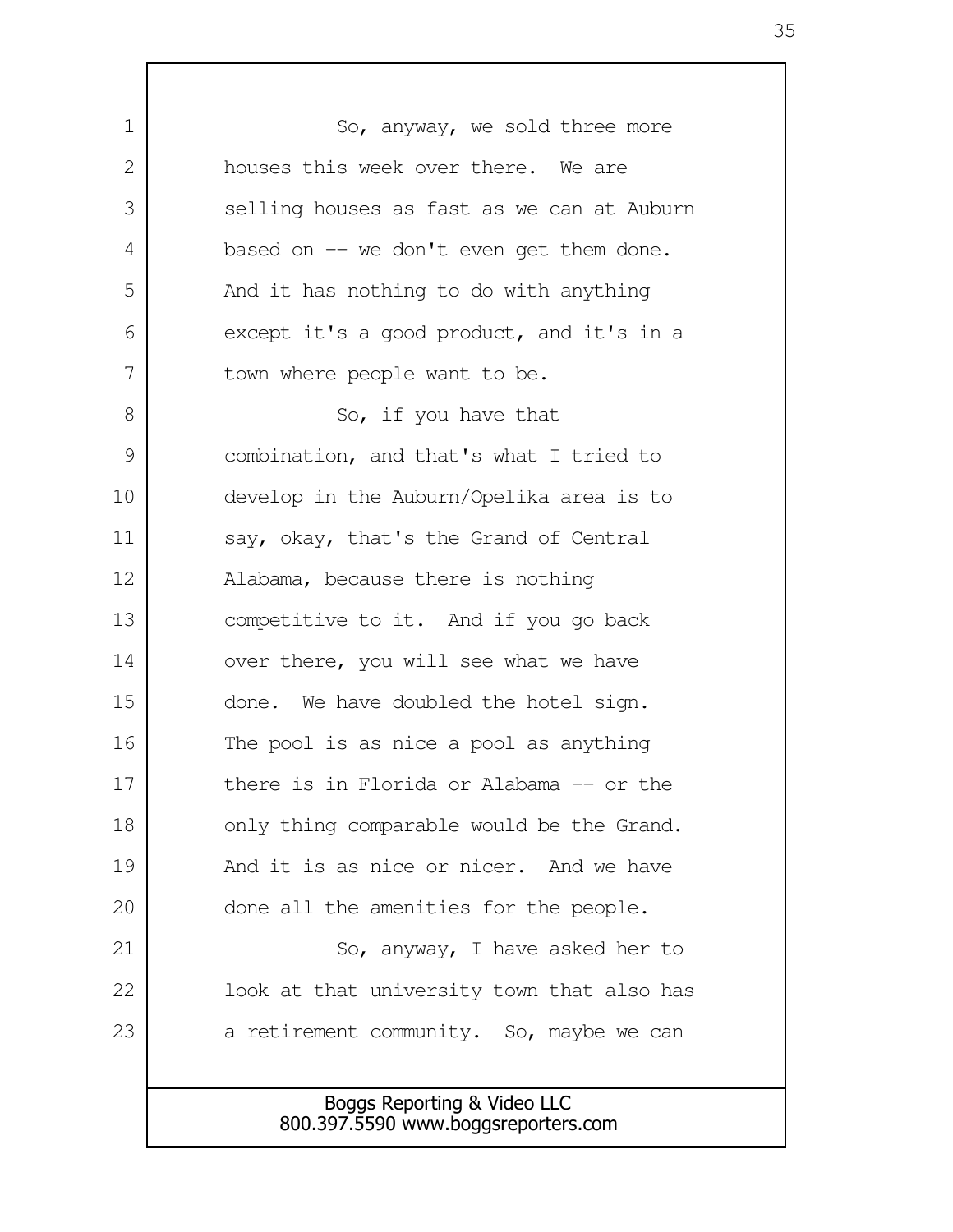So, anyway, we sold three more houses this week over there. We are selling houses as fast as we can at Auburn based on -- we don't even get them done. And it has nothing to do with anything except it's a good product, and it's in a town where people want to be.

So, if you have that combination, and that's what I tried to develop in the Auburn/Opelika area is to say, okay, that's the Grand of Central Alabama, because there is nothing competitive to it. And if you go back over there, you will see what we have done. We have doubled the hotel sign. The pool is as nice a pool as anything there is in Florida or Alabama -- or the only thing comparable would be the Grand. And it is as nice or nicer. And we have done all the amenities for the people.

So, anyway, I have asked her to look at that university town that also has a retirement community. So, maybe we can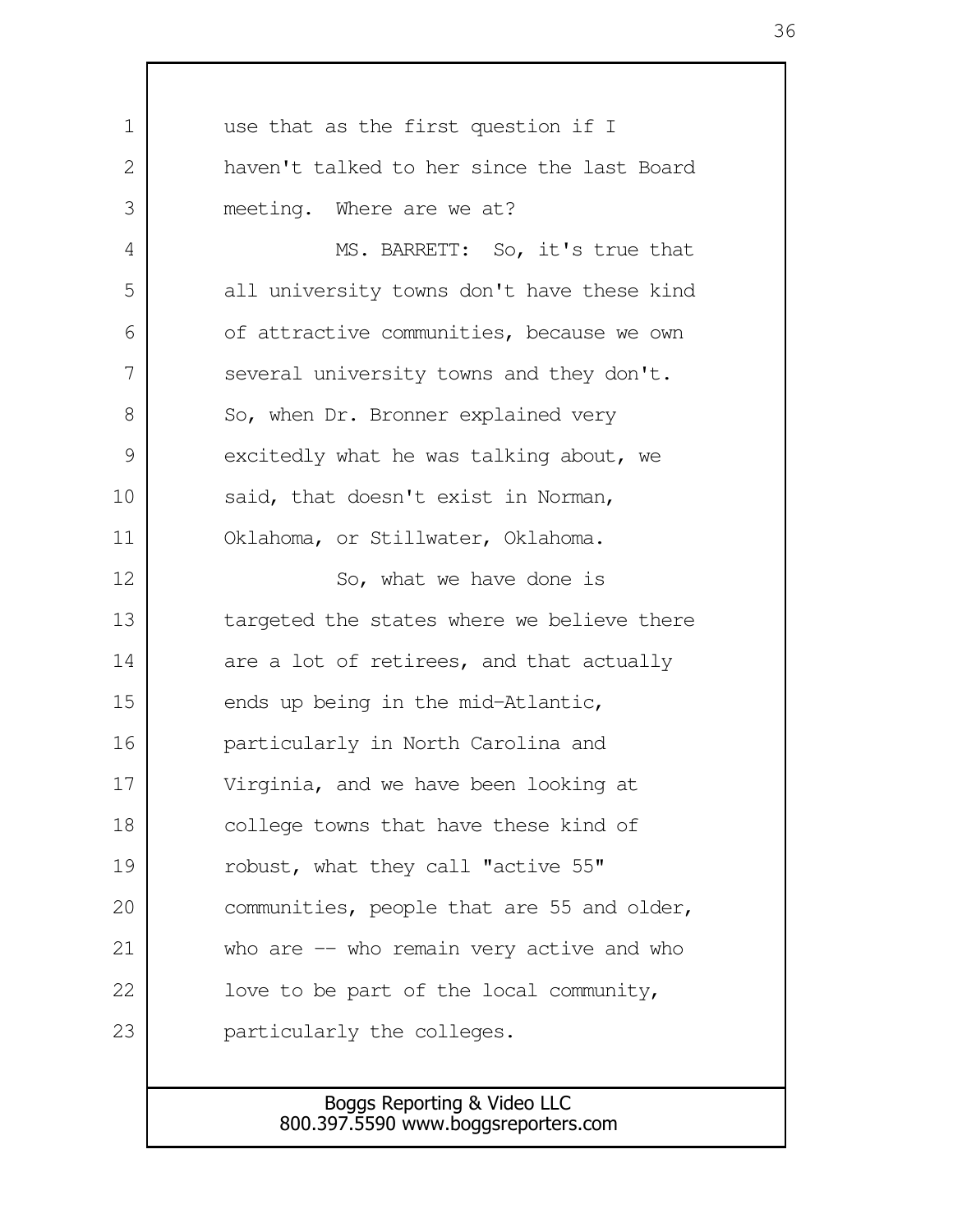use that as the first question if I haven't talked to her since the last Board meeting. Where are we at?

MS. BARRETT: So, it's true that all university towns don't have these kind of attractive communities, because we own several university towns and they don't. So, when Dr. Bronner explained very excitedly what he was talking about, we said, that doesn't exist in Norman, Oklahoma, or Stillwater, Oklahoma.

So, what we have done is targeted the states where we believe there are a lot of retirees, and that actually ends up being in the mid-Atlantic, particularly in North Carolina and Virginia, and we have been looking at college towns that have these kind of robust, what they call "active 55" communities, people that are 55 and older, who are -- who remain very active and who love to be part of the local community, particularly the colleges.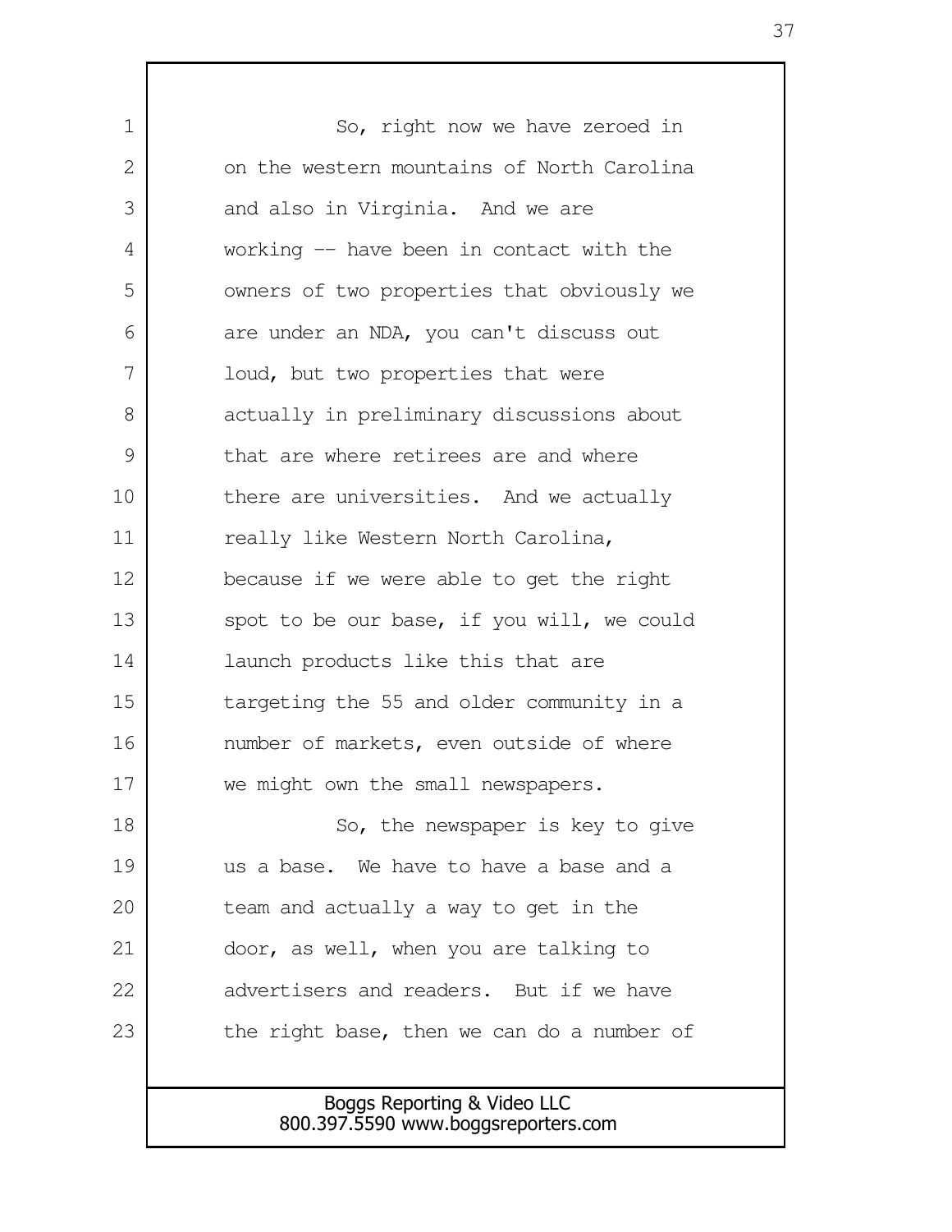So, right now we have zeroed in on the western mountains of North Carolina and also in Virginia. And we are working -- have been in contact with the owners of two properties that obviously we are under an NDA, you can't discuss out loud, but two properties that were actually in preliminary discussions about that are where retirees are and where there are universities. And we actually really like Western North Carolina, because if we were able to get the right spot to be our base, if you will, we could launch products like this that are targeting the 55 and older community in a number of markets, even outside of where we might own the small newspapers.

So, the newspaper is key to give us a base. We have to have a base and a team and actually a way to get in the door, as well, when you are talking to advertisers and readers. But if we have the right base, then we can do a number of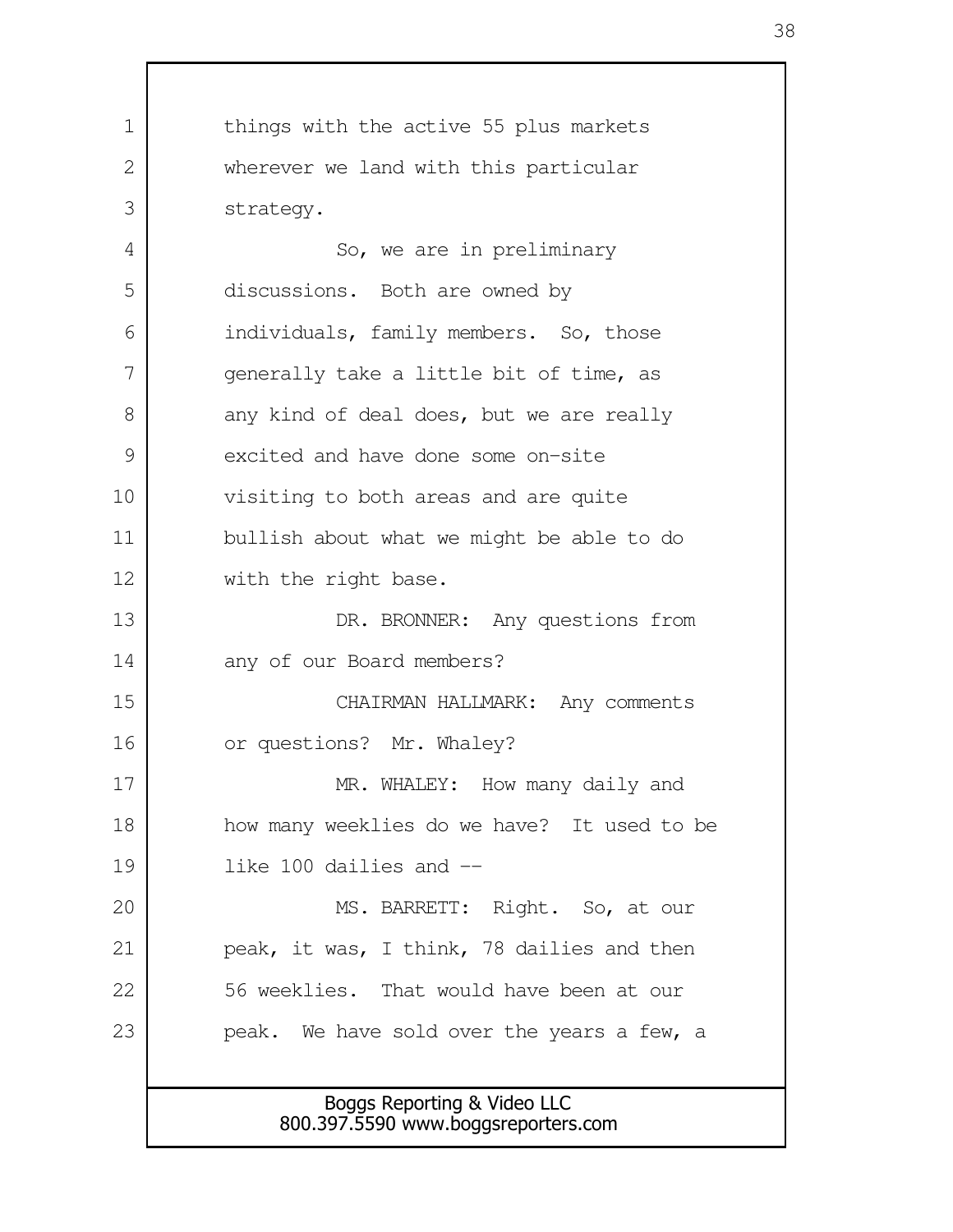things with the active 55 plus markets wherever we land with this particular strategy.

So, we are in preliminary discussions. Both are owned by individuals, family members. So, those generally take a little bit of time, as any kind of deal does, but we are really excited and have done some on-site visiting to both areas and are quite bullish about what we might be able to do with the right base.

DR. BRONNER: Any questions from any of our Board members?

CHAIRMAN HALLMARK: Any comments or questions? Mr. Whaley?

MR. WHALEY: How many daily and how many weeklies do we have? It used to be like 100 dailies and --

MS. BARRETT: Right. So, at our peak, it was, I think, 78 dailies and then 56 weeklies. That would have been at our peak. We have sold over the years a few, a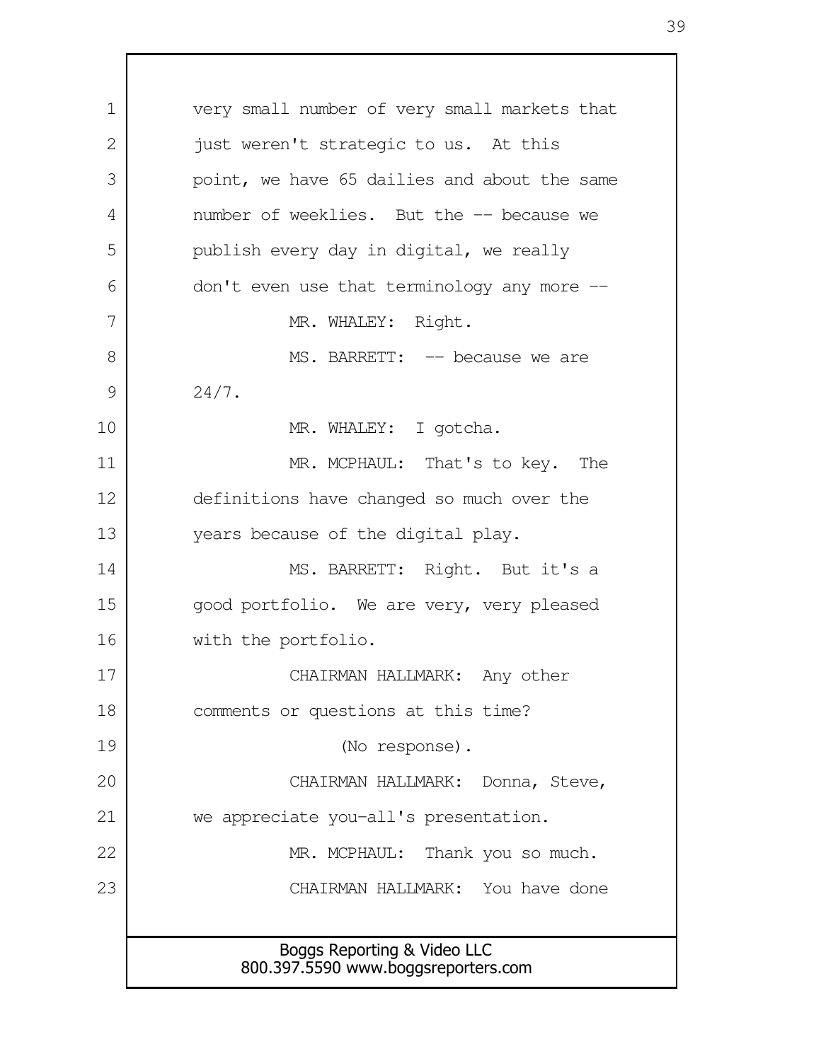very small number of very small markets that just weren't strategic to us. At this point, we have 65 dailies and about the same number of weeklies. But the -- because we publish every day in digital, we really don't even use that terminology any more --

MR. WHALEY: Right.

MS. BARRETT: -- because we are 24/7.

MR. WHALEY: I gotcha.

MR. MCPHAUL: That's to key. The definitions have changed so much over the years because of the digital play.

MS. BARRETT: Right. But it's a good portfolio. We are very, very pleased with the portfolio.

CHAIRMAN HALLMARK: Any other comments or questions at this time?

(No response).

CHAIRMAN HALLMARK: Donna, Steve, we appreciate you-all's presentation.

MR. MCPHAUL: Thank you so much.

CHAIRMAN HALLMARK: You have done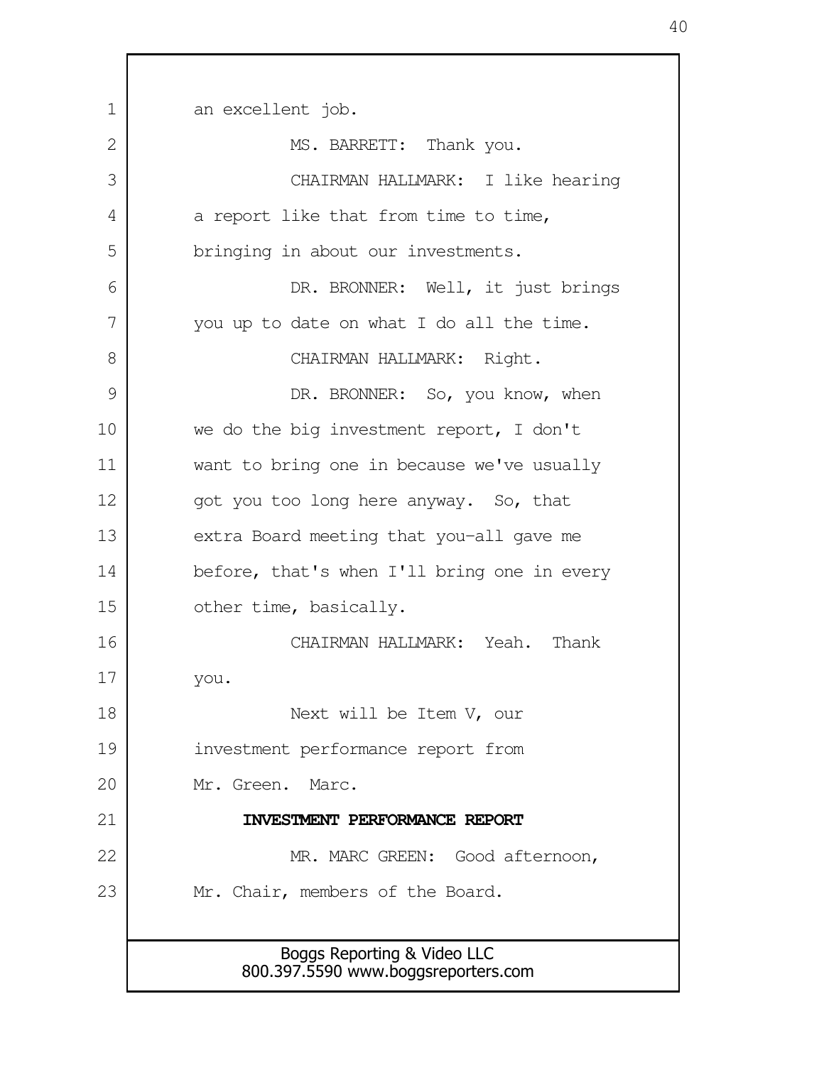an excellent job.

MS. BARRETT: Thank you.

CHAIRMAN HALLMARK: I like hearing a report like that from time to time, bringing in about our investments.

DR. BRONNER: Well, it just brings you up to date on what I do all the time.

CHAIRMAN HALLMARK: Right.

DR. BRONNER: So, you know, when we do the big investment report, I don't want to bring one in because we've usually got you too long here anyway. So, that extra Board meeting that you-all gave me before, that's when I'll bring one in every other time, basically.

CHAIRMAN HALLMARK: Yeah. Thank you.

Next will be Item V, our investment performance report from Mr. Green. Marc.

**INVESTMENT PERFORMANCE REPORT**

MR. MARC GREEN: Good afternoon, Mr. Chair, members of the Board.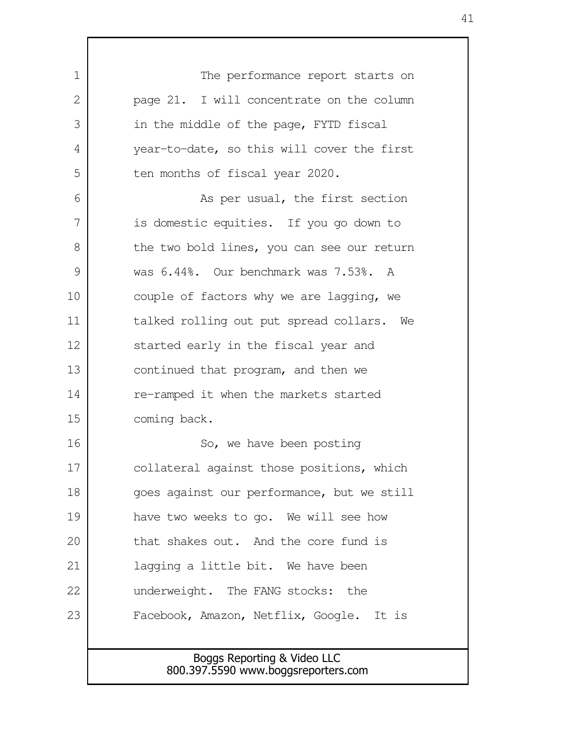The performance report starts on page 21. I will concentrate on the column in the middle of the page, FYTD fiscal year-to-date, so this will cover the first ten months of fiscal year 2020.

As per usual, the first section is domestic equities. If you go down to the two bold lines, you can see our return was 6.44%. Our benchmark was 7.53%. A couple of factors why we are lagging, we talked rolling out put spread collars. We started early in the fiscal year and continued that program, and then we re-ramped it when the markets started coming back.

So, we have been posting collateral against those positions, which goes against our performance, but we still have two weeks to go. We will see how that shakes out. And the core fund is lagging a little bit. We have been underweight. The FANG stocks: the Facebook, Amazon, Netflix, Google. It is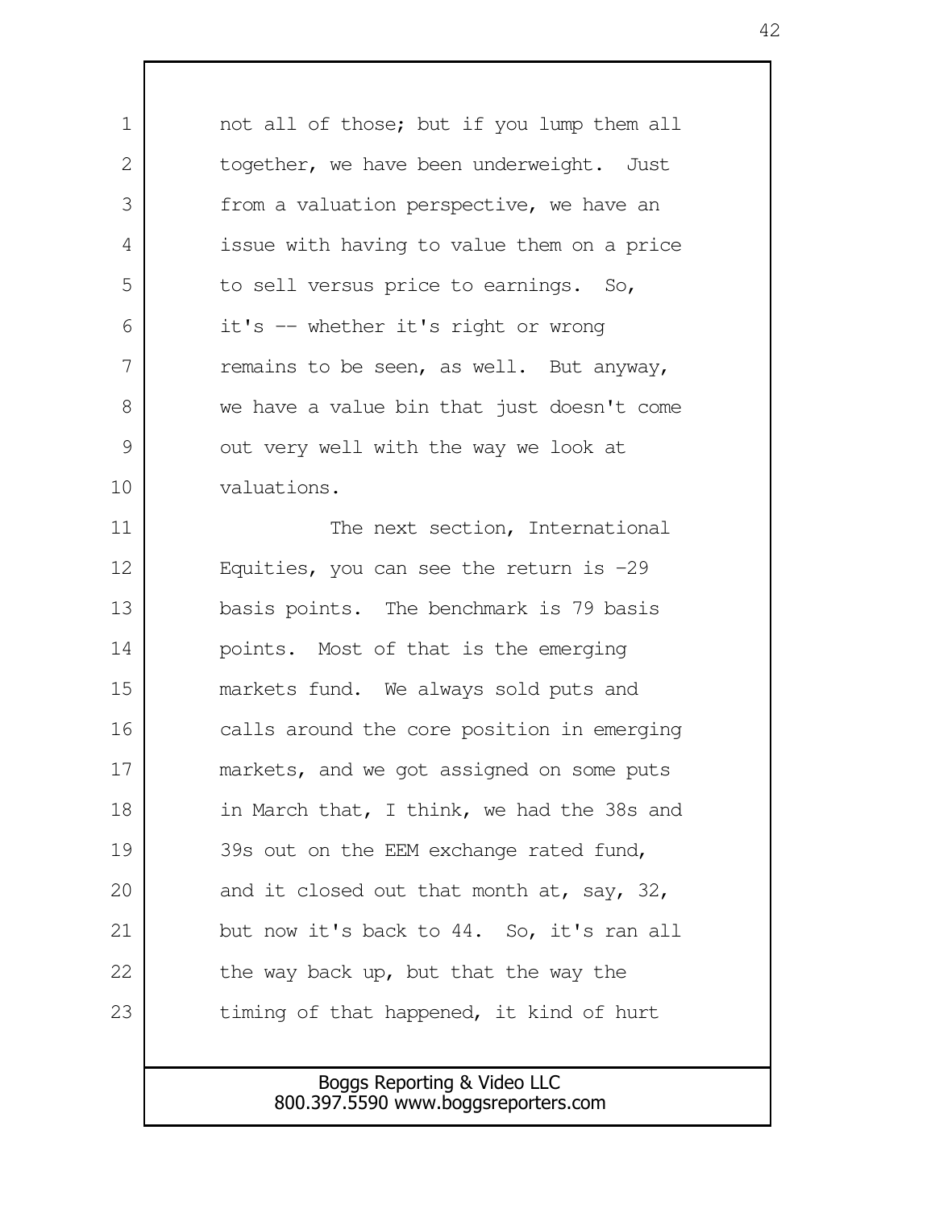not all of those; but if you lump them all together, we have been underweight. Just from a valuation perspective, we have an issue with having to value them on a price to sell versus price to earnings. So, it's -- whether it's right or wrong remains to be seen, as well. But anyway, we have a value bin that just doesn't come out very well with the way we look at valuations.

The next section, International Equities, you can see the return is -29 basis points. The benchmark is 79 basis points. Most of that is the emerging markets fund. We always sold puts and calls around the core position in emerging markets, and we got assigned on some puts in March that, I think, we had the 38s and 39s out on the EEM exchange rated fund, and it closed out that month at, say, 32, but now it's back to 44. So, it's ran all the way back up, but that the way the timing of that happened, it kind of hurt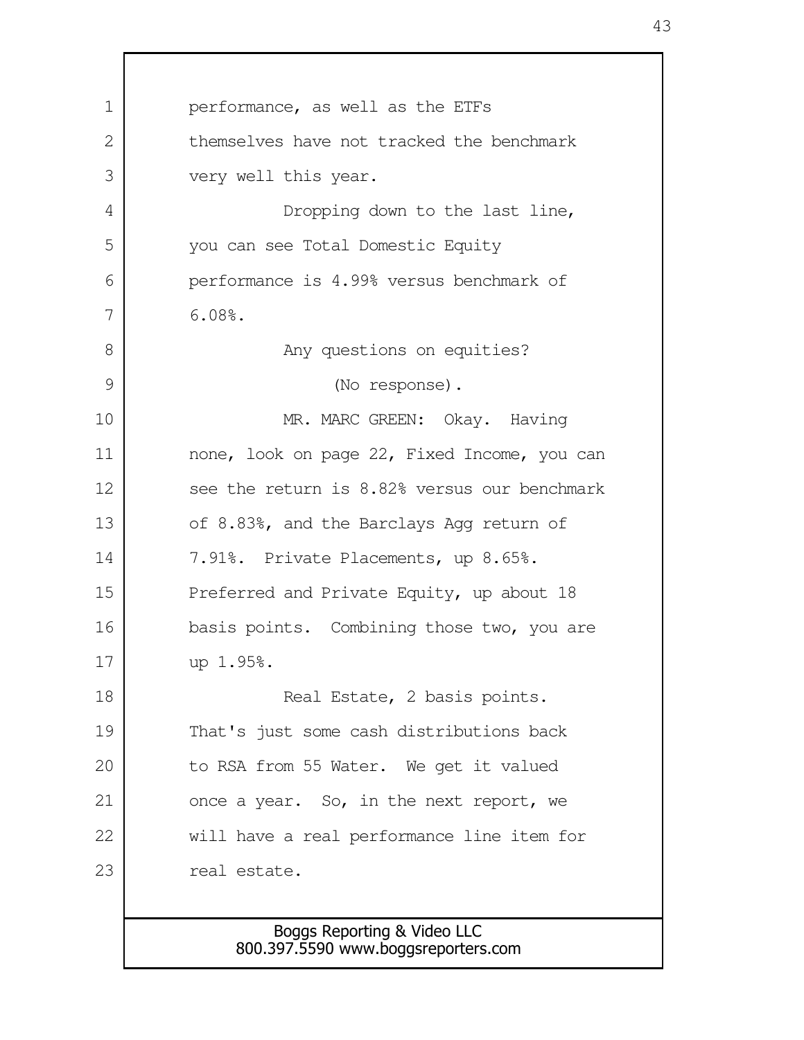performance, as well as the ETFs themselves have not tracked the benchmark very well this year.

Dropping down to the last line, you can see Total Domestic Equity performance is 4.99% versus benchmark of 6.08%.

Any questions on equities?

(No response).

MR. MARC GREEN: Okay. Having none, look on page 22, Fixed Income, you can see the return is 8.82% versus our benchmark of 8.83%, and the Barclays Agg return of 7.91%. Private Placements, up 8.65%. Preferred and Private Equity, up about 18 basis points. Combining those two, you are up 1.95%.

Real Estate, 2 basis points. That's just some cash distributions back to RSA from 55 Water. We get it valued once a year. So, in the next report, we will have a real performance line item for real estate.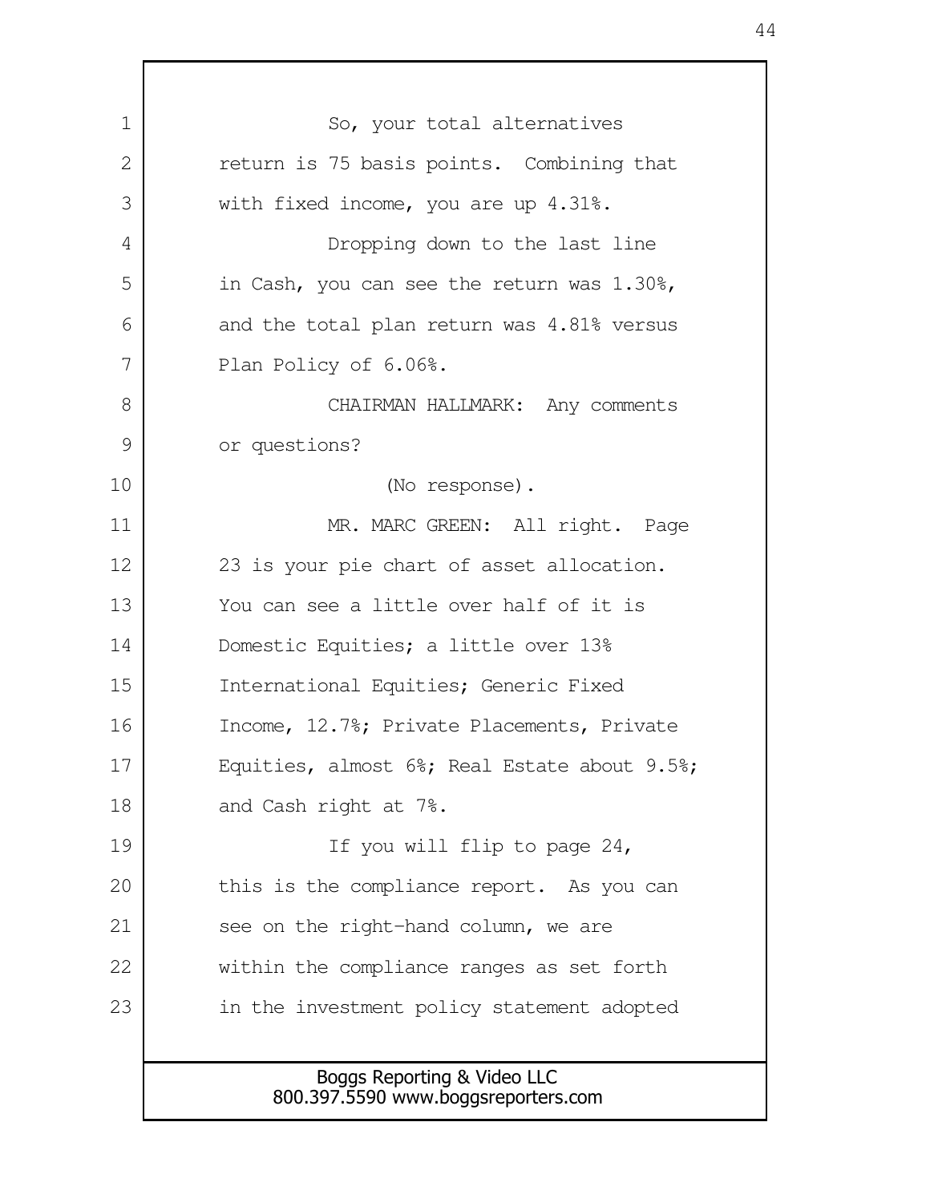So, your total alternatives return is 75 basis points. Combining that with fixed income, you are up 4.31%.

Dropping down to the last line in Cash, you can see the return was 1.30%, and the total plan return was 4.81% versus Plan Policy of 6.06%.

CHAIRMAN HALLMARK: Any comments or questions?

(No response).

MR. MARC GREEN: All right. Page 23 is your pie chart of asset allocation. You can see a little over half of it is Domestic Equities; a little over 13% International Equities; Generic Fixed Income, 12.7%; Private Placements, Private Equities, almost 6%; Real Estate about 9.5%; and Cash right at 7%.

If you will flip to page 24, this is the compliance report. As you can see on the right-hand column, we are within the compliance ranges as set forth in the investment policy statement adopted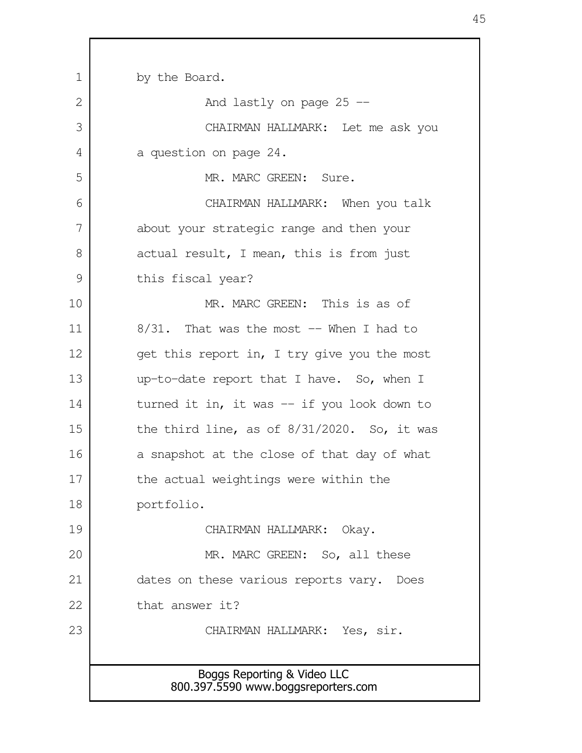by the Board.

And lastly on page 25 --

CHAIRMAN HALLMARK: Let me ask you a question on page 24.

MR. MARC GREEN: Sure.

CHAIRMAN HALLMARK: When you talk about your strategic range and then your actual result, I mean, this is from just this fiscal year?

MR. MARC GREEN: This is as of 8/31. That was the most -- When I had to get this report in, I try give you the most up-to-date report that I have. So, when I turned it in, it was -- if you look down to the third line, as of 8/31/2020. So, it was a snapshot at the close of that day of what the actual weightings were within the portfolio.

CHAIRMAN HALLMARK: Okay.

MR. MARC GREEN: So, all these dates on these various reports vary. Does that answer it?

CHAIRMAN HALLMARK: Yes, sir.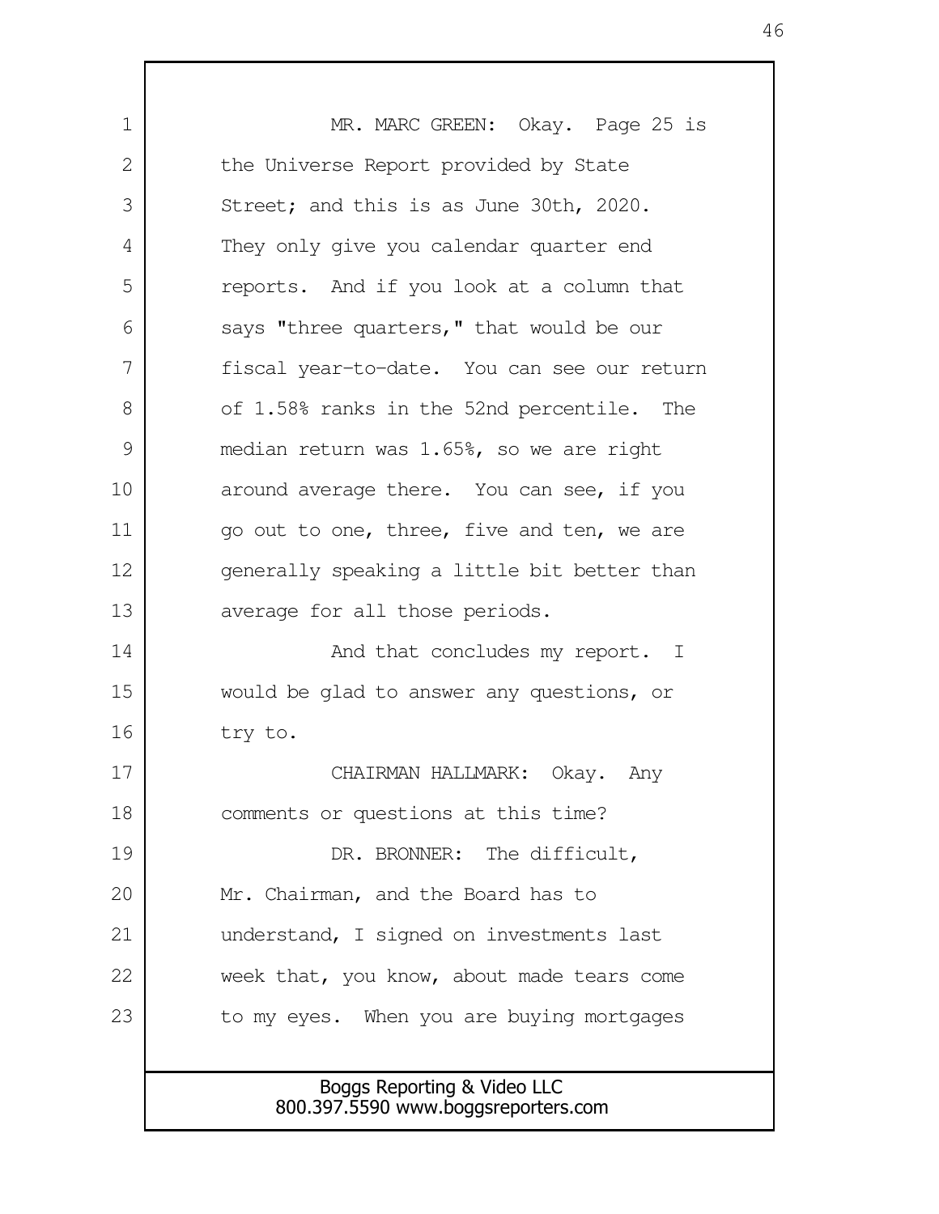MR. MARC GREEN: Okay. Page 25 is the Universe Report provided by State Street; and this is as June 30th, 2020. They only give you calendar quarter end reports. And if you look at a column that says "three quarters," that would be our fiscal year-to-date. You can see our return of 1.58% ranks in the 52nd percentile. The median return was 1.65%, so we are right around average there. You can see, if you go out to one, three, five and ten, we are generally speaking a little bit better than average for all those periods.

And that concludes my report. I would be glad to answer any questions, or try to.

CHAIRMAN HALLMARK: Okay. Any comments or questions at this time?

DR. BRONNER: The difficult, Mr. Chairman, and the Board has to understand, I signed on investments last week that, you know, about made tears come to my eyes. When you are buying mortgages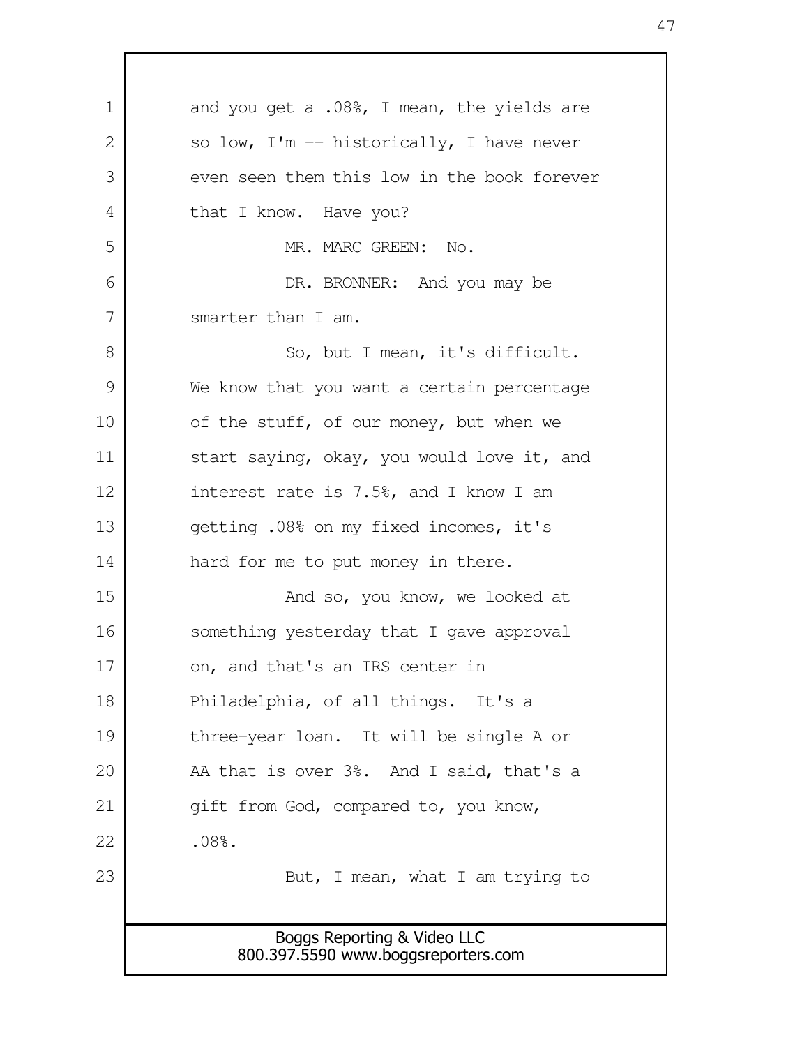and you get a .08%, I mean, the yields are so low, I'm -- historically, I have never even seen them this low in the book forever that I know. Have you?

MR. MARC GREEN: No.

DR. BRONNER: And you may be smarter than I am.

So, but I mean, it's difficult. We know that you want a certain percentage of the stuff, of our money, but when we start saying, okay, you would love it, and interest rate is 7.5%, and I know I am getting .08% on my fixed incomes, it's hard for me to put money in there.

And so, you know, we looked at something yesterday that I gave approval on, and that's an IRS center in Philadelphia, of all things. It's a three-year loan. It will be single A or AA that is over 3%. And I said, that's a gift from God, compared to, you know, .08%.

But, I mean, what I am trying to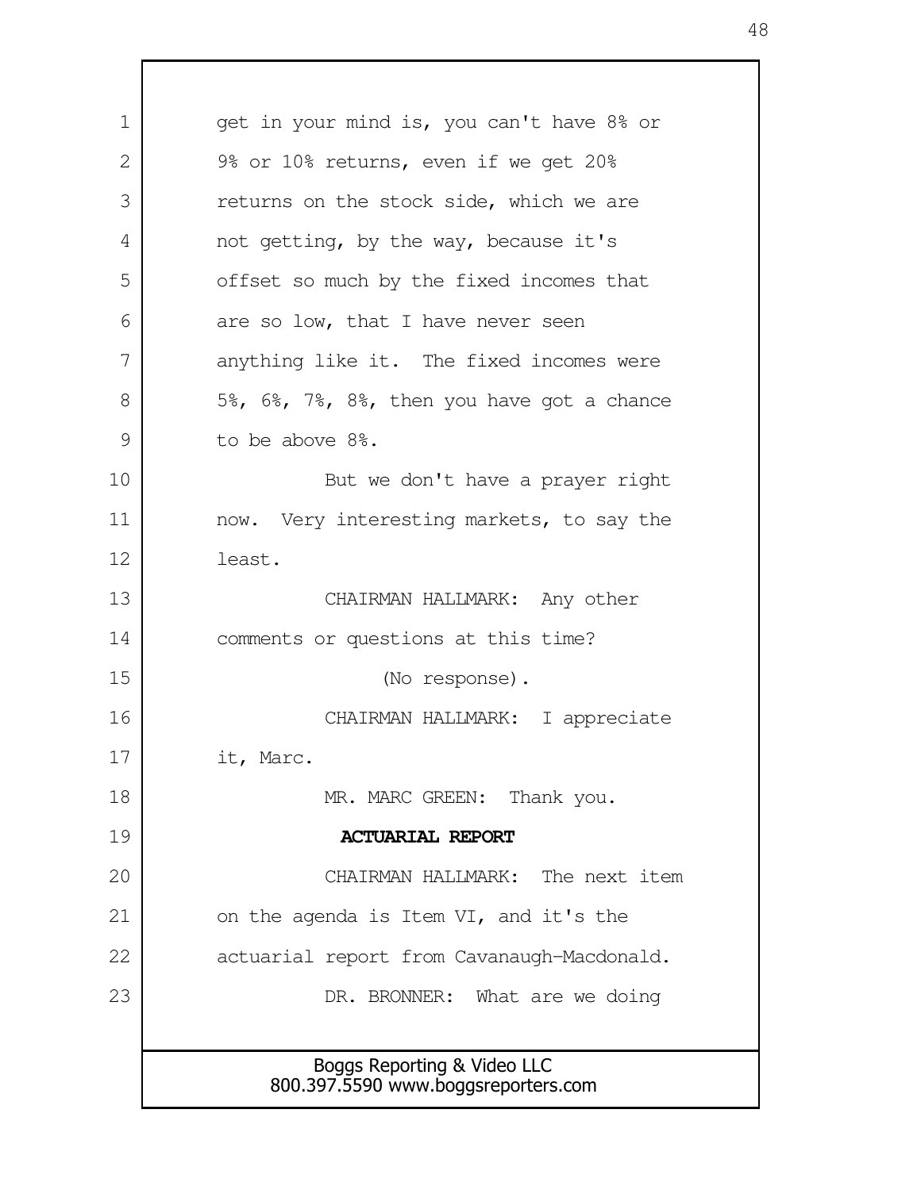get in your mind is, you can't have 8% or 9% or 10% returns, even if we get 20% returns on the stock side, which we are not getting, by the way, because it's offset so much by the fixed incomes that are so low, that I have never seen anything like it. The fixed incomes were 5%, 6%, 7%, 8%, then you have got a chance to be above 8%.

But we don't have a prayer right now. Very interesting markets, to say the least.

CHAIRMAN HALLMARK: Any other comments or questions at this time?

(No response).

CHAIRMAN HALLMARK: I appreciate it, Marc.

MR. MARC GREEN: Thank you.

**ACTUARIAL REPORT**

CHAIRMAN HALLMARK: The next item on the agenda is Item VI, and it's the actuarial report from Cavanaugh-Macdonald.

DR. BRONNER: What are we doing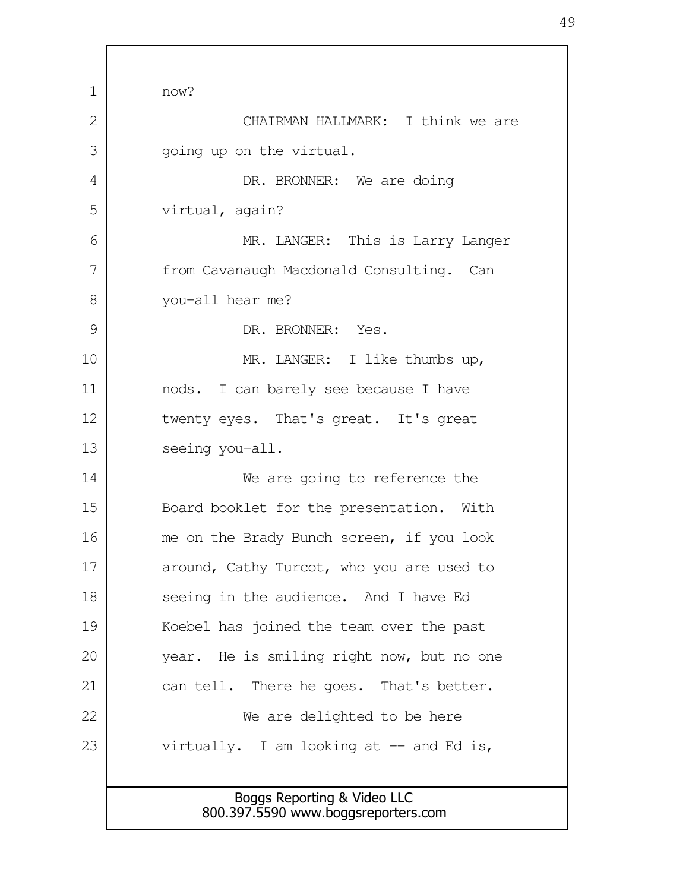now?

CHAIRMAN HALLMARK: I think we are going up on the virtual.

DR. BRONNER: We are doing virtual, again?

MR. LANGER: This is Larry Langer from Cavanaugh Macdonald Consulting. Can you-all hear me?

DR. BRONNER: Yes.

MR. LANGER: I like thumbs up, nods. I can barely see because I have twenty eyes. That's great. It's great seeing you-all.

We are going to reference the Board booklet for the presentation. With me on the Brady Bunch screen, if you look around, Cathy Turcot, who you are used to seeing in the audience. And I have Ed Koebel has joined the team over the past year. He is smiling right now, but no one can tell. There he goes. That's better.

We are delighted to be here virtually. I am looking at -- and Ed is,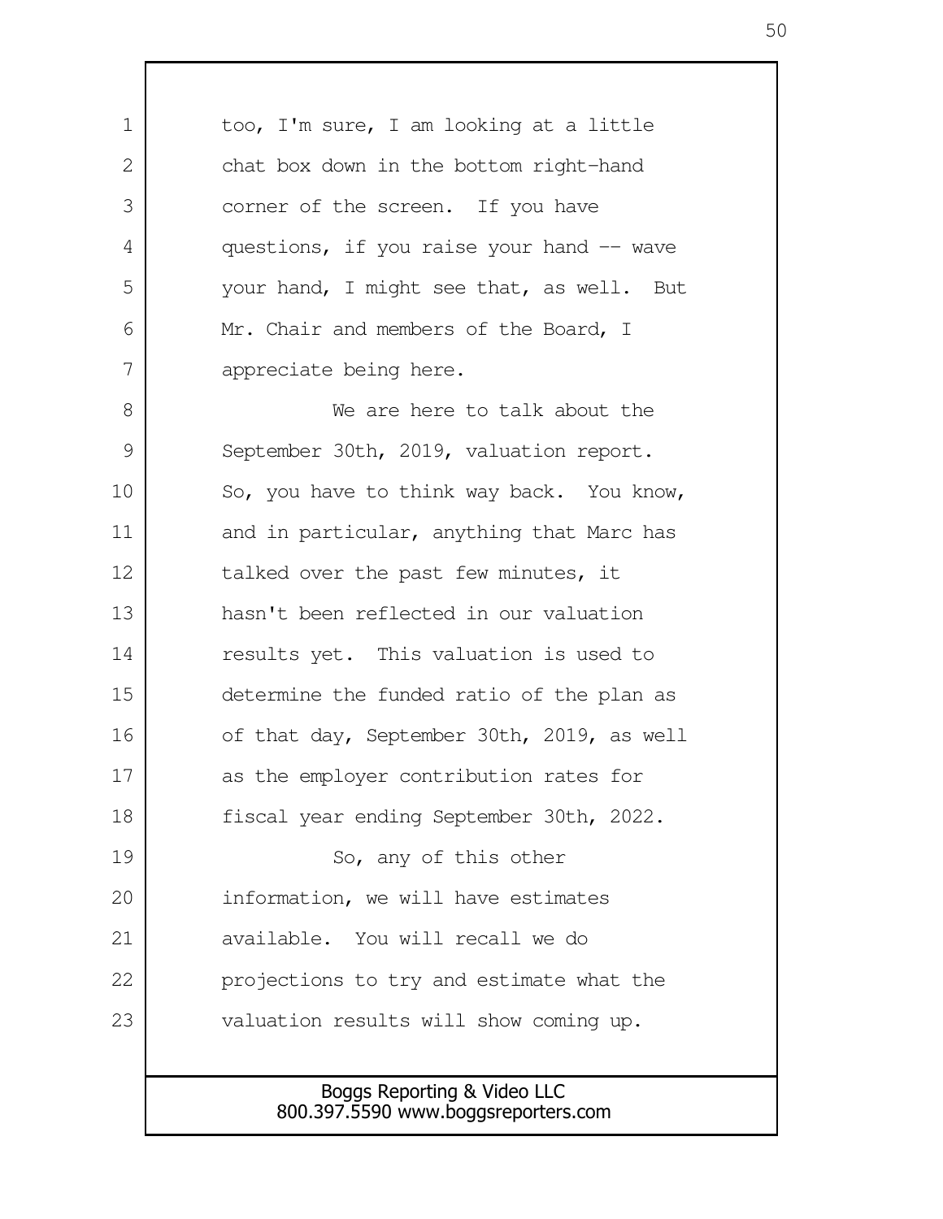too, I'm sure, I am looking at a little chat box down in the bottom right-hand corner of the screen. If you have questions, if you raise your hand -- wave your hand, I might see that, as well. But Mr. Chair and members of the Board, I appreciate being here.

We are here to talk about the September 30th, 2019, valuation report. So, you have to think way back. You know, and in particular, anything that Marc has talked over the past few minutes, it hasn't been reflected in our valuation results yet. This valuation is used to determine the funded ratio of the plan as of that day, September 30th, 2019, as well as the employer contribution rates for fiscal year ending September 30th, 2022.

So, any of this other information, we will have estimates available. You will recall we do projections to try and estimate what the valuation results will show coming up.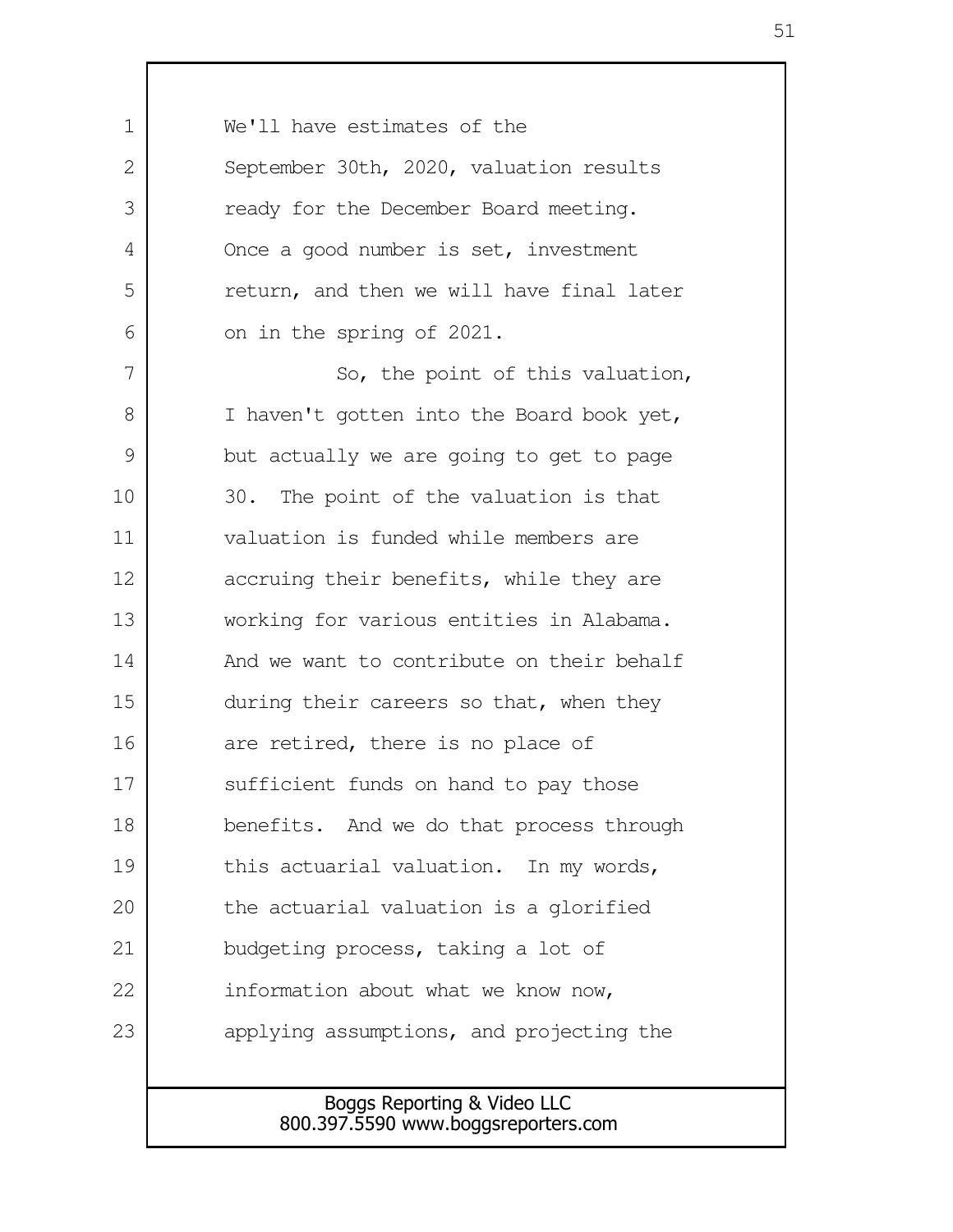We'll have estimates of the September 30th, 2020, valuation results ready for the December Board meeting. Once a good number is set, investment return, and then we will have final later on in the spring of 2021.

So, the point of this valuation, I haven't gotten into the Board book yet, but actually we are going to get to page 30. The point of the valuation is that valuation is funded while members are accruing their benefits, while they are working for various entities in Alabama. And we want to contribute on their behalf during their careers so that, when they are retired, there is no place of sufficient funds on hand to pay those benefits. And we do that process through this actuarial valuation. In my words, the actuarial valuation is a glorified budgeting process, taking a lot of information about what we know now, applying assumptions, and projecting the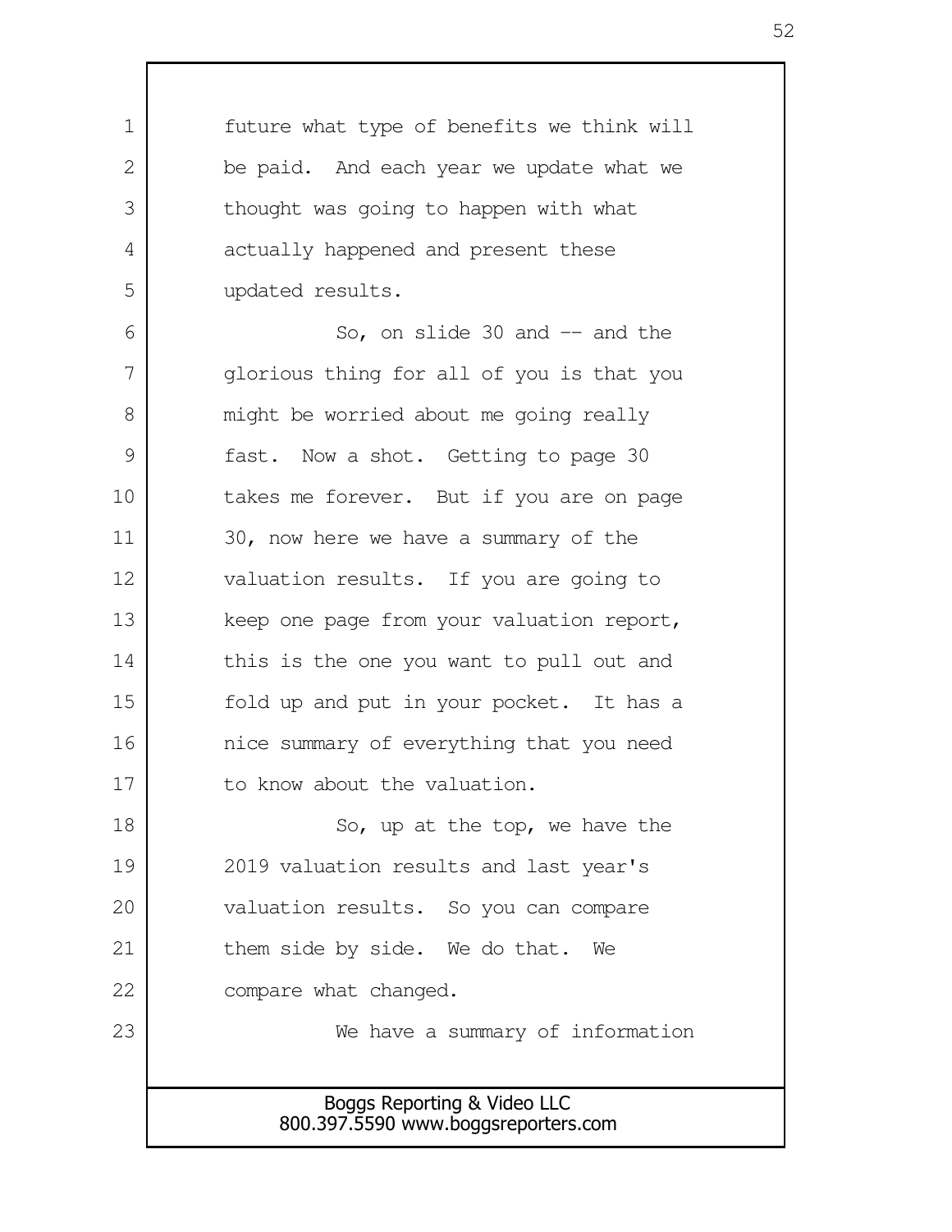future what type of benefits we think will be paid. And each year we update what we thought was going to happen with what actually happened and present these updated results.

So, on slide 30 and -- and the glorious thing for all of you is that you might be worried about me going really fast. Now a shot. Getting to page 30 takes me forever. But if you are on page 30, now here we have a summary of the valuation results. If you are going to keep one page from your valuation report, this is the one you want to pull out and fold up and put in your pocket. It has a nice summary of everything that you need to know about the valuation.

So, up at the top, we have the 2019 valuation results and last year's valuation results. So you can compare them side by side. We do that. We compare what changed.

We have a summary of information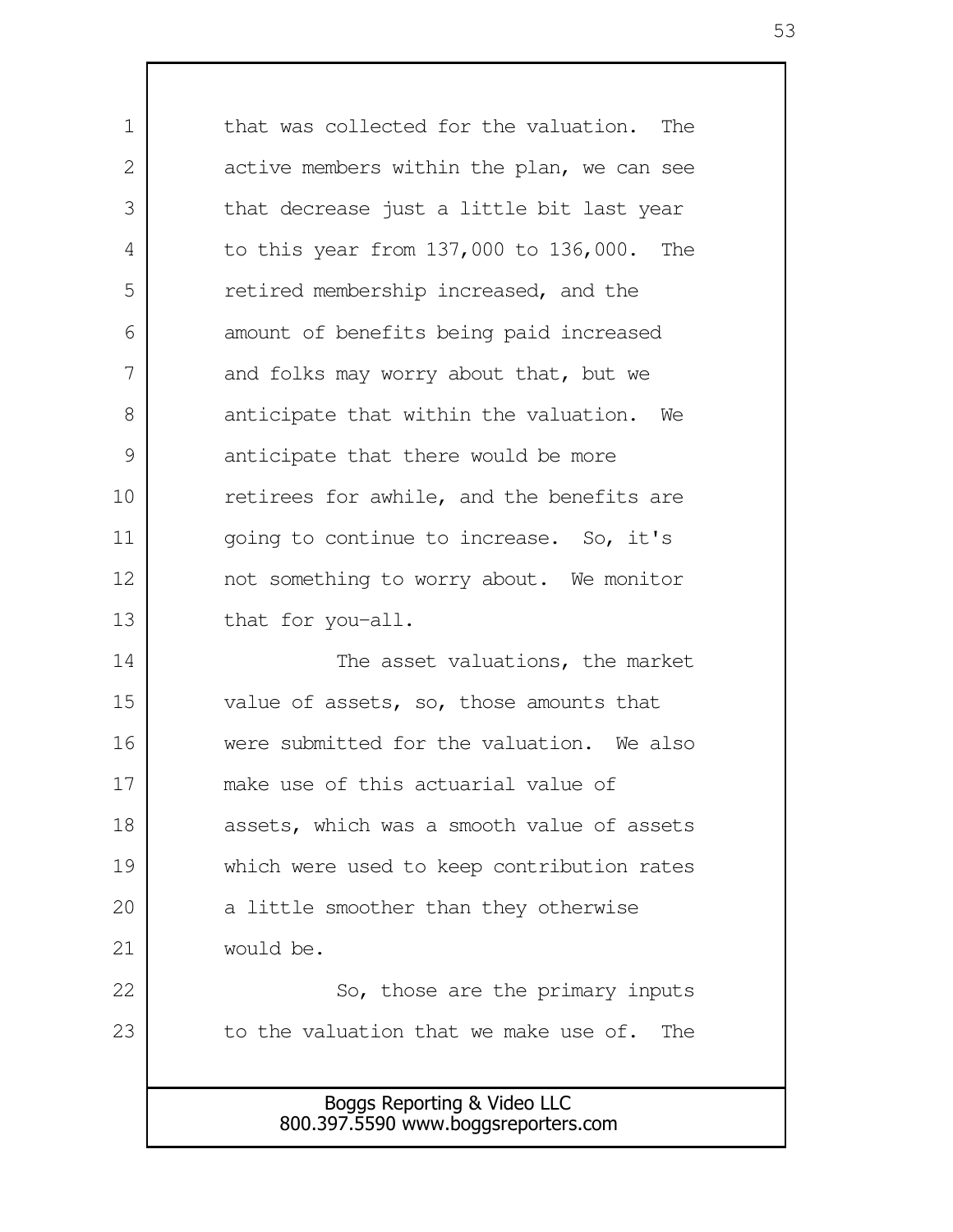that was collected for the valuation. The active members within the plan, we can see that decrease just a little bit last year to this year from 137,000 to 136,000. The retired membership increased, and the amount of benefits being paid increased and folks may worry about that, but we anticipate that within the valuation. We anticipate that there would be more retirees for awhile, and the benefits are going to continue to increase. So, it's not something to worry about. We monitor that for you-all.

The asset valuations, the market value of assets, so, those amounts that were submitted for the valuation. We also make use of this actuarial value of assets, which was a smooth value of assets which were used to keep contribution rates a little smoother than they otherwise would be.

So, those are the primary inputs to the valuation that we make use of. The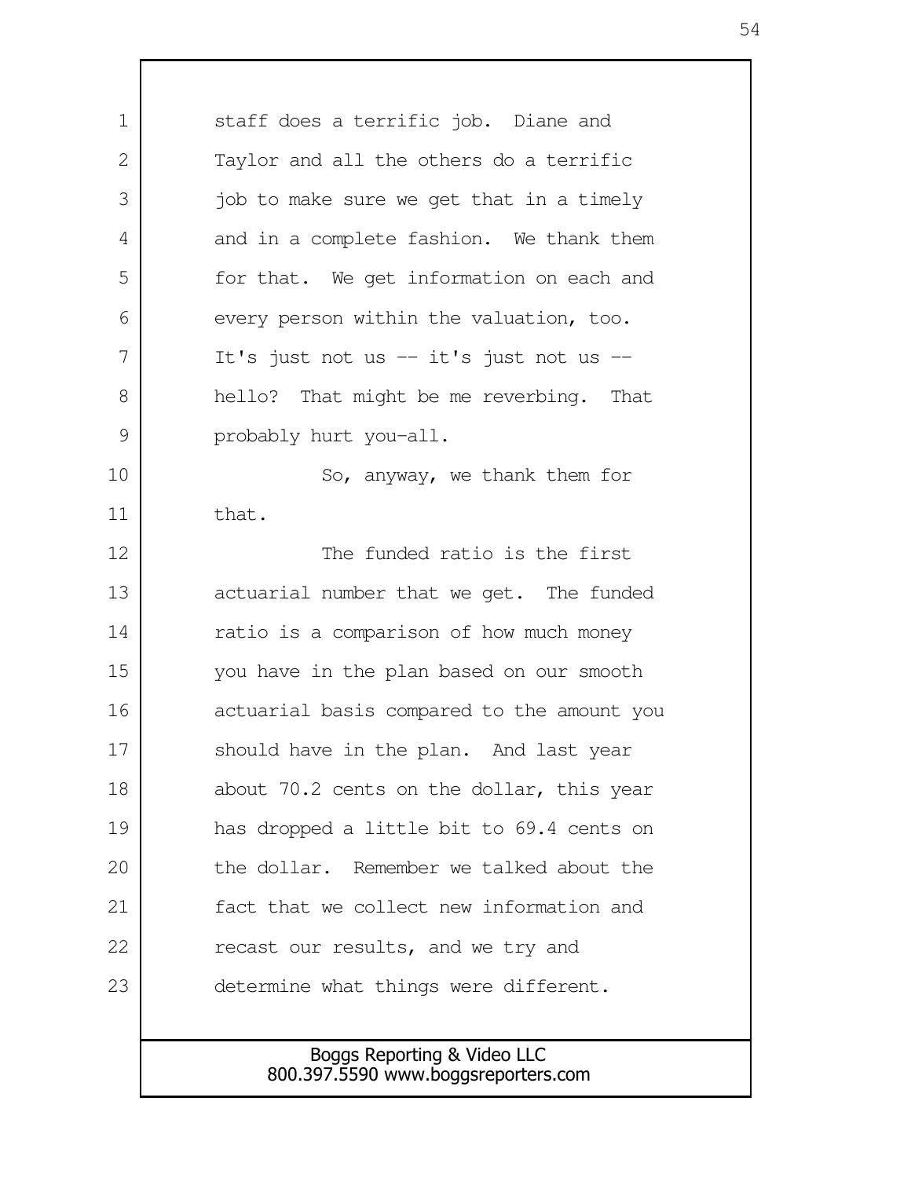staff does a terrific job. Diane and Taylor and all the others do a terrific job to make sure we get that in a timely and in a complete fashion. We thank them for that. We get information on each and every person within the valuation, too. It's just not us -- it's just not us -- hello? That might be me reverbing. That probably hurt you-all.

So, anyway, we thank them for that.

The funded ratio is the first actuarial number that we get. The funded ratio is a comparison of how much money you have in the plan based on our smooth actuarial basis compared to the amount you should have in the plan. And last year about 70.2 cents on the dollar, this year has dropped a little bit to 69.4 cents on the dollar. Remember we talked about the fact that we collect new information and recast our results, and we try and determine what things were different.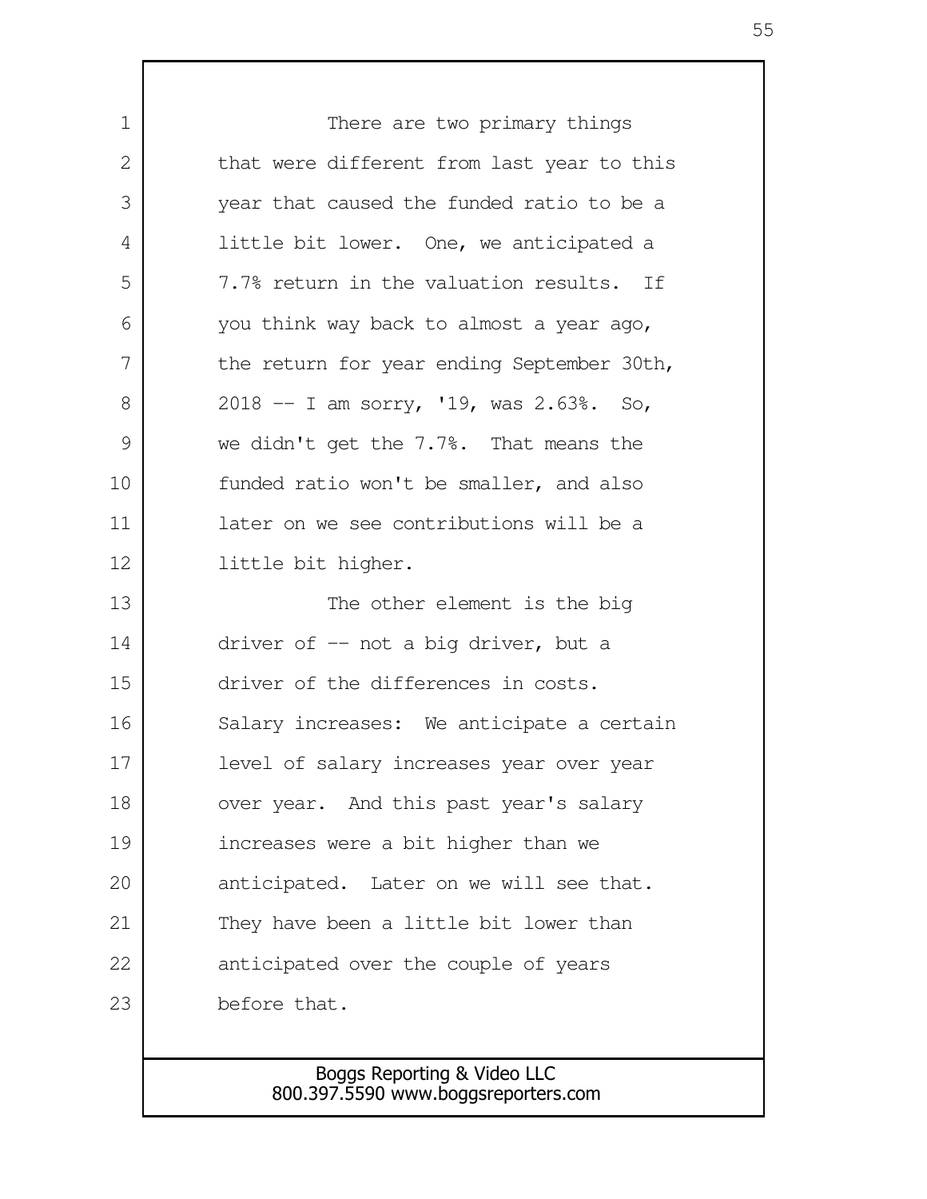There are two primary things that were different from last year to this year that caused the funded ratio to be a little bit lower. One, we anticipated a 7.7% return in the valuation results. If you think way back to almost a year ago, the return for year ending September 30th, 2018 -- I am sorry, '19, was 2.63%. So, we didn't get the 7.7%. That means the funded ratio won't be smaller, and also later on we see contributions will be a little bit higher.

The other element is the big driver of -- not a big driver, but a driver of the differences in costs. Salary increases: We anticipate a certain level of salary increases year over year over year. And this past year's salary increases were a bit higher than we anticipated. Later on we will see that. They have been a little bit lower than anticipated over the couple of years before that.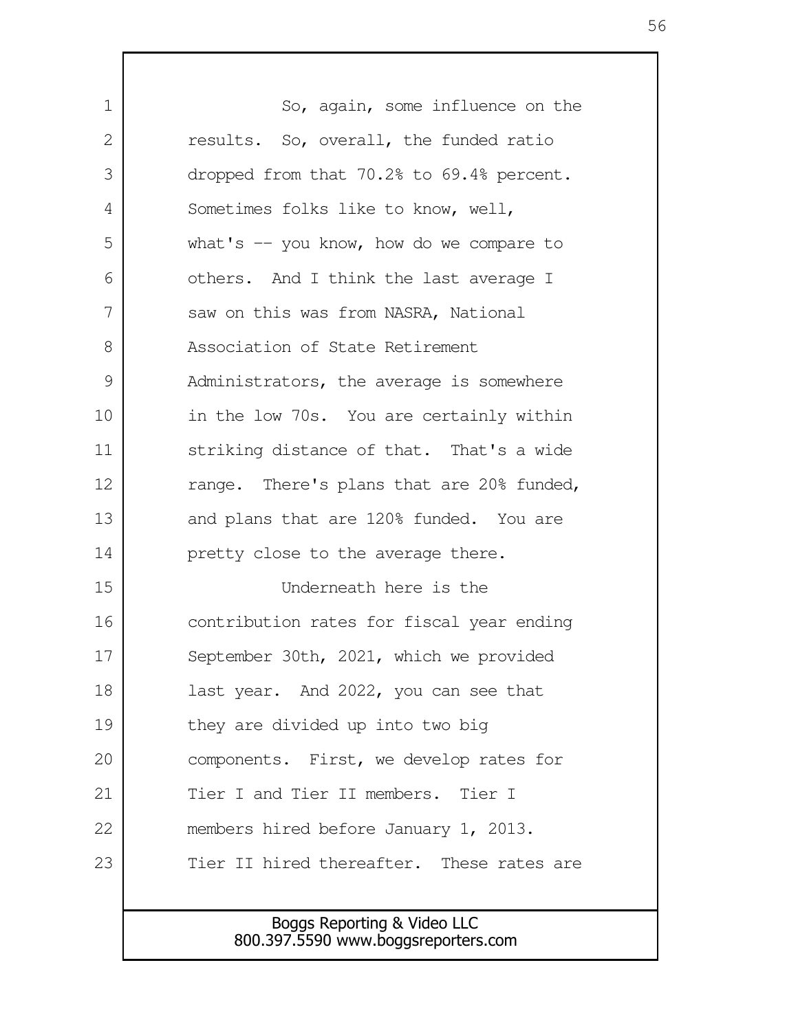So, again, some influence on the results. So, overall, the funded ratio dropped from that 70.2% to 69.4% percent. Sometimes folks like to know, well, what's -- you know, how do we compare to others. And I think the last average I saw on this was from NASRA, National Association of State Retirement Administrators, the average is somewhere in the low 70s. You are certainly within striking distance of that. That's a wide range. There's plans that are 20% funded, and plans that are 120% funded. You are pretty close to the average there.

Underneath here is the contribution rates for fiscal year ending September 30th, 2021, which we provided last year. And 2022, you can see that they are divided up into two big components. First, we develop rates for Tier I and Tier II members. Tier I members hired before January 1, 2013. Tier II hired thereafter. These rates are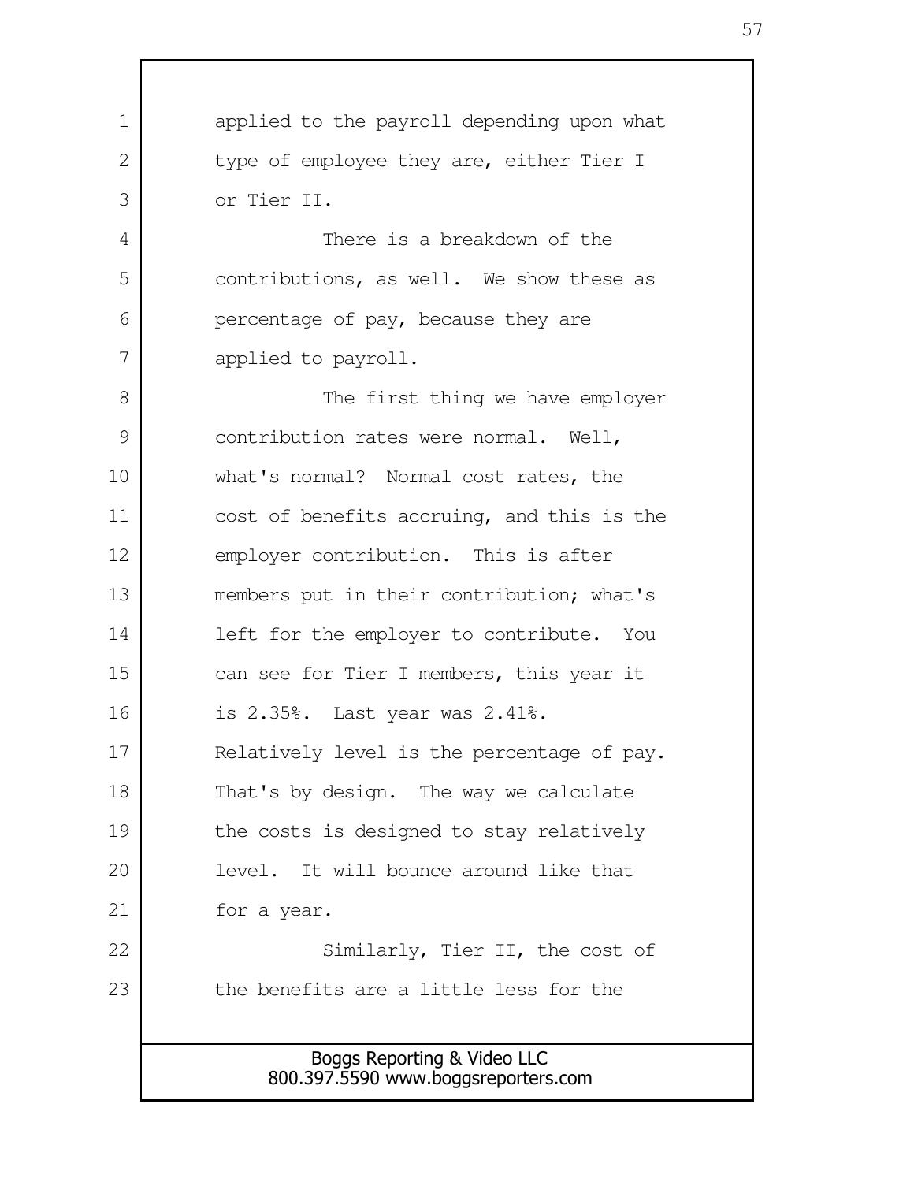applied to the payroll depending upon what type of employee they are, either Tier I or Tier II.

There is a breakdown of the contributions, as well. We show these as percentage of pay, because they are applied to payroll.

The first thing we have employer contribution rates were normal. Well, what's normal? Normal cost rates, the cost of benefits accruing, and this is the employer contribution. This is after members put in their contribution; what's left for the employer to contribute. You can see for Tier I members, this year it is 2.35%. Last year was 2.41%. Relatively level is the percentage of pay. That's by design. The way we calculate the costs is designed to stay relatively level. It will bounce around like that for a year.

Similarly, Tier II, the cost of the benefits are a little less for the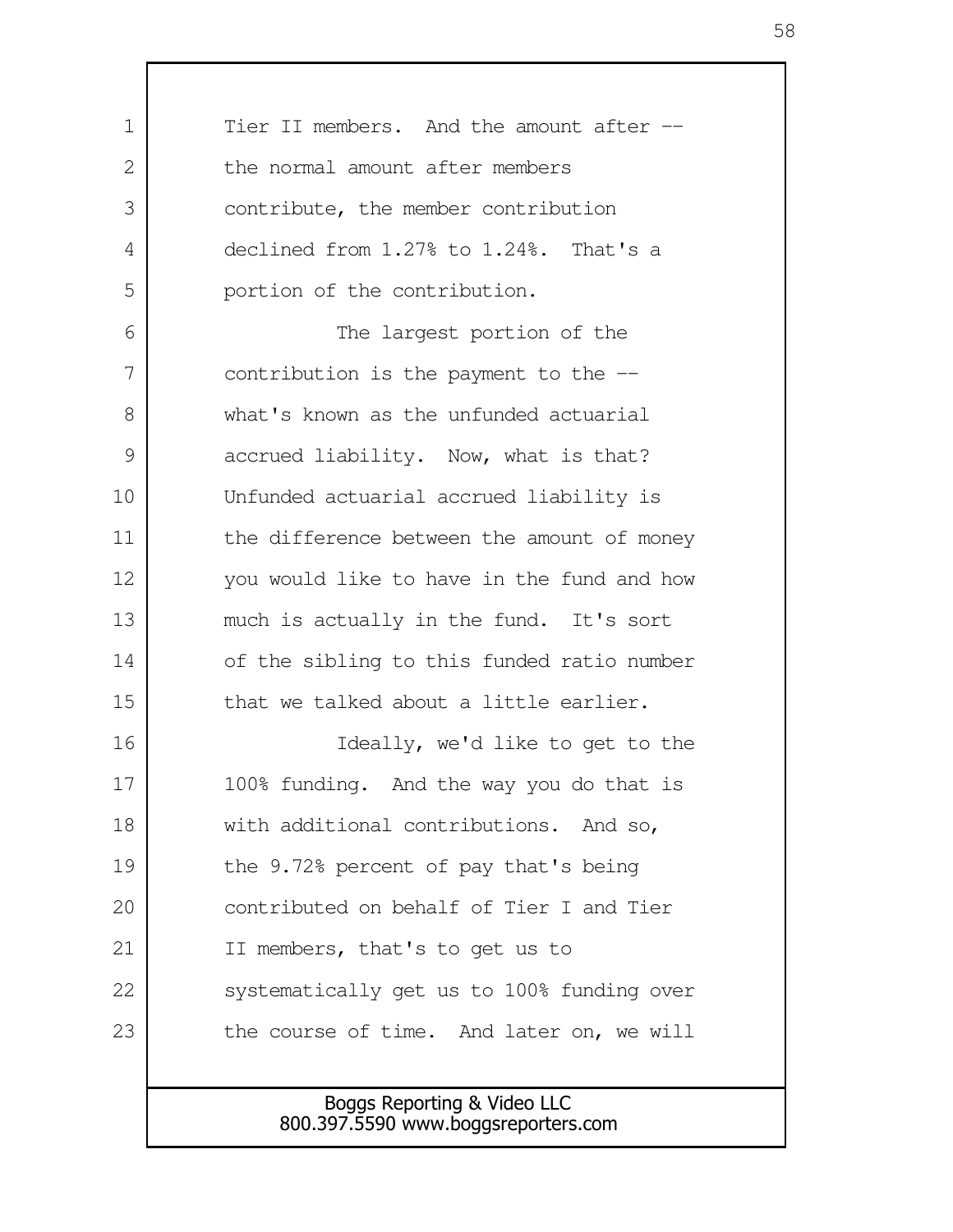Tier II members. And the amount after -- the normal amount after members contribute, the member contribution declined from 1.27% to 1.24%. That's a portion of the contribution.

The largest portion of the contribution is the payment to the -- what's known as the unfunded actuarial accrued liability. Now, what is that? Unfunded actuarial accrued liability is the difference between the amount of money you would like to have in the fund and how much is actually in the fund. It's sort of the sibling to this funded ratio number that we talked about a little earlier.

Ideally, we'd like to get to the 100% funding. And the way you do that is with additional contributions. And so, the 9.72% percent of pay that's being contributed on behalf of Tier I and Tier II members, that's to get us to systematically get us to 100% funding over the course of time. And later on, we will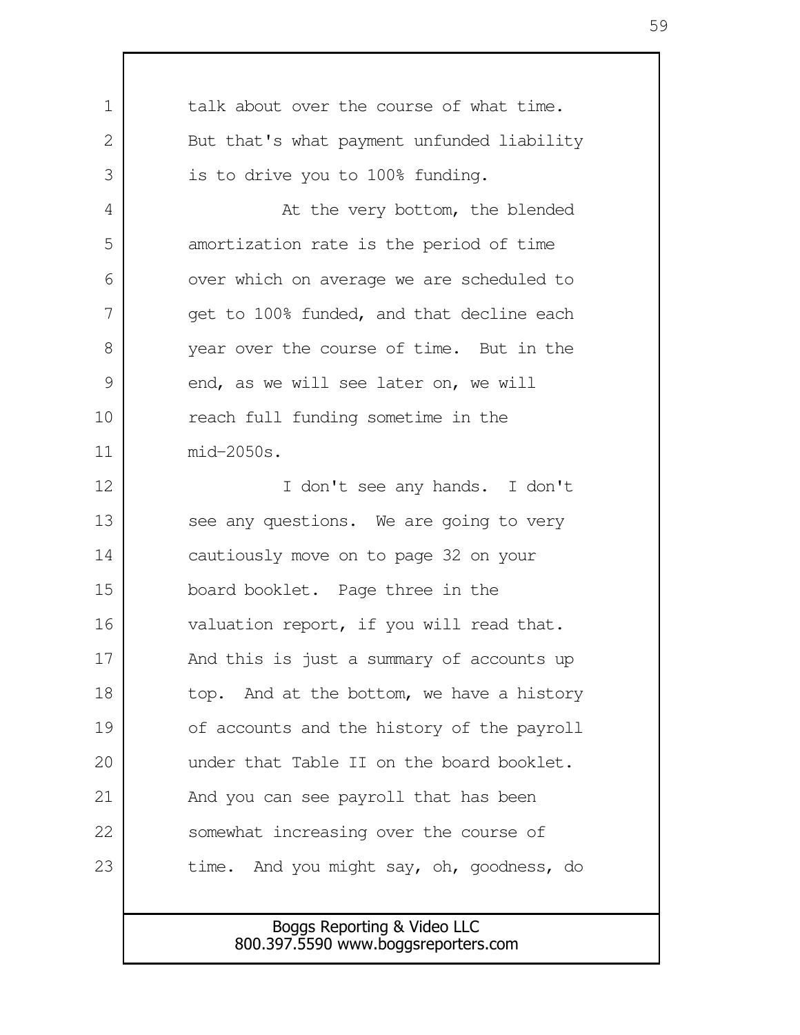talk about over the course of what time. But that's what payment unfunded liability is to drive you to 100% funding.

At the very bottom, the blended amortization rate is the period of time over which on average we are scheduled to get to 100% funded, and that decline each year over the course of time. But in the end, as we will see later on, we will reach full funding sometime in the mid-2050s.

I don't see any hands. I don't see any questions. We are going to very cautiously move on to page 32 on your board booklet. Page three in the valuation report, if you will read that. And this is just a summary of accounts up top. And at the bottom, we have a history of accounts and the history of the payroll under that Table II on the board booklet. And you can see payroll that has been somewhat increasing over the course of time. And you might say, oh, goodness, do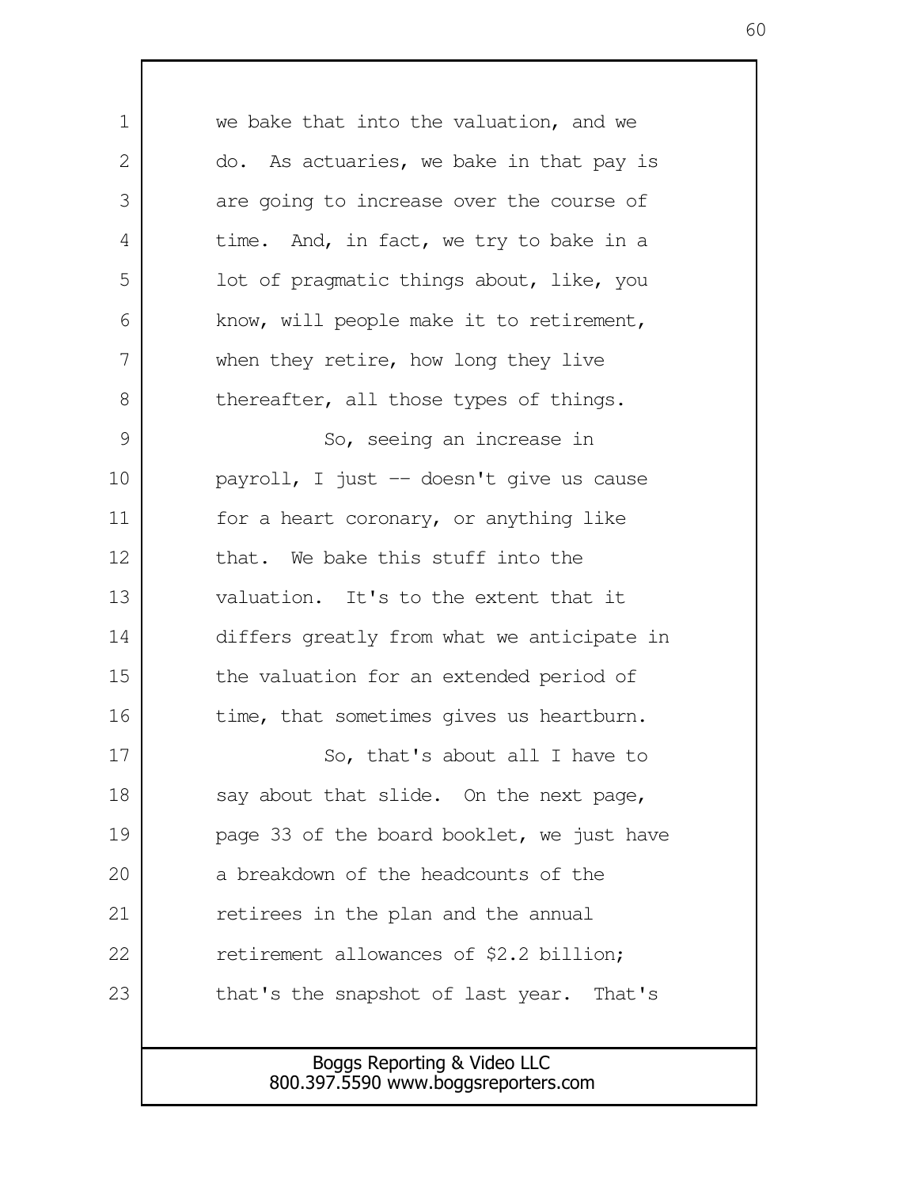we bake that into the valuation, and we do. As actuaries, we bake in that pay is are going to increase over the course of time. And, in fact, we try to bake in a lot of pragmatic things about, like, you know, will people make it to retirement, when they retire, how long they live thereafter, all those types of things.

So, seeing an increase in payroll, I just -- doesn't give us cause for a heart coronary, or anything like that. We bake this stuff into the valuation. It's to the extent that it differs greatly from what we anticipate in the valuation for an extended period of time, that sometimes gives us heartburn.

So, that's about all I have to say about that slide. On the next page, page 33 of the board booklet, we just have a breakdown of the headcounts of the retirees in the plan and the annual retirement allowances of $2.2 billion; that's the snapshot of last year. That's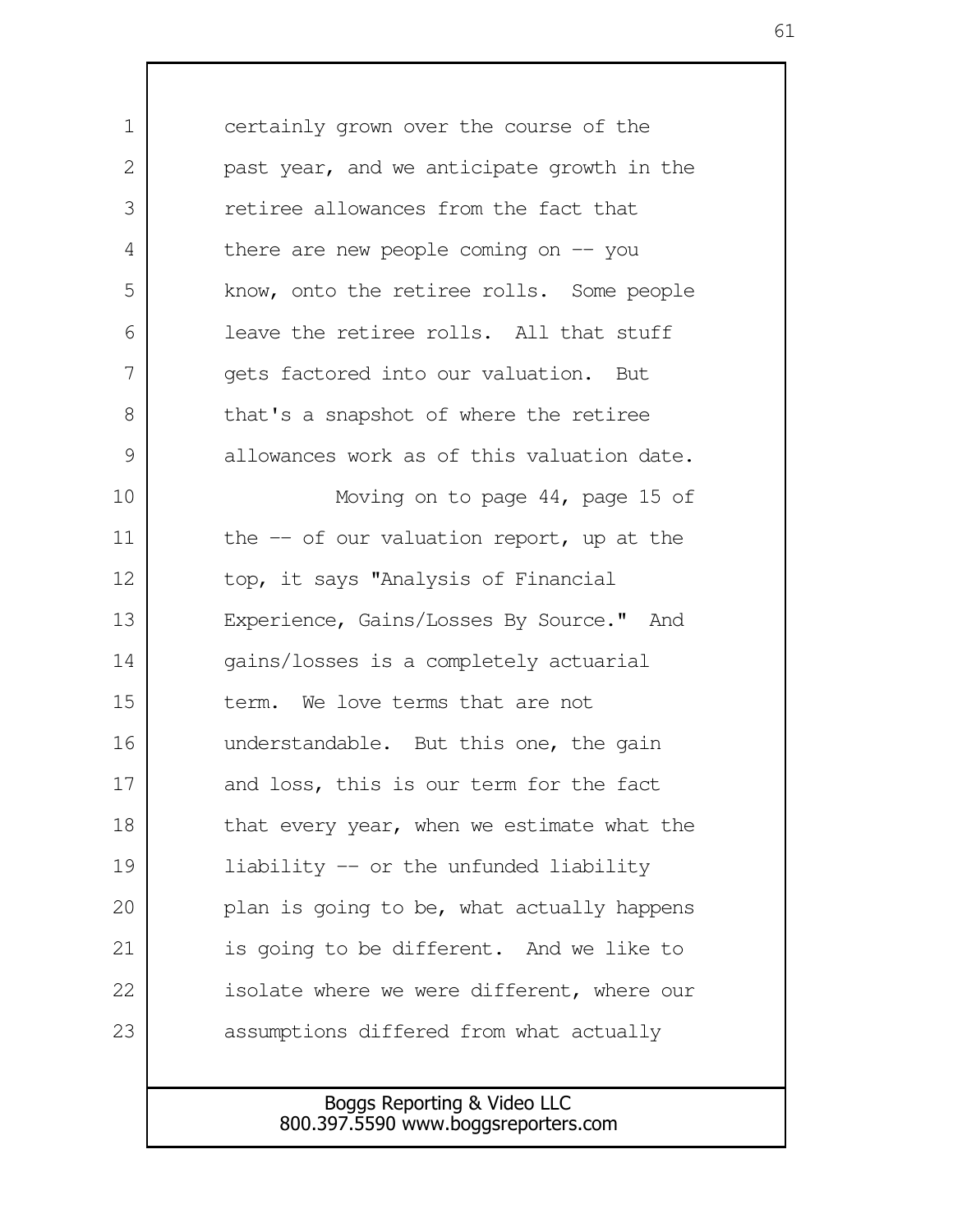certainly grown over the course of the past year, and we anticipate growth in the retiree allowances from the fact that there are new people coming on -- you know, onto the retiree rolls. Some people leave the retiree rolls. All that stuff gets factored into our valuation. But that's a snapshot of where the retiree allowances work as of this valuation date.

Moving on to page 44, page 15 of the -- of our valuation report, up at the top, it says "Analysis of Financial Experience, Gains/Losses By Source." And gains/losses is a completely actuarial term. We love terms that are not understandable. But this one, the gain and loss, this is our term for the fact that every year, when we estimate what the liability -- or the unfunded liability plan is going to be, what actually happens is going to be different. And we like to isolate where we were different, where our assumptions differed from what actually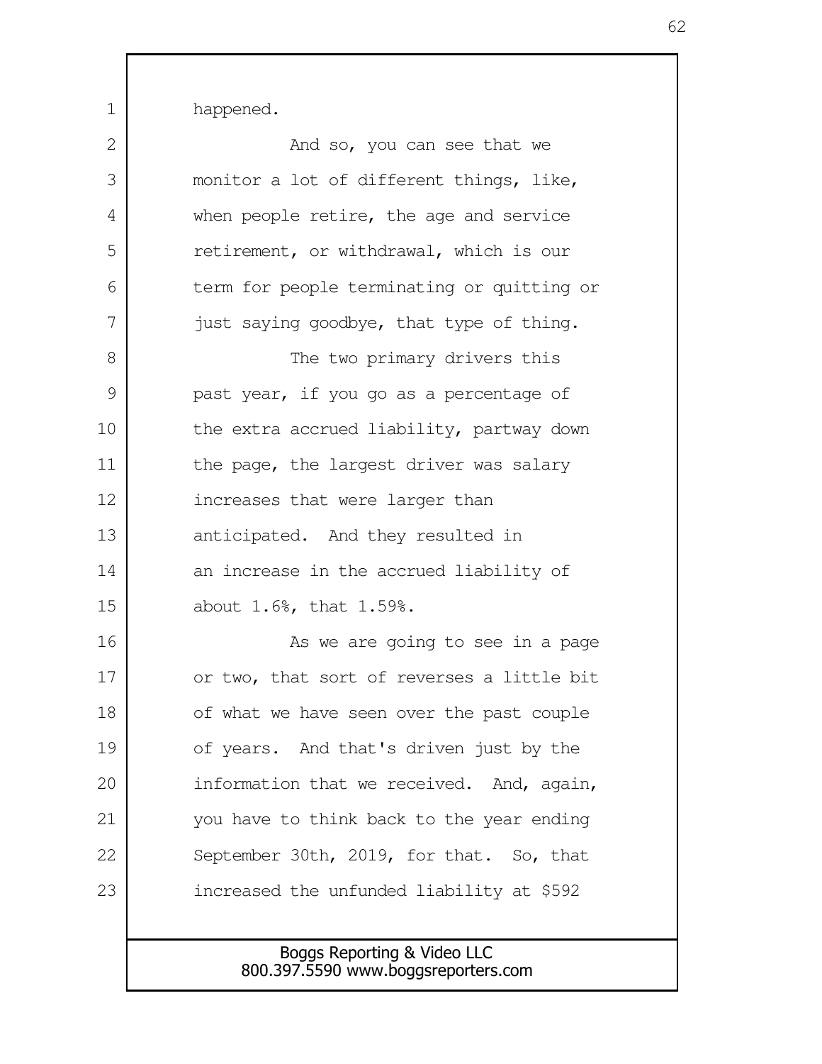happened.

And so, you can see that we monitor a lot of different things, like, when people retire, the age and service retirement, or withdrawal, which is our term for people terminating or quitting or just saying goodbye, that type of thing.

The two primary drivers this past year, if you go as a percentage of the extra accrued liability, partway down the page, the largest driver was salary increases that were larger than anticipated. And they resulted in an increase in the accrued liability of about 1.6%, that 1.59%.

As we are going to see in a page or two, that sort of reverses a little bit of what we have seen over the past couple of years. And that's driven just by the information that we received. And, again, you have to think back to the year ending September 30th, 2019, for that. So, that increased the unfunded liability at $592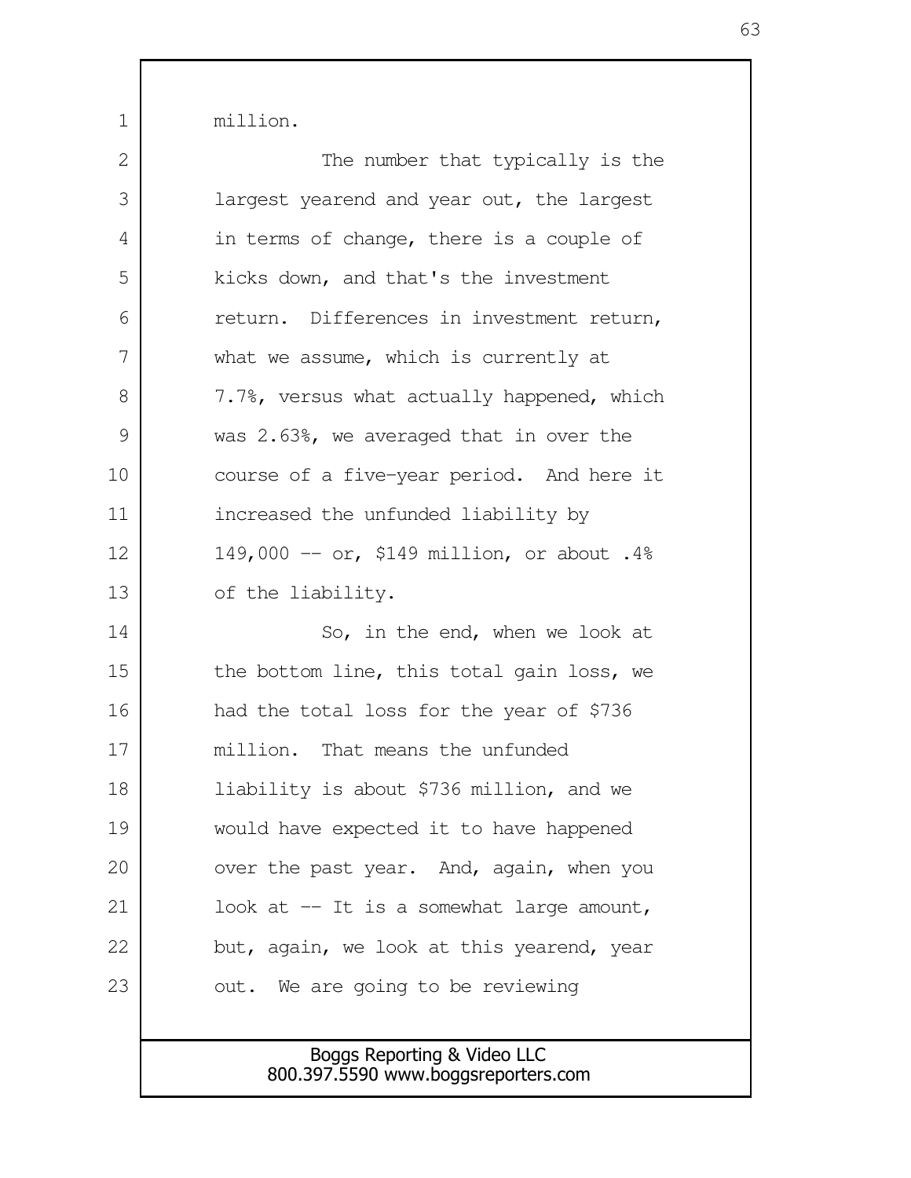million.

The number that typically is the largest yearend and year out, the largest in terms of change, there is a couple of kicks down, and that's the investment return. Differences in investment return, what we assume, which is currently at 7.7%, versus what actually happened, which was 2.63%, we averaged that in over the course of a five-year period. And here it increased the unfunded liability by 149,000 -- or, $149 million, or about .4% of the liability.

So, in the end, when we look at the bottom line, this total gain loss, we had the total loss for the year of $736 million. That means the unfunded liability is about $736 million, and we would have expected it to have happened over the past year. And, again, when you look at -- It is a somewhat large amount, but, again, we look at this yearend, year out. We are going to be reviewing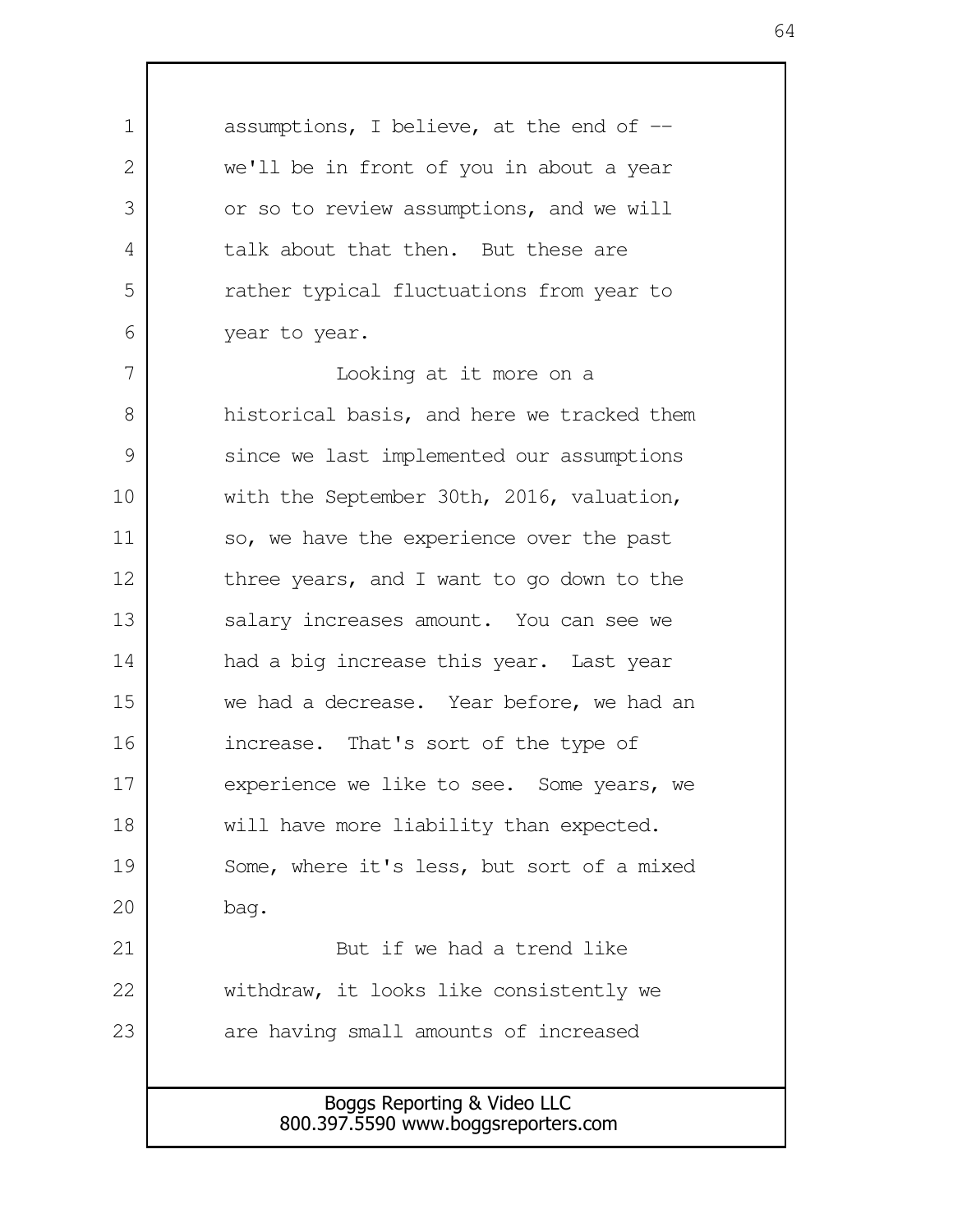assumptions, I believe, at the end of -- we'll be in front of you in about a year or so to review assumptions, and we will talk about that then. But these are rather typical fluctuations from year to year to year.

Looking at it more on a historical basis, and here we tracked them since we last implemented our assumptions with the September 30th, 2016, valuation, so, we have the experience over the past three years, and I want to go down to the salary increases amount. You can see we had a big increase this year. Last year we had a decrease. Year before, we had an increase. That's sort of the type of experience we like to see. Some years, we will have more liability than expected. Some, where it's less, but sort of a mixed bag.

But if we had a trend like withdraw, it looks like consistently we are having small amounts of increased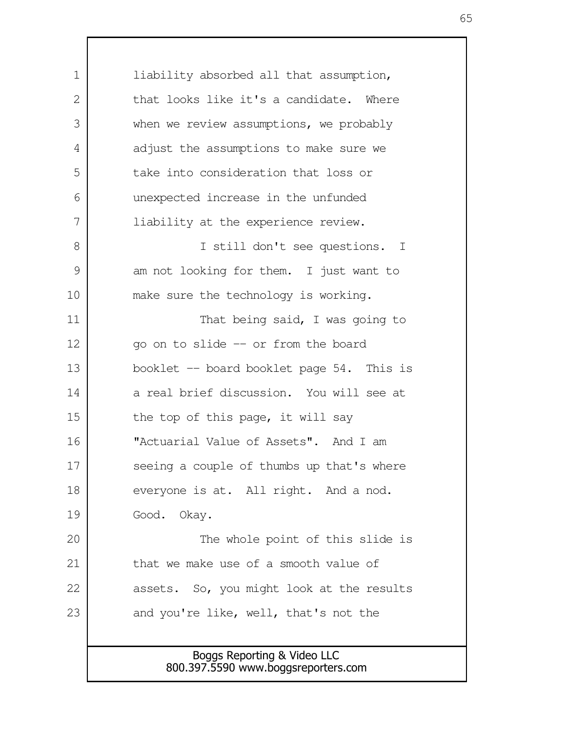liability absorbed all that assumption, that looks like it's a candidate. Where when we review assumptions, we probably adjust the assumptions to make sure we take into consideration that loss or unexpected increase in the unfunded liability at the experience review.

I still don't see questions. I am not looking for them. I just want to make sure the technology is working.

That being said, I was going to go on to slide -- or from the board booklet -- board booklet page 54. This is a real brief discussion. You will see at the top of this page, it will say "Actuarial Value of Assets". And I am seeing a couple of thumbs up that's where everyone is at. All right. And a nod. Good. Okay.

The whole point of this slide is that we make use of a smooth value of assets. So, you might look at the results and you're like, well, that's not the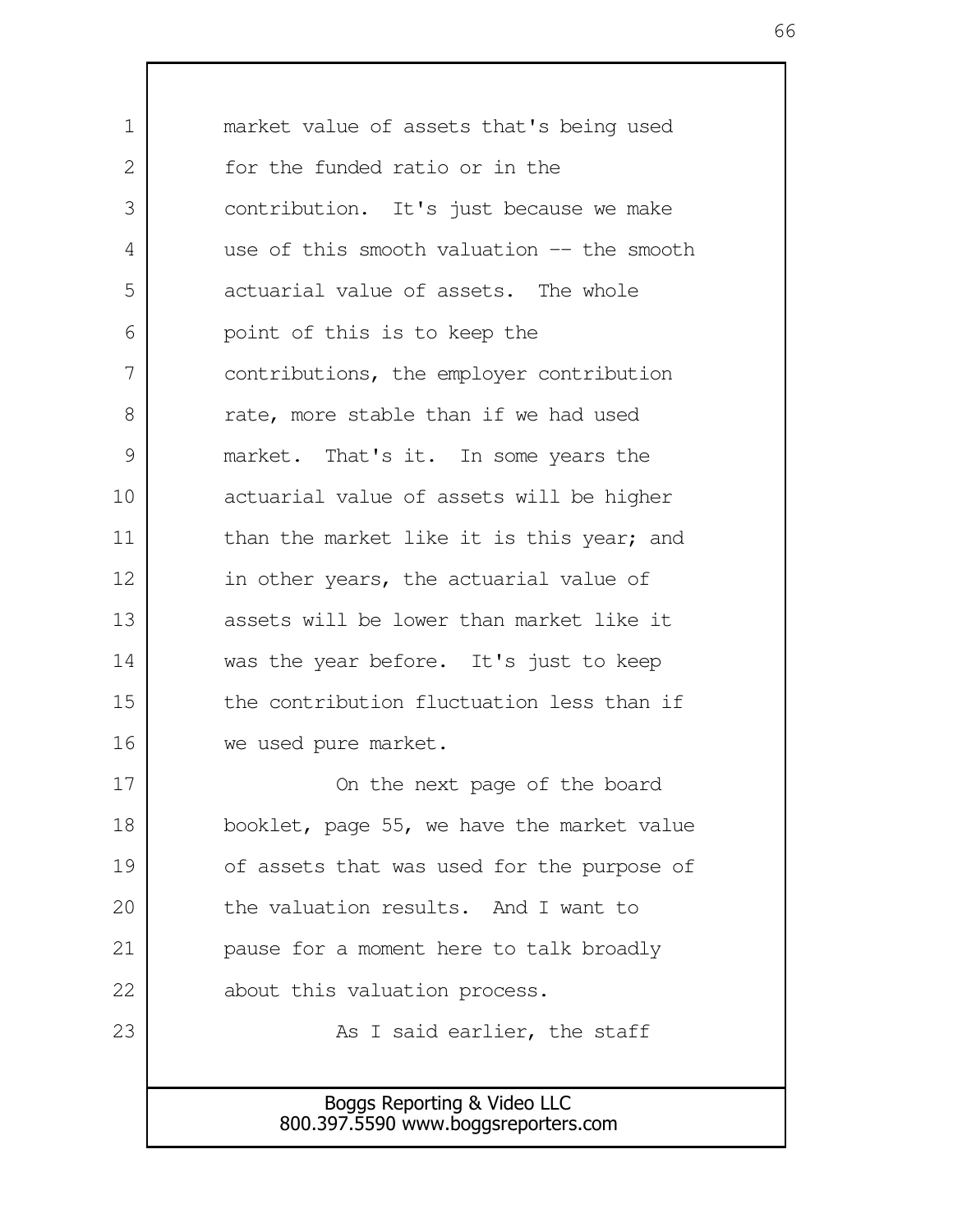market value of assets that's being used for the funded ratio or in the contribution. It's just because we make use of this smooth valuation -- the smooth actuarial value of assets. The whole point of this is to keep the contributions, the employer contribution rate, more stable than if we had used market. That's it. In some years the actuarial value of assets will be higher than the market like it is this year; and in other years, the actuarial value of assets will be lower than market like it was the year before. It's just to keep the contribution fluctuation less than if we used pure market.

On the next page of the board booklet, page 55, we have the market value of assets that was used for the purpose of the valuation results. And I want to pause for a moment here to talk broadly about this valuation process.

As I said earlier, the staff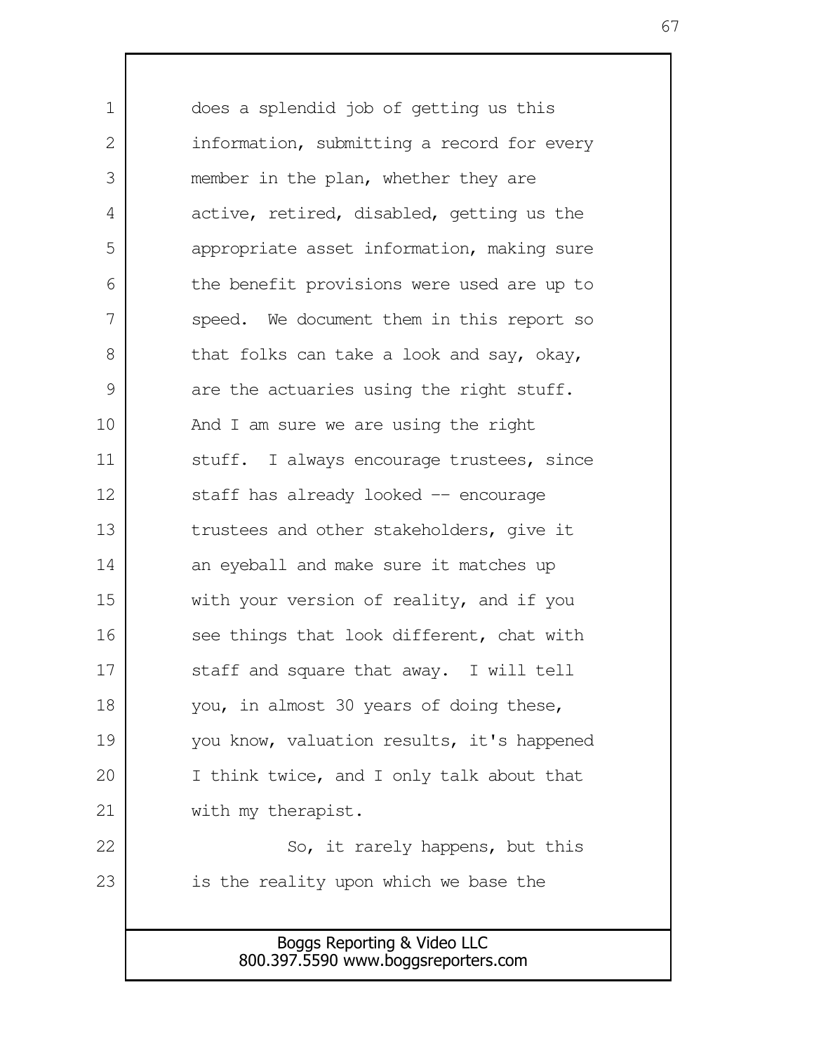does a splendid job of getting us this information, submitting a record for every member in the plan, whether they are active, retired, disabled, getting us the appropriate asset information, making sure the benefit provisions were used are up to speed. We document them in this report so that folks can take a look and say, okay, are the actuaries using the right stuff. And I am sure we are using the right stuff. I always encourage trustees, since staff has already looked -- encourage trustees and other stakeholders, give it an eyeball and make sure it matches up with your version of reality, and if you see things that look different, chat with staff and square that away. I will tell you, in almost 30 years of doing these, you know, valuation results, it's happened I think twice, and I only talk about that with my therapist.

So, it rarely happens, but this is the reality upon which we base the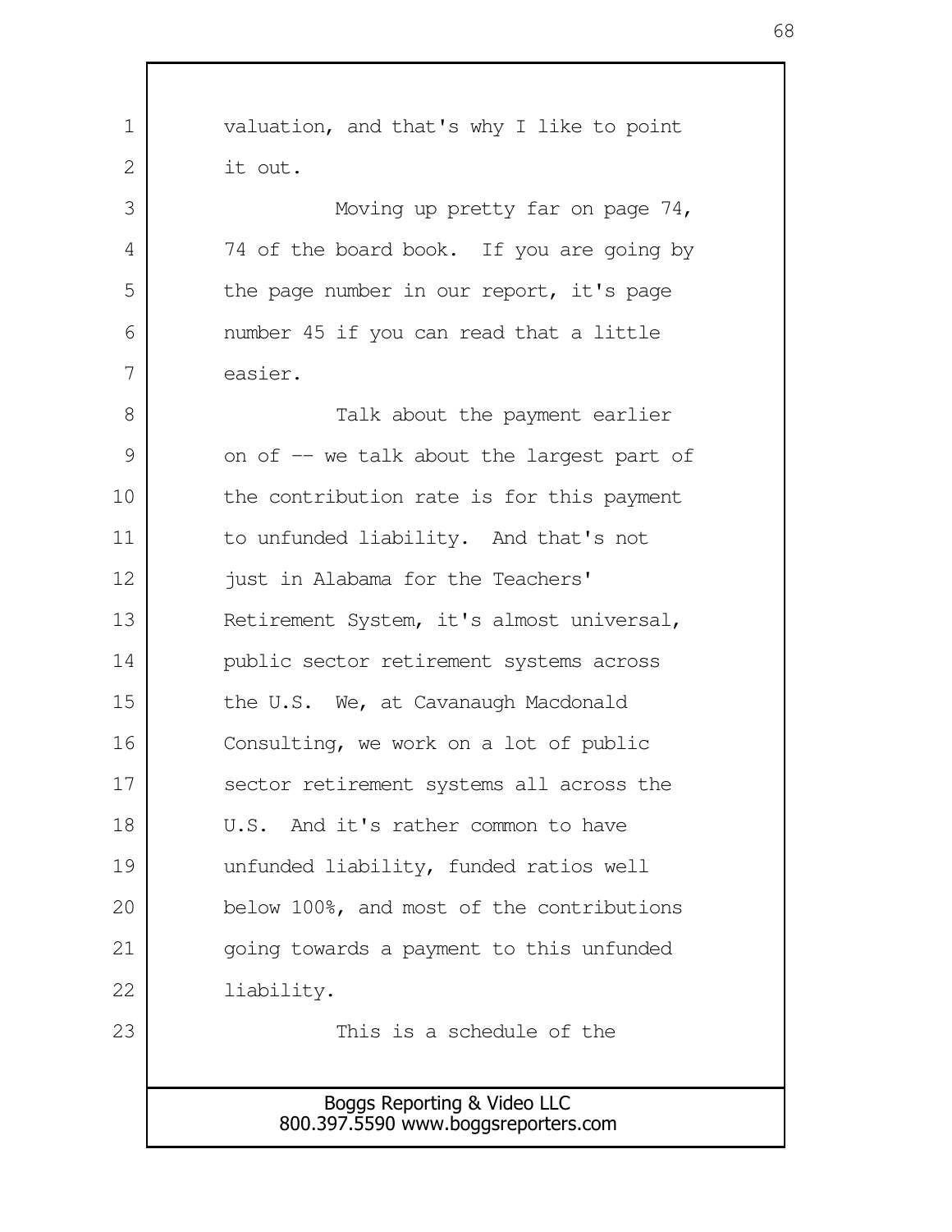valuation, and that's why I like to point it out.

Moving up pretty far on page 74, 74 of the board book. If you are going by the page number in our report, it's page number 45 if you can read that a little easier.

Talk about the payment earlier on of -- we talk about the largest part of the contribution rate is for this payment to unfunded liability. And that's not just in Alabama for the Teachers' Retirement System, it's almost universal, public sector retirement systems across the U.S. We, at Cavanaugh Macdonald Consulting, we work on a lot of public sector retirement systems all across the U.S. And it's rather common to have unfunded liability, funded ratios well below 100%, and most of the contributions going towards a payment to this unfunded liability.

This is a schedule of the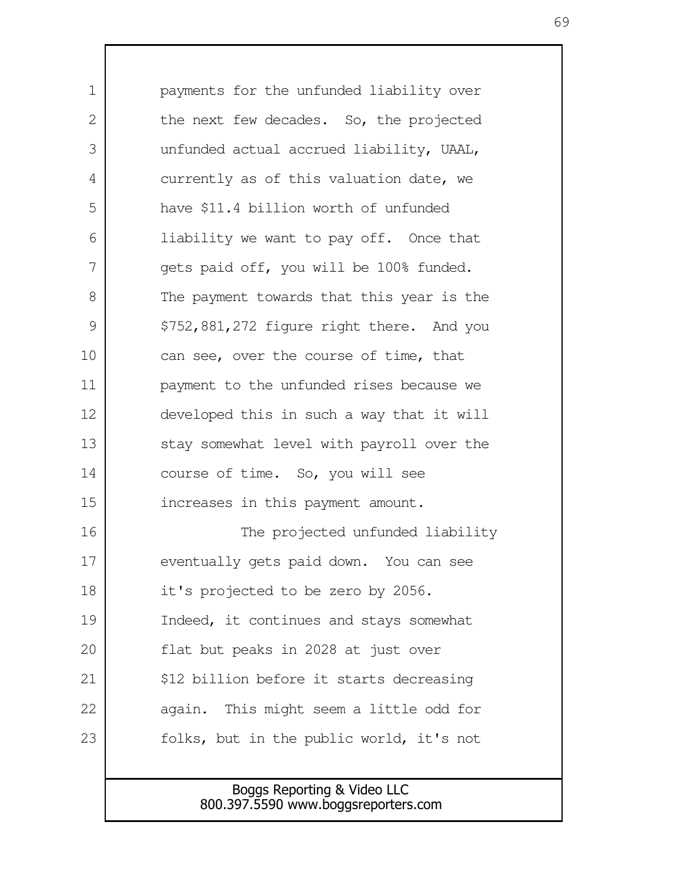payments for the unfunded liability over the next few decades. So, the projected unfunded actual accrued liability, UAAL, currently as of this valuation date, we have $11.4 billion worth of unfunded liability we want to pay off. Once that gets paid off, you will be 100% funded. The payment towards that this year is the $752,881,272 figure right there. And you can see, over the course of time, that payment to the unfunded rises because we developed this in such a way that it will stay somewhat level with payroll over the course of time. So, you will see increases in this payment amount.

The projected unfunded liability eventually gets paid down. You can see it's projected to be zero by 2056. Indeed, it continues and stays somewhat flat but peaks in 2028 at just over $12 billion before it starts decreasing again. This might seem a little odd for folks, but in the public world, it's not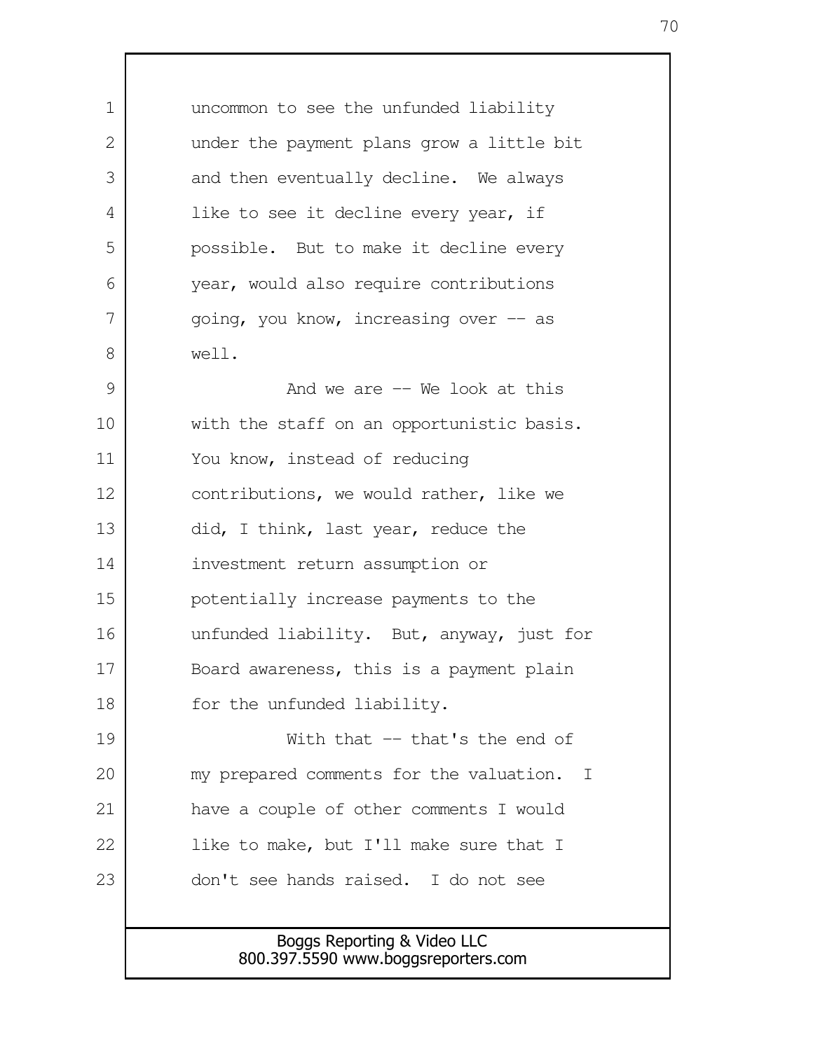uncommon to see the unfunded liability under the payment plans grow a little bit and then eventually decline. We always like to see it decline every year, if possible. But to make it decline every year, would also require contributions going, you know, increasing over -- as well.

And we are -- We look at this with the staff on an opportunistic basis. You know, instead of reducing contributions, we would rather, like we did, I think, last year, reduce the investment return assumption or potentially increase payments to the unfunded liability. But, anyway, just for Board awareness, this is a payment plain for the unfunded liability.

With that -- that's the end of my prepared comments for the valuation. I have a couple of other comments I would like to make, but I'll make sure that I don't see hands raised. I do not see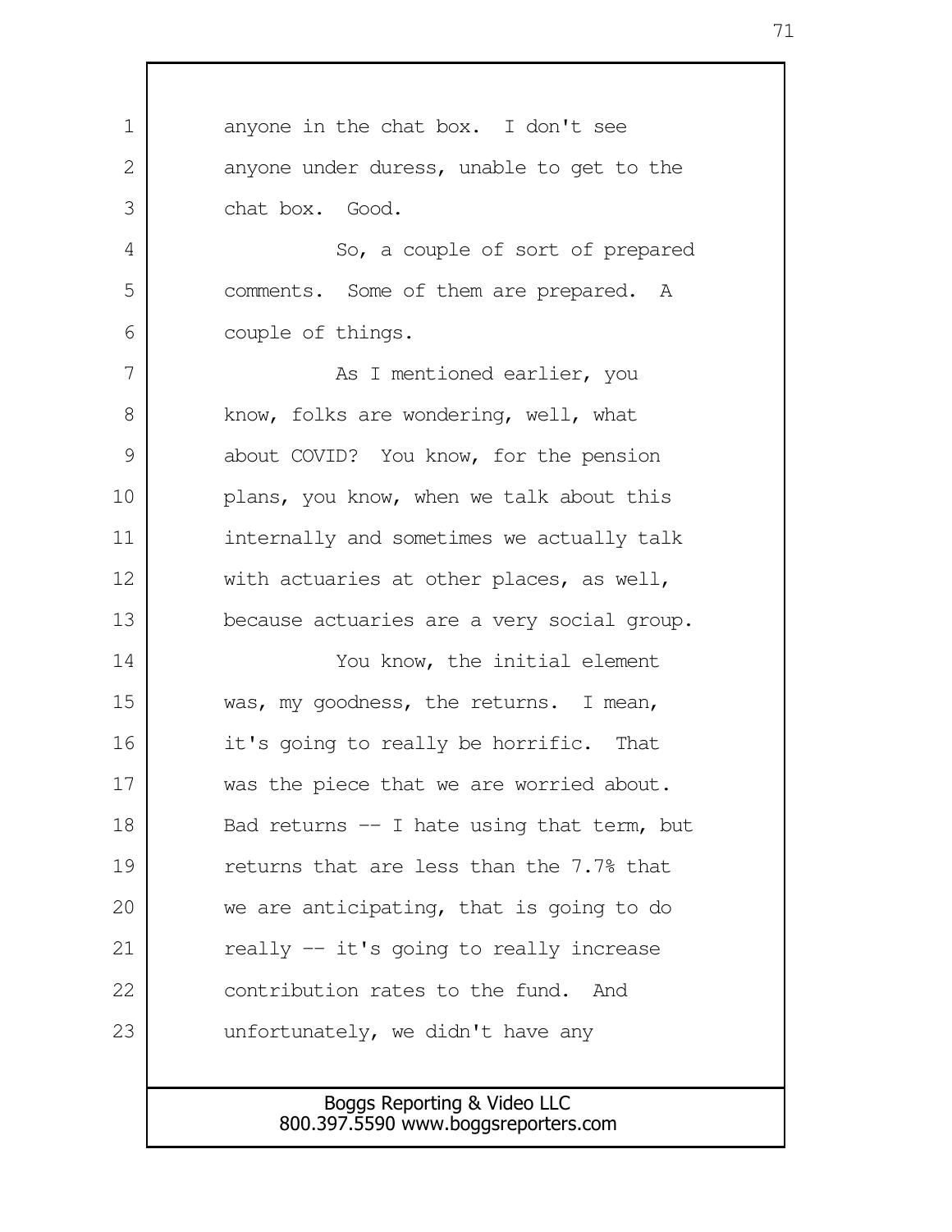anyone in the chat box. I don't see anyone under duress, unable to get to the chat box. Good.

So, a couple of sort of prepared comments. Some of them are prepared. A couple of things.

As I mentioned earlier, you know, folks are wondering, well, what about COVID? You know, for the pension plans, you know, when we talk about this internally and sometimes we actually talk with actuaries at other places, as well, because actuaries are a very social group.

You know, the initial element was, my goodness, the returns. I mean, it's going to really be horrific. That was the piece that we are worried about. Bad returns -- I hate using that term, but returns that are less than the 7.7% that we are anticipating, that is going to do really -- it's going to really increase contribution rates to the fund. And unfortunately, we didn't have any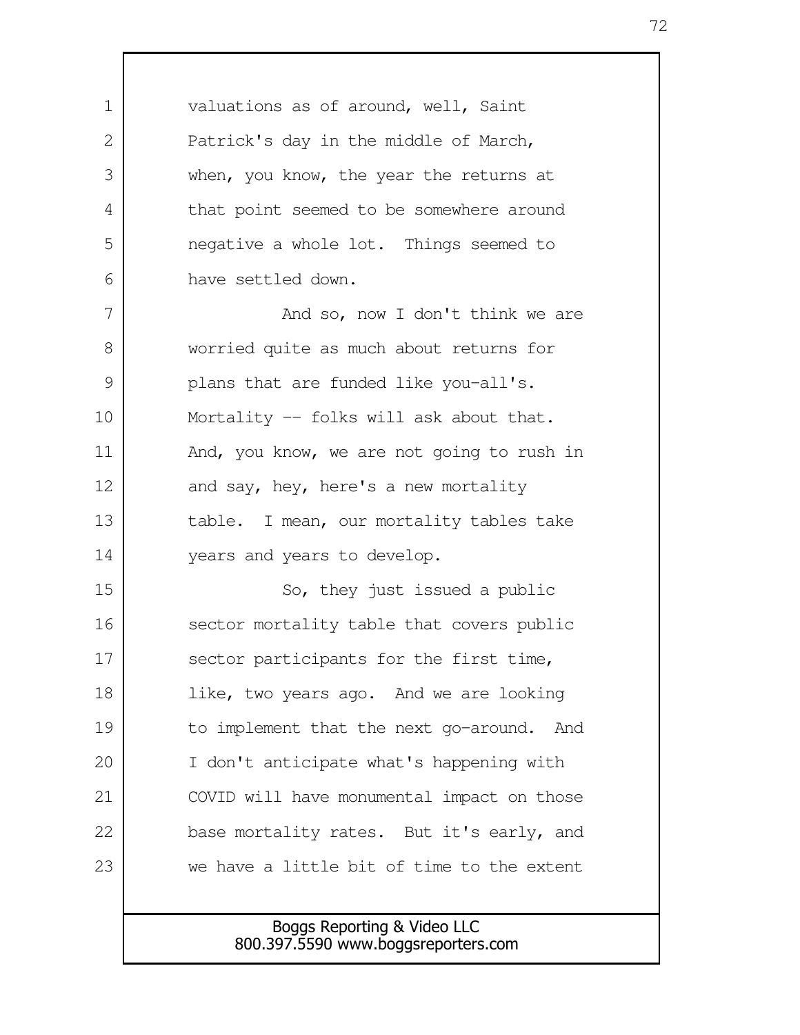valuations as of around, well, Saint Patrick's day in the middle of March, when, you know, the year the returns at that point seemed to be somewhere around negative a whole lot. Things seemed to have settled down.

And so, now I don't think we are worried quite as much about returns for plans that are funded like you-all's. Mortality -- folks will ask about that. And, you know, we are not going to rush in and say, hey, here's a new mortality table. I mean, our mortality tables take years and years to develop.

So, they just issued a public sector mortality table that covers public sector participants for the first time, like, two years ago. And we are looking to implement that the next go-around. And I don't anticipate what's happening with COVID will have monumental impact on those base mortality rates. But it's early, and we have a little bit of time to the extent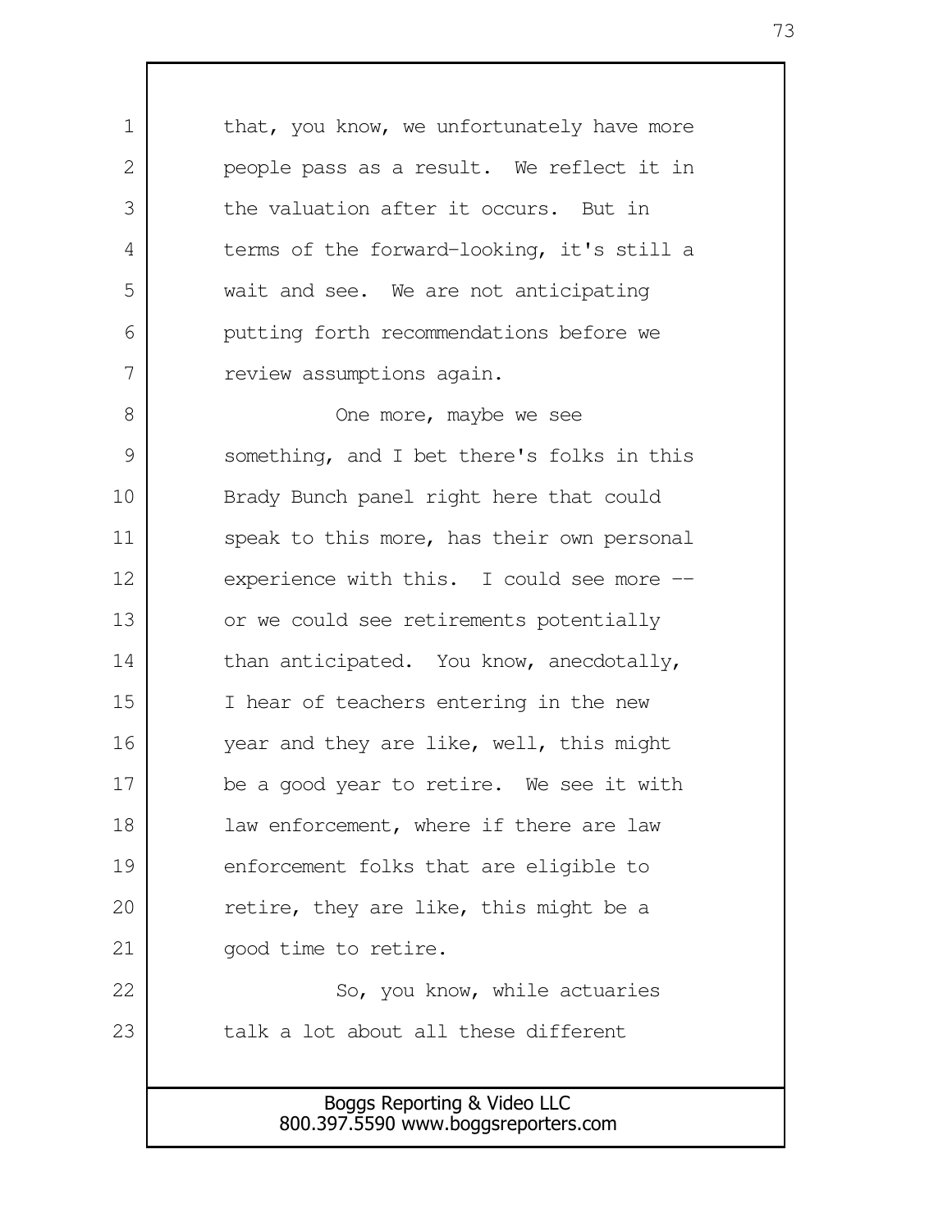that, you know, we unfortunately have more people pass as a result. We reflect it in the valuation after it occurs. But in terms of the forward-looking, it's still a wait and see. We are not anticipating putting forth recommendations before we review assumptions again.

One more, maybe we see something, and I bet there's folks in this Brady Bunch panel right here that could speak to this more, has their own personal experience with this. I could see more -- or we could see retirements potentially than anticipated. You know, anecdotally, I hear of teachers entering in the new year and they are like, well, this might be a good year to retire. We see it with law enforcement, where if there are law enforcement folks that are eligible to retire, they are like, this might be a good time to retire.

So, you know, while actuaries talk a lot about all these different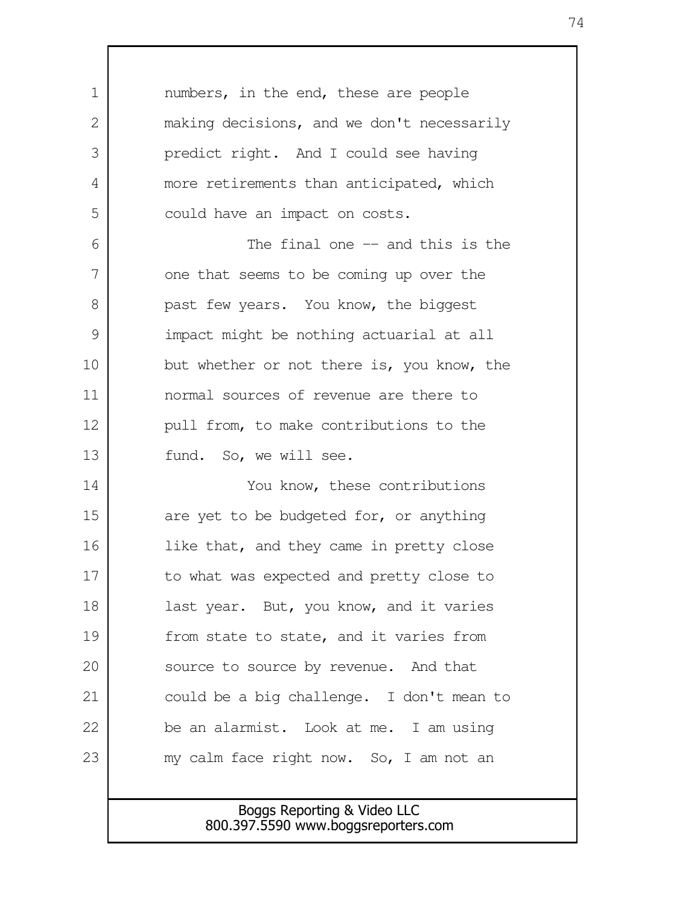numbers, in the end, these are people making decisions, and we don't necessarily predict right. And I could see having more retirements than anticipated, which could have an impact on costs.

The final one -- and this is the one that seems to be coming up over the past few years. You know, the biggest impact might be nothing actuarial at all but whether or not there is, you know, the normal sources of revenue are there to pull from, to make contributions to the fund. So, we will see.

You know, these contributions are yet to be budgeted for, or anything like that, and they came in pretty close to what was expected and pretty close to last year. But, you know, and it varies from state to state, and it varies from source to source by revenue. And that could be a big challenge. I don't mean to be an alarmist. Look at me. I am using my calm face right now. So, I am not an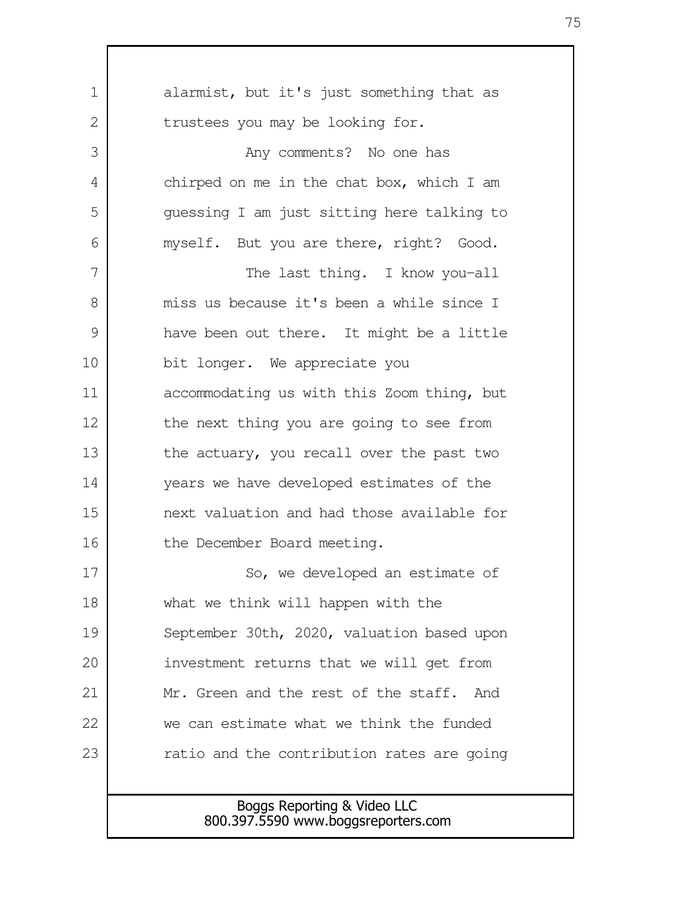alarmist, but it's just something that as trustees you may be looking for.

Any comments? No one has chirped on me in the chat box, which I am guessing I am just sitting here talking to myself. But you are there, right? Good.

The last thing. I know you-all miss us because it's been a while since I have been out there. It might be a little bit longer. We appreciate you accommodating us with this Zoom thing, but the next thing you are going to see from the actuary, you recall over the past two years we have developed estimates of the next valuation and had those available for the December Board meeting.

So, we developed an estimate of what we think will happen with the September 30th, 2020, valuation based upon investment returns that we will get from Mr. Green and the rest of the staff. And we can estimate what we think the funded ratio and the contribution rates are going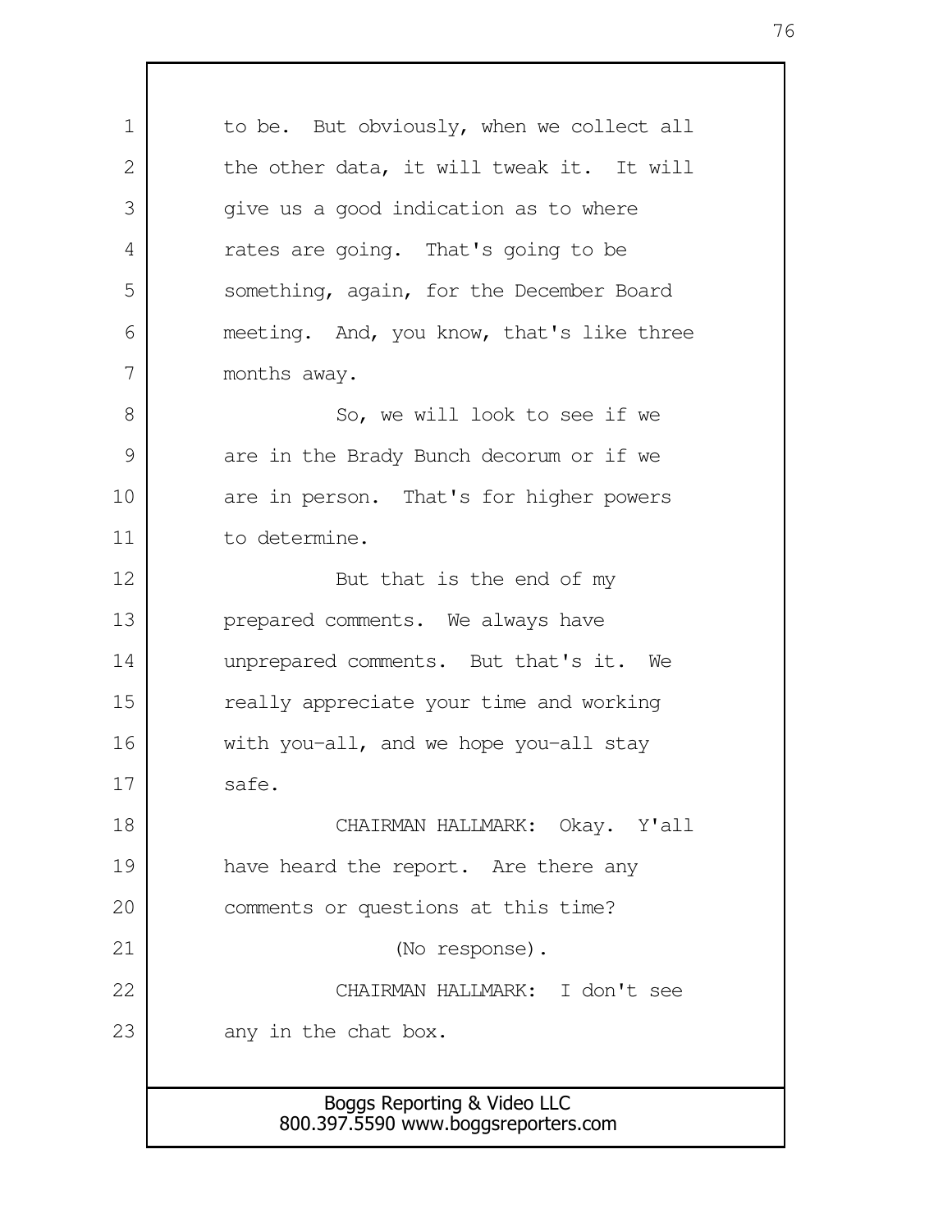to be. But obviously, when we collect all the other data, it will tweak it. It will give us a good indication as to where rates are going. That's going to be something, again, for the December Board meeting. And, you know, that's like three months away.

So, we will look to see if we are in the Brady Bunch decorum or if we are in person. That's for higher powers to determine.

But that is the end of my prepared comments. We always have unprepared comments. But that's it. We really appreciate your time and working with you-all, and we hope you-all stay safe.

CHAIRMAN HALLMARK: Okay. Y'all have heard the report. Are there any comments or questions at this time?

(No response).

CHAIRMAN HALLMARK: I don't see any in the chat box.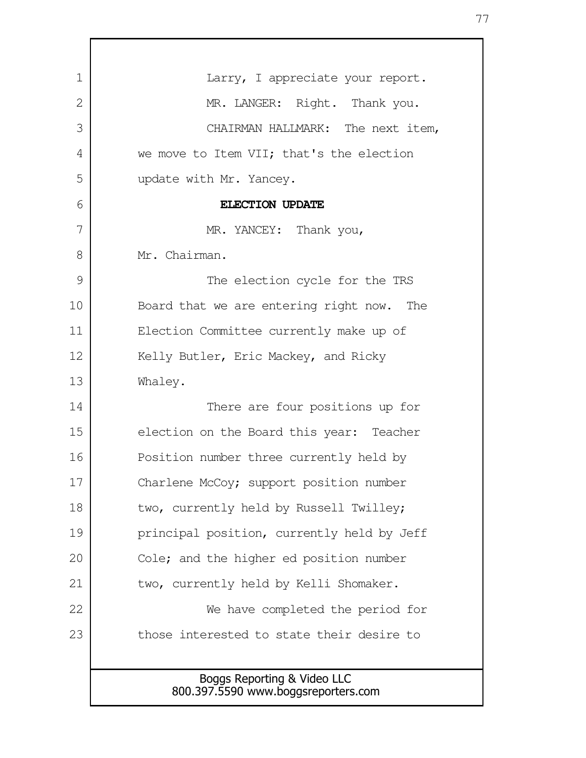Larry, I appreciate your report.

MR. LANGER: Right. Thank you.

CHAIRMAN HALLMARK: The next item, we move to Item VII; that's the election update with Mr. Yancey.

**ELECTION UPDATE**

MR. YANCEY: Thank you, Mr. Chairman.

The election cycle for the TRS Board that we are entering right now. The Election Committee currently make up of Kelly Butler, Eric Mackey, and Ricky Whaley.

There are four positions up for election on the Board this year: Teacher Position number three currently held by Charlene McCoy; support position number two, currently held by Russell Twilley; principal position, currently held by Jeff Cole; and the higher ed position number two, currently held by Kelli Shomaker.

We have completed the period for those interested to state their desire to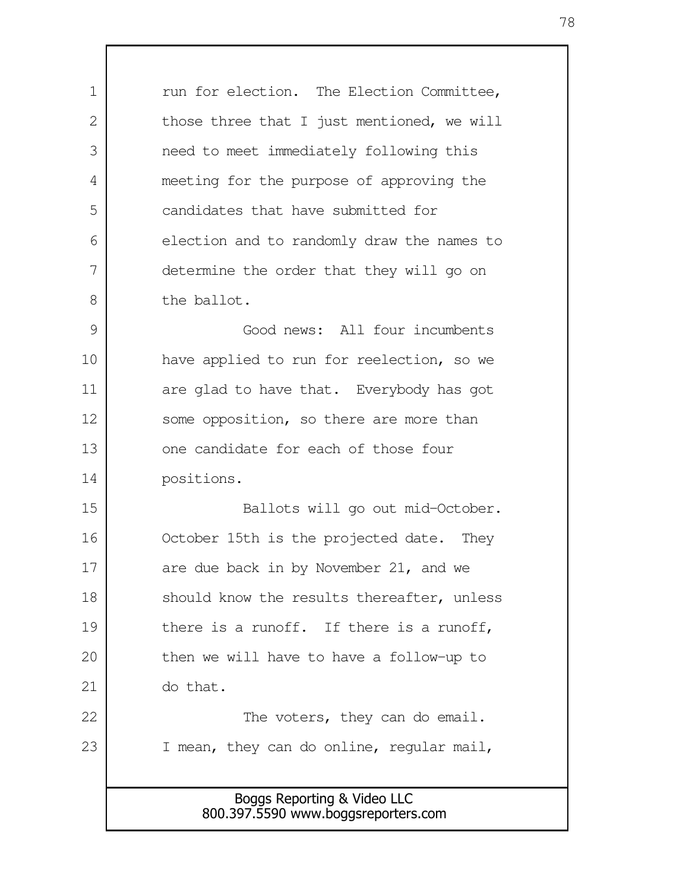run for election. The Election Committee, those three that I just mentioned, we will need to meet immediately following this meeting for the purpose of approving the candidates that have submitted for election and to randomly draw the names to determine the order that they will go on the ballot.

Good news: All four incumbents have applied to run for reelection, so we are glad to have that. Everybody has got some opposition, so there are more than one candidate for each of those four positions.

Ballots will go out mid-October. October 15th is the projected date. They are due back in by November 21, and we should know the results thereafter, unless there is a runoff. If there is a runoff, then we will have to have a follow-up to do that.

The voters, they can do email. I mean, they can do online, regular mail,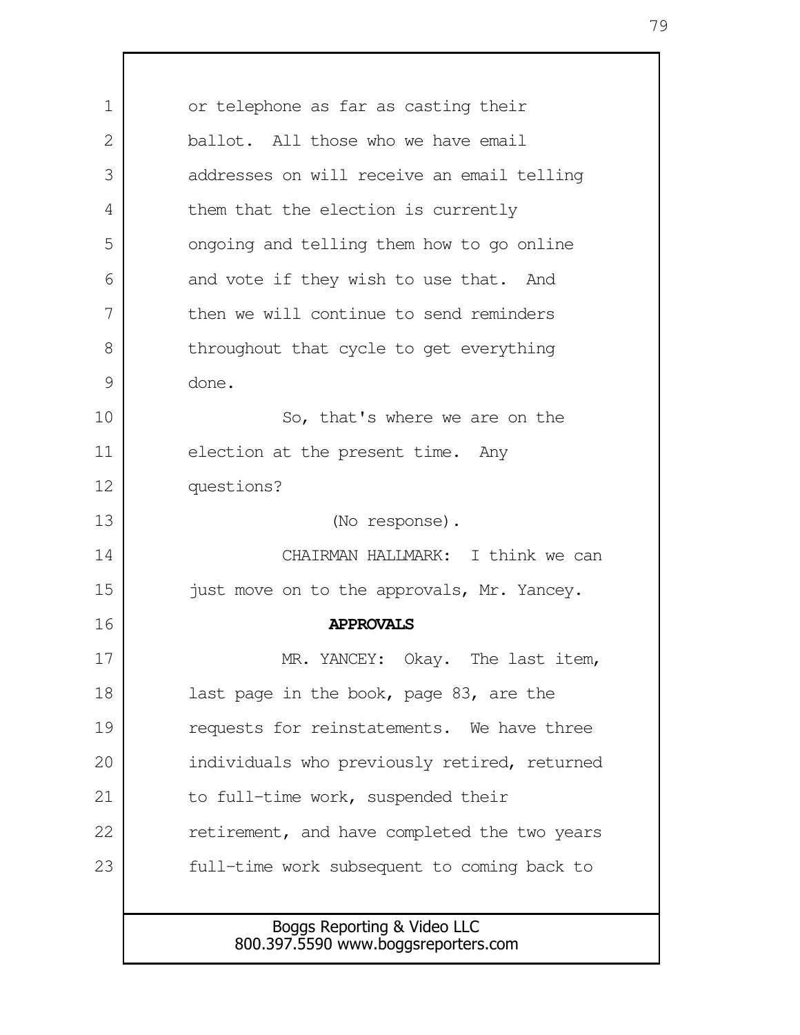or telephone as far as casting their ballot. All those who we have email addresses on will receive an email telling them that the election is currently ongoing and telling them how to go online and vote if they wish to use that. And then we will continue to send reminders throughout that cycle to get everything done.

So, that's where we are on the election at the present time. Any questions?

(No response).

CHAIRMAN HALLMARK: I think we can just move on to the approvals, Mr. Yancey.

**APPROVALS**

MR. YANCEY: Okay. The last item, last page in the book, page 83, are the requests for reinstatements. We have three individuals who previously retired, returned to full-time work, suspended their retirement, and have completed the two years full-time work subsequent to coming back to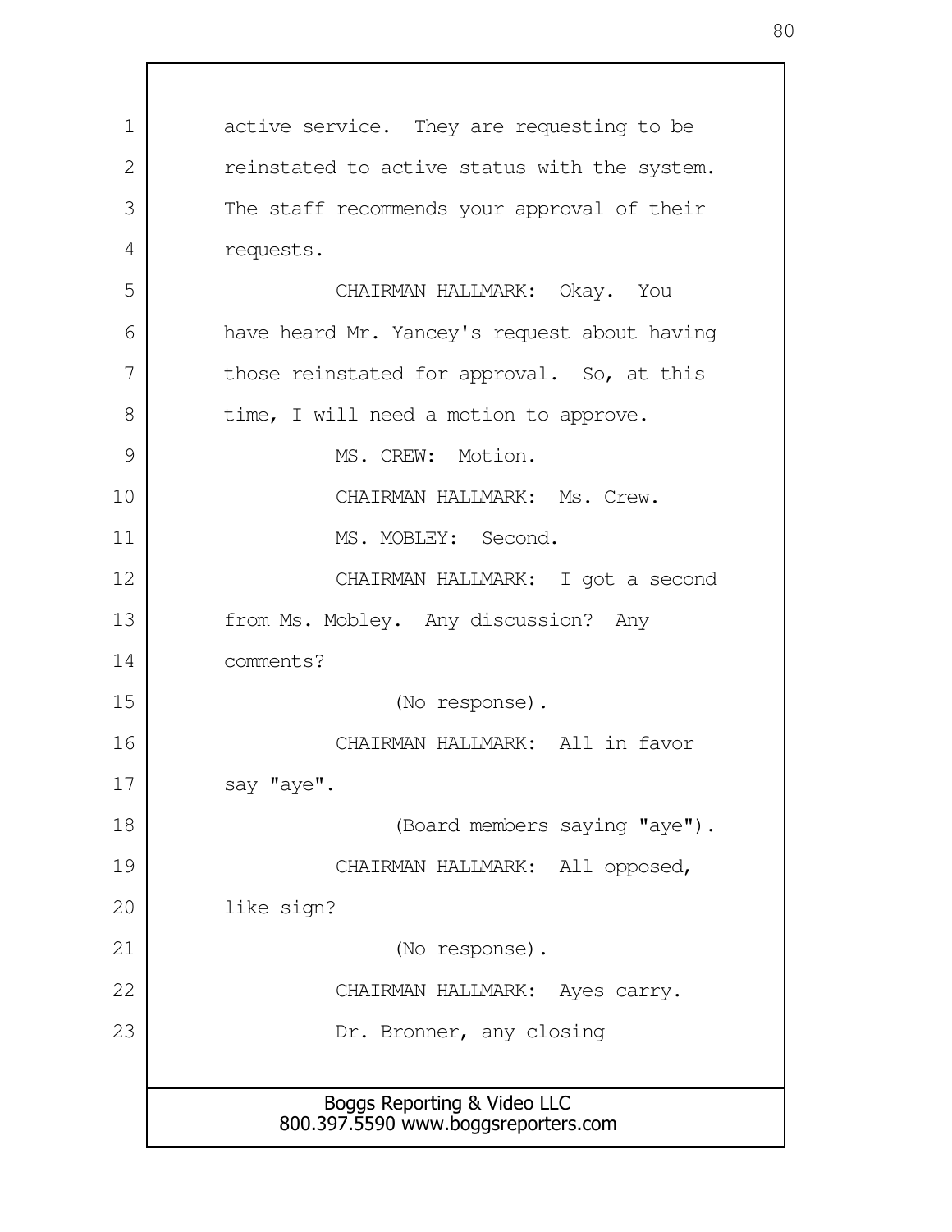active service. They are requesting to be reinstated to active status with the system. The staff recommends your approval of their requests.

CHAIRMAN HALLMARK: Okay. You have heard Mr. Yancey's request about having those reinstated for approval. So, at this time, I will need a motion to approve.

MS. CREW: Motion.

CHAIRMAN HALLMARK: Ms. Crew.

MS. MOBLEY: Second.

CHAIRMAN HALLMARK: I got a second from Ms. Mobley. Any discussion? Any comments?

(No response).

CHAIRMAN HALLMARK: All in favor say "aye".

(Board members saying "aye").

CHAIRMAN HALLMARK: All opposed, like sign?

(No response).

CHAIRMAN HALLMARK: Ayes carry.

Dr. Bronner, any closing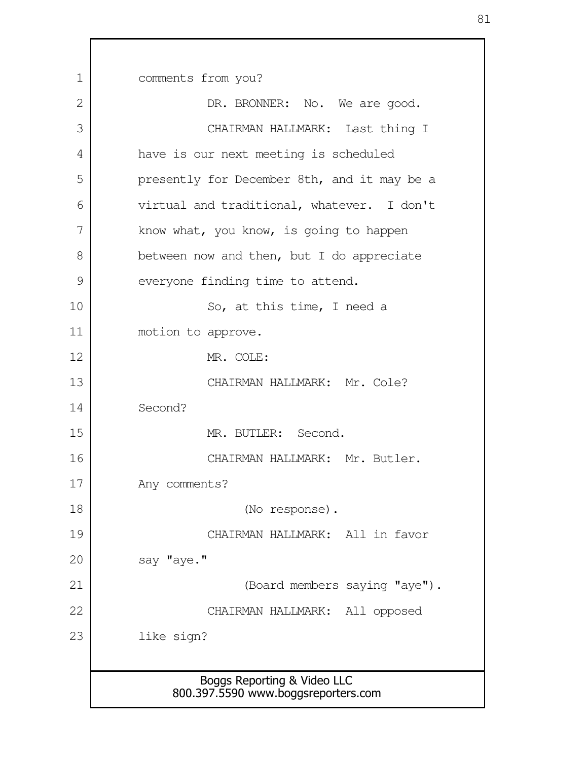comments from you?

DR. BRONNER: No. We are good.

CHAIRMAN HALLMARK: Last thing I have is our next meeting is scheduled presently for December 8th, and it may be a virtual and traditional, whatever. I don't know what, you know, is going to happen between now and then, but I do appreciate everyone finding time to attend.

So, at this time, I need a motion to approve.

MR. COLE:

CHAIRMAN HALLMARK: Mr. Cole? Second?

MR. BUTLER: Second.

CHAIRMAN HALLMARK: Mr. Butler. Any comments?

(No response).

CHAIRMAN HALLMARK: All in favor say "aye."

(Board members saying "aye").

CHAIRMAN HALLMARK: All opposed like sign?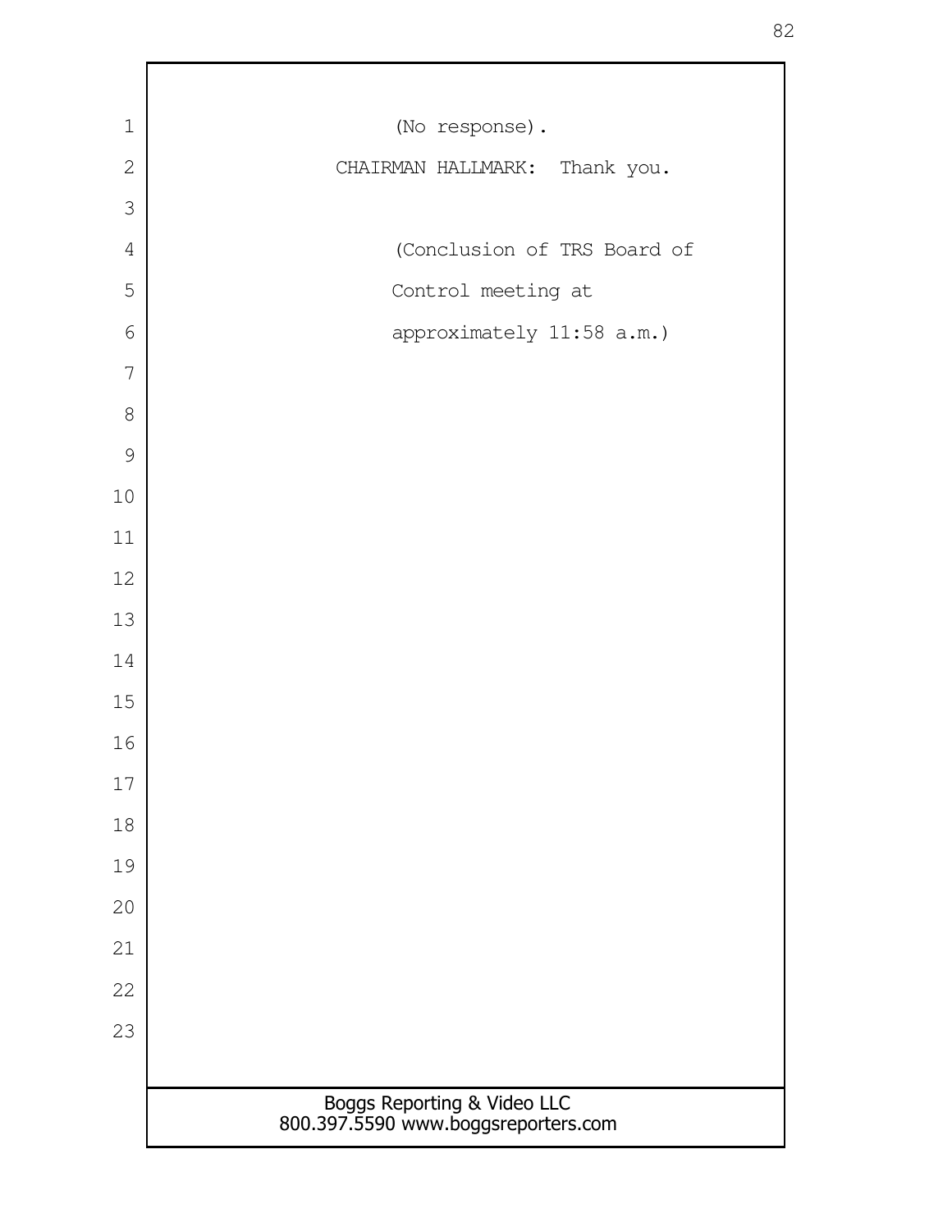(No response).

CHAIRMAN HALLMARK: Thank you.

(Conclusion of TRS Board of Control meeting at approximately 11:58 a.m.)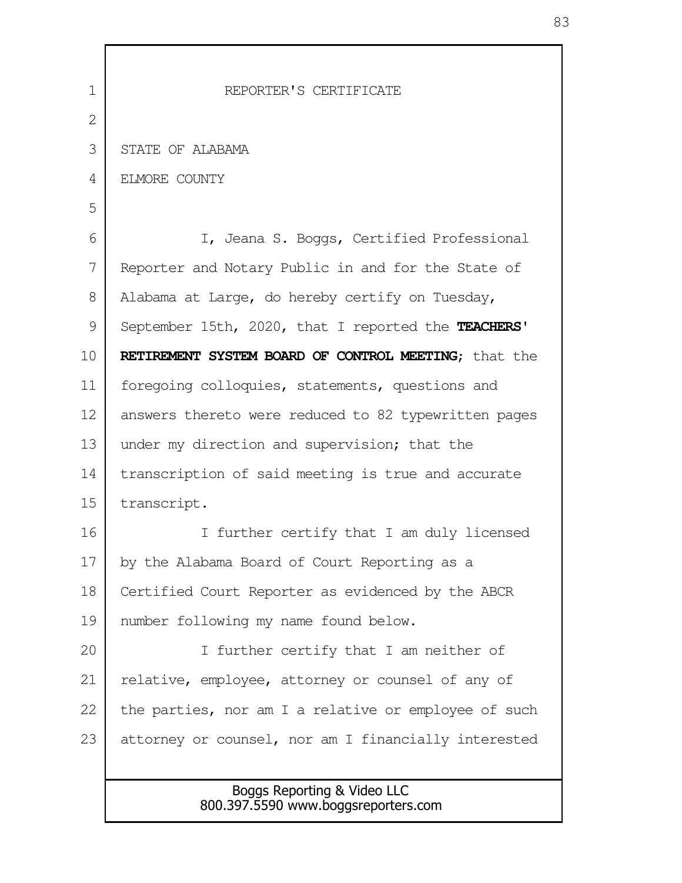# REPORTER'S CERTIFICATE

STATE OF ALABAMA

ELMORE COUNTY

I, Jeana S. Boggs, Certified Professional Reporter and Notary Public in and for the State of Alabama at Large, do hereby certify on Tuesday, September 15th, 2020, that I reported the **TEACHERS' RETIREMENT SYSTEM BOARD OF CONTROL MEETING**; that the foregoing colloquies, statements, questions and answers thereto were reduced to 82 typewritten pages under my direction and supervision; that the transcription of said meeting is true and accurate transcript.

I further certify that I am duly licensed by the Alabama Board of Court Reporting as a Certified Court Reporter as evidenced by the ABCR number following my name found below.

I further certify that I am neither of relative, employee, attorney or counsel of any of the parties, nor am I a relative or employee of such attorney or counsel, nor am I financially interested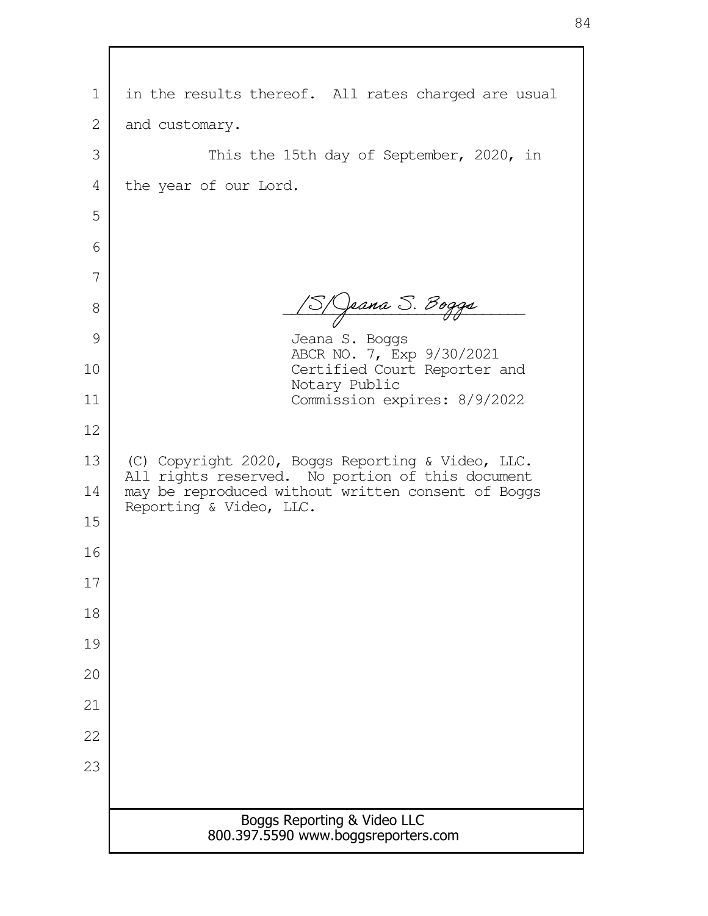in the results thereof. All rates charged are usual and customary.

This the 15th day of September, 2020, in the year of our Lord.

/S/Jeana S. Boggs

Jeana S. Boggs
ABCR NO. 7, Exp 9/30/2021
Certified Court Reporter and Notary Public
Commission expires: 8/9/2022

(C) Copyright 2020, Boggs Reporting & Video, LLC. All rights reserved. No portion of this document may be reproduced without written consent of Boggs Reporting & Video, LLC.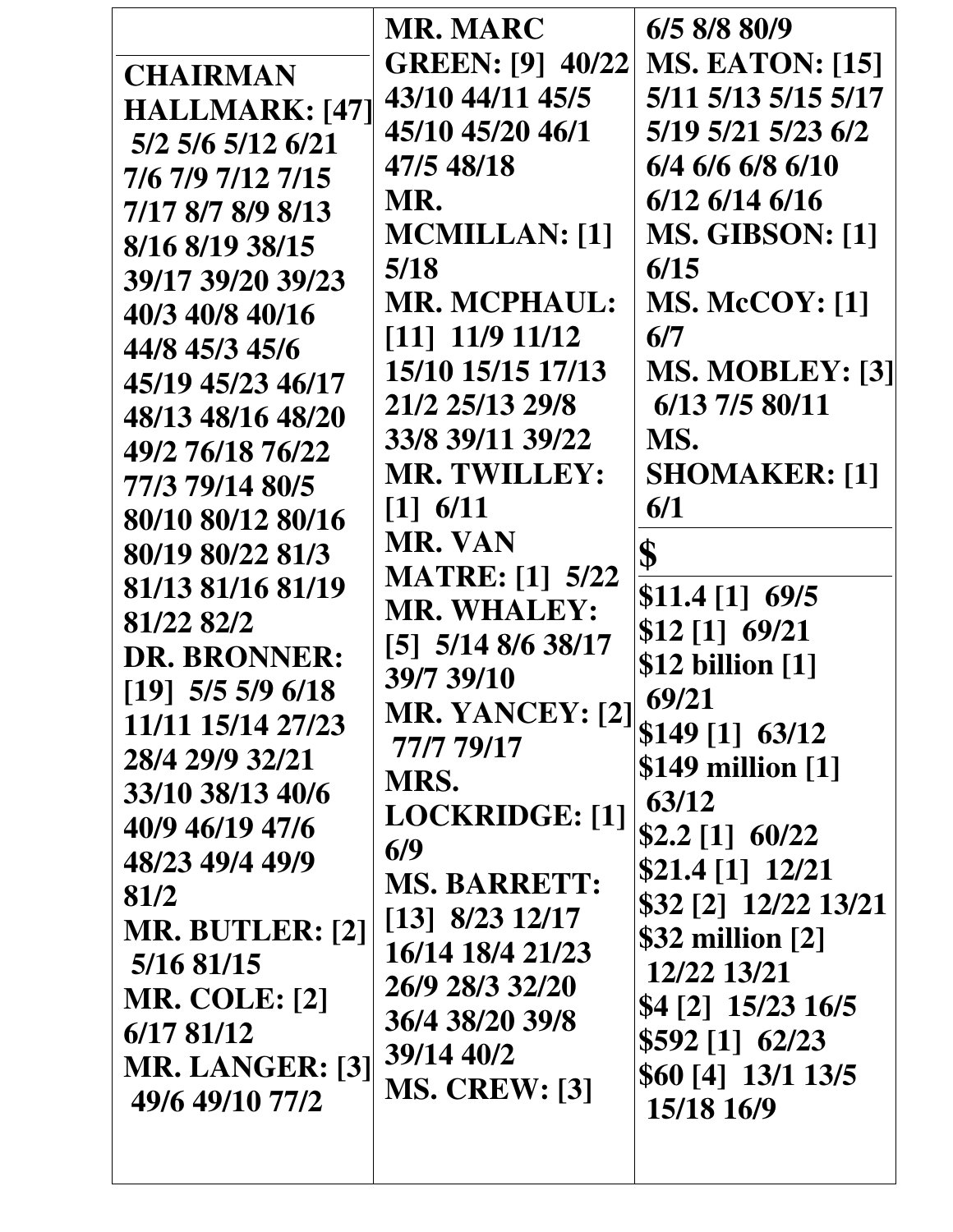**CHAIRMAN HALLMARK: [47]** 5/2 5/6 5/12 6/21 7/6 7/9 7/12 7/15 7/17 8/7 8/9 8/13 8/16 8/19 38/15 39/17 39/20 39/23 40/3 40/8 40/16 44/8 45/3 45/6 45/19 45/23 46/17 48/13 48/16 48/20 49/2 76/18 76/22 77/3 79/14 80/5 80/10 80/12 80/16 80/19 80/22 81/3 81/13 81/16 81/19 81/22 82/2

**DR. BRONNER: [19]** 5/5 5/9 6/18 11/11 15/14 27/23 28/4 29/9 32/21 33/10 38/13 40/6 40/9 46/19 47/6 48/23 49/4 49/9 81/2

**MR. BUTLER: [2]** 5/16 81/15

**MR. COLE: [2]** 6/17 81/12

**MR. LANGER: [3]** 49/6 49/10 77/2

**MR. MARC GREEN: [9]** 40/22 43/10 44/11 45/5 45/10 45/20 46/1 47/5 48/18

**MR. MCMILLAN: [1]** 5/18

**MR. MCPHAUL: [11]** 11/9 11/12 15/10 15/15 17/13 21/2 25/13 29/8 33/8 39/11 39/22

**MR. TWILLEY: [1]** 6/11

**MR. VAN MATRE: [1]** 5/22

**MR. WHALEY: [5]** 5/14 8/6 38/17 39/7 39/10

**MR. YANCEY: [2]** 77/7 79/17

**MRS. LOCKRIDGE: [1]** 6/9

**MS. BARRETT: [13]** 8/23 12/17 16/14 18/4 21/23 26/9 28/3 32/20 36/4 38/20 39/8 39/14 40/2

**MS. CREW: [3]** 6/5 8/8 80/9

**MS. EATON: [15]** 5/11 5/13 5/15 5/17 5/19 5/21 5/23 6/2 6/4 6/6 6/8 6/10 6/12 6/14 6/16

**MS. GIBSON: [1]** 6/15

**MS. McCOY: [1]** 6/7

**MS. MOBLEY: [3]** 6/13 7/5 80/11

**MS. SHOMAKER: [1]** 6/1

## $

**$11.4 [1]** 69/5

**$12 [1]** 69/21

**$12 billion [1]** 69/21

**$149 [1]** 63/12

**$149 million [1]** 63/12

**$2.2 [1]** 60/22

**$21.4 [1]** 12/21

**$32 [2]** 12/22 13/21

**$32 million [2]** 12/22 13/21

**$4 [2]** 15/23 16/5

**$592 [1]** 62/23

**$60 [4]** 13/1 13/5 15/18 16/9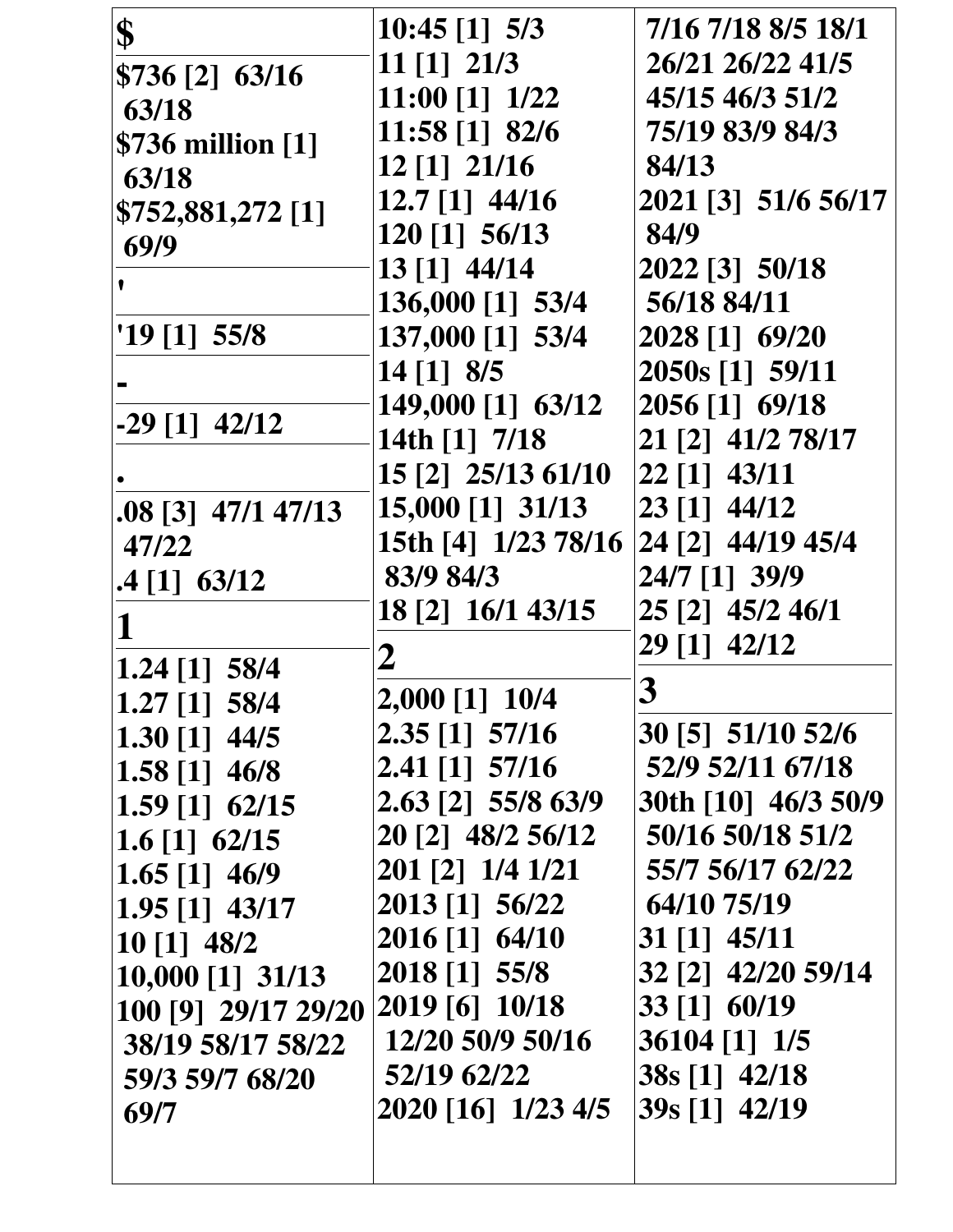## $

$736 [2] 63/16 63/18
$736 million [1] 63/18
$752,881,272 [1] 69/9

## '

'19 [1] 55/8

## -

-29 [1] 42/12

## .

.08 [3] 47/1 47/13 47/22
.4 [1] 63/12

## 1

1.24 [1] 58/4
1.27 [1] 58/4
1.30 [1] 44/5
1.58 [1] 46/8
1.59 [1] 62/15
1.6 [1] 62/15
1.65 [1] 46/9
1.95 [1] 43/17
10 [1] 48/2
10,000 [1] 31/13
100 [9] 29/17 29/20 38/19 58/17 58/22 59/3 59/7 68/20 69/7
10:45 [1] 5/3
11 [1] 21/3
11:00 [1] 1/22
11:58 [1] 82/6
12 [1] 21/16
12.7 [1] 44/16
120 [1] 56/13
13 [1] 44/14
136,000 [1] 53/4
137,000 [1] 53/4
14 [1] 8/5
149,000 [1] 63/12
14th [1] 7/18
15 [2] 25/13 61/10
15,000 [1] 31/13
15th [4] 1/23 78/16 83/9 84/3
18 [2] 16/1 43/15

## 2

2,000 [1] 10/4
2.35 [1] 57/16
2.41 [1] 57/16
2.63 [2] 55/8 63/9
20 [2] 48/2 56/12
201 [2] 1/4 1/21
2013 [1] 56/22
2016 [1] 64/10
2018 [1] 55/8
2019 [6] 10/18 12/20 50/9 50/16 52/19 62/22
2020 [16] 1/23 4/5 7/16 7/18 8/5 18/1 26/21 26/22 41/5 45/15 46/3 51/2 75/19 83/9 84/3 84/13
2021 [3] 51/6 56/17 84/9
2022 [3] 50/18 56/18 84/11
2028 [1] 69/20
2050s [1] 59/11
2056 [1] 69/18
21 [2] 41/2 78/17
22 [1] 43/11
23 [1] 44/12
24 [2] 44/19 45/4
24/7 [1] 39/9
25 [2] 45/2 46/1
29 [1] 42/12

## 3

30 [5] 51/10 52/6 52/9 52/11 67/18
30th [10] 46/3 50/9 50/16 50/18 51/2 55/7 56/17 62/22 64/10 75/19
31 [1] 45/11
32 [2] 42/20 59/14
33 [1] 60/19
36104 [1] 1/5
38s [1] 42/18
39s [1] 42/19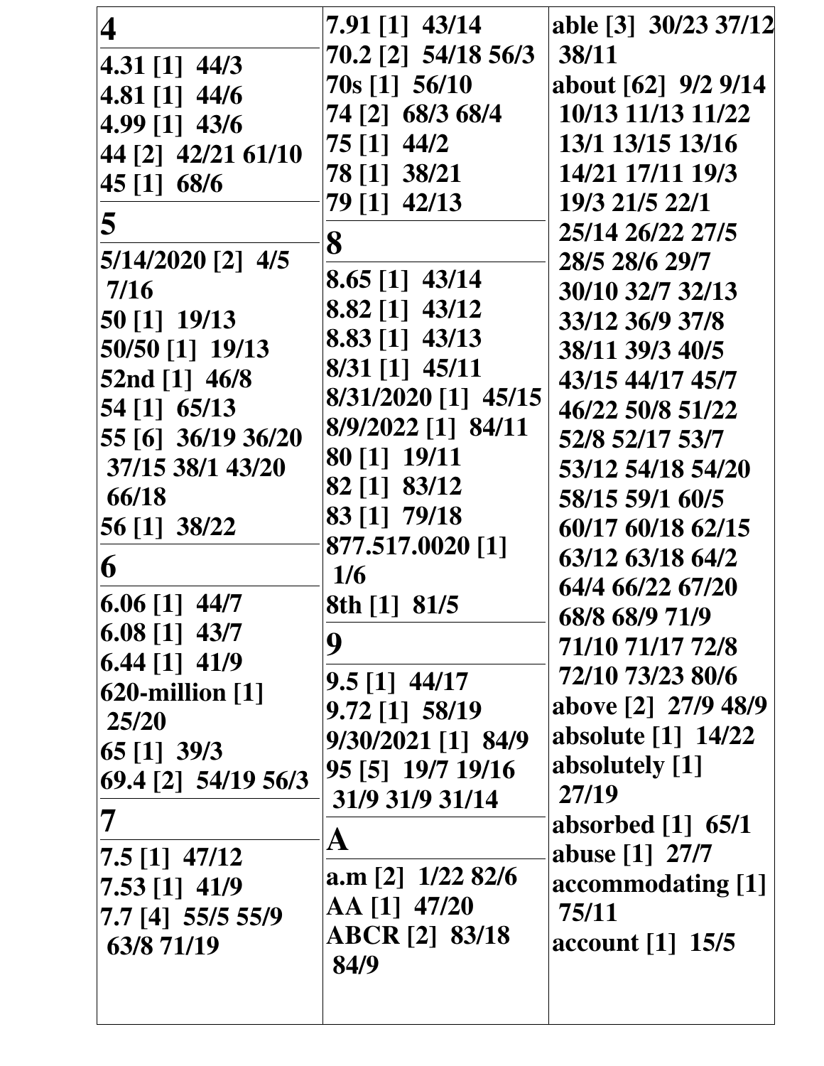**4**

**4.31 [1] 44/3**
**4.81 [1] 44/6**
**4.99 [1] 43/6**
**44 [2] 42/21 61/10**
**45 [1] 68/6**

**5**

**5/14/2020 [2] 4/5 7/16**
**50 [1] 19/13**
**50/50 [1] 19/13**
**52nd [1] 46/8**
**54 [1] 65/13**
**55 [6] 36/19 36/20 37/15 38/1 43/20 66/18**
**56 [1] 38/22**

**6**

**6.06 [1] 44/7**
**6.08 [1] 43/7**
**6.44 [1] 41/9**
**620-million [1] 25/20**
**65 [1] 39/3**
**69.4 [2] 54/19 56/3**

**7**

**7.5 [1] 47/12**
**7.53 [1] 41/9**
**7.7 [4] 55/5 55/9 63/8 71/19**
**7.91 [1] 43/14**
**70.2 [2] 54/18 56/3**
**70s [1] 56/10**
**74 [2] 68/3 68/4**
**75 [1] 44/2**
**78 [1] 38/21**
**79 [1] 42/13**

**8**

**8.65 [1] 43/14**
**8.82 [1] 43/12**
**8.83 [1] 43/13**
**8/31 [1] 45/11**
**8/31/2020 [1] 45/15**
**8/9/2022 [1] 84/11**
**80 [1] 19/11**
**82 [1] 83/12**
**83 [1] 79/18**
**877.517.0020 [1] 1/6**
**8th [1] 81/5**

**9**

**9.5 [1] 44/17**
**9.72 [1] 58/19**
**9/30/2021 [1] 84/9**
**95 [5] 19/7 19/16 31/9 31/9 31/14**

**A**

**a.m [2] 1/22 82/6**
**AA [1] 47/20**
**ABCR [2] 83/18 84/9**
**able [3] 30/23 37/12 38/11**
**about [62] 9/2 9/14 10/13 11/13 11/22 13/1 13/15 13/16 14/21 17/11 19/3 19/3 21/5 22/1 25/14 26/22 27/5 28/5 28/6 29/7 30/10 32/7 32/13 33/12 36/9 37/8 38/11 39/3 40/5 43/15 44/17 45/7 46/22 50/8 51/22 52/8 52/17 53/7 53/12 54/18 54/20 58/15 59/1 60/5 60/17 60/18 62/15 63/12 63/18 64/2 64/4 66/22 67/20 68/8 68/9 71/9 71/10 71/17 72/8 72/10 73/23 80/6**
**above [2] 27/9 48/9**
**absolute [1] 14/22**
**absolutely [1] 27/19**
**absorbed [1] 65/1**
**abuse [1] 27/7**
**accommodating [1] 75/11**
**account [1] 15/5**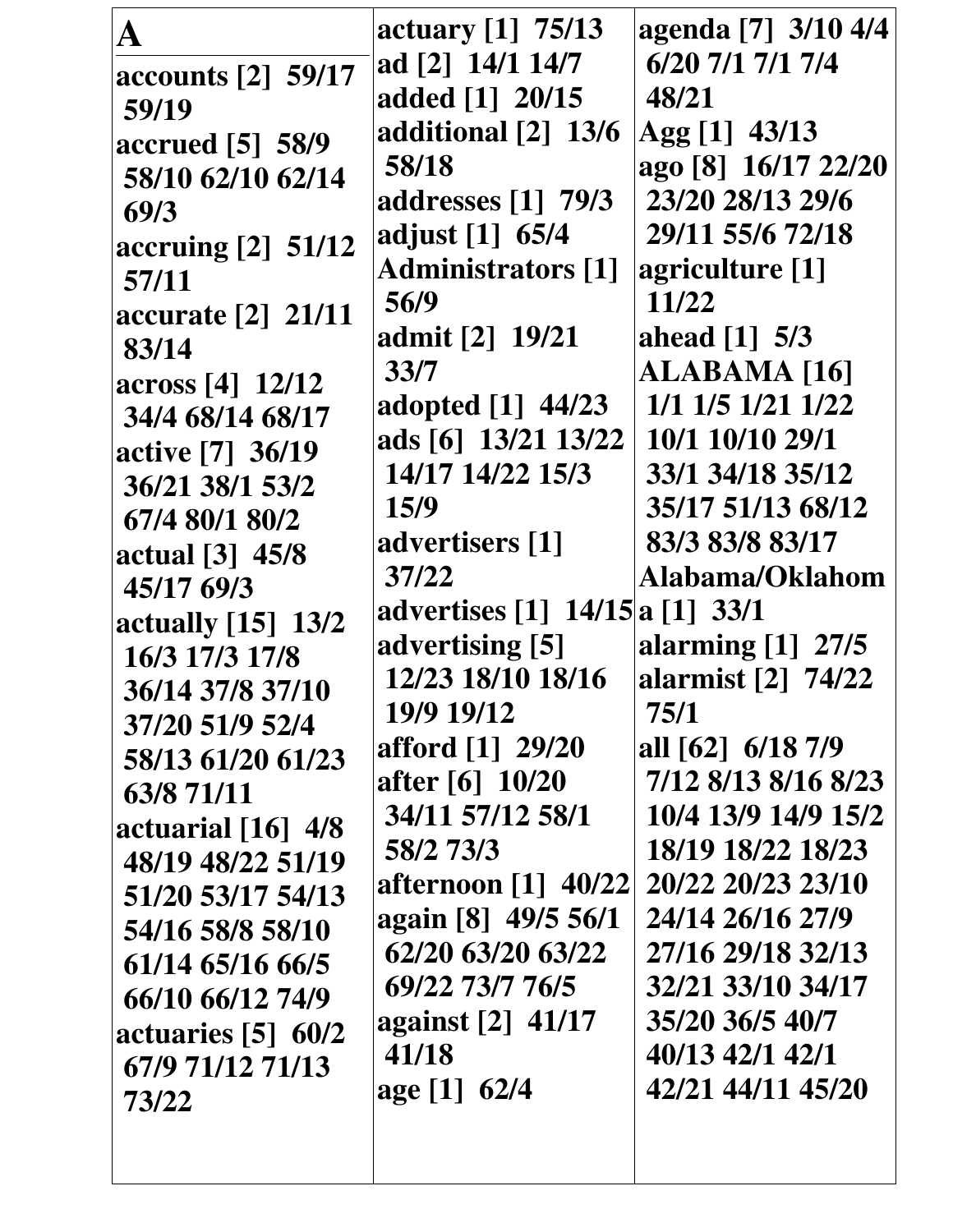**A**

**accounts [2] 59/17 59/19**
**accrued [5] 58/9 58/10 62/10 62/14 69/3**
**accruing [2] 51/12 57/11**
**accurate [2] 21/11 83/14**
**across [4] 12/12 34/4 68/14 68/17**
**active [7] 36/19 36/21 38/1 53/2 67/4 80/1 80/2**
**actual [3] 45/8 45/17 69/3**
**actually [15] 13/2 16/3 17/3 17/8 36/14 37/8 37/10 37/20 51/9 52/4 58/13 61/20 61/23 63/8 71/11**
**actuarial [16] 4/8 48/19 48/22 51/19 51/20 53/17 54/13 54/16 58/8 58/10 61/14 65/16 66/5 66/10 66/12 74/9**
**actuaries [5] 60/2 67/9 71/12 71/13 73/22**
**actuary [1] 75/13**
**ad [2] 14/1 14/7**
**added [1] 20/15**
**additional [2] 13/6 58/18**
**addresses [1] 79/3**
**adjust [1] 65/4**
**Administrators [1] 56/9**
**admit [2] 19/21 33/7**
**adopted [1] 44/23**
**ads [6] 13/21 13/22 14/17 14/22 15/3 15/9**
**advertisers [1] 37/22**
**advertises [1] 14/15**
**advertising [5] 12/23 18/10 18/16 19/9 19/12**
**afford [1] 29/20**
**after [6] 10/20 34/11 57/12 58/1 58/2 73/3**
**afternoon [1] 40/22**
**again [8] 49/5 56/1 62/20 63/20 63/22 69/22 73/7 76/5**
**against [2] 41/17 41/18**
**age [1] 62/4**
**agenda [7] 3/10 4/4 6/20 7/1 7/1 7/4 48/21**
**Agg [1] 43/13**
**ago [8] 16/17 22/20 23/20 28/13 29/6 29/11 55/6 72/18**
**agriculture [1] 11/22**
**ahead [1] 5/3**
**ALABAMA [16] 1/1 1/5 1/21 1/22 10/1 10/10 29/1 33/1 34/18 35/12 35/17 51/13 68/12 83/3 83/8 83/17**
**Alabama/Oklahoma [1] 33/1**
**alarming [1] 27/5**
**alarmist [2] 74/22 75/1**
**all [62] 6/18 7/9 7/12 8/13 8/16 8/23 10/4 13/9 14/9 15/2 18/19 18/22 18/23 20/22 20/23 23/10 24/14 26/16 27/9 27/16 29/18 32/13 32/21 33/10 34/17 35/20 36/5 40/7 40/13 42/1 42/1 42/21 44/11 45/20**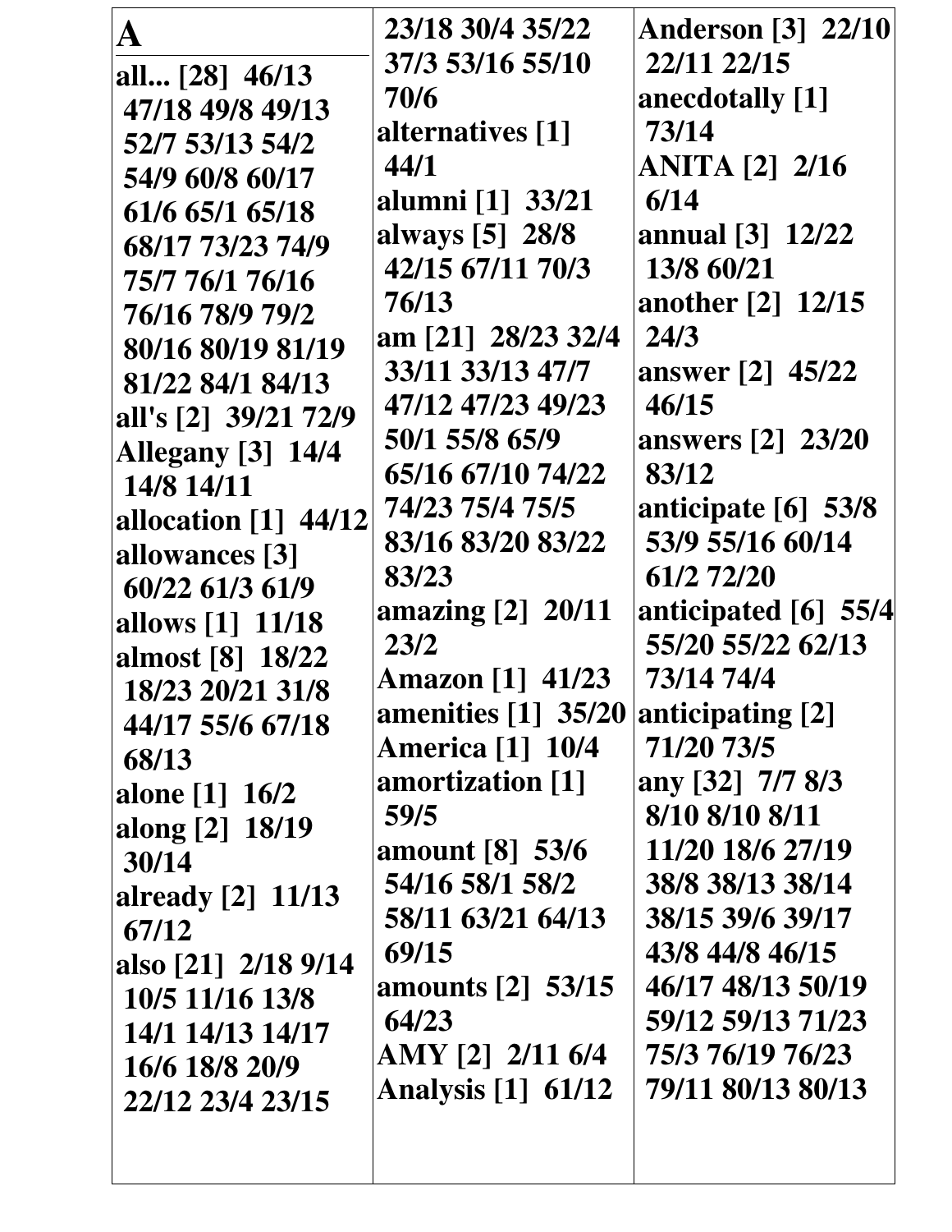**A**

**all... [28]** 46/13 47/18 49/8 49/13 52/7 53/13 54/2 54/9 60/8 60/17 61/6 65/1 65/18 68/17 73/23 74/9 75/7 76/1 76/16 76/16 78/9 79/2 80/16 80/19 81/19 81/22 84/1 84/13

**all's [2]** 39/21 72/9

**Allegany [3]** 14/4 14/8 14/11

**allocation [1]** 44/12

**allowances [3]** 60/22 61/3 61/9

**allows [1]** 11/18

**almost [8]** 18/22 18/23 20/21 31/8 44/17 55/6 67/18 68/13

**alone [1]** 16/2

**along [2]** 18/19 30/14

**already [2]** 11/13 67/12

**also [21]** 2/18 9/14 10/5 11/16 13/8 14/1 14/13 14/17 16/6 18/8 20/9 22/12 23/4 23/15 23/18 30/4 35/22 37/3 53/16 55/10 70/6

**alternatives [1]** 44/1

**alumni [1]** 33/21

**always [5]** 28/8 42/15 67/11 70/3 76/13

**am [21]** 28/23 32/4 33/11 33/13 47/7 47/12 47/23 49/23 50/1 55/8 65/9 65/16 67/10 74/22 74/23 75/4 75/5 83/16 83/20 83/22 83/23

**amazing [2]** 20/11 23/2

**Amazon [1]** 41/23

**amenities [1]** 35/20

**America [1]** 10/4

**amortization [1]** 59/5

**amount [8]** 53/6 54/16 58/1 58/2 58/11 63/21 64/13 69/15

**amounts [2]** 53/15 64/23

**AMY [2]** 2/11 6/4

**Analysis [1]** 61/12

**Anderson [3]** 22/10 22/11 22/15

**anecdotally [1]** 73/14

**ANITA [2]** 2/16 6/14

**annual [3]** 12/22 13/8 60/21

**another [2]** 12/15 24/3

**answer [2]** 45/22 46/15

**answers [2]** 23/20 83/12

**anticipate [6]** 53/8 53/9 55/16 60/14 61/2 72/20

**anticipated [6]** 55/4 55/20 55/22 62/13 73/14 74/4

**anticipating [2]** 71/20 73/5

**any [32]** 7/7 8/3 8/10 8/10 8/11 11/20 18/6 27/19 38/8 38/13 38/14 38/15 39/6 39/17 43/8 44/8 46/15 46/17 48/13 50/19 59/12 59/13 71/23 75/3 76/19 76/23 79/11 80/13 80/13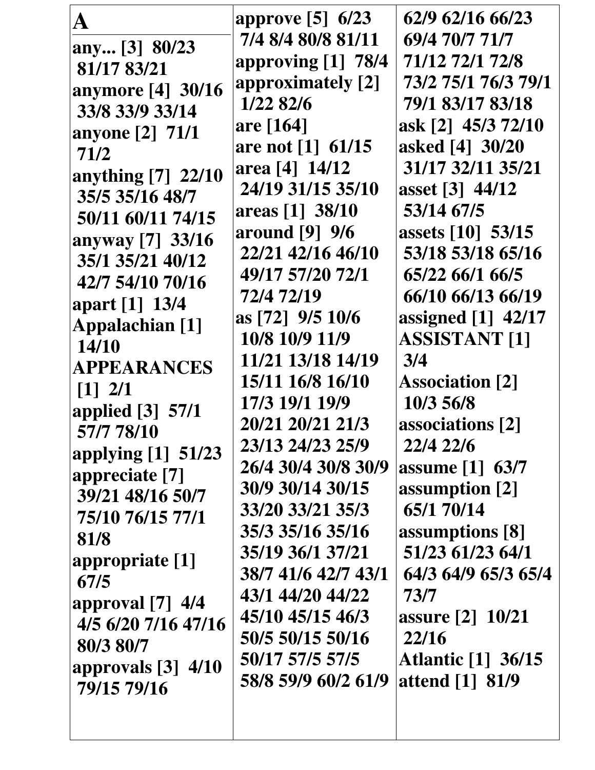# A

any... [3] 80/23 81/17 83/21
anymore [4] 30/16 33/8 33/9 33/14
anyone [2] 71/1 71/2
anything [7] 22/10 35/5 35/16 48/7 50/11 60/11 74/15
anyway [7] 33/16 35/1 35/21 40/12 42/7 54/10 70/16
apart [1] 13/4
Appalachian [1] 14/10
APPEARANCES [1] 2/1
applied [3] 57/1 57/7 78/10
applying [1] 51/23
appreciate [7] 39/21 48/16 50/7 75/10 76/15 77/1 81/8
appropriate [1] 67/5
approval [7] 4/4 4/5 6/20 7/16 47/16 80/3 80/7
approvals [3] 4/10 79/15 79/16
approve [5] 6/23 7/4 8/4 80/8 81/11
approving [1] 78/4
approximately [2] 1/22 82/6
are [164]
are not [1] 61/15
area [4] 14/12 24/19 31/15 35/10
areas [1] 38/10
around [9] 9/6 22/21 42/16 46/10 49/17 57/20 72/1 72/4 72/19
as [72] 9/5 10/6 10/8 10/9 11/9 11/21 13/18 14/19 15/11 16/8 16/10 17/3 19/1 19/9 20/21 20/21 21/3 23/13 24/23 25/9 26/4 30/4 30/8 30/9 30/9 30/14 30/15 33/20 33/21 35/3 35/3 35/16 35/16 35/19 36/1 37/21 38/7 41/6 42/7 43/1 43/1 44/20 44/22 45/10 45/15 46/3 50/5 50/15 50/16 50/17 57/5 57/5 58/8 59/9 60/2 61/9 62/9 62/16 66/23 69/4 70/7 71/7 71/12 72/1 72/8 73/2 75/1 76/3 79/1 79/1 83/17 83/18
ask [2] 45/3 72/10
asked [4] 30/20 31/17 32/11 35/21
asset [3] 44/12 53/14 67/5
assets [10] 53/15 53/18 53/18 65/16 65/22 66/1 66/5 66/10 66/13 66/19
assigned [1] 42/17
ASSISTANT [1] 3/4
Association [2] 10/3 56/8
associations [2] 22/4 22/6
assume [1] 63/7
assumption [2] 65/1 70/14
assumptions [8] 51/23 61/23 64/1 64/3 64/9 65/3 65/4 73/7
assure [2] 10/21 22/16
Atlantic [1] 36/15
attend [1] 81/9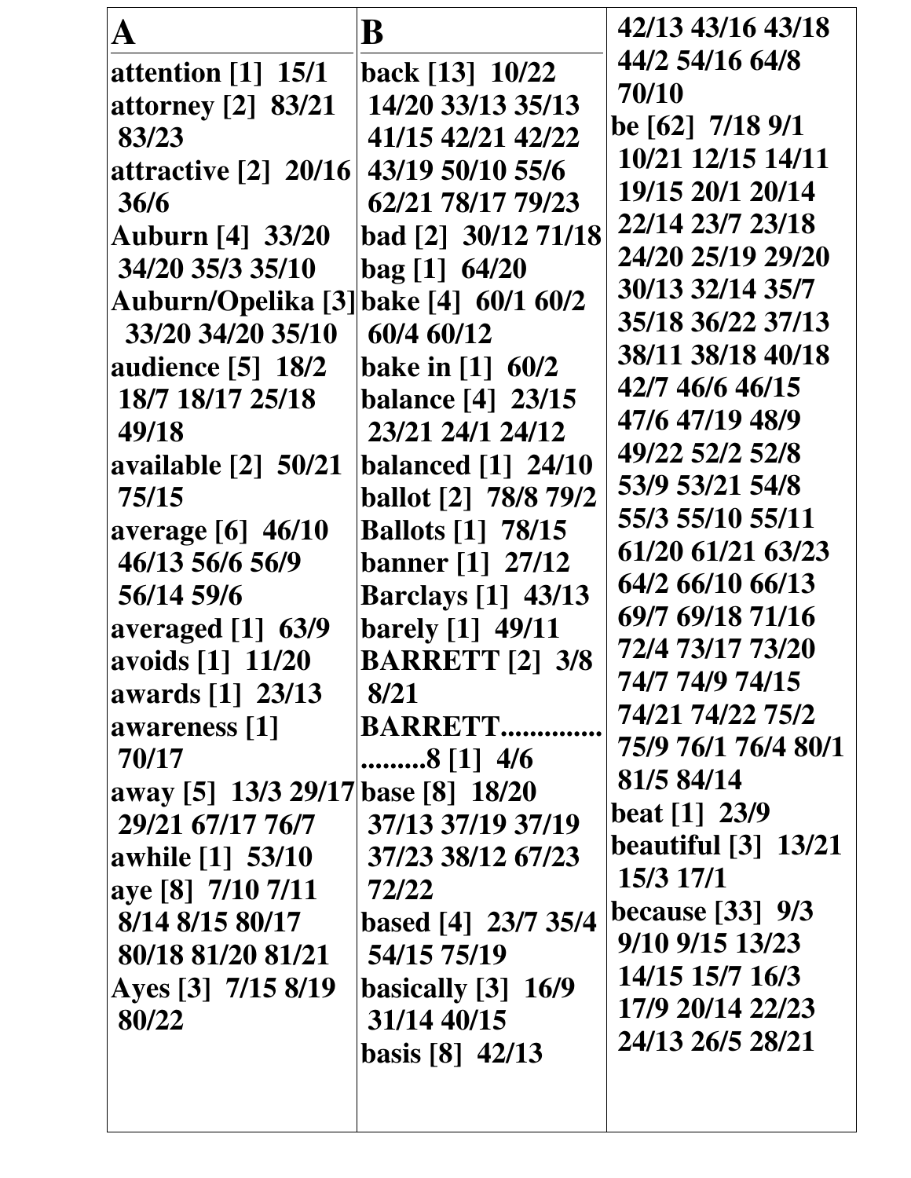**A**

**attention [1] 15/1**
**attorney [2] 83/21 83/23**
**attractive [2] 20/16 36/6**
**Auburn [4] 33/20 34/20 35/3 35/10**
**Auburn/Opelika [3] 33/20 34/20 35/10**
**audience [5] 18/2 18/7 18/17 25/18 49/18**
**available [2] 50/21 75/15**
**average [6] 46/10 46/13 56/6 56/9 56/14 59/6**
**averaged [1] 63/9**
**avoids [1] 11/20**
**awards [1] 23/13**
**awareness [1] 70/17**
**away [5] 13/3 29/17 29/21 67/17 76/7**
**awhile [1] 53/10**
**aye [8] 7/10 7/11 8/14 8/15 80/17 80/18 81/20 81/21**
**Ayes [3] 7/15 8/19 80/22**

**B**

**back [13] 10/22 14/20 33/13 35/13 41/15 42/21 42/22 43/19 50/10 55/6 62/21 78/17 79/23**
**bad [2] 30/12 71/18**
**bag [1] 64/20**
**bake [4] 60/1 60/2 60/4 60/12**
**bake in [1] 60/2**
**balance [4] 23/15 23/21 24/1 24/12**
**balanced [1] 24/10**
**ballot [2] 78/8 79/2**
**Ballots [1] 78/15**
**banner [1] 27/12**
**Barclays [1] 43/13**
**barely [1] 49/11**
**BARRETT [2] 3/8 8/21**
**BARRETT......................8 [1] 4/6**
**base [8] 18/20 37/13 37/19 37/19 37/23 38/12 67/23 72/22**
**based [4] 23/7 35/4 54/15 75/19**
**basically [3] 16/9 31/14 40/15**
**basis [8] 42/13 42/13 43/16 43/18 44/2 54/16 64/8 70/10**
**be [62] 7/18 9/1 10/21 12/15 14/11 19/15 20/1 20/14 22/14 23/7 23/18 24/20 25/19 29/20 30/13 32/14 35/7 35/18 36/22 37/13 38/11 38/18 40/18 42/7 46/6 46/15 47/6 47/19 48/9 49/22 52/2 52/8 53/9 53/21 54/8 55/3 55/10 55/11 61/20 61/21 63/23 64/2 66/10 66/13 69/7 69/18 71/16 72/4 73/17 73/20 74/7 74/9 74/15 74/21 74/22 75/2 75/9 76/1 76/4 80/1 81/5 84/14**
**beat [1] 23/9**
**beautiful [3] 13/21 15/3 17/1**
**because [33] 9/3 9/10 9/15 13/23 14/15 15/7 16/3 17/9 20/14 22/23 24/13 26/5 28/21**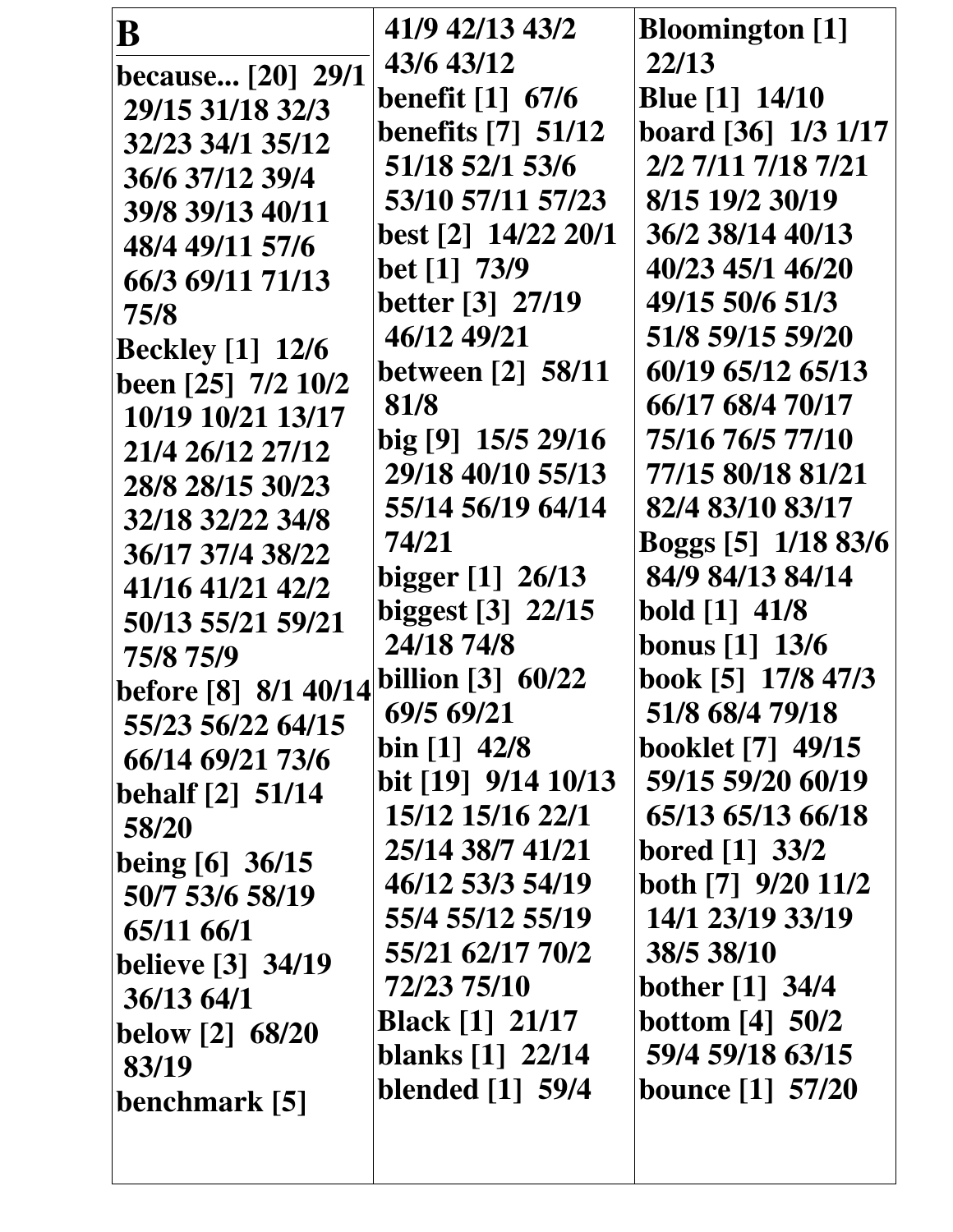## B

**because... [20]** 29/1 29/15 31/18 32/3 32/23 34/1 35/12 36/6 37/12 39/4 39/8 39/13 40/11 48/4 49/11 57/6 66/3 69/11 71/13 75/8

**Beckley [1]** 12/6

**been [25]** 7/2 10/2 10/19 10/21 13/17 21/4 26/12 27/12 28/8 28/15 30/23 32/18 32/22 34/8 36/17 37/4 38/22 41/16 41/21 42/2 50/13 55/21 59/21 75/8 75/9

**before [8]** 8/1 40/14 55/23 56/22 64/15 66/14 69/21 73/6

**behalf [2]** 51/14 58/20

**being [6]** 36/15 50/7 53/6 58/19 65/11 66/1

**believe [3]** 34/19 36/13 64/1

**below [2]** 68/20 83/19

**benchmark [5]** 41/9 42/13 43/2 43/6 43/12

**benefit [1]** 67/6

**benefits [7]** 51/12 51/18 52/1 53/6 53/10 57/11 57/23

**best [2]** 14/22 20/1

**bet [1]** 73/9

**better [3]** 27/19 46/12 49/21

**between [2]** 58/11 81/8

**big [9]** 15/5 29/16 29/18 40/10 55/13 55/14 56/19 64/14 74/21

**bigger [1]** 26/13

**biggest [3]** 22/15 24/18 74/8

**billion [3]** 60/22 69/5 69/21

**bin [1]** 42/8

**bit [19]** 9/14 10/13 15/12 15/16 22/1 25/14 38/7 41/21 46/12 53/3 54/19 55/4 55/12 55/19 55/21 62/17 70/2 72/23 75/10

**Black [1]** 21/17

**blanks [1]** 22/14

**blended [1]** 59/4

**Bloomington [1]** 22/13

**Blue [1]** 14/10

**board [36]** 1/3 1/17 2/2 7/11 7/18 7/21 8/15 19/2 30/19 36/2 38/14 40/13 40/23 45/1 46/20 49/15 50/6 51/3 51/8 59/15 59/20 60/19 65/12 65/13 66/17 68/4 70/17 75/16 76/5 77/10 77/15 80/18 81/21 82/4 83/10 83/17

**Boggs [5]** 1/18 83/6 84/9 84/13 84/14

**bold [1]** 41/8

**bonus [1]** 13/6

**book [5]** 17/8 47/3 51/8 68/4 79/18

**booklet [7]** 49/15 59/15 59/20 60/19 65/13 65/13 66/18

**bored [1]** 33/2

**both [7]** 9/20 11/2 14/1 23/19 33/19 38/5 38/10

**bother [1]** 34/4

**bottom [4]** 50/2 59/4 59/18 63/15

**bounce [1]** 57/20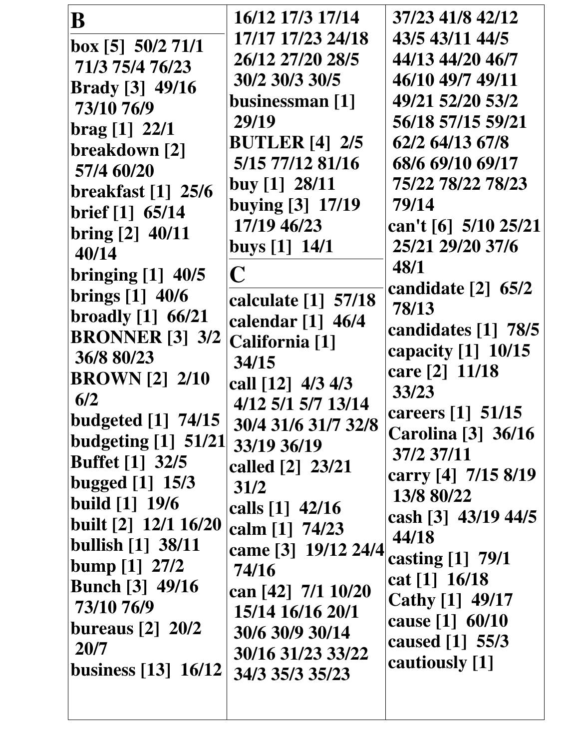## B

**box [5]** 50/2 71/1 71/3 75/4 76/23
**Brady [3]** 49/16 73/10 76/9
**brag [1]** 22/1
**breakdown [2]** 57/4 60/20
**breakfast [1]** 25/6
**brief [1]** 65/14
**bring [2]** 40/11 40/14
**bringing [1]** 40/5
**brings [1]** 40/6
**broadly [1]** 66/21
**BRONNER [3]** 3/2 36/8 80/23
**BROWN [2]** 2/10 6/2
**budgeted [1]** 74/15
**budgeting [1]** 51/21
**Buffet [1]** 32/5
**bugged [1]** 15/3
**build [1]** 19/6
**built [2]** 12/1 16/20
**bullish [1]** 38/11
**bump [1]** 27/2
**Bunch [3]** 49/16 73/10 76/9
**bureaus [2]** 20/2 20/7
**business [13]** 16/12 16/12 17/3 17/14 17/17 17/23 24/18 26/12 27/20 28/5 30/2 30/3 30/5
**businessman [1]** 29/19
**BUTLER [4]** 2/5 5/15 77/12 81/16
**buy [1]** 28/11
**buying [3]** 17/19 17/19 46/23
**buys [1]** 14/1

## C

**calculate [1]** 57/18
**calendar [1]** 46/4
**California [1]** 34/15
**call [12]** 4/3 4/3 4/12 5/1 5/7 13/14 30/4 31/6 31/7 32/8 33/19 36/19
**called [2]** 23/21 31/2
**calls [1]** 42/16
**calm [1]** 74/23
**came [3]** 19/12 24/4 74/16
**can [42]** 7/1 10/20 15/14 16/16 20/1 30/6 30/9 30/14 30/16 31/23 33/22 34/3 35/3 35/23 37/23 41/8 42/12 43/5 43/11 44/5 44/13 44/20 46/7 46/10 49/7 49/11 49/21 52/20 53/2 56/18 57/15 59/21 62/2 64/13 67/8 68/6 69/10 69/17 75/22 78/22 78/23 79/14
**can't [6]** 5/10 25/21 25/21 29/20 37/6 48/1
**candidate [2]** 65/2 78/13
**candidates [1]** 78/5
**capacity [1]** 10/15
**care [2]** 11/18 33/23
**careers [1]** 51/15
**Carolina [3]** 36/16 37/2 37/11
**carry [4]** 7/15 8/19 13/8 80/22
**cash [3]** 43/19 44/5 44/18
**casting [1]** 79/1
**cat [1]** 16/18
**Cathy [1]** 49/17
**cause [1]** 60/10
**caused [1]** 55/3
**cautiously [1]**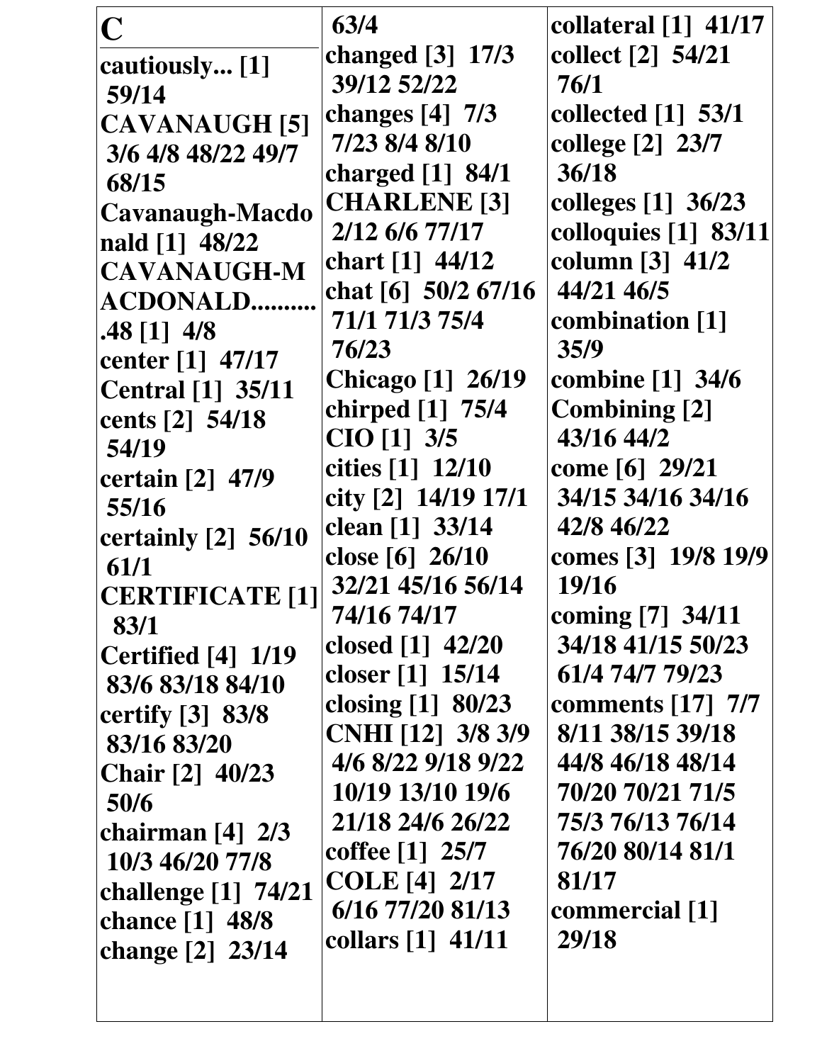# C

**cautiously... [1]** 59/14
**CAVANAUGH [5]** 3/6 4/8 48/22 49/7 68/15
**Cavanaugh-Macdonald [1]** 48/22
**CAVANAUGH-MACDONALD...........48 [1]** 4/8
**center [1]** 47/17
**Central [1]** 35/11
**cents [2]** 54/18 54/19
**certain [2]** 47/9 55/16
**certainly [2]** 56/10 61/1
**CERTIFICATE [1]** 83/1
**Certified [4]** 1/19 83/6 83/18 84/10
**certify [3]** 83/8 83/16 83/20
**Chair [2]** 40/23 50/6
**chairman [4]** 2/3 10/3 46/20 77/8
**challenge [1]** 74/21
**chance [1]** 48/8
**change [2]** 23/14 63/4
**changed [3]** 17/3 39/12 52/22
**changes [4]** 7/3 7/23 8/4 8/10
**charged [1]** 84/1
**CHARLENE [3]** 2/12 6/6 77/17
**chart [1]** 44/12
**chat [6]** 50/2 67/16 71/1 71/3 75/4 76/23
**Chicago [1]** 26/19
**chirped [1]** 75/4
**CIO [1]** 3/5
**cities [1]** 12/10
**city [2]** 14/19 17/1
**clean [1]** 33/14
**close [6]** 26/10 32/21 45/16 56/14 74/16 74/17
**closed [1]** 42/20
**closer [1]** 15/14
**closing [1]** 80/23
**CNHI [12]** 3/8 3/9 4/6 8/22 9/18 9/22 10/19 13/10 19/6 21/18 24/6 26/22
**coffee [1]** 25/7
**COLE [4]** 2/17 6/16 77/20 81/13
**collars [1]** 41/11
**collateral [1]** 41/17
**collect [2]** 54/21 76/1
**collected [1]** 53/1
**college [2]** 23/7 36/18
**colleges [1]** 36/23
**colloquies [1]** 83/11
**column [3]** 41/2 44/21 46/5
**combination [1]** 35/9
**combine [1]** 34/6
**Combining [2]** 43/16 44/2
**come [6]** 29/21 34/15 34/16 34/16 42/8 46/22
**comes [3]** 19/8 19/9 19/16
**coming [7]** 34/11 34/18 41/15 50/23 61/4 74/7 79/23
**comments [17]** 7/7 8/11 38/15 39/18 44/8 46/18 48/14 70/20 70/21 71/5 75/3 76/13 76/14 76/20 80/14 81/1 81/17
**commercial [1]** 29/18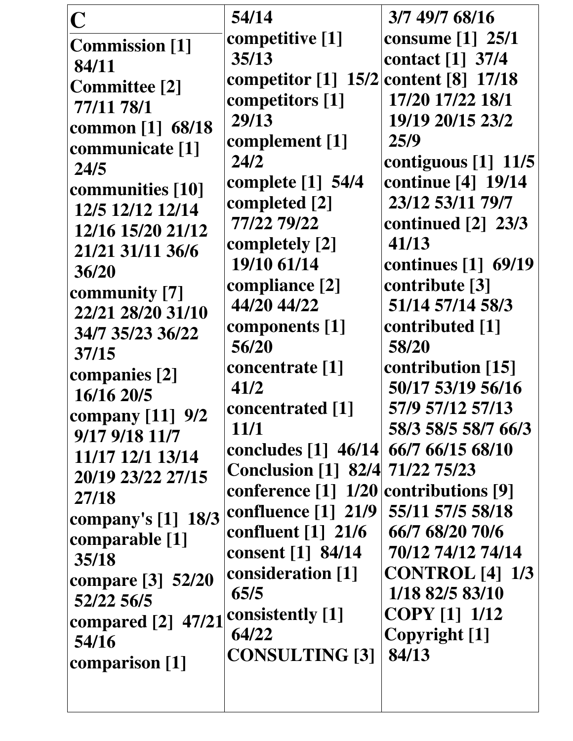# C

**Commission [1]** 84/11
**Committee [2]** 77/11 78/1
**common [1]** 68/18
**communicate [1]** 24/5
**communities [10]** 12/5 12/12 12/14 12/16 15/20 21/12 21/21 31/11 36/6 36/20
**community [7]** 22/21 28/20 31/10 34/7 35/23 36/22 37/15
**companies [2]** 16/16 20/5
**company [11]** 9/2 9/17 9/18 11/7 11/17 12/1 13/14 20/19 23/22 27/15 27/18
**company's [1]** 18/3
**comparable [1]** 35/18
**compare [3]** 52/20 52/22 56/5
**compared [2]** 47/21 54/16
**comparison [1]** 54/14
**competitive [1]** 35/13
**competitor [1]** 15/2
**competitors [1]** 29/13
**complement [1]** 24/2
**complete [1]** 54/4
**completed [2]** 77/22 79/22
**completely [2]** 19/10 61/14
**compliance [2]** 44/20 44/22
**components [1]** 56/20
**concentrate [1]** 41/2
**concentrated [1]** 11/1
**concludes [1]** 46/14
**Conclusion [1]** 82/4
**conference [1]** 1/20
**confluence [1]** 21/9
**confluent [1]** 21/6
**consent [1]** 84/14
**consideration [1]** 65/5
**consistently [1]** 64/22
**CONSULTING [3]** 3/7 49/7 68/16
**consume [1]** 25/1
**contact [1]** 37/4
**content [8]** 17/18 17/20 17/22 18/1 19/19 20/15 23/2 25/9
**contiguous [1]** 11/5
**continue [4]** 19/14 23/12 53/11 79/7
**continued [2]** 23/3 41/13
**continues [1]** 69/19
**contribute [3]** 51/14 57/14 58/3
**contributed [1]** 58/20
**contribution [15]** 50/17 53/19 56/16 57/9 57/12 57/13 58/3 58/5 58/7 66/3 66/7 66/15 68/10 71/22 75/23
**contributions [9]** 55/11 57/5 58/18 66/7 68/20 70/6 70/12 74/12 74/14
**CONTROL [4]** 1/3 1/18 82/5 83/10
**COPY [1]** 1/12
**Copyright [1]** 84/13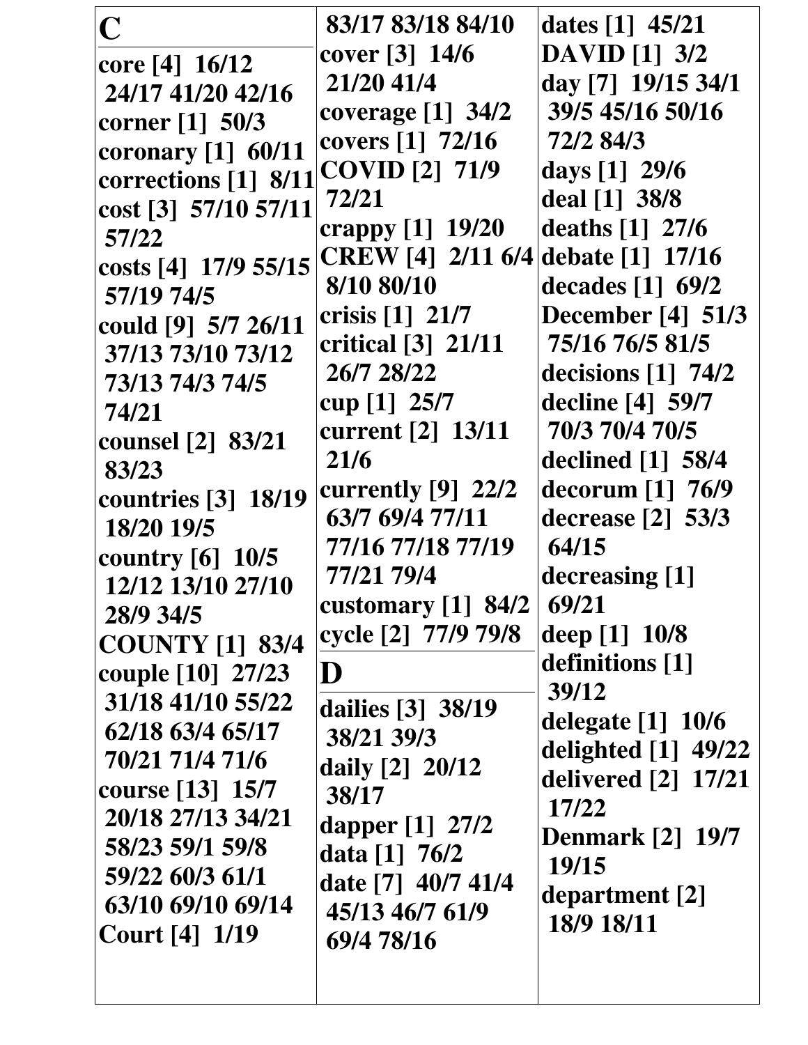## C

core [4] 16/12 24/17 41/20 42/16
corner [1] 50/3
coronary [1] 60/11
corrections [1] 8/11
cost [3] 57/10 57/11 57/22
costs [4] 17/9 55/15 57/19 74/5
could [9] 5/7 26/11 37/13 73/10 73/12 73/13 74/3 74/5 74/21
counsel [2] 83/21 83/23
countries [3] 18/19 18/20 19/5
country [6] 10/5 12/12 13/10 27/10 28/9 34/5
COUNTY [1] 83/4
couple [10] 27/23 31/18 41/10 55/22 62/18 63/4 65/17 70/21 71/4 71/6
course [13] 15/7 20/18 27/13 34/21 58/23 59/1 59/8 59/22 60/3 61/1 63/10 69/10 69/14
Court [4] 1/19 83/17 83/18 84/10
cover [3] 14/6 21/20 41/4
coverage [1] 34/2
covers [1] 72/16
COVID [2] 71/9 72/21
crappy [1] 19/20
CREW [4] 2/11 6/4 8/10 80/10
crisis [1] 21/7
critical [3] 21/11 26/7 28/22
cup [1] 25/7
current [2] 13/11 21/6
currently [9] 22/2 63/7 69/4 77/11 77/16 77/18 77/19 77/21 79/4
customary [1] 84/2
cycle [2] 77/9 79/8

## D

dailies [3] 38/19 38/21 39/3
daily [2] 20/12 38/17
dapper [1] 27/2
data [1] 76/2
date [7] 40/7 41/4 45/13 46/7 61/9 69/4 78/16
dates [1] 45/21
DAVID [1] 3/2
day [7] 19/15 34/1 39/5 45/16 50/16 72/2 84/3
days [1] 29/6
deal [1] 38/8
deaths [1] 27/6
debate [1] 17/16
decades [1] 69/2
December [4] 51/3 75/16 76/5 81/5
decisions [1] 74/2
decline [4] 59/7 70/3 70/4 70/5
declined [1] 58/4
decorum [1] 76/9
decrease [2] 53/3 64/15
decreasing [1] 69/21
deep [1] 10/8
definitions [1] 39/12
delegate [1] 10/6
delighted [1] 49/22
delivered [2] 17/21 17/22
Denmark [2] 19/7 19/15
department [2] 18/9 18/11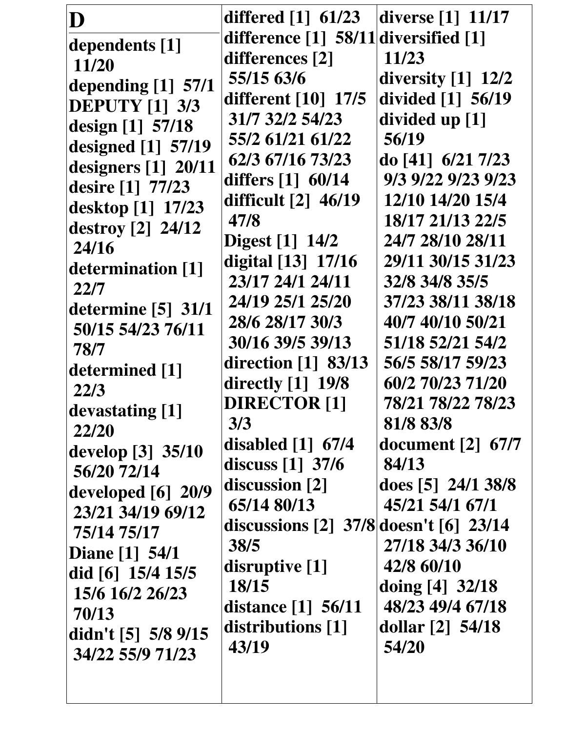# D

**dependents [1]** 11/20
**depending [1]** 57/1
**DEPUTY [1]** 3/3
**design [1]** 57/18
**designed [1]** 57/19
**designers [1]** 20/11
**desire [1]** 77/23
**desktop [1]** 17/23
**destroy [2]** 24/12 24/16
**determination [1]** 22/7
**determine [5]** 31/1 50/15 54/23 76/11 78/7
**determined [1]** 22/3
**devastating [1]** 22/20
**develop [3]** 35/10 56/20 72/14
**developed [6]** 20/9 23/21 34/19 69/12 75/14 75/17
**Diane [1]** 54/1
**did [6]** 15/4 15/5 15/6 16/2 26/23 70/13
**didn't [5]** 5/8 9/15 34/22 55/9 71/23
**differed [1]** 61/23
**difference [1]** 58/11
**differences [2]** 55/15 63/6
**different [10]** 17/5 31/7 32/2 54/23 55/2 61/21 61/22 62/3 67/16 73/23
**differs [1]** 60/14
**difficult [2]** 46/19 47/8
**Digest [1]** 14/2
**digital [13]** 17/16 23/17 24/1 24/11 24/19 25/1 25/20 28/6 28/17 30/3 30/16 39/5 39/13
**direction [1]** 83/13
**directly [1]** 19/8
**DIRECTOR [1]** 3/3
**disabled [1]** 67/4
**discuss [1]** 37/6
**discussion [2]** 65/14 80/13
**discussions [2]** 37/8 38/5
**disruptive [1]** 18/15
**distance [1]** 56/11
**distributions [1]** 43/19
**diverse [1]** 11/17
**diversified [1]** 11/23
**diversity [1]** 12/2
**divided [1]** 56/19
**divided up [1]** 56/19
**do [41]** 6/21 7/23 9/3 9/22 9/23 9/23 12/10 14/20 15/4 18/17 21/13 22/5 24/7 28/10 28/11 29/11 30/15 31/23 32/8 34/8 35/5 37/23 38/11 38/18 40/7 40/10 50/21 51/18 52/21 54/2 56/5 58/17 59/23 60/2 70/23 71/20 78/21 78/22 78/23 81/8 83/8
**document [2]** 67/7 84/13
**does [5]** 24/1 38/8 45/21 54/1 67/1
**doesn't [6]** 23/14 27/18 34/3 36/10 42/8 60/10
**doing [4]** 32/18 48/23 49/4 67/18
**dollar [2]** 54/18 54/20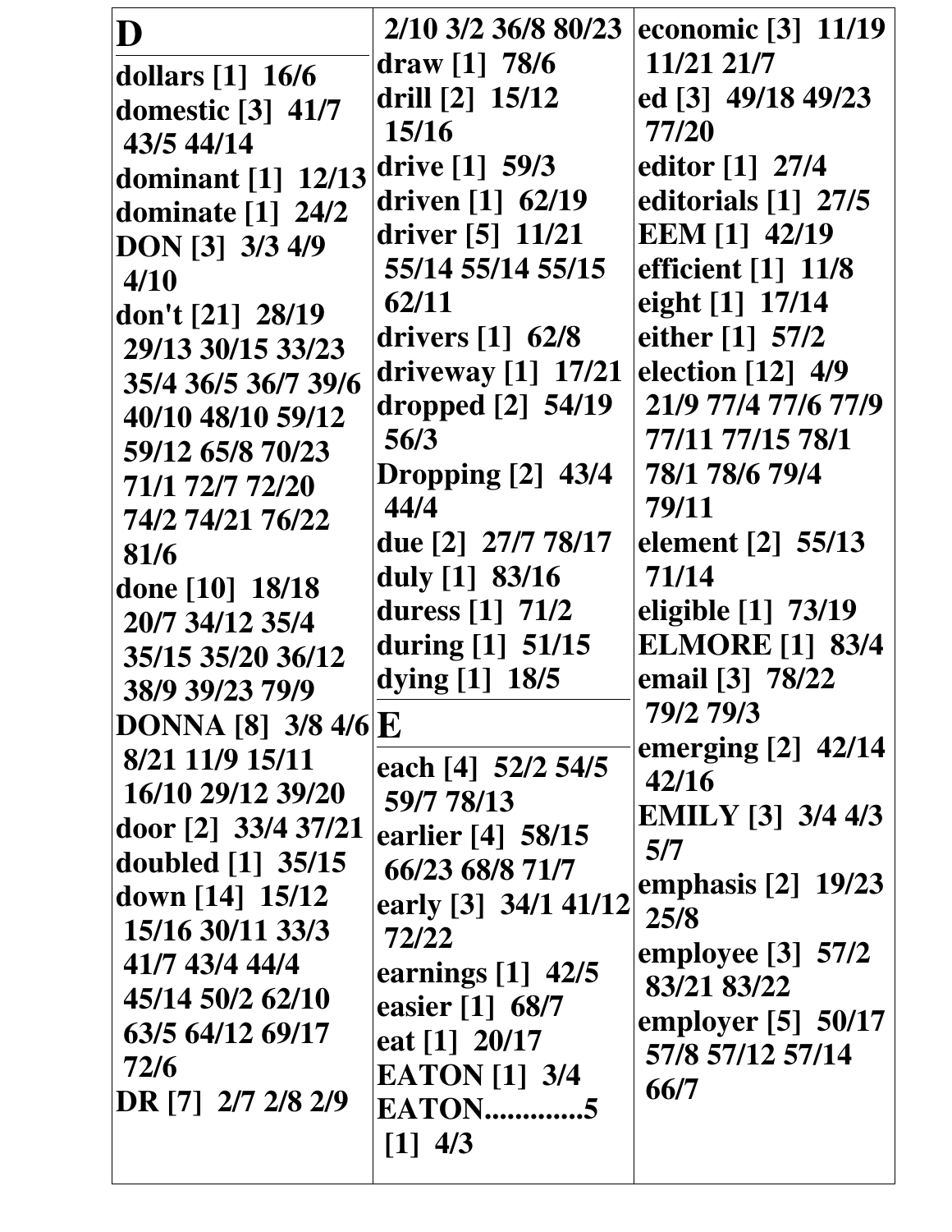# D

**dollars [1] 16/6**
**domestic [3] 41/7 43/5 44/14**
**dominant [1] 12/13**
**dominate [1] 24/2**
**DON [3] 3/3 4/9 4/10**
**don't [21] 28/19 29/13 30/15 33/23 35/4 36/5 36/7 39/6 40/10 48/10 59/12 59/12 65/8 70/23 71/1 72/7 72/20 74/2 74/21 76/22 81/6**
**done [10] 18/18 20/7 34/12 35/4 35/15 35/20 36/12 38/9 39/23 79/9**
**DONNA [8] 3/8 4/6 8/21 11/9 15/11 16/10 29/12 39/20**
**door [2] 33/4 37/21**
**doubled [1] 35/15**
**down [14] 15/12 15/16 30/11 33/3 41/7 43/4 44/4 45/14 50/2 62/10 63/5 64/12 69/17 72/6**
**DR [7] 2/7 2/8 2/9 2/10 3/2 36/8 80/23**
**draw [1] 78/6**
**drill [2] 15/12 15/16**
**drive [1] 59/3**
**driven [1] 62/19**
**driver [5] 11/21 55/14 55/14 55/15 62/11**
**drivers [1] 62/8**
**driveway [1] 17/21**
**dropped [2] 54/19 56/3**
**Dropping [2] 43/4 44/4**
**due [2] 27/7 78/17**
**duly [1] 83/16**
**duress [1] 71/2**
**during [1] 51/15**
**dying [1] 18/5**

# E

**each [4] 52/2 54/5 59/7 78/13**
**earlier [4] 58/15 66/23 68/8 71/7**
**early [3] 34/1 41/12 72/22**
**earnings [1] 42/5**
**easier [1] 68/7**
**eat [1] 20/17**
**EATON [1] 3/4**
**EATON.............5 [1] 4/3**
**economic [3] 11/19 11/21 21/7**
**ed [3] 49/18 49/23 77/20**
**editor [1] 27/4**
**editorials [1] 27/5**
**EEM [1] 42/19**
**efficient [1] 11/8**
**eight [1] 17/14**
**either [1] 57/2**
**election [12] 4/9 21/9 77/4 77/6 77/9 77/11 77/15 78/1 78/1 78/6 79/4 79/11**
**element [2] 55/13 71/14**
**eligible [1] 73/19**
**ELMORE [1] 83/4**
**email [3] 78/22 79/2 79/3**
**emerging [2] 42/14 42/16**
**EMILY [3] 3/4 4/3 5/7**
**emphasis [2] 19/23 25/8**
**employee [3] 57/2 83/21 83/22**
**employer [5] 50/17 57/8 57/12 57/14 66/7**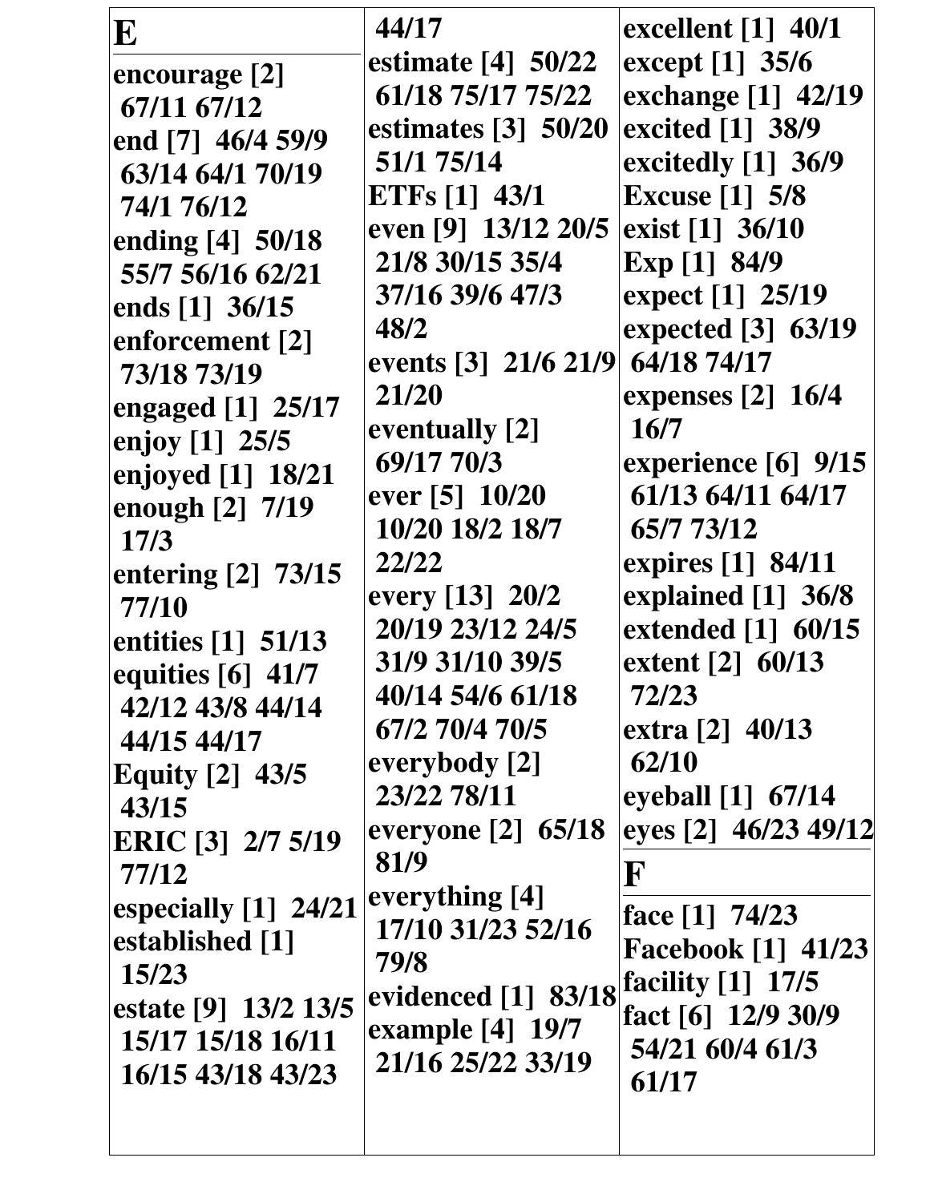## E

**encourage [2]** 67/11 67/12
**end [7]** 46/4 59/9 63/14 64/1 70/19 74/1 76/12
**ending [4]** 50/18 55/7 56/16 62/21
**ends [1]** 36/15
**enforcement [2]** 73/18 73/19
**engaged [1]** 25/17
**enjoy [1]** 25/5
**enjoyed [1]** 18/21
**enough [2]** 7/19 17/3
**entering [2]** 73/15 77/10
**entities [1]** 51/13
**equities [6]** 41/7 42/12 43/8 44/14 44/15 44/17
**Equity [2]** 43/5 43/15
**ERIC [3]** 2/7 5/19 77/12
**especially [1]** 24/21
**established [1]** 15/23
**estate [9]** 13/2 13/5 15/17 15/18 16/11 16/15 43/18 43/23 44/17
**estimate [4]** 50/22 61/18 75/17 75/22
**estimates [3]** 50/20 51/1 75/14
**ETFs [1]** 43/1
**even [9]** 13/12 20/5 21/8 30/15 35/4 37/16 39/6 47/3 48/2
**events [3]** 21/6 21/9 21/20
**eventually [2]** 69/17 70/3
**ever [5]** 10/20 10/20 18/2 18/7 22/22
**every [13]** 20/2 20/19 23/12 24/5 31/9 31/10 39/5 40/14 54/6 61/18 67/2 70/4 70/5
**everybody [2]** 23/22 78/11
**everyone [2]** 65/18 81/9
**everything [4]** 17/10 31/23 52/16 79/8
**evidenced [1]** 83/18
**example [4]** 19/7 21/16 25/22 33/19
**excellent [1]** 40/1
**except [1]** 35/6
**exchange [1]** 42/19
**excited [1]** 38/9
**excitedly [1]** 36/9
**Excuse [1]** 5/8
**exist [1]** 36/10
**Exp [1]** 84/9
**expect [1]** 25/19
**expected [3]** 63/19 64/18 74/17
**expenses [2]** 16/4 16/7
**experience [6]** 9/15 61/13 64/11 64/17 65/7 73/12
**expires [1]** 84/11
**explained [1]** 36/8
**extended [1]** 60/15
**extent [2]** 60/13 72/23
**extra [2]** 40/13 62/10
**eyeball [1]** 67/14
**eyes [2]** 46/23 49/12

## F

**face [1]** 74/23
**Facebook [1]** 41/23
**facility [1]** 17/5
**fact [6]** 12/9 30/9 54/21 60/4 61/3 61/17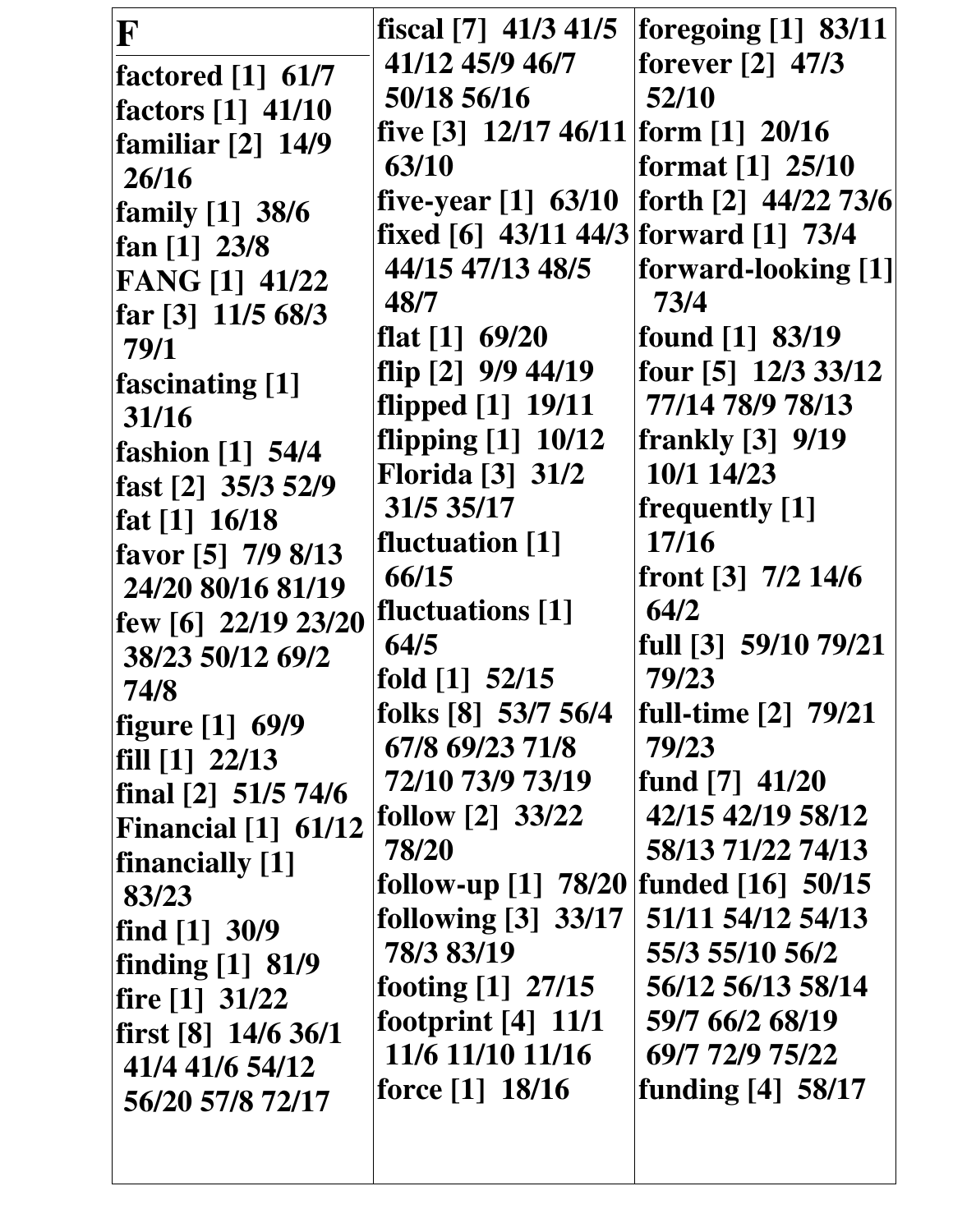# F

factored [1] 61/7
factors [1] 41/10
familiar [2] 14/9 26/16
family [1] 38/6
fan [1] 23/8
FANG [1] 41/22
far [3] 11/5 68/3 79/1
fascinating [1] 31/16
fashion [1] 54/4
fast [2] 35/3 52/9
fat [1] 16/18
favor [5] 7/9 8/13 24/20 80/16 81/19
few [6] 22/19 23/20 38/23 50/12 69/2 74/8
figure [1] 69/9
fill [1] 22/13
final [2] 51/5 74/6
Financial [1] 61/12
financially [1] 83/23
find [1] 30/9
finding [1] 81/9
fire [1] 31/22
first [8] 14/6 36/1 41/4 41/6 54/12 56/20 57/8 72/17
fiscal [7] 41/3 41/5 41/12 45/9 46/7 50/18 56/16
five [3] 12/17 46/11 63/10
five-year [1] 63/10
fixed [6] 43/11 44/3 44/15 47/13 48/5 48/7
flat [1] 69/20
flip [2] 9/9 44/19
flipped [1] 19/11
flipping [1] 10/12
Florida [3] 31/2 31/5 35/17
fluctuation [1] 66/15
fluctuations [1] 64/5
fold [1] 52/15
folks [8] 53/7 56/4 67/8 69/23 71/8 72/10 73/9 73/19
follow [2] 33/22 78/20
follow-up [1] 78/20
following [3] 33/17 78/3 83/19
footing [1] 27/15
footprint [4] 11/1 11/6 11/10 11/16
force [1] 18/16
foregoing [1] 83/11
forever [2] 47/3 52/10
form [1] 20/16
format [1] 25/10
forth [2] 44/22 73/6
forward [1] 73/4
forward-looking [1] 73/4
found [1] 83/19
four [5] 12/3 33/12 77/14 78/9 78/13
frankly [3] 9/19 10/1 14/23
frequently [1] 17/16
front [3] 7/2 14/6 64/2
full [3] 59/10 79/21 79/23
full-time [2] 79/21 79/23
fund [7] 41/20 42/15 42/19 58/12 58/13 71/22 74/13
funded [16] 50/15 51/11 54/12 54/13 55/3 55/10 56/2 56/12 56/13 58/14 59/7 66/2 68/19 69/7 72/9 75/22
funding [4] 58/17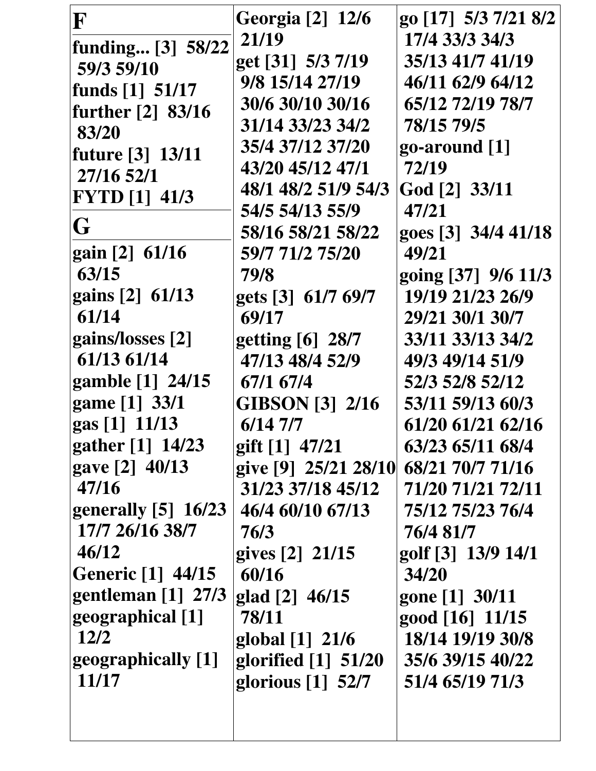## F

**funding... [3] 58/22 59/3 59/10**
**funds [1] 51/17**
**further [2] 83/16 83/20**
**future [3] 13/11 27/16 52/1**
**FYTD [1] 41/3**

## G

**gain [2] 61/16 63/15**
**gains [2] 61/13 61/14**
**gains/losses [2] 61/13 61/14**
**gamble [1] 24/15**
**game [1] 33/1**
**gas [1] 11/13**
**gather [1] 14/23**
**gave [2] 40/13 47/16**
**generally [5] 16/23 17/7 26/16 38/7 46/12**
**Generic [1] 44/15**
**gentleman [1] 27/3**
**geographical [1] 12/2**
**geographically [1] 11/17**
**Georgia [2] 12/6 21/19**
**get [31] 5/3 7/19 9/8 15/14 27/19 30/6 30/10 30/16 31/14 33/23 34/2 35/4 37/12 37/20 43/20 45/12 47/1 48/1 48/2 51/9 54/3 54/5 54/13 55/9 58/16 58/21 58/22 59/7 71/2 75/20 79/8**
**gets [3] 61/7 69/7 69/17**
**getting [6] 28/7 47/13 48/4 52/9 67/1 67/4**
**GIBSON [3] 2/16 6/14 7/7**
**gift [1] 47/21**
**give [9] 25/21 28/10 31/23 37/18 45/12 46/4 60/10 67/13 76/3**
**gives [2] 21/15 60/16**
**glad [2] 46/15 78/11**
**global [1] 21/6**
**glorified [1] 51/20**
**glorious [1] 52/7**
**go [17] 5/3 7/21 8/2 17/4 33/3 34/3 35/13 41/7 41/19 46/11 62/9 64/12 65/12 72/19 78/7 78/15 79/5**
**go-around [1] 72/19**
**God [2] 33/11 47/21**
**goes [3] 34/4 41/18 49/21**
**going [37] 9/6 11/3 19/19 21/23 26/9 29/21 30/1 30/7 33/11 33/13 34/2 49/3 49/14 51/9 52/3 52/8 52/12 53/11 59/13 60/3 61/20 61/21 62/16 63/23 65/11 68/4 68/21 70/7 71/16 71/20 71/21 72/11 75/12 75/23 76/4 76/4 81/7**
**golf [3] 13/9 14/1 34/20**
**gone [1] 30/11**
**good [16] 11/15 18/14 19/19 30/8 35/6 39/15 40/22 51/4 65/19 71/3**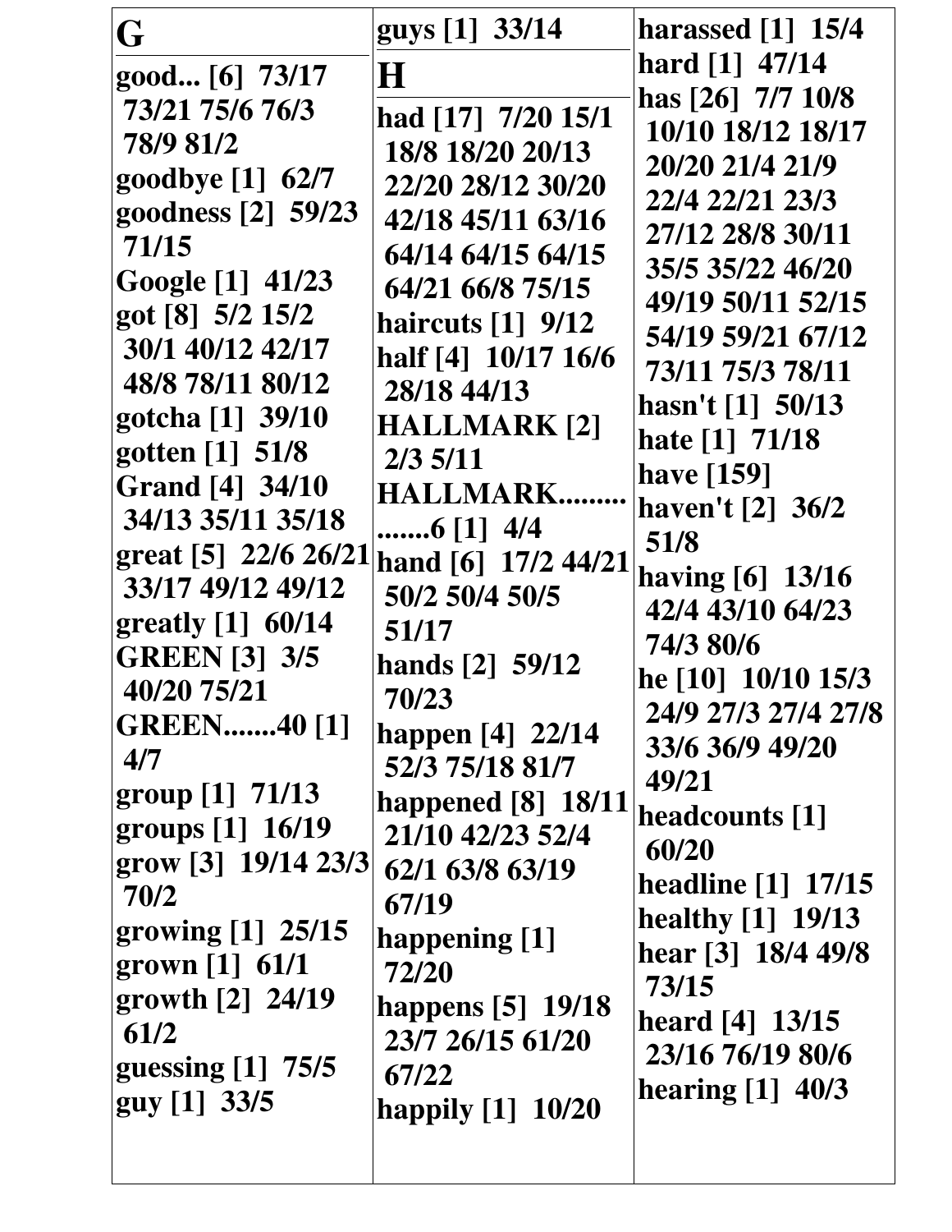# G

**good... [6]** 73/17 73/21 75/6 76/3 78/9 81/2
**goodbye [1]** 62/7
**goodness [2]** 59/23 71/15
**Google [1]** 41/23
**got [8]** 5/2 15/2 30/1 40/12 42/17 48/8 78/11 80/12
**gotcha [1]** 39/10
**gotten [1]** 51/8
**Grand [4]** 34/10 34/13 35/11 35/18
**great [5]** 22/6 26/21 33/17 49/12 49/12
**greatly [1]** 60/14
**GREEN [3]** 3/5 40/20 75/21
**GREEN.......40 [1]** 4/7
**group [1]** 71/13
**groups [1]** 16/19
**grow [3]** 19/14 23/3 70/2
**growing [1]** 25/15
**grown [1]** 61/1
**growth [2]** 24/19 61/2
**guessing [1]** 75/5
**guy [1]** 33/5
**guys [1]** 33/14

# H

**had [17]** 7/20 15/1 18/8 18/20 20/13 22/20 28/12 30/20 42/18 45/11 63/16 64/14 64/15 64/15 64/21 66/8 75/15
**haircuts [1]** 9/12
**half [4]** 10/17 16/6 28/18 44/13
**HALLMARK [2]** 2/3 5/11
**HALLMARK..............6 [1]** 4/4
**hand [6]** 17/2 44/21 50/2 50/4 50/5 51/17
**hands [2]** 59/12 70/23
**happen [4]** 22/14 52/3 75/18 81/7
**happened [8]** 18/11 21/10 42/23 52/4 62/1 63/8 63/19 67/19
**happening [1]** 72/20
**happens [5]** 19/18 23/7 26/15 61/20 67/22
**happily [1]** 10/20
**harassed [1]** 15/4
**hard [1]** 47/14
**has [26]** 7/7 10/8 10/10 18/12 18/17 20/20 21/4 21/9 22/4 22/21 23/3 27/12 28/8 30/11 35/5 35/22 46/20 49/19 50/11 52/15 54/19 59/21 67/12 73/11 75/3 78/11
**hasn't [1]** 50/13
**hate [1]** 71/18
**have [159]**
**haven't [2]** 36/2 51/8
**having [6]** 13/16 42/4 43/10 64/23 74/3 80/6
**he [10]** 10/10 15/3 24/9 27/3 27/4 27/8 33/6 36/9 49/20 49/21
**headcounts [1]** 60/20
**headline [1]** 17/15
**healthy [1]** 19/13
**hear [3]** 18/4 49/8 73/15
**heard [4]** 13/15 23/16 76/19 80/6
**hearing [1]** 40/3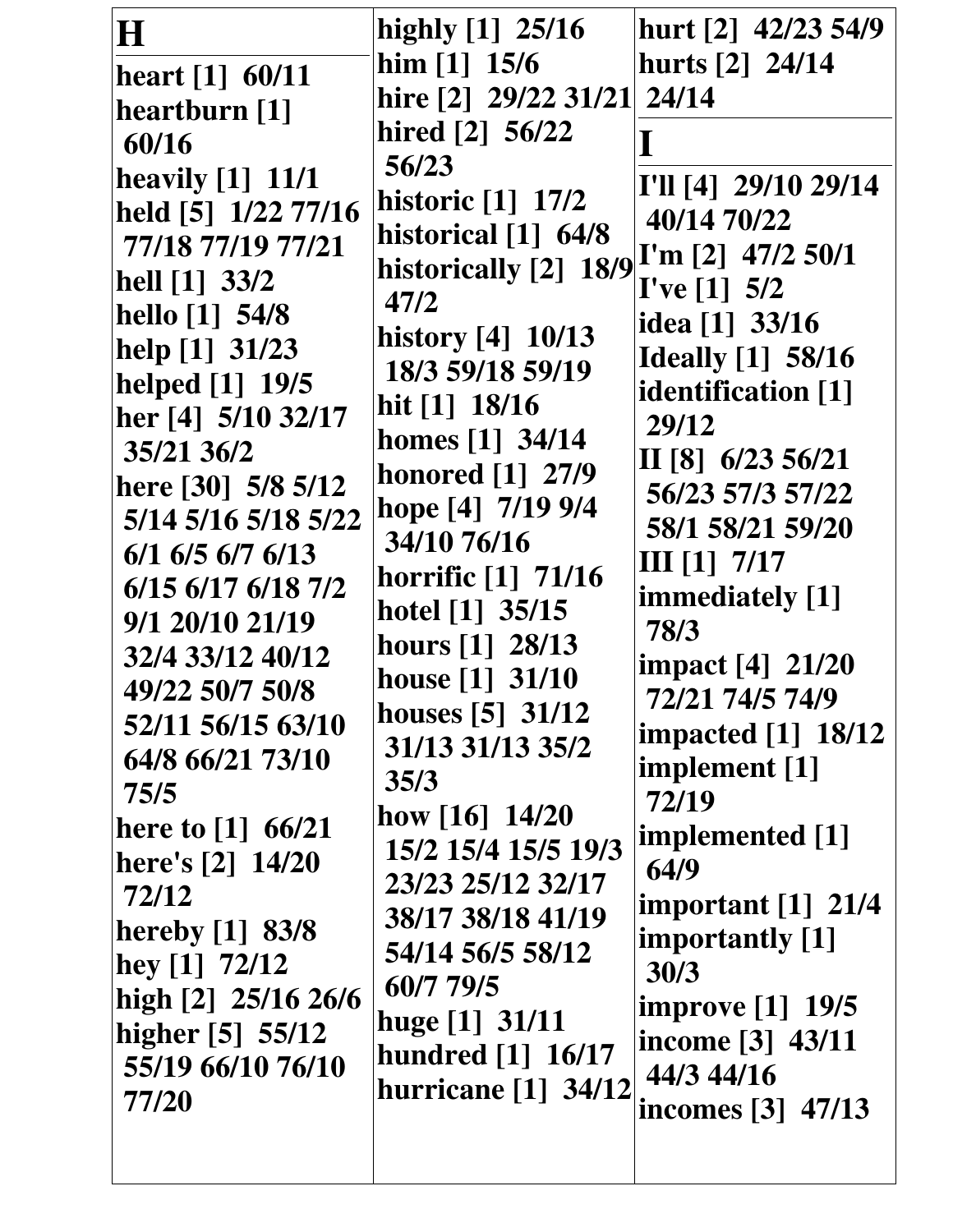# H

**heart [1] 60/11**
**heartburn [1] 60/16**
**heavily [1] 11/1**
**held [5] 1/22 77/16 77/18 77/19 77/21**
**hell [1] 33/2**
**hello [1] 54/8**
**help [1] 31/23**
**helped [1] 19/5**
**her [4] 5/10 32/17 35/21 36/2**
**here [30] 5/8 5/12 5/14 5/16 5/18 5/22 6/1 6/5 6/7 6/13 6/15 6/17 6/18 7/2 9/1 20/10 21/19 32/4 33/12 40/12 49/22 50/7 50/8 52/11 56/15 63/10 64/8 66/21 73/10 75/5**
**here to [1] 66/21**
**here's [2] 14/20 72/12**
**hereby [1] 83/8**
**hey [1] 72/12**
**high [2] 25/16 26/6**
**higher [5] 55/12 55/19 66/10 76/10 77/20**
**highly [1] 25/16**
**him [1] 15/6**
**hire [2] 29/22 31/21**
**hired [2] 56/22 56/23**
**historic [1] 17/2**
**historical [1] 64/8**
**historically [2] 18/9 47/2**
**history [4] 10/13 18/3 59/18 59/19**
**hit [1] 18/16**
**homes [1] 34/14**
**honored [1] 27/9**
**hope [4] 7/19 9/4 34/10 76/16**
**horrific [1] 71/16**
**hotel [1] 35/15**
**hours [1] 28/13**
**house [1] 31/10**
**houses [5] 31/12 31/13 31/13 35/2 35/3**
**how [16] 14/20 15/2 15/4 15/5 19/3 23/23 25/12 32/17 38/17 38/18 41/19 54/14 56/5 58/12 60/7 79/5**
**huge [1] 31/11**
**hundred [1] 16/17**
**hurricane [1] 34/12**
**hurt [2] 42/23 54/9**
**hurts [2] 24/14 24/14**

# I

**I'll [4] 29/10 29/14 40/14 70/22**
**I'm [2] 47/2 50/1**
**I've [1] 5/2**
**idea [1] 33/16**
**Ideally [1] 58/16**
**identification [1] 29/12**
**II [8] 6/23 56/21 56/23 57/3 57/22 58/1 58/21 59/20**
**III [1] 7/17**
**immediately [1] 78/3**
**impact [4] 21/20 72/21 74/5 74/9**
**impacted [1] 18/12**
**implement [1] 72/19**
**implemented [1] 64/9**
**important [1] 21/4**
**importantly [1] 30/3**
**improve [1] 19/5**
**income [3] 43/11 44/3 44/16**
**incomes [3] 47/13**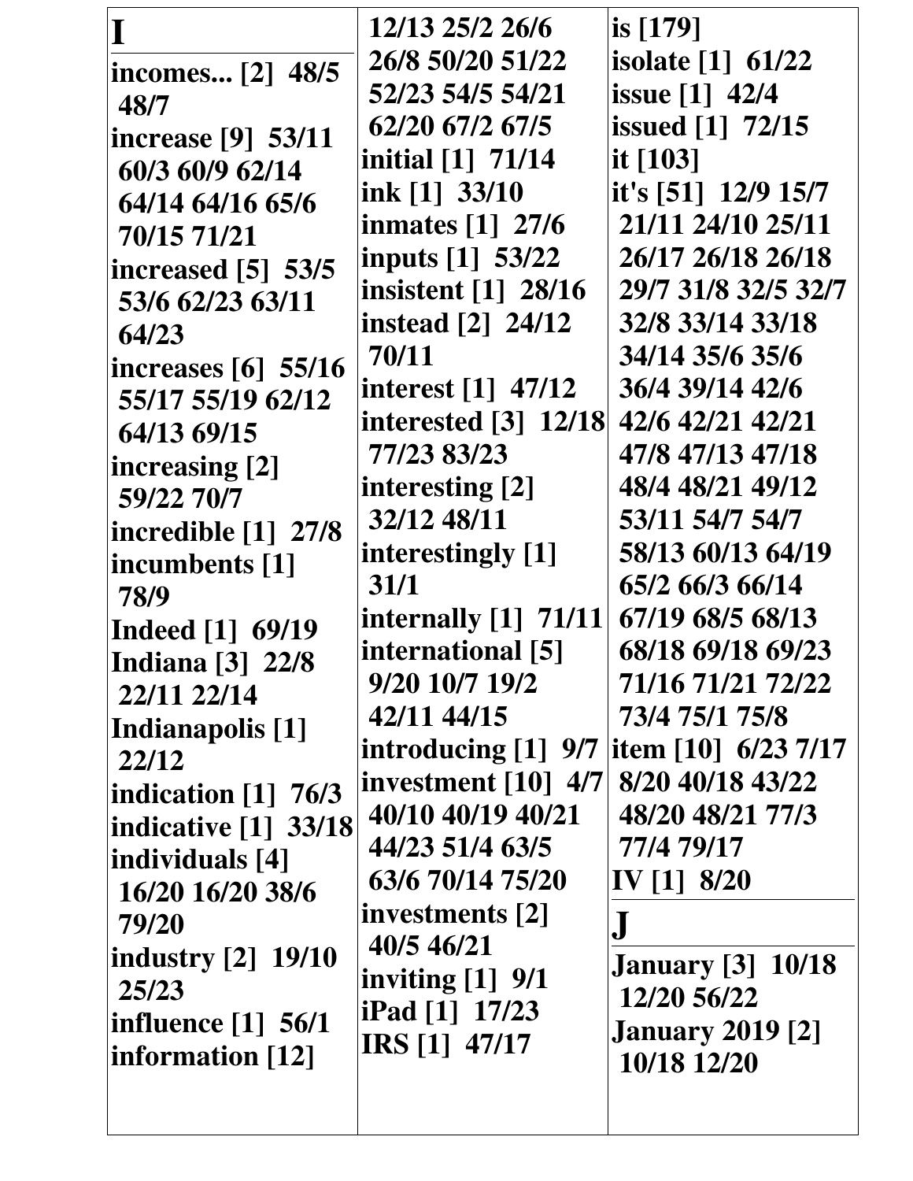# I

**incomes... [2]** 48/5 48/7
**increase [9]** 53/11 60/3 60/9 62/14 64/14 64/16 65/6 70/15 71/21
**increased [5]** 53/5 53/6 62/23 63/11 64/23
**increases [6]** 55/16 55/17 55/19 62/12 64/13 69/15
**increasing [2]** 59/22 70/7
**incredible [1]** 27/8
**incumbents [1]** 78/9
**Indeed [1]** 69/19
**Indiana [3]** 22/8 22/11 22/14
**Indianapolis [1]** 22/12
**indication [1]** 76/3
**indicative [1]** 33/18
**individuals [4]** 16/20 16/20 38/6 79/20
**industry [2]** 19/10 25/23
**influence [1]** 56/1
**information [12]** 12/13 25/2 26/6 26/8 50/20 51/22 52/23 54/5 54/21 62/20 67/2 67/5
**initial [1]** 71/14
**ink [1]** 33/10
**inmates [1]** 27/6
**inputs [1]** 53/22
**insistent [1]** 28/16
**instead [2]** 24/12 70/11
**interest [1]** 47/12
**interested [3]** 12/18 77/23 83/23
**interesting [2]** 32/12 48/11
**interestingly [1]** 31/1
**internally [1]** 71/11
**international [5]** 9/20 10/7 19/2 42/11 44/15
**introducing [1]** 9/7
**investment [10]** 4/7 40/10 40/19 40/21 44/23 51/4 63/5 63/6 70/14 75/20
**investments [2]** 40/5 46/21
**inviting [1]** 9/1
**iPad [1]** 17/23
**IRS [1]** 47/17
**is [179]**
**isolate [1]** 61/22
**issue [1]** 42/4
**issued [1]** 72/15
**it [103]**
**it's [51]** 12/9 15/7 21/11 24/10 25/11 26/17 26/18 26/18 29/7 31/8 32/5 32/7 32/8 33/14 33/18 34/14 35/6 35/6 36/4 39/14 42/6 42/6 42/21 42/21 47/8 47/13 47/18 48/4 48/21 49/12 53/11 54/7 54/7 58/13 60/13 64/19 65/2 66/3 66/14 67/19 68/5 68/13 68/18 69/18 69/23 71/16 71/21 72/22 73/4 75/1 75/8
**item [10]** 6/23 7/17 8/20 40/18 43/22 48/20 48/21 77/3 77/4 79/17
**IV [1]** 8/20

# J

**January [3]** 10/18 12/20 56/22
**January 2019 [2]** 10/18 12/20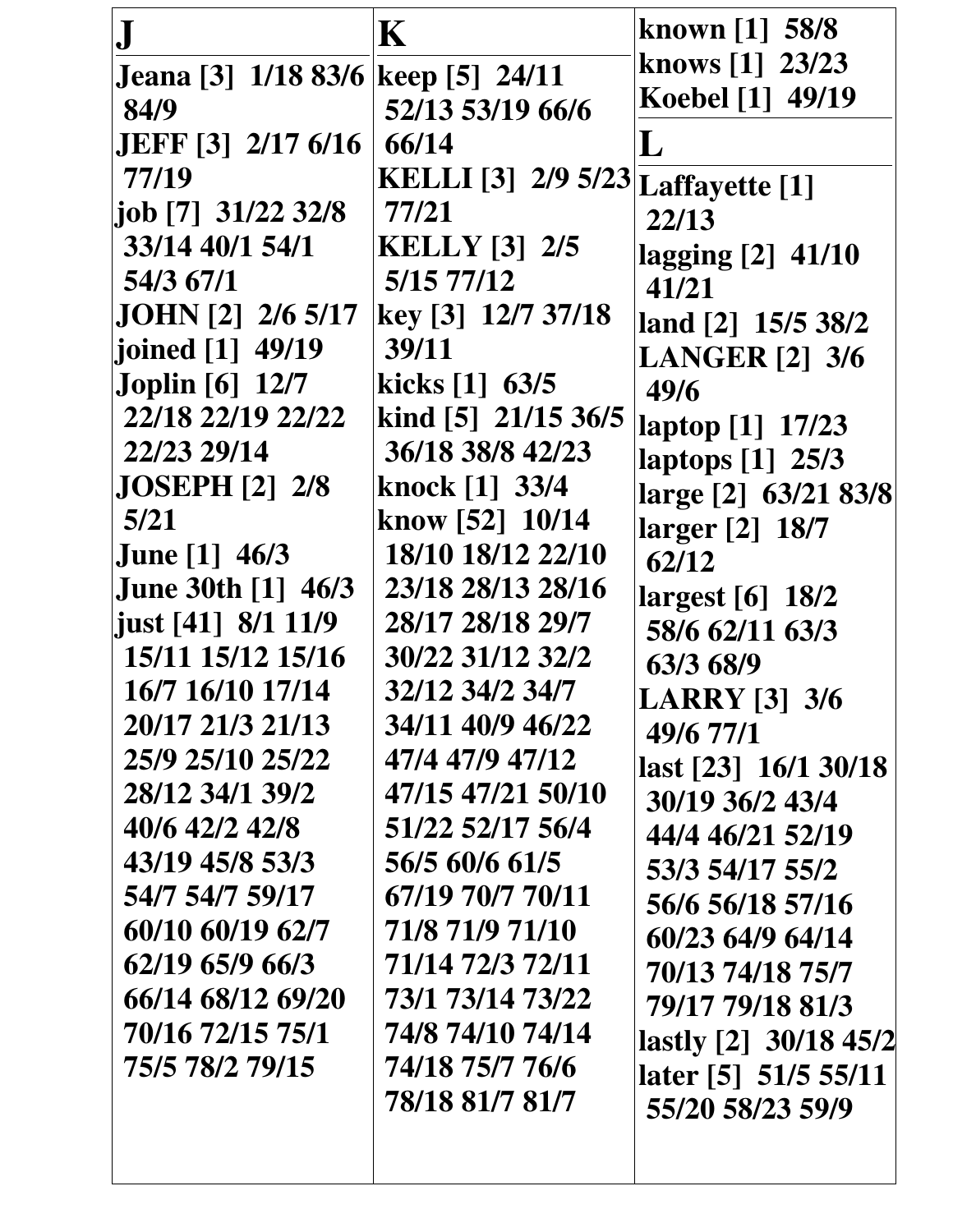## J

**Jeana [3]** 1/18 83/6 84/9
**JEFF [3]** 2/17 6/16 77/19
**job [7]** 31/22 32/8 33/14 40/1 54/1 54/3 67/1
**JOHN [2]** 2/6 5/17
**joined [1]** 49/19
**Joplin [6]** 12/7 22/18 22/19 22/22 22/23 29/14
**JOSEPH [2]** 2/8 5/21
**June [1]** 46/3
**June 30th [1]** 46/3
**just [41]** 8/1 11/9 15/11 15/12 15/16 16/7 16/10 17/14 20/17 21/3 21/13 25/9 25/10 25/22 28/12 34/1 39/2 40/6 42/2 42/8 43/19 45/8 53/3 54/7 54/7 59/17 60/10 60/19 62/7 62/19 65/9 66/3 66/14 68/12 69/20 70/16 72/15 75/1 75/5 78/2 79/15

## K

**keep [5]** 24/11 52/13 53/19 66/6 66/14
**KELLI [3]** 2/9 5/23 77/21
**KELLY [3]** 2/5 5/15 77/12
**key [3]** 12/7 37/18 39/11
**kicks [1]** 63/5
**kind [5]** 21/15 36/5 36/18 38/8 42/23
**knock [1]** 33/4
**know [52]** 10/14 18/10 18/12 22/10 23/18 28/13 28/16 28/17 28/18 29/7 30/22 31/12 32/2 32/12 34/2 34/7 34/11 40/9 46/22 47/4 47/9 47/12 47/15 47/21 50/10 51/22 52/17 56/4 56/5 60/6 61/5 67/19 70/7 70/11 71/8 71/9 71/10 71/14 72/3 72/11 73/1 73/14 73/22 74/8 74/10 74/14 74/18 75/7 76/6 78/18 81/7 81/7
**known [1]** 58/8
**knows [1]** 23/23
**Koebel [1]** 49/19

## L

**Laffayette [1]** 22/13
**lagging [2]** 41/10 41/21
**land [2]** 15/5 38/2
**LANGER [2]** 3/6 49/6
**laptop [1]** 17/23
**laptops [1]** 25/3
**large [2]** 63/21 83/8
**larger [2]** 18/7 62/12
**largest [6]** 18/2 58/6 62/11 63/3 63/3 68/9
**LARRY [3]** 3/6 49/6 77/1
**last [23]** 16/1 30/18 30/19 36/2 43/4 44/4 46/21 52/19 53/3 54/17 55/2 56/6 56/18 57/16 60/23 64/9 64/14 70/13 74/18 75/7 79/17 79/18 81/3
**lastly [2]** 30/18 45/2
**later [5]** 51/5 55/11 55/20 58/23 59/9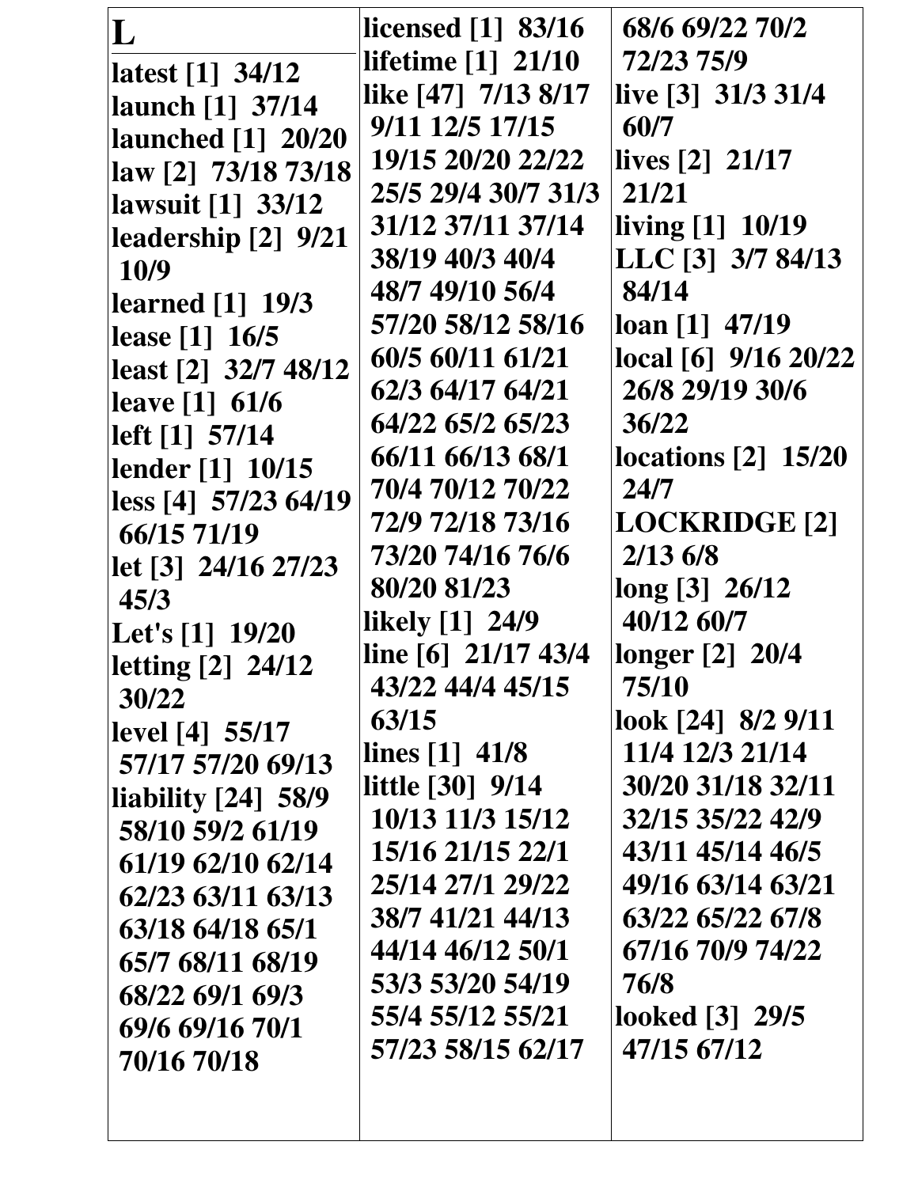# L

**latest [1]** 34/12
**launch [1]** 37/14
**launched [1]** 20/20
**law [2]** 73/18 73/18
**lawsuit [1]** 33/12
**leadership [2]** 9/21 10/9
**learned [1]** 19/3
**lease [1]** 16/5
**least [2]** 32/7 48/12
**leave [1]** 61/6
**left [1]** 57/14
**lender [1]** 10/15
**less [4]** 57/23 64/19 66/15 71/19
**let [3]** 24/16 27/23 45/3
**Let's [1]** 19/20
**letting [2]** 24/12 30/22
**level [4]** 55/17 57/17 57/20 69/13
**liability [24]** 58/9 58/10 59/2 61/19 61/19 62/10 62/14 62/23 63/11 63/13 63/18 64/18 65/1 65/7 68/11 68/19 68/22 69/1 69/3 69/6 69/16 70/1 70/16 70/18
**licensed [1]** 83/16
**lifetime [1]** 21/10
**like [47]** 7/13 8/17 9/11 12/5 17/15 19/15 20/20 22/22 25/5 29/4 30/7 31/3 31/12 37/11 37/14 38/19 40/3 40/4 48/7 49/10 56/4 57/20 58/12 58/16 60/5 60/11 61/21 62/3 64/17 64/21 64/22 65/2 65/23 66/11 66/13 68/1 70/4 70/12 70/22 72/9 72/18 73/16 73/20 74/16 76/6 80/20 81/23
**likely [1]** 24/9
**line [6]** 21/17 43/4 43/22 44/4 45/15 63/15
**lines [1]** 41/8
**little [30]** 9/14 10/13 11/3 15/12 15/16 21/15 22/1 25/14 27/1 29/22 38/7 41/21 44/13 44/14 46/12 50/1 53/3 53/20 54/19 55/4 55/12 55/21 57/23 58/15 62/17 68/6 69/22 70/2 72/23 75/9
**live [3]** 31/3 31/4 60/7
**lives [2]** 21/17 21/21
**living [1]** 10/19
**LLC [3]** 3/7 84/13 84/14
**loan [1]** 47/19
**local [6]** 9/16 20/22 26/8 29/19 30/6 36/22
**locations [2]** 15/20 24/7
**LOCKRIDGE [2]** 2/13 6/8
**long [3]** 26/12 40/12 60/7
**longer [2]** 20/4 75/10
**look [24]** 8/2 9/11 11/4 12/3 21/14 30/20 31/18 32/11 32/15 35/22 42/9 43/11 45/14 46/5 49/16 63/14 63/21 63/22 65/22 67/8 67/16 70/9 74/22 76/8
**looked [3]** 29/5 47/15 67/12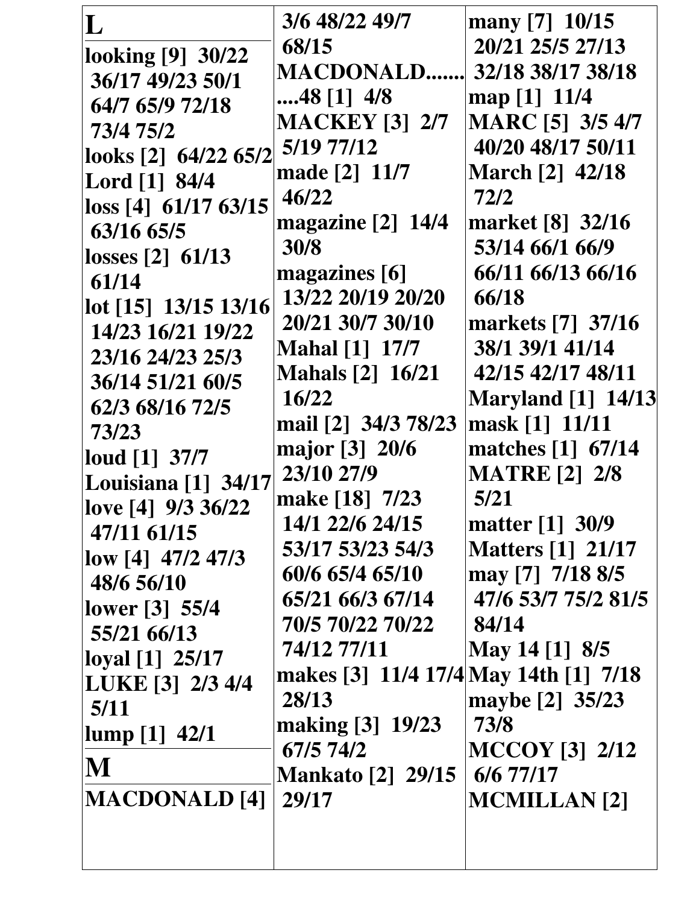**L**

**looking [9] 30/22 36/17 49/23 50/1 64/7 65/9 72/18 73/4 75/2**
**looks [2] 64/22 65/2**
**Lord [1] 84/4**
**loss [4] 61/17 63/15 63/16 65/5**
**losses [2] 61/13 61/14**
**lot [15] 13/15 13/16 14/23 16/21 19/22 23/16 24/23 25/3 36/14 51/21 60/5 62/3 68/16 72/5 73/23**
**loud [1] 37/7**
**Louisiana [1] 34/17**
**love [4] 9/3 36/22 47/11 61/15**
**low [4] 47/2 47/3 48/6 56/10**
**lower [3] 55/4 55/21 66/13**
**loyal [1] 25/17**
**LUKE [3] 2/3 4/4 5/11**
**lump [1] 42/1**

**M**

**MACDONALD [4] 3/6 48/22 49/7 68/15**
**MACDONALD.......** **....48 [1] 4/8**
**MACKEY [3] 2/7 5/19 77/12**
**made [2] 11/7 46/22**
**magazine [2] 14/4 30/8**
**magazines [6] 13/22 20/19 20/20 20/21 30/7 30/10**
**Mahal [1] 17/7**
**Mahals [2] 16/21 16/22**
**mail [2] 34/3 78/23**
**major [3] 20/6 23/10 27/9**
**make [18] 7/23 14/1 22/6 24/15 53/17 53/23 54/3 60/6 65/4 65/10 65/21 66/3 67/14 70/5 70/22 70/22 74/12 77/11**
**makes [3] 11/4 17/4 28/13**
**making [3] 19/23 67/5 74/2**
**Mankato [2] 29/15 29/17**
**many [7] 10/15 20/21 25/5 27/13 32/18 38/17 38/18**
**map [1] 11/4**
**MARC [5] 3/5 4/7 40/20 48/17 50/11**
**March [2] 42/18 72/2**
**market [8] 32/16 53/14 66/1 66/9 66/11 66/13 66/16 66/18**
**markets [7] 37/16 38/1 39/1 41/14 42/15 42/17 48/11**
**Maryland [1] 14/13**
**mask [1] 11/11**
**matches [1] 67/14**
**MATRE [2] 2/8 5/21**
**matter [1] 30/9**
**Matters [1] 21/17**
**may [7] 7/18 8/5 47/6 53/7 75/2 81/5 84/14**
**May 14 [1] 8/5**
**May 14th [1] 7/18**
**maybe [2] 35/23 73/8**
**MCCOY [3] 2/12 6/6 77/17**
**MCMILLAN [2]**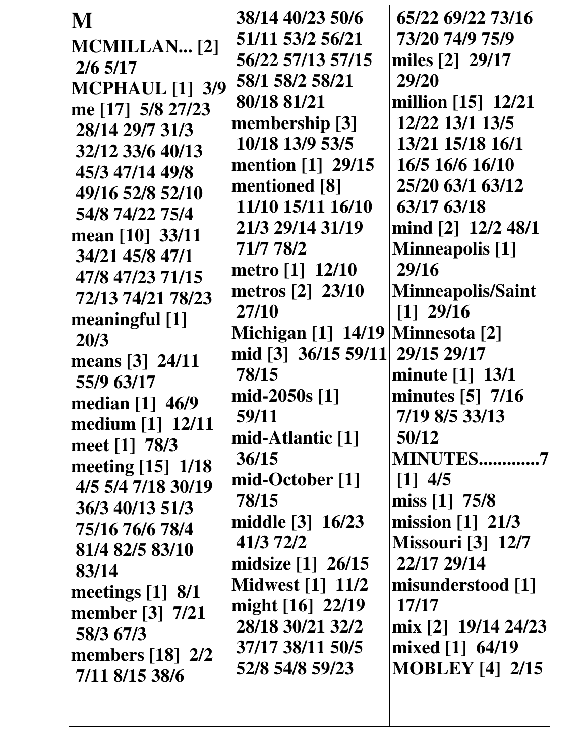# M

**MCMILLAN... [2]** 2/6 5/17
**MCPHAUL [1]** 3/9
**me [17]** 5/8 27/23 28/14 29/7 31/3 32/12 33/6 40/13 45/3 47/14 49/8 49/16 52/8 52/10 54/8 74/22 75/4
**mean [10]** 33/11 34/21 45/8 47/1 47/8 47/23 71/15 72/13 74/21 78/23
**meaningful [1]** 20/3
**means [3]** 24/11 55/9 63/17
**median [1]** 46/9
**medium [1]** 12/11
**meet [1]** 78/3
**meeting [15]** 1/18 4/5 5/4 7/18 30/19 36/3 40/13 51/3 75/16 76/6 78/4 81/4 82/5 83/10 83/14
**meetings [1]** 8/1
**member [3]** 7/21 58/3 67/3
**members [18]** 2/2 7/11 8/15 38/6 38/14 40/23 50/6 51/11 53/2 56/21 56/22 57/13 57/15 58/1 58/2 58/21 80/18 81/21
**membership [3]** 10/18 13/9 53/5
**mention [1]** 29/15
**mentioned [8]** 11/10 15/11 16/10 21/3 29/14 31/19 71/7 78/2
**metro [1]** 12/10
**metros [2]** 23/10 27/10
**Michigan [1]** 14/19
**mid [3]** 36/15 59/11 78/15
**mid-2050s [1]** 59/11
**mid-Atlantic [1]** 36/15
**mid-October [1]** 78/15
**middle [3]** 16/23 41/3 72/2
**midsize [1]** 26/15
**Midwest [1]** 11/2
**might [16]** 22/19 28/18 30/21 32/2 37/17 38/11 50/5 52/8 54/8 59/23 65/22 69/22 73/16 73/20 74/9 75/9
**miles [2]** 29/17 29/20
**million [15]** 12/21 12/22 13/1 13/5 13/21 15/18 16/1 16/5 16/6 16/10 25/20 63/1 63/12 63/17 63/18
**mind [2]** 12/2 48/1
**Minneapolis [1]** 29/16
**Minneapolis/Saint [1]** 29/16
**Minnesota [2]** 29/15 29/17
**minute [1]** 13/1
**minutes [5]** 7/16 7/19 8/5 33/13 50/12
**MINUTES............7 [1]** 4/5
**miss [1]** 75/8
**mission [1]** 21/3
**Missouri [3]** 12/7 22/17 29/14
**misunderstood [1]** 17/17
**mix [2]** 19/14 24/23
**mixed [1]** 64/19
**MOBLEY [4]** 2/15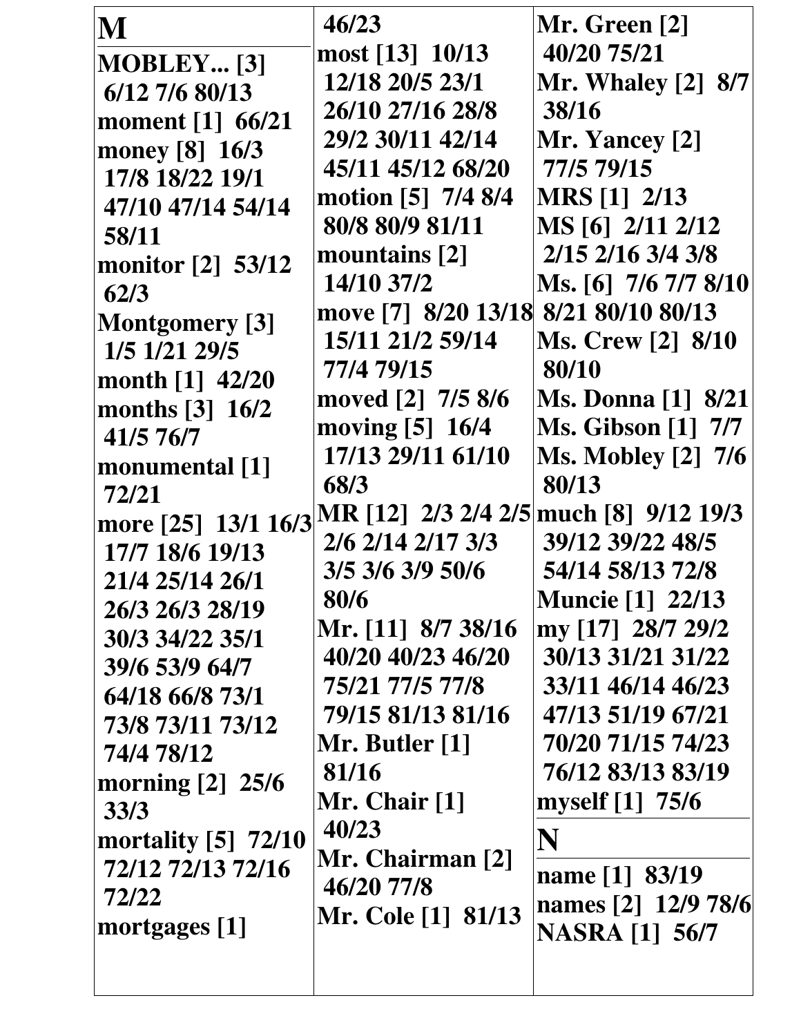# M

**MOBLEY... [3]** 6/12 7/6 80/13
**moment [1]** 66/21
**money [8]** 16/3 17/8 18/22 19/1 47/10 47/14 54/14 58/11
**monitor [2]** 53/12 62/3
**Montgomery [3]** 1/5 1/21 29/5
**month [1]** 42/20
**months [3]** 16/2 41/5 76/7
**monumental [1]** 72/21
**more [25]** 13/1 16/3 17/7 18/6 19/13 21/4 25/14 26/1 26/3 26/3 28/19 30/3 34/22 35/1 39/6 53/9 64/7 64/18 66/8 73/1 73/8 73/11 73/12 74/4 78/12
**morning [2]** 25/6 33/3
**mortality [5]** 72/10 72/12 72/13 72/16 72/22
**mortgages [1]** 46/23
**most [13]** 10/13 12/18 20/5 23/1 26/10 27/16 28/8 29/2 30/11 42/14 45/11 45/12 68/20
**motion [5]** 7/4 8/4 80/8 80/9 81/11
**mountains [2]** 14/10 37/2
**move [7]** 8/20 13/18 15/11 21/2 59/14 77/4 79/15
**moved [2]** 7/5 8/6
**moving [5]** 16/4 17/13 29/11 61/10 68/3
**MR [12]** 2/3 2/4 2/5 2/6 2/14 2/17 3/3 3/5 3/6 3/9 50/6 80/6
**Mr. [11]** 8/7 38/16 40/20 40/23 46/20 75/21 77/5 77/8 79/15 81/13 81/16
**Mr. Butler [1]** 81/16
**Mr. Chair [1]** 40/23
**Mr. Chairman [2]** 46/20 77/8
**Mr. Cole [1]** 81/13
**Mr. Green [2]** 40/20 75/21
**Mr. Whaley [2]** 8/7 38/16
**Mr. Yancey [2]** 77/5 79/15
**MRS [1]** 2/13
**MS [6]** 2/11 2/12 2/15 2/16 3/4 3/8
**Ms. [6]** 7/6 7/7 8/10 8/21 80/10 80/13
**Ms. Crew [2]** 8/10 80/10
**Ms. Donna [1]** 8/21
**Ms. Gibson [1]** 7/7
**Ms. Mobley [2]** 7/6 80/13
**much [8]** 9/12 19/3 39/12 39/22 48/5 54/14 58/13 72/8
**Muncie [1]** 22/13
**my [17]** 28/7 29/2 30/13 31/21 31/22 33/11 46/14 46/23 47/13 51/19 67/21 70/20 71/15 74/23 76/12 83/13 83/19
**myself [1]** 75/6

# N

**name [1]** 83/19
**names [2]** 12/9 78/6
**NASRA [1]** 56/7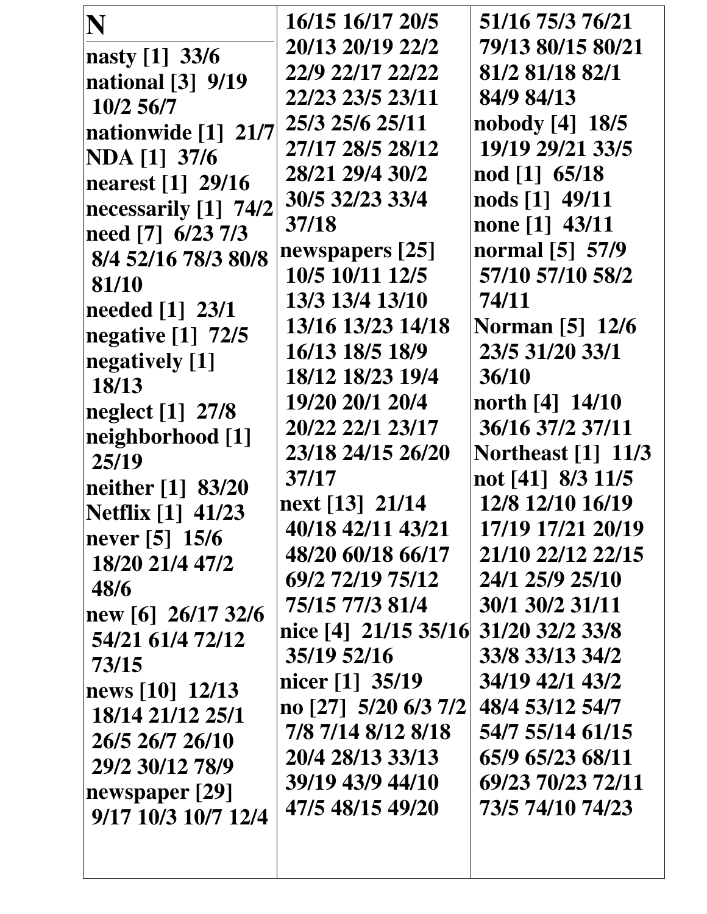# N

**nasty [1]** 33/6
**national [3]** 9/19 10/2 56/7
**nationwide [1]** 21/7
**NDA [1]** 37/6
**nearest [1]** 29/16
**necessarily [1]** 74/2
**need [7]** 6/23 7/3 8/4 52/16 78/3 80/8 81/10
**needed [1]** 23/1
**negative [1]** 72/5
**negatively [1]** 18/13
**neglect [1]** 27/8
**neighborhood [1]** 25/19
**neither [1]** 83/20
**Netflix [1]** 41/23
**never [5]** 15/6 18/20 21/4 47/2 48/6
**new [6]** 26/17 32/6 54/21 61/4 72/12 73/15
**news [10]** 12/13 18/14 21/12 25/1 26/5 26/7 26/10 29/2 30/12 78/9
**newspaper [29]** 9/17 10/3 10/7 12/4 16/15 16/17 20/5 20/13 20/19 22/2 22/9 22/17 22/22 22/23 23/5 23/11 25/3 25/6 25/11 27/17 28/5 28/12 28/21 29/4 30/2 30/5 32/23 33/4 37/18
**newspapers [25]** 10/5 10/11 12/5 13/3 13/4 13/10 13/16 13/23 14/18 16/13 18/5 18/9 18/12 18/23 19/4 19/20 20/1 20/4 20/22 22/1 23/17 23/18 24/15 26/20 37/17
**next [13]** 21/14 40/18 42/11 43/21 48/20 60/18 66/17 69/2 72/19 75/12 75/15 77/3 81/4
**nice [4]** 21/15 35/16 35/19 52/16
**nicer [1]** 35/19
**no [27]** 5/20 6/3 7/2 7/8 7/14 8/12 8/18 20/4 28/13 33/13 39/19 43/9 44/10 47/5 48/15 49/20 51/16 75/3 76/21 79/13 80/15 80/21 81/2 81/18 82/1 84/9 84/13
**nobody [4]** 18/5 19/19 29/21 33/5
**nod [1]** 65/18
**nods [1]** 49/11
**none [1]** 43/11
**normal [5]** 57/9 57/10 57/10 58/2 74/11
**Norman [5]** 12/6 23/5 31/20 33/1 36/10
**north [4]** 14/10 36/16 37/2 37/11
**Northeast [1]** 11/3
**not [41]** 8/3 11/5 12/8 12/10 16/19 17/19 17/21 20/19 21/10 22/12 22/15 24/1 25/9 25/10 30/1 30/2 31/11 31/20 32/2 33/8 33/8 33/13 34/2 34/19 42/1 43/2 48/4 53/12 54/7 54/7 55/14 61/15 65/9 65/23 68/11 69/23 70/23 72/11 73/5 74/10 74/23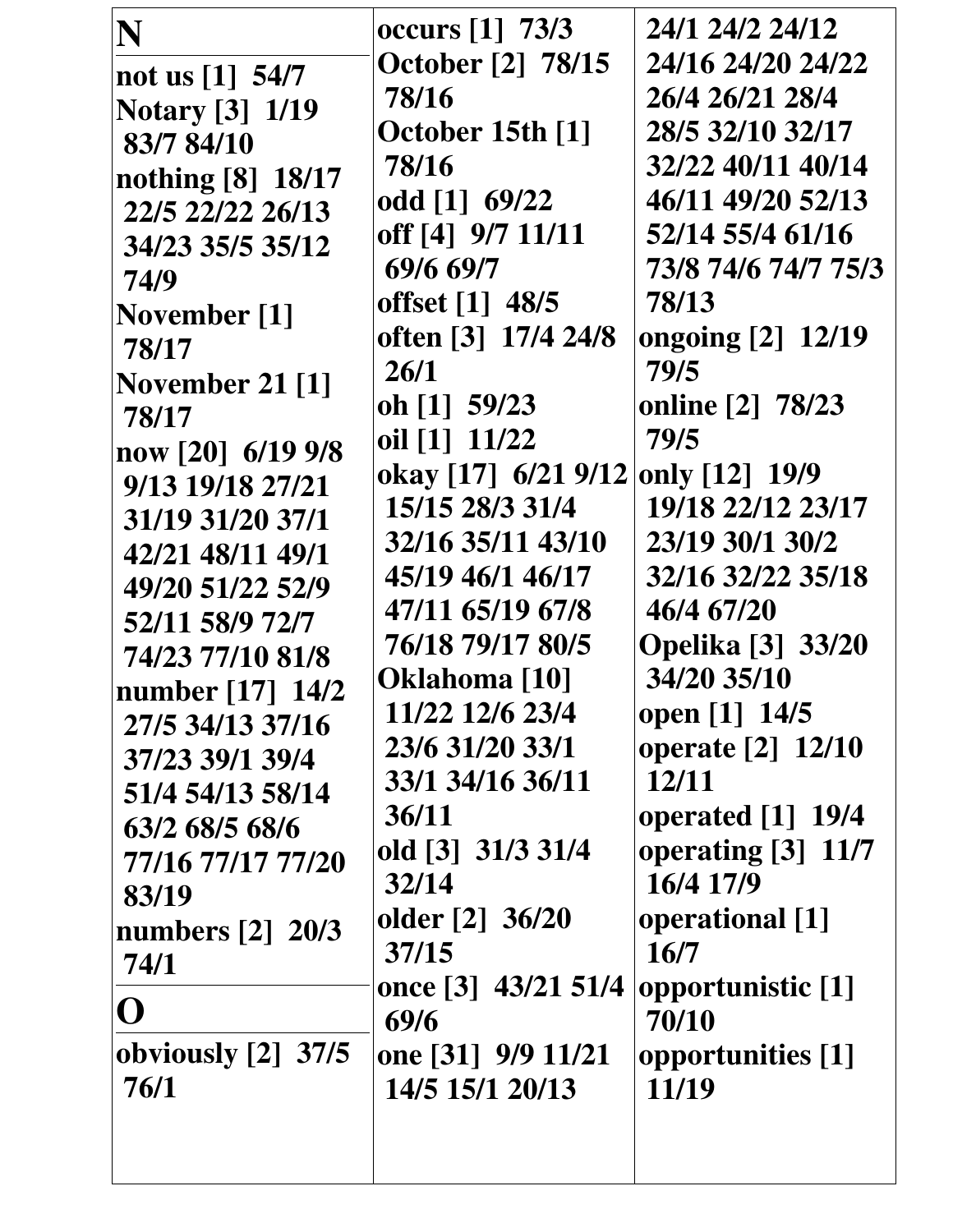**N**

**not us [1] 54/7**
**Notary [3] 1/19 83/7 84/10**
**nothing [8] 18/17 22/5 22/22 26/13 34/23 35/5 35/12 74/9**
**November [1] 78/17**
**November 21 [1] 78/17**
**now [20] 6/19 9/8 9/13 19/18 27/21 31/19 31/20 37/1 42/21 48/11 49/1 49/20 51/22 52/9 52/11 58/9 72/7 74/23 77/10 81/8**
**number [17] 14/2 27/5 34/13 37/16 37/23 39/1 39/4 51/4 54/13 58/14 63/2 68/5 68/6 77/16 77/17 77/20 83/19**
**numbers [2] 20/3 74/1**

**O**

**obviously [2] 37/5 76/1**
**occurs [1] 73/3**
**October [2] 78/15 78/16**
**October 15th [1] 78/16**
**odd [1] 69/22**
**off [4] 9/7 11/11 69/6 69/7**
**offset [1] 48/5**
**often [3] 17/4 24/8 26/1**
**oh [1] 59/23**
**oil [1] 11/22**
**okay [17] 6/21 9/12 15/15 28/3 31/4 32/16 35/11 43/10 45/19 46/1 46/17 47/11 65/19 67/8 76/18 79/17 80/5**
**Oklahoma [10] 11/22 12/6 23/4 23/6 31/20 33/1 33/1 34/16 36/11 36/11**
**old [3] 31/3 31/4 32/14**
**older [2] 36/20 37/15**
**once [3] 43/21 51/4 69/6**
**one [31] 9/9 11/21 14/5 15/1 20/13 24/1 24/2 24/12 24/16 24/20 24/22 26/4 26/21 28/4 28/5 32/10 32/17 32/22 40/11 40/14 46/11 49/20 52/13 52/14 55/4 61/16 73/8 74/6 74/7 75/3 78/13**
**ongoing [2] 12/19 79/5**
**online [2] 78/23 79/5**
**only [12] 19/9 19/18 22/12 23/17 23/19 30/1 30/2 32/16 32/22 35/18 46/4 67/20**
**Opelika [3] 33/20 34/20 35/10**
**open [1] 14/5**
**operate [2] 12/10 12/11**
**operated [1] 19/4**
**operating [3] 11/7 16/4 17/9**
**operational [1] 16/7**
**opportunistic [1] 70/10**
**opportunities [1] 11/19**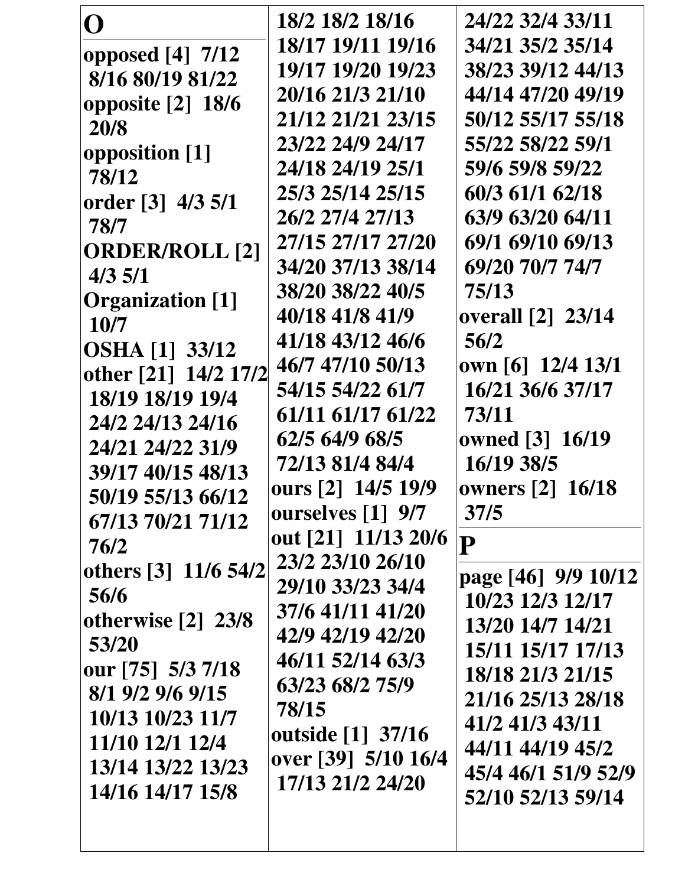## O

**opposed [4]** 7/12 8/16 80/19 81/22
**opposite [2]** 18/6 20/8
**opposition [1]** 78/12
**order [3]** 4/3 5/1 78/7
**ORDER/ROLL [2]** 4/3 5/1
**Organization [1]** 10/7
**OSHA [1]** 33/12
**other [21]** 14/2 17/2 18/19 18/19 19/4 24/2 24/13 24/16 24/21 24/22 31/9 39/17 40/15 48/13 50/19 55/13 66/12 67/13 70/21 71/12 76/2
**others [3]** 11/6 54/2 56/6
**otherwise [2]** 23/8 53/20
**our [75]** 5/3 7/18 8/1 9/2 9/6 9/15 10/13 10/23 11/7 11/10 12/1 12/4 13/14 13/22 13/23 14/16 14/17 15/8 18/2 18/2 18/16 18/17 19/11 19/16 19/17 19/20 19/23 20/16 21/3 21/10 21/12 21/21 23/15 23/22 24/9 24/17 24/18 24/19 25/1 25/3 25/14 25/15 26/2 27/4 27/13 27/15 27/17 27/20 34/20 37/13 38/14 38/20 38/22 40/5 40/18 41/8 41/9 41/18 43/12 46/6 46/7 47/10 50/13 54/15 54/22 61/7 61/11 61/17 61/22 62/5 64/9 68/5 72/13 81/4 84/4
**ours [2]** 14/5 19/9
**ourselves [1]** 9/7
**out [21]** 11/13 20/6 23/2 23/10 26/10 29/10 33/23 34/4 37/6 41/11 41/20 42/9 42/19 42/20 46/11 52/14 63/3 63/23 68/2 75/9 78/15
**outside [1]** 37/16
**over [39]** 5/10 16/4 17/13 21/2 24/20 24/22 32/4 33/11 34/21 35/2 35/14 38/23 39/12 44/13 44/14 47/20 49/19 50/12 55/17 55/18 55/22 58/22 59/1 59/6 59/8 59/22 60/3 61/1 62/18 63/9 63/20 64/11 69/1 69/10 69/13 69/20 70/7 74/7 75/13
**overall [2]** 23/14 56/2
**own [6]** 12/4 13/1 16/21 36/6 37/17 73/11
**owned [3]** 16/19 16/19 38/5
**owners [2]** 16/18 37/5

## P

**page [46]** 9/9 10/12 10/23 12/3 12/17 13/20 14/7 14/21 15/11 15/17 17/13 18/18 21/3 21/15 21/16 25/13 28/18 41/2 41/3 43/11 44/11 44/19 45/2 45/4 46/1 51/9 52/9 52/10 52/13 59/14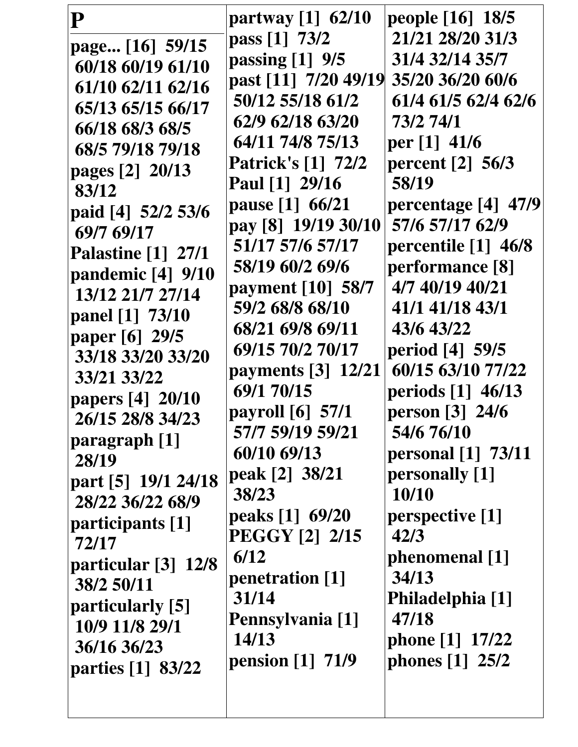# P

**page... [16]** 59/15 60/18 60/19 61/10 61/10 62/11 62/16 65/13 65/15 66/17 66/18 68/3 68/5 68/5 79/18 79/18
**pages [2]** 20/13 83/12
**paid [4]** 52/2 53/6 69/7 69/17
**Palastine [1]** 27/1
**pandemic [4]** 9/10 13/12 21/7 27/14
**panel [1]** 73/10
**paper [6]** 29/5 33/18 33/20 33/20 33/21 33/22
**papers [4]** 20/10 26/15 28/8 34/23
**paragraph [1]** 28/19
**part [5]** 19/1 24/18 28/22 36/22 68/9
**participants [1]** 72/17
**particular [3]** 12/8 38/2 50/11
**particularly [5]** 10/9 11/8 29/1 36/16 36/23
**parties [1]** 83/22
**partway [1]** 62/10
**pass [1]** 73/2
**passing [1]** 9/5
**past [11]** 7/20 49/19 50/12 55/18 61/2 62/9 62/18 63/20 64/11 74/8 75/13
**Patrick's [1]** 72/2
**Paul [1]** 29/16
**pause [1]** 66/21
**pay [8]** 19/19 30/10 51/17 57/6 57/17 58/19 60/2 69/6
**payment [10]** 58/7 59/2 68/8 68/10 68/21 69/8 69/11 69/15 70/2 70/17
**payments [3]** 12/21 69/1 70/15
**payroll [6]** 57/1 57/7 59/19 59/21 60/10 69/13
**peak [2]** 38/21 38/23
**peaks [1]** 69/20
**PEGGY [2]** 2/15 6/12
**penetration [1]** 31/14
**Pennsylvania [1]** 14/13
**pension [1]** 71/9
**people [16]** 18/5 21/21 28/20 31/3 31/4 32/14 35/7 35/20 36/20 60/6 61/4 61/5 62/4 62/6 73/2 74/1
**per [1]** 41/6
**percent [2]** 56/3 58/19
**percentage [4]** 47/9 57/6 57/17 62/9
**percentile [1]** 46/8
**performance [8]** 4/7 40/19 40/21 41/1 41/18 43/1 43/6 43/22
**period [4]** 59/5 60/15 63/10 77/22
**periods [1]** 46/13
**person [3]** 24/6 54/6 76/10
**personal [1]** 73/11
**personally [1]** 10/10
**perspective [1]** 42/3
**phenomenal [1]** 34/13
**Philadelphia [1]** 47/18
**phone [1]** 17/22
**phones [1]** 25/2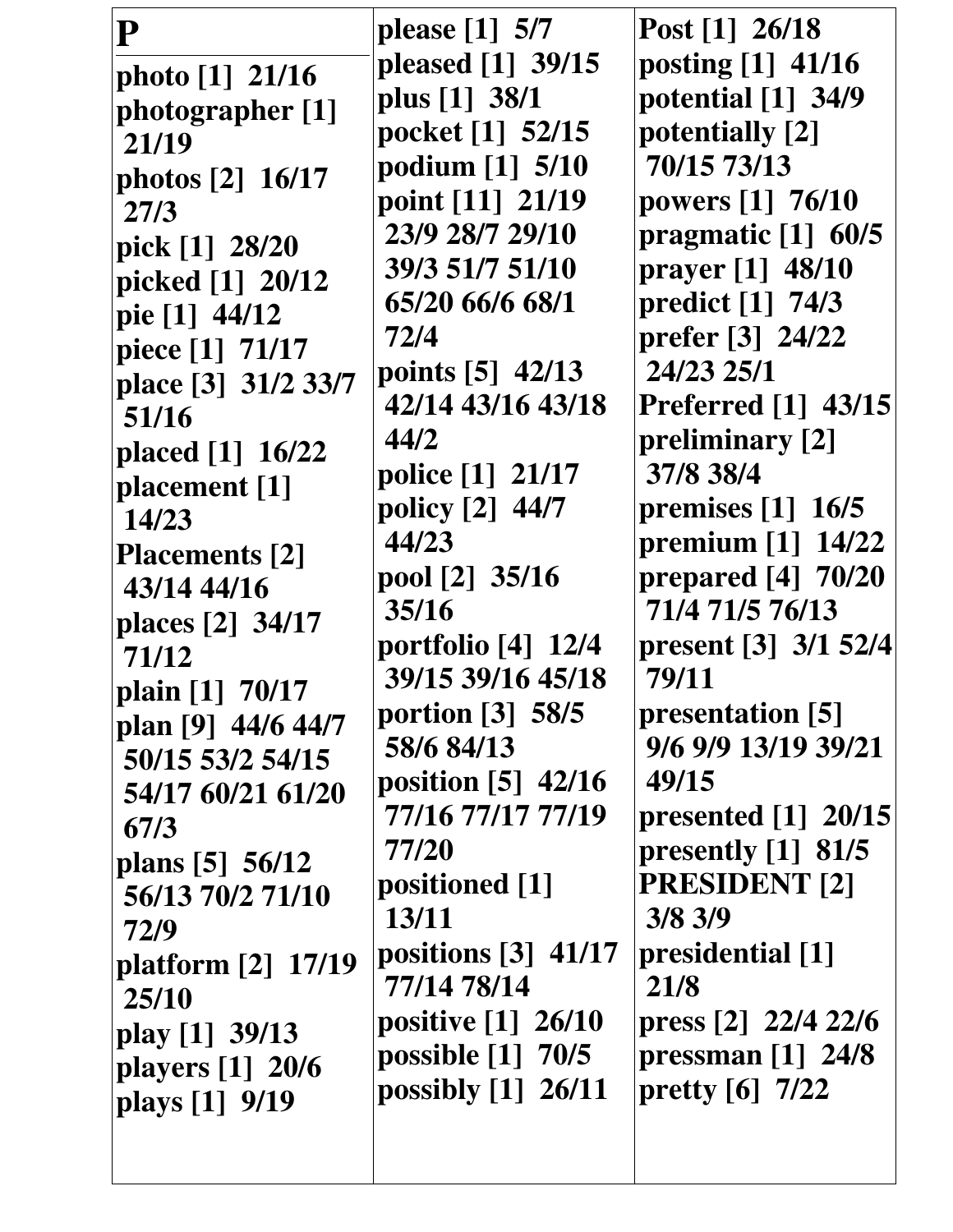# P

photo [1] 21/16
photographer [1] 21/19
photos [2] 16/17 27/3
pick [1] 28/20
picked [1] 20/12
pie [1] 44/12
piece [1] 71/17
place [3] 31/2 33/7 51/16
placed [1] 16/22
placement [1] 14/23
Placements [2] 43/14 44/16
places [2] 34/17 71/12
plain [1] 70/17
plan [9] 44/6 44/7 50/15 53/2 54/15 54/17 60/21 61/20 67/3
plans [5] 56/12 56/13 70/2 71/10 72/9
platform [2] 17/19 25/10
play [1] 39/13
players [1] 20/6
plays [1] 9/19
please [1] 5/7
pleased [1] 39/15
plus [1] 38/1
pocket [1] 52/15
podium [1] 5/10
point [11] 21/19 23/9 28/7 29/10 39/3 51/7 51/10 65/20 66/6 68/1 72/4
points [5] 42/13 42/14 43/16 43/18 44/2
police [1] 21/17
policy [2] 44/7 44/23
pool [2] 35/16 35/16
portfolio [4] 12/4 39/15 39/16 45/18
portion [3] 58/5 58/6 84/13
position [5] 42/16 77/16 77/17 77/19 77/20
positioned [1] 13/11
positions [3] 41/17 77/14 78/14
positive [1] 26/10
possible [1] 70/5
possibly [1] 26/11
Post [1] 26/18
posting [1] 41/16
potential [1] 34/9
potentially [2] 70/15 73/13
powers [1] 76/10
pragmatic [1] 60/5
prayer [1] 48/10
predict [1] 74/3
prefer [3] 24/22 24/23 25/1
Preferred [1] 43/15
preliminary [2] 37/8 38/4
premises [1] 16/5
premium [1] 14/22
prepared [4] 70/20 71/4 71/5 76/13
present [3] 3/1 52/4 79/11
presentation [5] 9/6 9/9 13/19 39/21 49/15
presented [1] 20/15
presently [1] 81/5
PRESIDENT [2] 3/8 3/9
presidential [1] 21/8
press [2] 22/4 22/6
pressman [1] 24/8
pretty [6] 7/22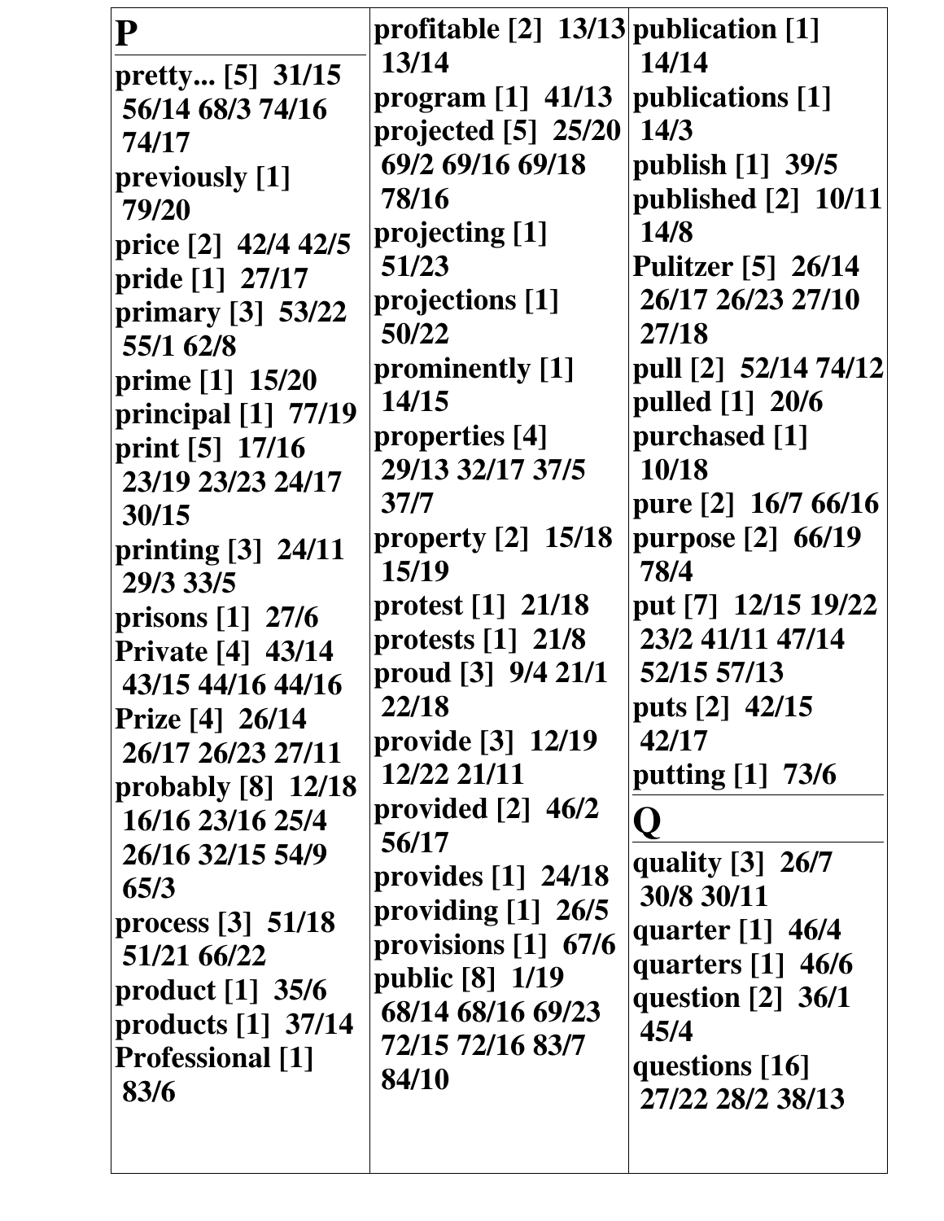## P

**pretty... [5]** 31/15 56/14 68/3 74/16 74/17
**previously [1]** 79/20
**price [2]** 42/4 42/5
**pride [1]** 27/17
**primary [3]** 53/22 55/1 62/8
**prime [1]** 15/20
**principal [1]** 77/19
**print [5]** 17/16 23/19 23/23 24/17 30/15
**printing [3]** 24/11 29/3 33/5
**prisons [1]** 27/6
**Private [4]** 43/14 43/15 44/16 44/16
**Prize [4]** 26/14 26/17 26/23 27/11
**probably [8]** 12/18 16/16 23/16 25/4 26/16 32/15 54/9 65/3
**process [3]** 51/18 51/21 66/22
**product [1]** 35/6
**products [1]** 37/14
**Professional [1]** 83/6
**profitable [2]** 13/13 13/14
**program [1]** 41/13
**projected [5]** 25/20 69/2 69/16 69/18 78/16
**projecting [1]** 51/23
**projections [1]** 50/22
**prominently [1]** 14/15
**properties [4]** 29/13 32/17 37/5 37/7
**property [2]** 15/18 15/19
**protest [1]** 21/18
**protests [1]** 21/8
**proud [3]** 9/4 21/1 22/18
**provide [3]** 12/19 12/22 21/11
**provided [2]** 46/2 56/17
**provides [1]** 24/18
**providing [1]** 26/5
**provisions [1]** 67/6
**public [8]** 1/19 68/14 68/16 69/23 72/15 72/16 83/7 84/10
**publication [1]** 14/14
**publications [1]** 14/3
**publish [1]** 39/5
**published [2]** 10/11 14/8
**Pulitzer [5]** 26/14 26/17 26/23 27/10 27/18
**pull [2]** 52/14 74/12
**pulled [1]** 20/6
**purchased [1]** 10/18
**pure [2]** 16/7 66/16
**purpose [2]** 66/19 78/4
**put [7]** 12/15 19/22 23/2 41/11 47/14 52/15 57/13
**puts [2]** 42/15 42/17
**putting [1]** 73/6

## Q

**quality [3]** 26/7 30/8 30/11
**quarter [1]** 46/4
**quarters [1]** 46/6
**question [2]** 36/1 45/4
**questions [16]** 27/22 28/2 38/13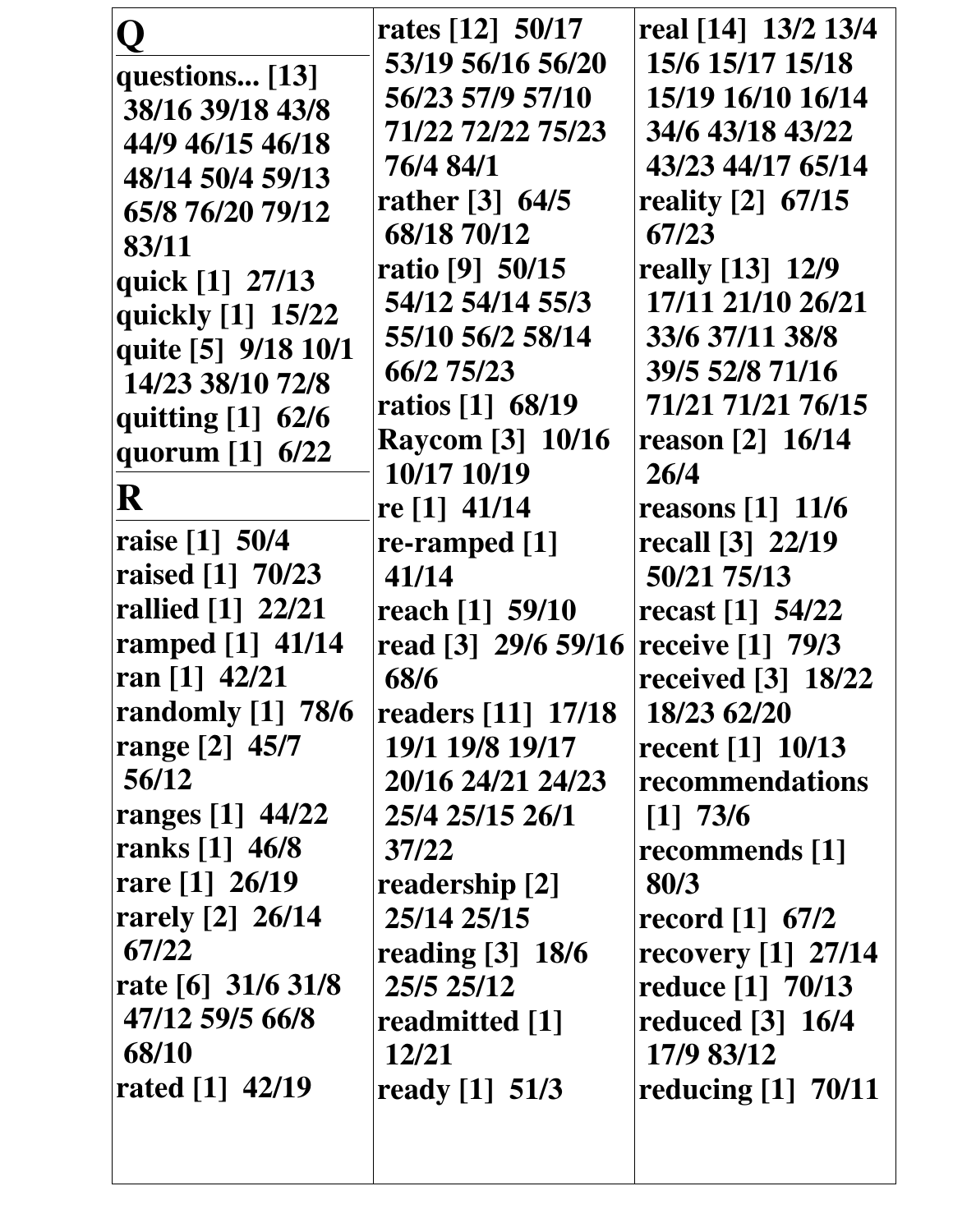**Q**

**questions... [13]** 38/16 39/18 43/8 44/9 46/15 46/18 48/14 50/4 59/13 65/8 76/20 79/12 83/11
**quick [1]** 27/13
**quickly [1]** 15/22
**quite [5]** 9/18 10/1 14/23 38/10 72/8
**quitting [1]** 62/6
**quorum [1]** 6/22

**R**

**raise [1]** 50/4
**raised [1]** 70/23
**rallied [1]** 22/21
**ramped [1]** 41/14
**ran [1]** 42/21
**randomly [1]** 78/6
**range [2]** 45/7 56/12
**ranges [1]** 44/22
**ranks [1]** 46/8
**rare [1]** 26/19
**rarely [2]** 26/14 67/22
**rate [6]** 31/6 31/8 47/12 59/5 66/8 68/10
**rated [1]** 42/19
**rates [12]** 50/17 53/19 56/16 56/20 56/23 57/9 57/10 71/22 72/22 75/23 76/4 84/1
**rather [3]** 64/5 68/18 70/12
**ratio [9]** 50/15 54/12 54/14 55/3 55/10 56/2 58/14 66/2 75/23
**ratios [1]** 68/19
**Raycom [3]** 10/16 10/17 10/19
**re [1]** 41/14
**re-ramped [1]** 41/14
**reach [1]** 59/10
**read [3]** 29/6 59/16 68/6
**readers [11]** 17/18 19/1 19/8 19/17 20/16 24/21 24/23 25/4 25/15 26/1 37/22
**readership [2]** 25/14 25/15
**reading [3]** 18/6 25/5 25/12
**readmitted [1]** 12/21
**ready [1]** 51/3
**real [14]** 13/2 13/4 15/6 15/17 15/18 15/19 16/10 16/14 34/6 43/18 43/22 43/23 44/17 65/14
**reality [2]** 67/15 67/23
**really [13]** 12/9 17/11 21/10 26/21 33/6 37/11 38/8 39/5 52/8 71/16 71/21 71/21 76/15
**reason [2]** 16/14 26/4
**reasons [1]** 11/6
**recall [3]** 22/19 50/21 75/13
**recast [1]** 54/22
**receive [1]** 79/3
**received [3]** 18/22 18/23 62/20
**recent [1]** 10/13
**recommendations [1]** 73/6
**recommends [1]** 80/3
**record [1]** 67/2
**recovery [1]** 27/14
**reduce [1]** 70/13
**reduced [3]** 16/4 17/9 83/12
**reducing [1]** 70/11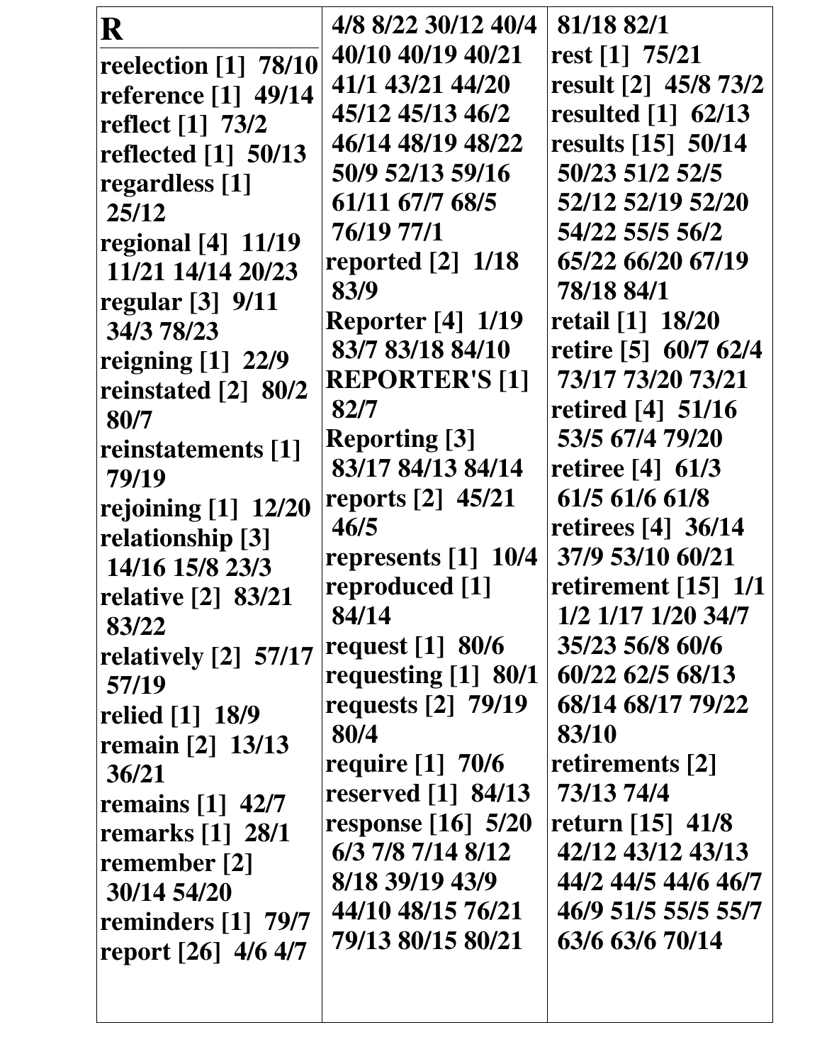# R

**reelection [1]** 78/10
**reference [1]** 49/14
**reflect [1]** 73/2
**reflected [1]** 50/13
**regardless [1]** 25/12
**regional [4]** 11/19 11/21 14/14 20/23
**regular [3]** 9/11 34/3 78/23
**reigning [1]** 22/9
**reinstated [2]** 80/2 80/7
**reinstatements [1]** 79/19
**rejoining [1]** 12/20
**relationship [3]** 14/16 15/8 23/3
**relative [2]** 83/21 83/22
**relatively [2]** 57/17 57/19
**relied [1]** 18/9
**remain [2]** 13/13 36/21
**remains [1]** 42/7
**remarks [1]** 28/1
**remember [2]** 30/14 54/20
**reminders [1]** 79/7
**report [26]** 4/6 4/7 4/8 8/22 30/12 40/4 40/10 40/19 40/21 41/1 43/21 44/20 45/12 45/13 46/2 46/14 48/19 48/22 50/9 52/13 59/16 61/11 67/7 68/5 76/19 77/1
**reported [2]** 1/18 83/9
**Reporter [4]** 1/19 83/7 83/18 84/10
**REPORTER'S [1]** 82/7
**Reporting [3]** 83/17 84/13 84/14
**reports [2]** 45/21 46/5
**represents [1]** 10/4
**reproduced [1]** 84/14
**request [1]** 80/6
**requesting [1]** 80/1
**requests [2]** 79/19 80/4
**require [1]** 70/6
**reserved [1]** 84/13
**response [16]** 5/20 6/3 7/8 7/14 8/12 8/18 39/19 43/9 44/10 48/15 76/21 79/13 80/15 80/21 81/18 82/1
**rest [1]** 75/21
**result [2]** 45/8 73/2
**resulted [1]** 62/13
**results [15]** 50/14 50/23 51/2 52/5 52/12 52/19 52/20 54/22 55/5 56/2 65/22 66/20 67/19 78/18 84/1
**retail [1]** 18/20
**retire [5]** 60/7 62/4 73/17 73/20 73/21
**retired [4]** 51/16 53/5 67/4 79/20
**retiree [4]** 61/3 61/5 61/6 61/8
**retirees [4]** 36/14 37/9 53/10 60/21
**retirement [15]** 1/1 1/2 1/17 1/20 34/7 35/23 56/8 60/6 60/22 62/5 68/13 68/14 68/17 79/22 83/10
**retirements [2]** 73/13 74/4
**return [15]** 41/8 42/12 43/12 43/13 44/2 44/5 44/6 46/7 46/9 51/5 55/5 55/7 63/6 63/6 70/14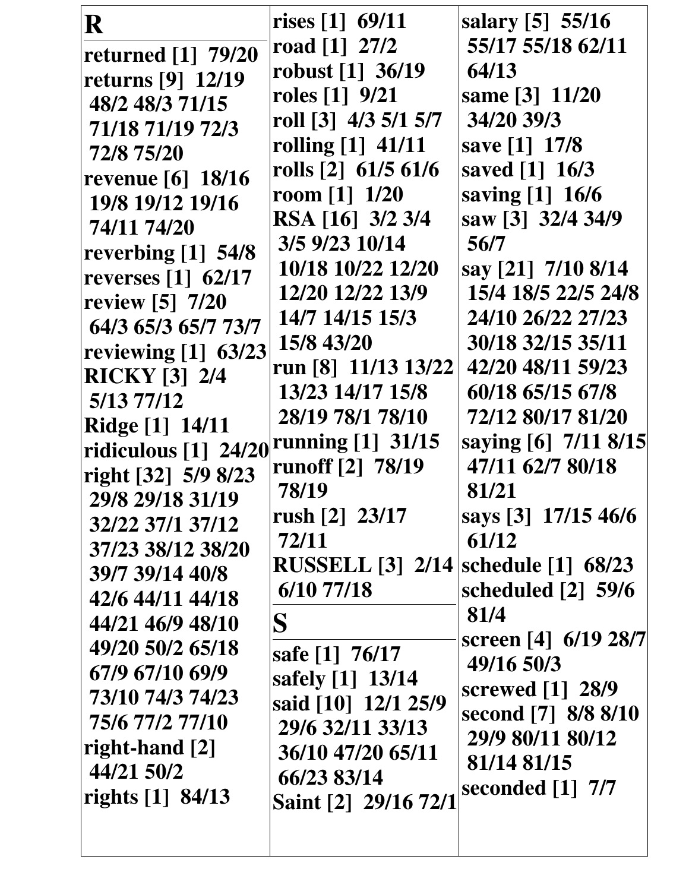## R

**returned [1] 79/20**
**returns [9] 12/19 48/2 48/3 71/15 71/18 71/19 72/3 72/8 75/20**
**revenue [6] 18/16 19/8 19/12 19/16 74/11 74/20**
**reverbing [1] 54/8**
**reverses [1] 62/17**
**review [5] 7/20 64/3 65/3 65/7 73/7**
**reviewing [1] 63/23**
**RICKY [3] 2/4 5/13 77/12**
**Ridge [1] 14/11**
**ridiculous [1] 24/20**
**right [32] 5/9 8/23 29/8 29/18 31/19 32/22 37/1 37/12 37/23 38/12 38/20 39/7 39/14 40/8 42/6 44/11 44/18 44/21 46/9 48/10 49/20 50/2 65/18 67/9 67/10 69/9 73/10 74/3 74/23 75/6 77/2 77/10**
**right-hand [2] 44/21 50/2**
**rights [1] 84/13**
**rises [1] 69/11**
**road [1] 27/2**
**robust [1] 36/19**
**roles [1] 9/21**
**roll [3] 4/3 5/1 5/7**
**rolling [1] 41/11**
**rolls [2] 61/5 61/6**
**room [1] 1/20**
**RSA [16] 3/2 3/4 3/5 9/23 10/14 10/18 10/22 12/20 12/20 12/22 13/9 14/7 14/15 15/3 15/8 43/20**
**run [8] 11/13 13/22 13/23 14/17 15/8 28/19 78/1 78/10**
**running [1] 31/15**
**runoff [2] 78/19 78/19**
**rush [2] 23/17 72/11**
**RUSSELL [3] 2/14 6/10 77/18**

## S

**safe [1] 76/17**
**safely [1] 13/14**
**said [10] 12/1 25/9 29/6 32/11 33/13 36/10 47/20 65/11 66/23 83/14**
**Saint [2] 29/16 72/1**
**salary [5] 55/16 55/17 55/18 62/11 64/13**
**same [3] 11/20 34/20 39/3**
**save [1] 17/8**
**saved [1] 16/3**
**saving [1] 16/6**
**saw [3] 32/4 34/9 56/7**
**say [21] 7/10 8/14 15/4 18/5 22/5 24/8 24/10 26/22 27/23 30/18 32/15 35/11 42/20 48/11 59/23 60/18 65/15 67/8 72/12 80/17 81/20**
**saying [6] 7/11 8/15 47/11 62/7 80/18 81/21**
**says [3] 17/15 46/6 61/12**
**schedule [1] 68/23**
**scheduled [2] 59/6 81/4**
**screen [4] 6/19 28/7 49/16 50/3**
**screwed [1] 28/9**
**second [7] 8/8 8/10 29/9 80/11 80/12 81/14 81/15**
**seconded [1] 7/7**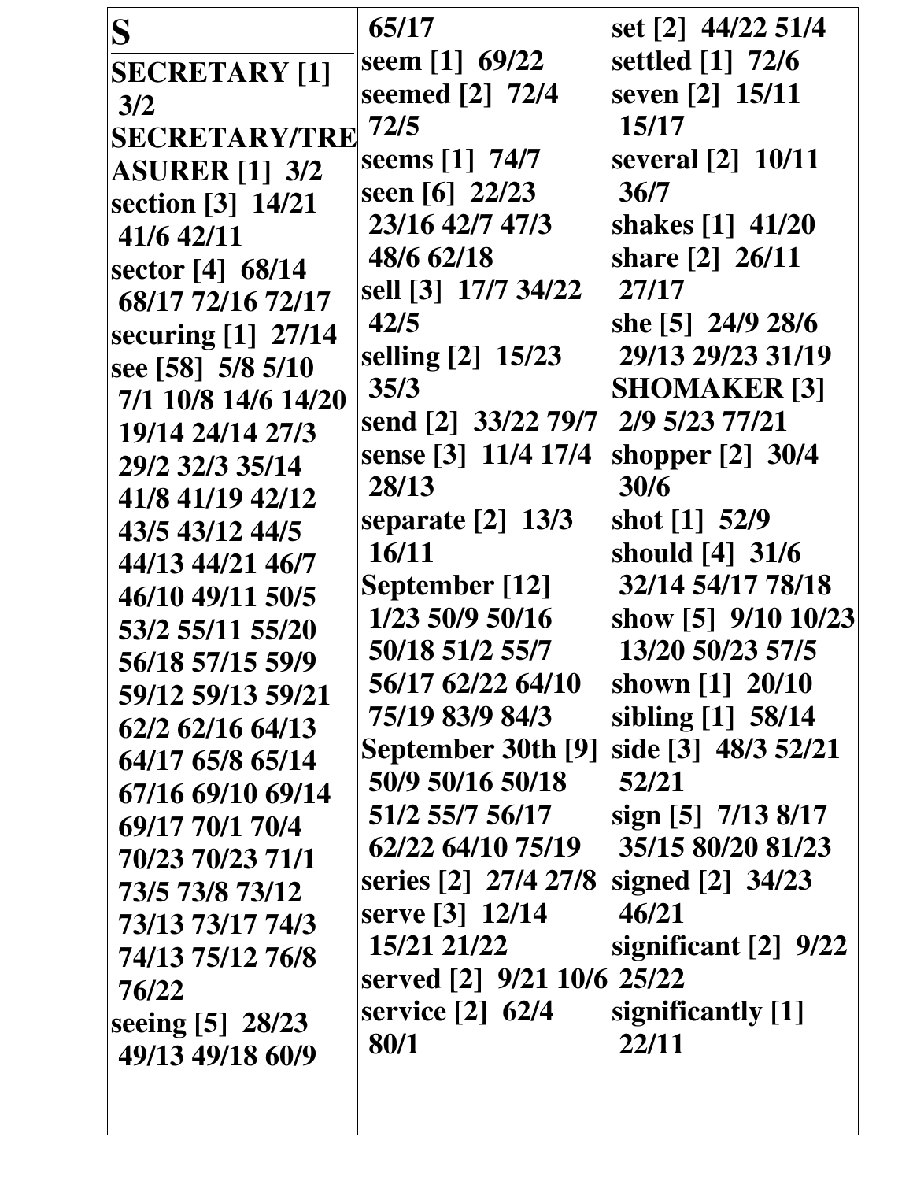# S

**SECRETARY [1]** 3/2
**SECRETARY/TREASURER [1]** 3/2
**section [3]** 14/21 41/6 42/11
**sector [4]** 68/14 68/17 72/16 72/17
**securing [1]** 27/14
**see [58]** 5/8 5/10 7/1 10/8 14/6 14/20 19/14 24/14 27/3 29/2 32/3 35/14 41/8 41/19 42/12 43/5 43/12 44/5 44/13 44/21 46/7 46/10 49/11 50/5 53/2 55/11 55/20 56/18 57/15 59/9 59/12 59/13 59/21 62/2 62/16 64/13 64/17 65/8 65/14 67/16 69/10 69/14 69/17 70/1 70/4 70/23 70/23 71/1 73/5 73/8 73/12 73/13 73/17 74/3 74/13 75/12 76/8 76/22
**seeing [5]** 28/23 49/13 49/18 60/9 65/17
**seem [1]** 69/22
**seemed [2]** 72/4 72/5
**seems [1]** 74/7
**seen [6]** 22/23 23/16 42/7 47/3 48/6 62/18
**sell [3]** 17/7 34/22 42/5
**selling [2]** 15/23 35/3
**send [2]** 33/22 79/7
**sense [3]** 11/4 17/4 28/13
**separate [2]** 13/3 16/11
**September [12]** 1/23 50/9 50/16 50/18 51/2 55/7 56/17 62/22 64/10 75/19 83/9 84/3
**September 30th [9]** 50/9 50/16 50/18 51/2 55/7 56/17 62/22 64/10 75/19
**series [2]** 27/4 27/8
**serve [3]** 12/14 15/21 21/22
**served [2]** 9/21 10/6
**service [2]** 62/4 80/1
**set [2]** 44/22 51/4
**settled [1]** 72/6
**seven [2]** 15/11 15/17
**several [2]** 10/11 36/7
**shakes [1]** 41/20
**share [2]** 26/11 27/17
**she [5]** 24/9 28/6 29/13 29/23 31/19
**SHOMAKER [3]** 2/9 5/23 77/21
**shopper [2]** 30/4 30/6
**shot [1]** 52/9
**should [4]** 31/6 32/14 54/17 78/18
**show [5]** 9/10 10/23 13/20 50/23 57/5
**shown [1]** 20/10
**sibling [1]** 58/14
**side [3]** 48/3 52/21 52/21
**sign [5]** 7/13 8/17 35/15 80/20 81/23
**signed [2]** 34/23 46/21
**significant [2]** 9/22 25/22
**significantly [1]** 22/11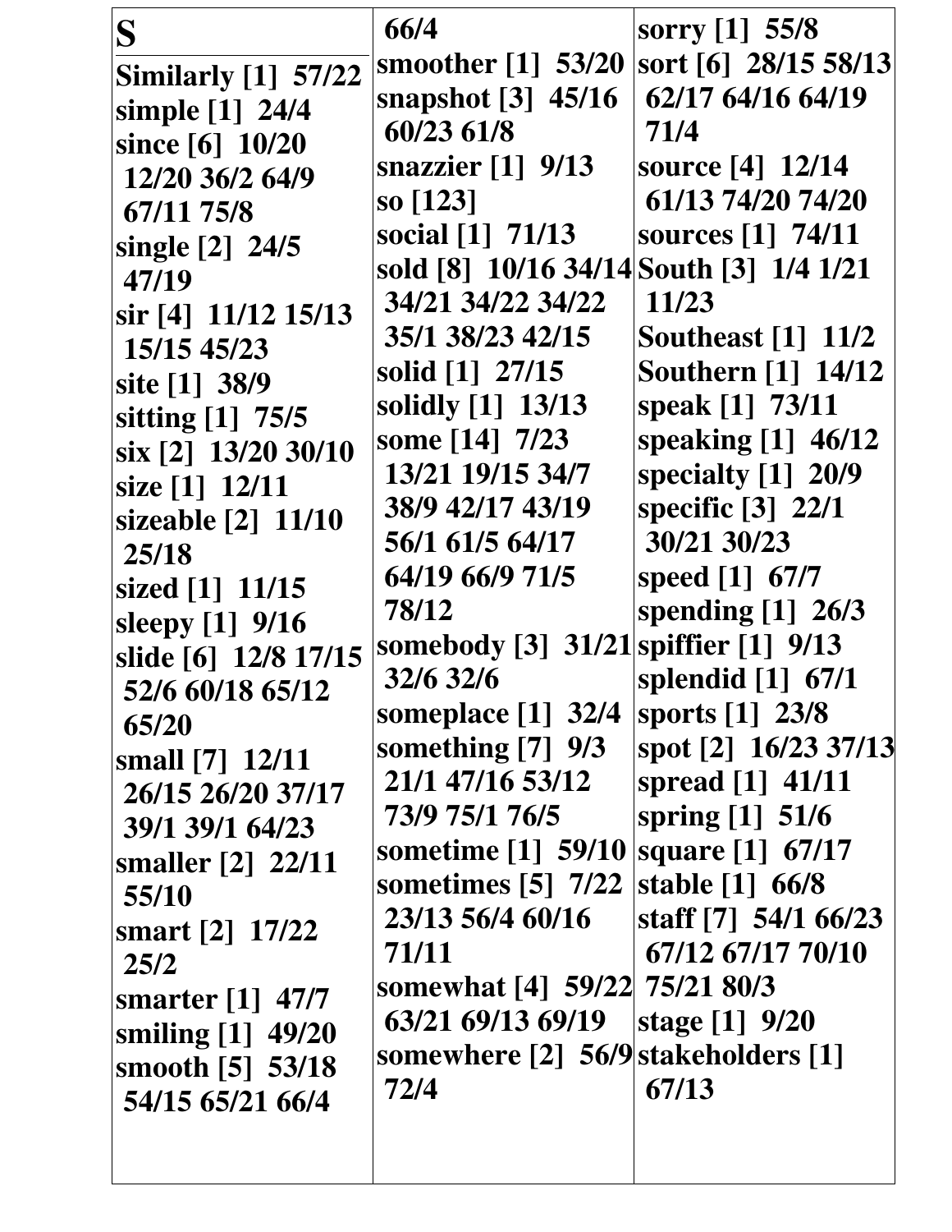# S

Similarly [1] 57/22
simple [1] 24/4
since [6] 10/20 12/20 36/2 64/9 67/11 75/8
single [2] 24/5 47/19
sir [4] 11/12 15/13 15/15 45/23
site [1] 38/9
sitting [1] 75/5
six [2] 13/20 30/10
size [1] 12/11
sizeable [2] 11/10 25/18
sized [1] 11/15
sleepy [1] 9/16
slide [6] 12/8 17/15 52/6 60/18 65/12 65/20
small [7] 12/11 26/15 26/20 37/17 39/1 39/1 64/23
smaller [2] 22/11 55/10
smart [2] 17/22 25/2
smarter [1] 47/7
smiling [1] 49/20
smooth [5] 53/18 54/15 65/21 66/4 66/4
smoother [1] 53/20
snapshot [3] 45/16 60/23 61/8
snazzier [1] 9/13
so [123]
social [1] 71/13
sold [8] 10/16 34/14 34/21 34/22 34/22 35/1 38/23 42/15
solid [1] 27/15
solidly [1] 13/13
some [14] 7/23 13/21 19/15 34/7 38/9 42/17 43/19 56/1 61/5 64/17 64/19 66/9 71/5 78/12
somebody [3] 31/21 32/6 32/6
someplace [1] 32/4
something [7] 9/3 21/1 47/16 53/12 73/9 75/1 76/5
sometime [1] 59/10
sometimes [5] 7/22 23/13 56/4 60/16 71/11
somewhat [4] 59/22 63/21 69/13 69/19
somewhere [2] 56/9 72/4
sorry [1] 55/8
sort [6] 28/15 58/13 62/17 64/16 64/19 71/4
source [4] 12/14 61/13 74/20 74/20
sources [1] 74/11
South [3] 1/4 1/21 11/23
Southeast [1] 11/2
Southern [1] 14/12
speak [1] 73/11
speaking [1] 46/12
specialty [1] 20/9
specific [3] 22/1 30/21 30/23
speed [1] 67/7
spending [1] 26/3
spiffier [1] 9/13
splendid [1] 67/1
sports [1] 23/8
spot [2] 16/23 37/13
spread [1] 41/11
spring [1] 51/6
square [1] 67/17
stable [1] 66/8
staff [7] 54/1 66/23 67/12 67/17 70/10 75/21 80/3
stage [1] 9/20
stakeholders [1] 67/13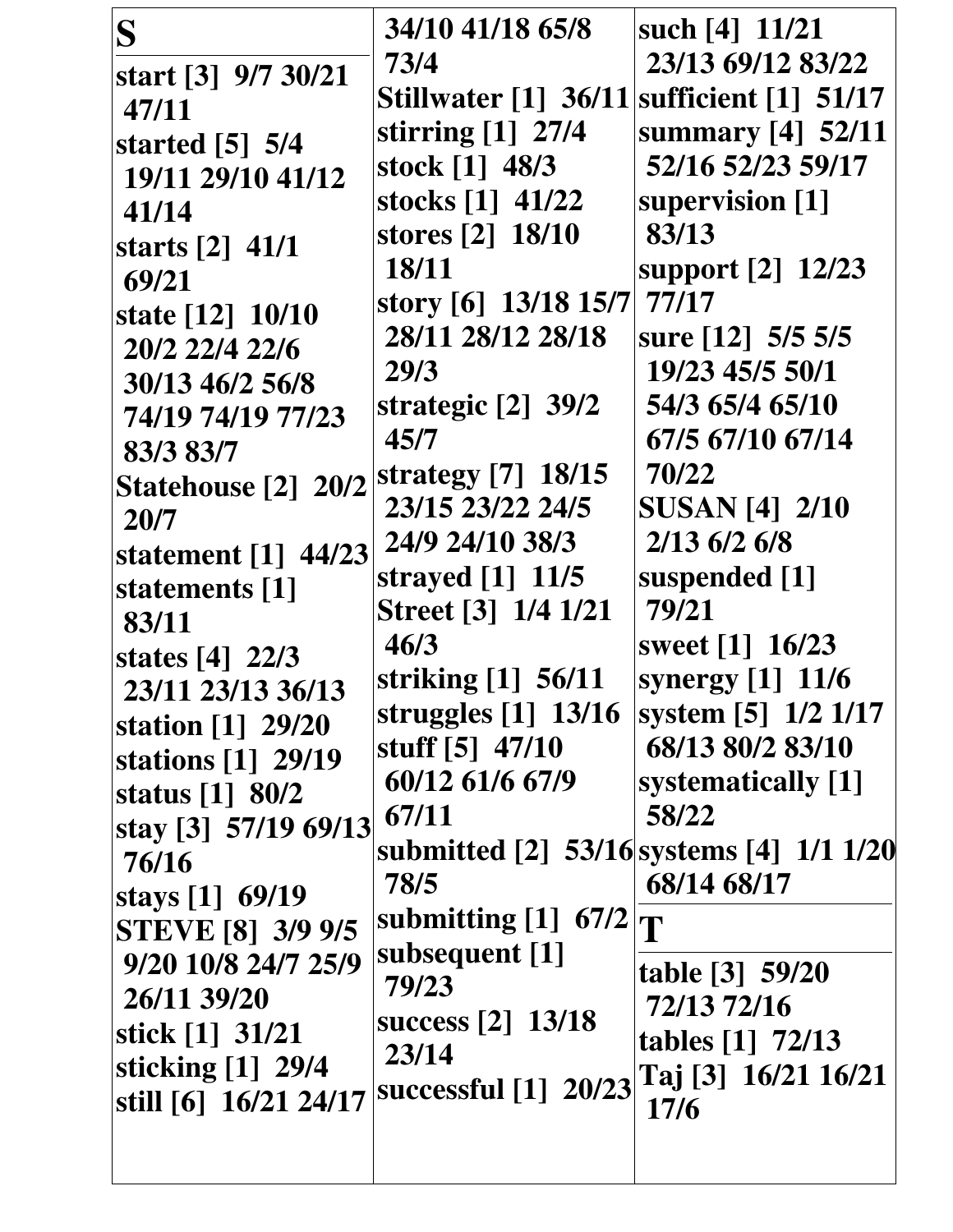## S

start [3] 9/7 30/21 47/11
started [5] 5/4 19/11 29/10 41/12 41/14
starts [2] 41/1 69/21
state [12] 10/10 20/2 22/4 22/6 30/13 46/2 56/8 74/19 74/19 77/23 83/3 83/7
Statehouse [2] 20/2 20/7
statement [1] 44/23
statements [1] 83/11
states [4] 22/3 23/11 23/13 36/13
station [1] 29/20
stations [1] 29/19
status [1] 80/2
stay [3] 57/19 69/13 76/16
stays [1] 69/19
STEVE [8] 3/9 9/5 9/20 10/8 24/7 25/9 26/11 39/20
stick [1] 31/21
sticking [1] 29/4
still [6] 16/21 24/17 34/10 41/18 65/8 73/4
Stillwater [1] 36/11
stirring [1] 27/4
stock [1] 48/3
stocks [1] 41/22
stores [2] 18/10 18/11
story [6] 13/18 15/7 28/11 28/12 28/18 29/3
strategic [2] 39/2 45/7
strategy [7] 18/15 23/15 23/22 24/5 24/9 24/10 38/3
strayed [1] 11/5
Street [3] 1/4 1/21 46/3
striking [1] 56/11
struggles [1] 13/16
stuff [5] 47/10 60/12 61/6 67/9 67/11
submitted [2] 53/16 78/5
submitting [1] 67/2
subsequent [1] 79/23
success [2] 13/18 23/14
successful [1] 20/23
such [4] 11/21 23/13 69/12 83/22
sufficient [1] 51/17
summary [4] 52/11 52/16 52/23 59/17
supervision [1] 83/13
support [2] 12/23 77/17
sure [12] 5/5 5/5 19/23 45/5 50/1 54/3 65/4 65/10 67/5 67/10 67/14 70/22
SUSAN [4] 2/10 2/13 6/2 6/8
suspended [1] 79/21
sweet [1] 16/23
synergy [1] 11/6
system [5] 1/2 1/17 68/13 80/2 83/10
systematically [1] 58/22
systems [4] 1/1 1/20 68/14 68/17

## T

table [3] 59/20 72/13 72/16
tables [1] 72/13
Taj [3] 16/21 16/21 17/6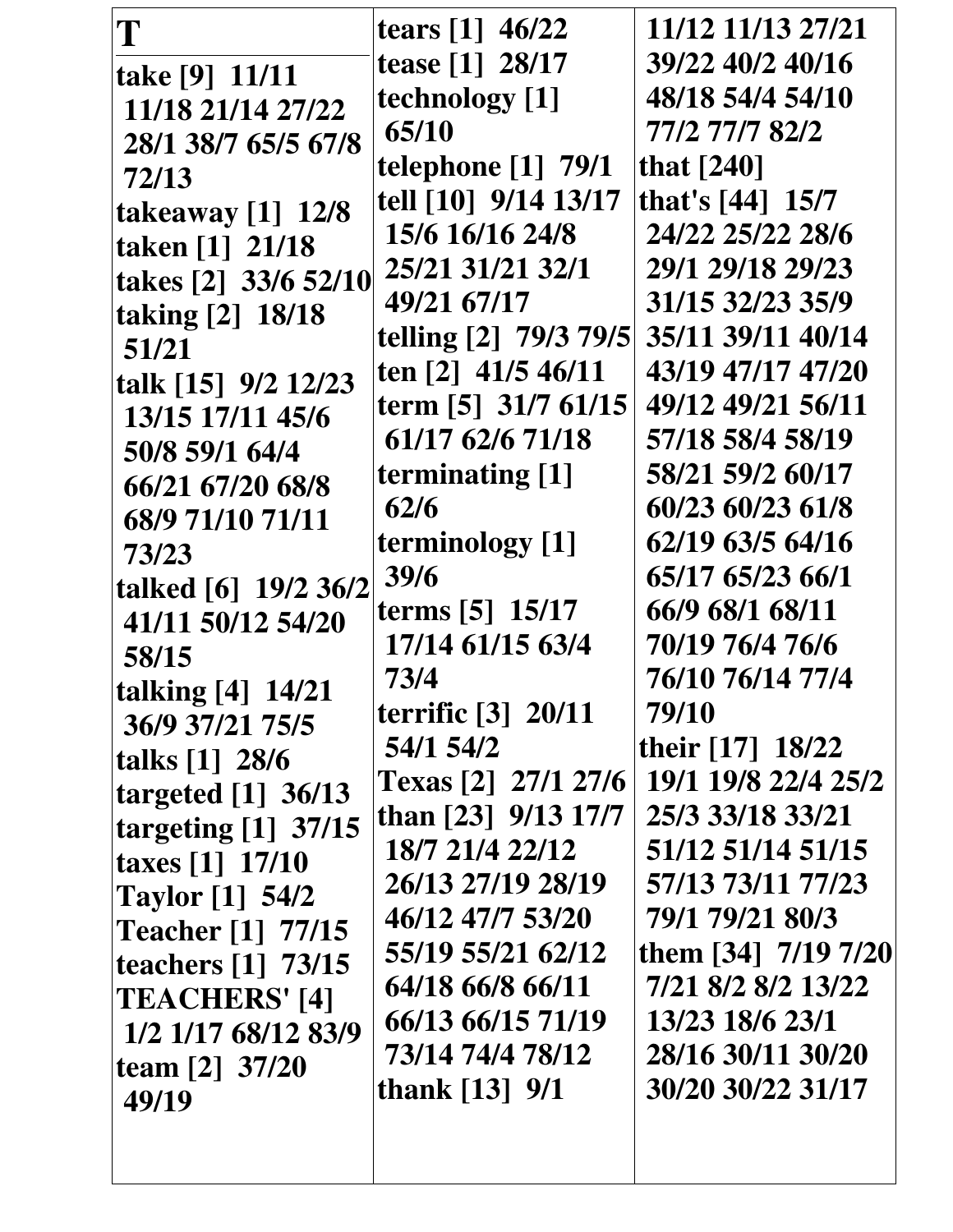# T

**take [9]** 11/11 11/18 21/14 27/22 28/1 38/7 65/5 67/8 72/13
**takeaway [1]** 12/8
**taken [1]** 21/18
**takes [2]** 33/6 52/10
**taking [2]** 18/18 51/21
**talk [15]** 9/2 12/23 13/15 17/11 45/6 50/8 59/1 64/4 66/21 67/20 68/8 68/9 71/10 71/11 73/23
**talked [6]** 19/2 36/2 41/11 50/12 54/20 58/15
**talking [4]** 14/21 36/9 37/21 75/5
**talks [1]** 28/6
**targeted [1]** 36/13
**targeting [1]** 37/15
**taxes [1]** 17/10
**Taylor [1]** 54/2
**Teacher [1]** 77/15
**teachers [1]** 73/15
**TEACHERS' [4]** 1/2 1/17 68/12 83/9
**team [2]** 37/20 49/19
**tears [1]** 46/22
**tease [1]** 28/17
**technology [1]** 65/10
**telephone [1]** 79/1
**tell [10]** 9/14 13/17 15/6 16/16 24/8 25/21 31/21 32/1 49/21 67/17
**telling [2]** 79/3 79/5
**ten [2]** 41/5 46/11
**term [5]** 31/7 61/15 61/17 62/6 71/18
**terminating [1]** 62/6
**terminology [1]** 39/6
**terms [5]** 15/17 17/14 61/15 63/4 73/4
**terrific [3]** 20/11 54/1 54/2
**Texas [2]** 27/1 27/6
**than [23]** 9/13 17/7 18/7 21/4 22/12 26/13 27/19 28/19 46/12 47/7 53/20 55/19 55/21 62/12 64/18 66/8 66/11 66/13 66/15 71/19 73/14 74/4 78/12
**thank [13]** 9/1 11/12 11/13 27/21 39/22 40/2 40/16 48/18 54/4 54/10 77/2 77/7 82/2
**that [240]**
**that's [44]** 15/7 24/22 25/22 28/6 29/1 29/18 29/23 31/15 32/23 35/9 35/11 39/11 40/14 43/19 47/17 47/20 49/12 49/21 56/11 57/18 58/4 58/19 58/21 59/2 60/17 60/23 60/23 61/8 62/19 63/5 64/16 65/17 65/23 66/1 66/9 68/1 68/11 70/19 76/4 76/6 76/10 76/14 77/4 79/10
**their [17]** 18/22 19/1 19/8 22/4 25/2 25/3 33/18 33/21 51/12 51/14 51/15 57/13 73/11 77/23 79/1 79/21 80/3
**them [34]** 7/19 7/20 7/21 8/2 8/2 13/22 13/23 18/6 23/1 28/16 30/11 30/20 30/20 30/22 31/17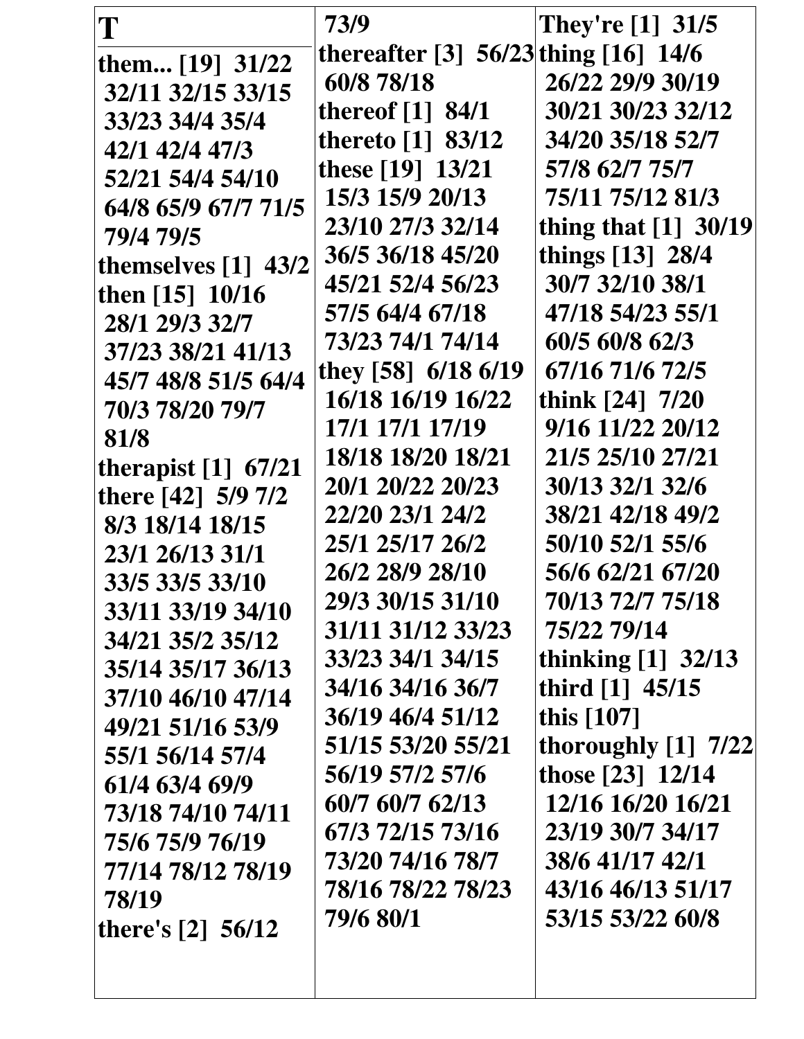# T

**them... [19]** 31/22 32/11 32/15 33/15 33/23 34/4 35/4 42/1 42/4 47/3 52/21 54/4 54/10 64/8 65/9 67/7 71/5 79/4 79/5

**themselves [1]** 43/2

**then [15]** 10/16 28/1 29/3 32/7 37/23 38/21 41/13 45/7 48/8 51/5 64/4 70/3 78/20 79/7 81/8

**therapist [1]** 67/21

**there [42]** 5/9 7/2 8/3 18/14 18/15 23/1 26/13 31/1 33/5 33/5 33/10 33/11 33/19 34/10 34/21 35/2 35/12 35/14 35/17 36/13 37/10 46/10 47/14 49/21 51/16 53/9 55/1 56/14 57/4 61/4 63/4 69/9 73/18 74/10 74/11 75/6 75/9 76/19 77/14 78/12 78/19 78/19

**there's [2]** 56/12 73/9

**thereafter [3]** 56/23 60/8 78/18

**thereof [1]** 84/1

**thereto [1]** 83/12

**these [19]** 13/21 15/3 15/9 20/13 23/10 27/3 32/14 36/5 36/18 45/20 45/21 52/4 56/23 57/5 64/4 67/18 73/23 74/1 74/14

**they [58]** 6/18 6/19 16/18 16/19 16/22 17/1 17/1 17/19 18/18 18/20 18/21 20/1 20/22 20/23 22/20 23/1 24/2 25/1 25/17 26/2 26/2 28/9 28/10 29/3 30/15 31/10 31/11 31/12 33/23 33/23 34/1 34/15 34/16 34/16 36/7 36/19 46/4 51/12 51/15 53/20 55/21 56/19 57/2 57/6 60/7 60/7 62/13 67/3 72/15 73/16 73/20 74/16 78/7 78/16 78/22 78/23 79/6 80/1

**They're [1]** 31/5

**thing [16]** 14/6 26/22 29/9 30/19 30/21 30/23 32/12 34/20 35/18 52/7 57/8 62/7 75/7 75/11 75/12 81/3

**thing that [1]** 30/19

**things [13]** 28/4 30/7 32/10 38/1 47/18 54/23 55/1 60/5 60/8 62/3 67/16 71/6 72/5

**think [24]** 7/20 9/16 11/22 20/12 21/5 25/10 27/21 30/13 32/1 32/6 38/21 42/18 49/2 50/10 52/1 55/6 56/6 62/21 67/20 70/13 72/7 75/18 75/22 79/14

**thinking [1]** 32/13

**third [1]** 45/15

**this [107]**

**thoroughly [1]** 7/22

**those [23]** 12/14 12/16 16/20 16/21 23/19 30/7 34/17 38/6 41/17 42/1 43/16 46/13 51/17 53/15 53/22 60/8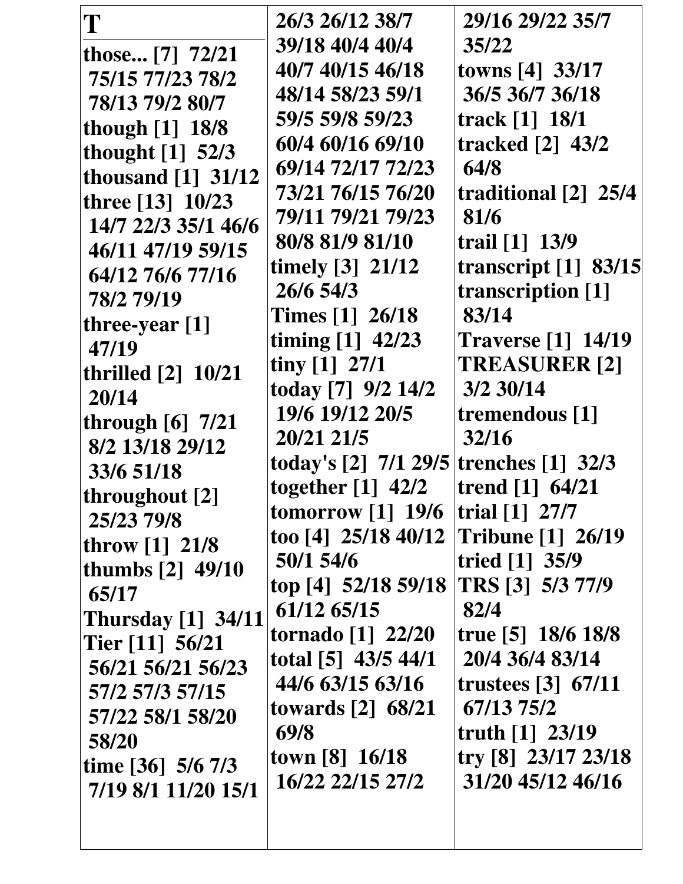# T

those... [7] 72/21 75/15 77/23 78/2 78/13 79/2 80/7
though [1] 18/8
thought [1] 52/3
thousand [1] 31/12
three [13] 10/23 14/7 22/3 35/1 46/6 46/11 47/19 59/15 64/12 76/6 77/16 78/2 79/19
three-year [1] 47/19
thrilled [2] 10/21 20/14
through [6] 7/21 8/2 13/18 29/12 33/6 51/18
throughout [2] 25/23 79/8
throw [1] 21/8
thumbs [2] 49/10 65/17
Thursday [1] 34/11
Tier [11] 56/21 56/21 56/21 56/23 57/2 57/3 57/15 57/22 58/1 58/20 58/20
time [36] 5/6 7/3 7/19 8/1 11/20 15/1 26/3 26/12 38/7 39/18 40/4 40/4 40/7 40/15 46/18 48/14 58/23 59/1 59/5 59/8 59/23 60/4 60/16 69/10 69/14 72/17 72/23 73/21 76/15 76/20 79/11 79/21 79/23 80/8 81/9 81/10
timely [3] 21/12 26/6 54/3
Times [1] 26/18
timing [1] 42/23
tiny [1] 27/1
today [7] 9/2 14/2 19/6 19/12 20/5 20/21 21/5
today's [2] 7/1 29/5
together [1] 42/2
tomorrow [1] 19/6
too [4] 25/18 40/12 50/1 54/6
top [4] 52/18 59/18 61/12 65/15
tornado [1] 22/20
total [5] 43/5 44/1 44/6 63/15 63/16
towards [2] 68/21 69/8
town [8] 16/18 16/22 22/15 27/2 29/16 29/22 35/7 35/22
towns [4] 33/17 36/5 36/7 36/18
track [1] 18/1
tracked [2] 43/2 64/8
traditional [2] 25/4 81/6
trail [1] 13/9
transcript [1] 83/15
transcription [1] 83/14
Traverse [1] 14/19
TREASURER [2] 3/2 30/14
tremendous [1] 32/16
trenches [1] 32/3
trend [1] 64/21
trial [1] 27/7
Tribune [1] 26/19
tried [1] 35/9
TRS [3] 5/3 77/9 82/4
true [5] 18/6 18/8 20/4 36/4 83/14
trustees [3] 67/11 67/13 75/2
truth [1] 23/19
try [8] 23/17 23/18 31/20 45/12 46/16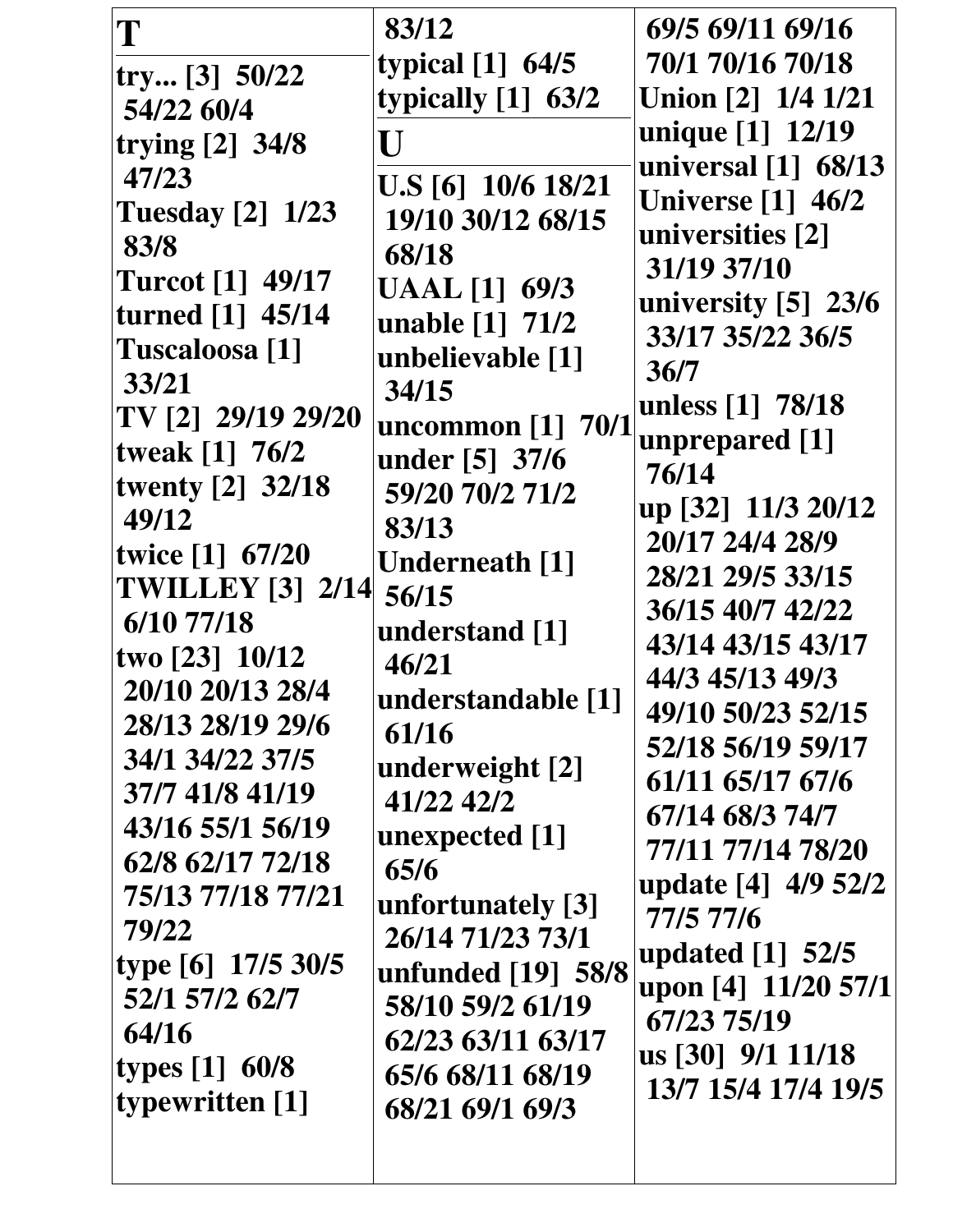# T

try... [3] 50/22 54/22 60/4
trying [2] 34/8 47/23
Tuesday [2] 1/23 83/8
Turcot [1] 49/17
turned [1] 45/14
Tuscaloosa [1] 33/21
TV [2] 29/19 29/20
tweak [1] 76/2
twenty [2] 32/18 49/12
twice [1] 67/20
TWILLEY [3] 2/14 6/10 77/18
two [23] 10/12 20/10 20/13 28/4 28/13 28/19 29/6 34/1 34/22 37/5 37/7 41/8 41/19 43/16 55/1 56/19 62/8 62/17 72/18 75/13 77/18 77/21 79/22
type [6] 17/5 30/5 52/1 57/2 62/7 64/16
types [1] 60/8
typewritten [1] 83/12
typical [1] 64/5
typically [1] 63/2

# U

U.S [6] 10/6 18/21 19/10 30/12 68/15 68/18
UAAL [1] 69/3
unable [1] 71/2
unbelievable [1] 34/15
uncommon [1] 70/1
under [5] 37/6 59/20 70/2 71/2 83/13
Underneath [1] 56/15
understand [1] 46/21
understandable [1] 61/16
underweight [2] 41/22 42/2
unexpected [1] 65/6
unfortunately [3] 26/14 71/23 73/1
unfunded [19] 58/8 58/10 59/2 61/19 62/23 63/11 63/17 65/6 68/11 68/19 68/21 69/1 69/3 69/5 69/11 69/16 70/1 70/16 70/18
Union [2] 1/4 1/21
unique [1] 12/19
universal [1] 68/13
Universe [1] 46/2
universities [2] 31/19 37/10
university [5] 23/6 33/17 35/22 36/5 36/7
unless [1] 78/18
unprepared [1] 76/14
up [32] 11/3 20/12 20/17 24/4 28/9 28/21 29/5 33/15 36/15 40/7 42/22 43/14 43/15 43/17 44/3 45/13 49/3 49/10 50/23 52/15 52/18 56/19 59/17 61/11 65/17 67/6 67/14 68/3 74/7 77/11 77/14 78/20
update [4] 4/9 52/2 77/5 77/6
updated [1] 52/5
upon [4] 11/20 57/1 67/23 75/19
us [30] 9/1 11/18 13/7 15/4 17/4 19/5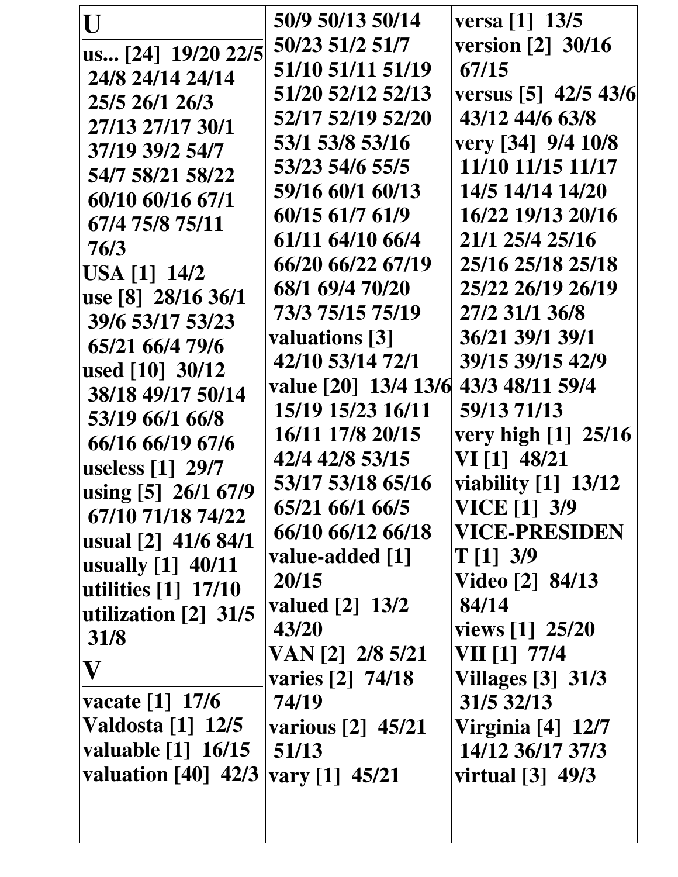**U**

**us... [24] 19/20 22/5 24/8 24/14 24/14 25/5 26/1 26/3 27/13 27/17 30/1 37/19 39/2 54/7 54/7 58/21 58/22 60/10 60/16 67/1 67/4 75/8 75/11 76/3**
**USA [1] 14/2**
**use [8] 28/16 36/1 39/6 53/17 53/23 65/21 66/4 79/6**
**used [10] 30/12 38/18 49/17 50/14 53/19 66/1 66/8 66/16 66/19 67/6**
**useless [1] 29/7**
**using [5] 26/1 67/9 67/10 71/18 74/22**
**usual [2] 41/6 84/1**
**usually [1] 40/11**
**utilities [1] 17/10**
**utilization [2] 31/5 31/8**

**V**

**vacate [1] 17/6**
**Valdosta [1] 12/5**
**valuable [1] 16/15**
**valuation [40] 42/3 50/9 50/13 50/14 50/23 51/2 51/7 51/10 51/11 51/19 51/20 52/12 52/13 52/17 52/19 52/20 53/1 53/8 53/16 53/23 54/6 55/5 59/16 60/1 60/13 60/15 61/7 61/9 61/11 64/10 66/4 66/20 66/22 67/19 68/1 69/4 70/20 73/3 75/15 75/19**
**valuations [3] 42/10 53/14 72/1**
**value [20] 13/4 13/6 15/19 15/23 16/11 16/11 17/8 20/15 42/4 42/8 53/15 53/17 53/18 65/16 65/21 66/1 66/5 66/10 66/12 66/18**
**value-added [1] 20/15**
**valued [2] 13/2 43/20**
**VAN [2] 2/8 5/21**
**varies [2] 74/18 74/19**
**various [2] 45/21 51/13**
**vary [1] 45/21**
**versa [1] 13/5**
**version [2] 30/16 67/15**
**versus [5] 42/5 43/6 43/12 44/6 63/8**
**very [34] 9/4 10/8 11/10 11/15 11/17 14/5 14/14 14/20 16/22 19/13 20/16 21/1 25/4 25/16 25/16 25/18 25/18 25/22 26/19 26/19 27/2 31/1 36/8 36/21 39/1 39/1 39/15 39/15 42/9 43/3 48/11 59/4 59/13 71/13**
**very high [1] 25/16**
**VI [1] 48/21**
**viability [1] 13/12**
**VICE [1] 3/9**
**VICE-PRESIDENT [1] 3/9**
**Video [2] 84/13 84/14**
**views [1] 25/20**
**VII [1] 77/4**
**Villages [3] 31/3 31/5 32/13**
**Virginia [4] 12/7 14/12 36/17 37/3**
**virtual [3] 49/3**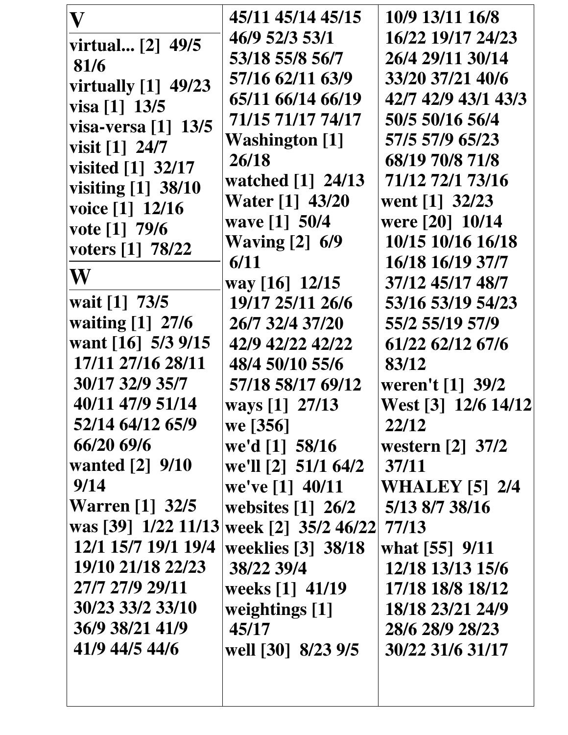**V**

virtual... [2] 49/5 81/6
virtually [1] 49/23
visa [1] 13/5
visa-versa [1] 13/5
visit [1] 24/7
visited [1] 32/17
visiting [1] 38/10
voice [1] 12/16
vote [1] 79/6
voters [1] 78/22

**W**

wait [1] 73/5
waiting [1] 27/6
want [16] 5/3 9/15 17/11 27/16 28/11 30/17 32/9 35/7 40/11 47/9 51/14 52/14 64/12 65/9 66/20 69/6
wanted [2] 9/10 9/14
Warren [1] 32/5
was [39] 1/22 11/13 12/1 15/7 19/1 19/4 19/10 21/18 22/23 27/7 27/9 29/11 30/23 33/2 33/10 36/9 38/21 41/9 41/9 44/5 44/6 45/11 45/14 45/15 46/9 52/3 53/1 53/18 55/8 56/7 57/16 62/11 63/9 65/11 66/14 66/19 71/15 71/17 74/17
Washington [1] 26/18
watched [1] 24/13
Water [1] 43/20
wave [1] 50/4
Waving [2] 6/9 6/11
way [16] 12/15 19/17 25/11 26/6 26/7 32/4 37/20 42/9 42/22 42/22 48/4 50/10 55/6 57/18 58/17 69/12
ways [1] 27/13
we [356]
we'd [1] 58/16
we'll [2] 51/1 64/2
we've [1] 40/11
websites [1] 26/2
week [2] 35/2 46/22
weeklies [3] 38/18 38/22 39/4
weeks [1] 41/19
weightings [1] 45/17
well [30] 8/23 9/5 10/9 13/11 16/8 16/22 19/17 24/23 26/4 29/11 30/14 33/20 37/21 40/6 42/7 42/9 43/1 43/3 50/5 50/16 56/4 57/5 57/9 65/23 68/19 70/8 71/8 71/12 72/1 73/16
went [1] 32/23
were [20] 10/14 10/15 10/16 16/18 16/18 16/19 37/7 37/12 45/17 48/7 53/16 53/19 54/23 55/2 55/19 57/9 61/22 62/12 67/6 83/12
weren't [1] 39/2
West [3] 12/6 14/12 22/12
western [2] 37/2 37/11
WHALEY [5] 2/4 5/13 8/7 38/16 77/13
what [55] 9/11 12/18 13/13 15/6 17/18 18/8 18/12 18/18 23/21 24/9 28/6 28/9 28/23 30/22 31/6 31/17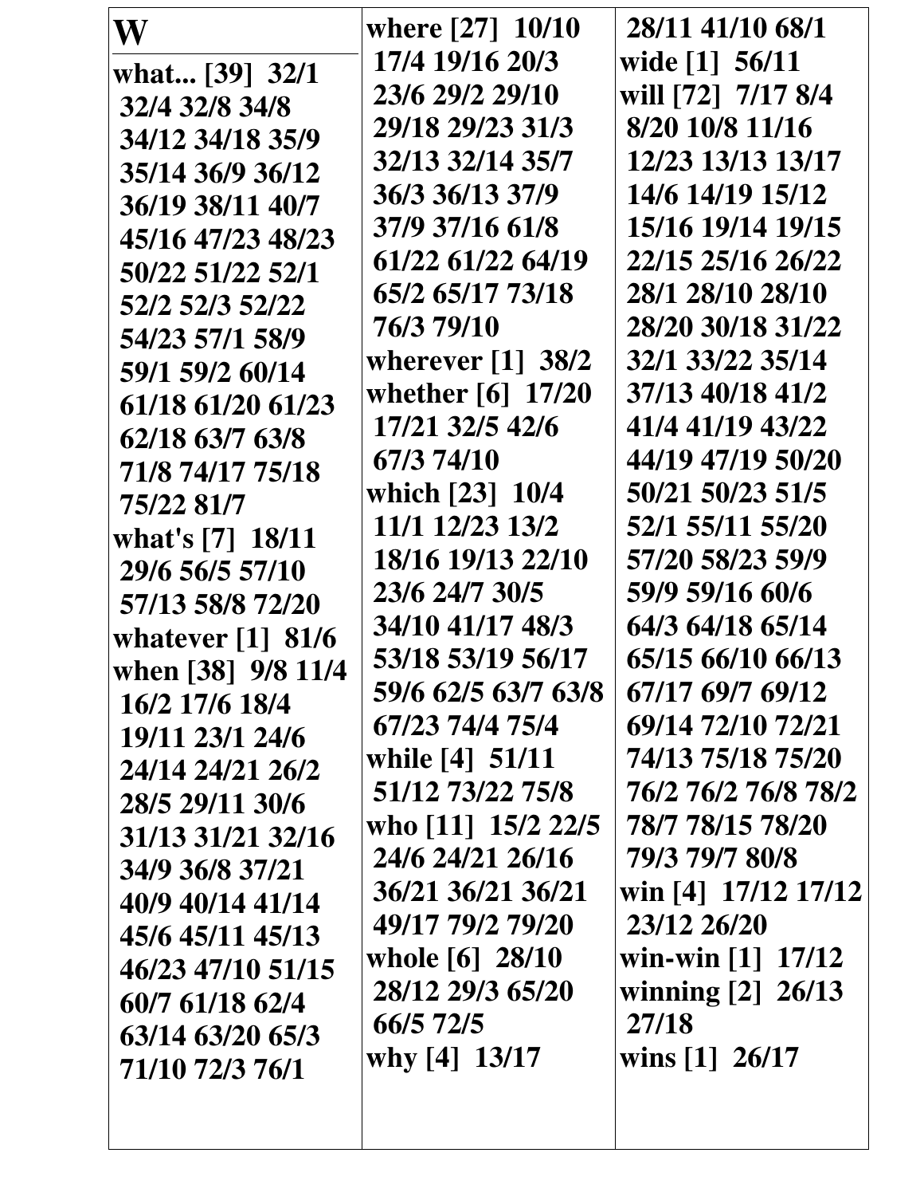# W

**what... [39]** 32/1 32/4 32/8 34/8 34/12 34/18 35/9 35/14 36/9 36/12 36/19 38/11 40/7 45/16 47/23 48/23 50/22 51/22 52/1 52/2 52/3 52/22 54/23 57/1 58/9 59/1 59/2 60/14 61/18 61/20 61/23 62/18 63/7 63/8 71/8 74/17 75/18 75/22 81/7

**what's [7]** 18/11 29/6 56/5 57/10 57/13 58/8 72/20

**whatever [1]** 81/6

**when [38]** 9/8 11/4 16/2 17/6 18/4 19/11 23/1 24/6 24/14 24/21 26/2 28/5 29/11 30/6 31/13 31/21 32/16 34/9 36/8 37/21 40/9 40/14 41/14 45/6 45/11 45/13 46/23 47/10 51/15 60/7 61/18 62/4 63/14 63/20 65/3 71/10 72/3 76/1

**where [27]** 10/10 17/4 19/16 20/3 23/6 29/2 29/10 29/18 29/23 31/3 32/13 32/14 35/7 36/3 36/13 37/9 37/9 37/16 61/8 61/22 61/22 64/19 65/2 65/17 73/18 76/3 79/10

**wherever [1]** 38/2

**whether [6]** 17/20 17/21 32/5 42/6 67/3 74/10

**which [23]** 10/4 11/1 12/23 13/2 18/16 19/13 22/10 23/6 24/7 30/5 34/10 41/17 48/3 53/18 53/19 56/17 59/6 62/5 63/7 63/8 67/23 74/4 75/4

**while [4]** 51/11 51/12 73/22 75/8

**who [11]** 15/2 22/5 24/6 24/21 26/16 36/21 36/21 36/21 49/17 79/2 79/20

**whole [6]** 28/10 28/12 29/3 65/20 66/5 72/5

**why [4]** 13/17 28/11 41/10 68/1

**wide [1]** 56/11

**will [72]** 7/17 8/4 8/20 10/8 11/16 12/23 13/13 13/17 14/6 14/19 15/12 15/16 19/14 19/15 22/15 25/16 26/22 28/1 28/10 28/10 28/20 30/18 31/22 32/1 33/22 35/14 37/13 40/18 41/2 41/4 41/19 43/22 44/19 47/19 50/20 50/21 50/23 51/5 52/1 55/11 55/20 57/20 58/23 59/9 59/9 59/16 60/6 64/3 64/18 65/14 65/15 66/10 66/13 67/17 69/7 69/12 69/14 72/10 72/21 74/13 75/18 75/20 76/2 76/2 76/8 78/2 78/7 78/15 78/20 79/3 79/7 80/8

**win [4]** 17/12 17/12 23/12 26/20

**win-win [1]** 17/12

**winning [2]** 26/13 27/18

**wins [1]** 26/17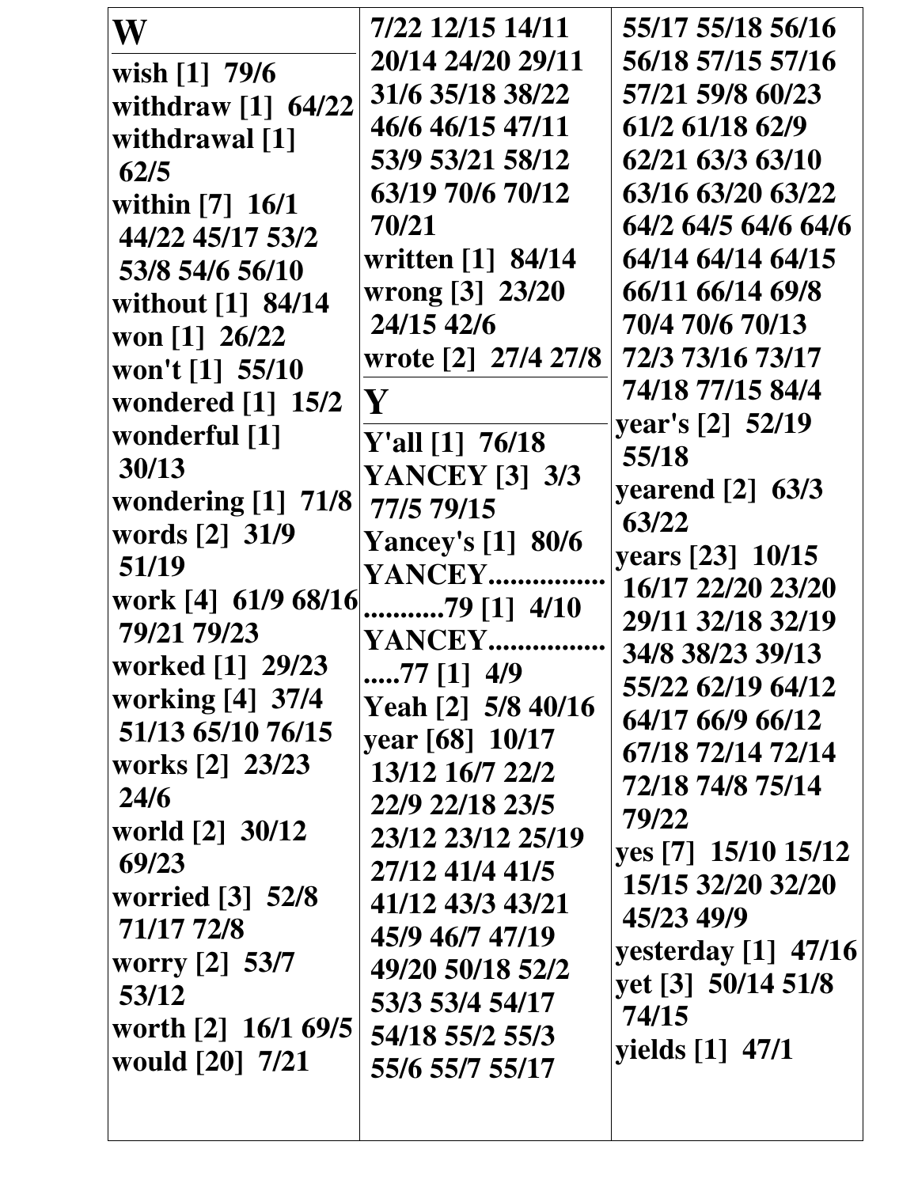## W

wish [1] 79/6
withdraw [1] 64/22
withdrawal [1] 62/5
within [7] 16/1 44/22 45/17 53/2 53/8 54/6 56/10
without [1] 84/14
won [1] 26/22
won't [1] 55/10
wondered [1] 15/2
wonderful [1] 30/13
wondering [1] 71/8
words [2] 31/9 51/19
work [4] 61/9 68/16 79/21 79/23
worked [1] 29/23
working [4] 37/4 51/13 65/10 76/15
works [2] 23/23 24/6
world [2] 30/12 69/23
worried [3] 52/8 71/17 72/8
worry [2] 53/7 53/12
worth [2] 16/1 69/5
would [20] 7/21 7/22 12/15 14/11 20/14 24/20 29/11 31/6 35/18 38/22 46/6 46/15 47/11 53/9 53/21 58/12 63/19 70/6 70/12 70/21
written [1] 84/14
wrong [3] 23/20 24/15 42/6
wrote [2] 27/4 27/8

## Y

Y'all [1] 76/18
YANCEY [3] 3/3 77/5 79/15
Yancey's [1] 80/6
YANCEY...........................79 [1] 4/10
YANCEY.....................77 [1] 4/9
Yeah [2] 5/8 40/16
year [68] 10/17 13/12 16/7 22/2 22/9 22/18 23/5 23/12 23/12 25/19 27/12 41/4 41/5 41/12 43/3 43/21 45/9 46/7 47/19 49/20 50/18 52/2 53/3 53/4 54/17 54/18 55/2 55/3 55/6 55/7 55/17 55/17 55/18 56/16 56/18 57/15 57/16 57/21 59/8 60/23 61/2 61/18 62/9 62/21 63/3 63/10 63/16 63/20 63/22 64/2 64/5 64/6 64/6 64/14 64/14 64/15 66/11 66/14 69/8 70/4 70/6 70/13 72/3 73/16 73/17 74/18 77/15 84/4
year's [2] 52/19 55/18
yearend [2] 63/3 63/22
years [23] 10/15 16/17 22/20 23/20 29/11 32/18 32/19 34/8 38/23 39/13 55/22 62/19 64/12 64/17 66/9 66/12 67/18 72/14 72/14 72/18 74/8 75/14 79/22
yes [7] 15/10 15/12 15/15 32/20 32/20 45/23 49/9
yesterday [1] 47/16
yet [3] 50/14 51/8 74/15
yields [1] 47/1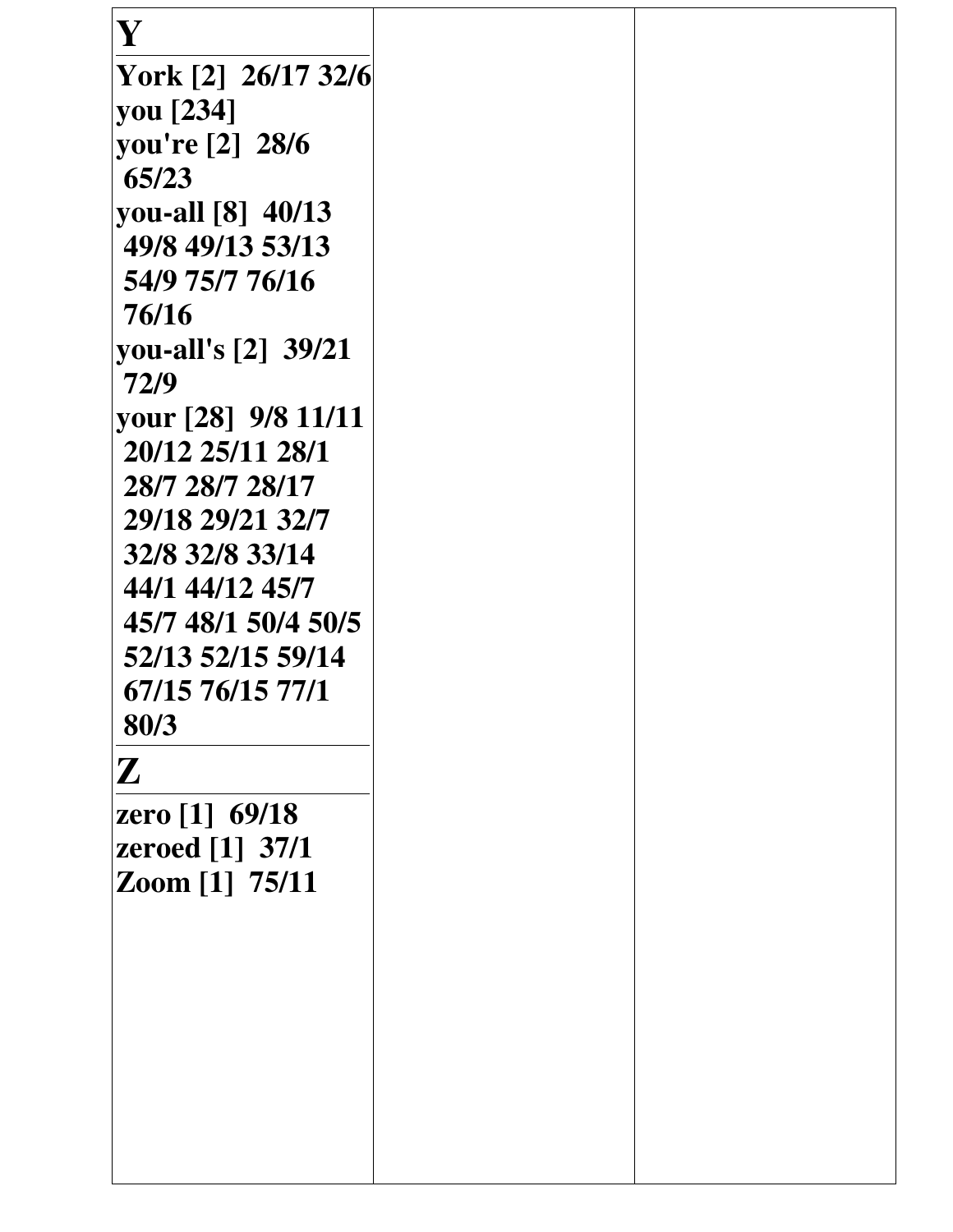## Y

**York [2] 26/17 32/6**
**you [234]**
**you're [2] 28/6 65/23**
**you-all [8] 40/13 49/8 49/13 53/13 54/9 75/7 76/16 76/16**
**you-all's [2] 39/21 72/9**
**your [28] 9/8 11/11 20/12 25/11 28/1 28/7 28/7 28/17 29/18 29/21 32/7 32/8 32/8 33/14 44/1 44/12 45/7 45/7 48/1 50/4 50/5 52/13 52/15 59/14 67/15 76/15 77/1 80/3**

## Z

**zero [1] 69/18**
**zeroed [1] 37/1**
**Zoom [1] 75/11**